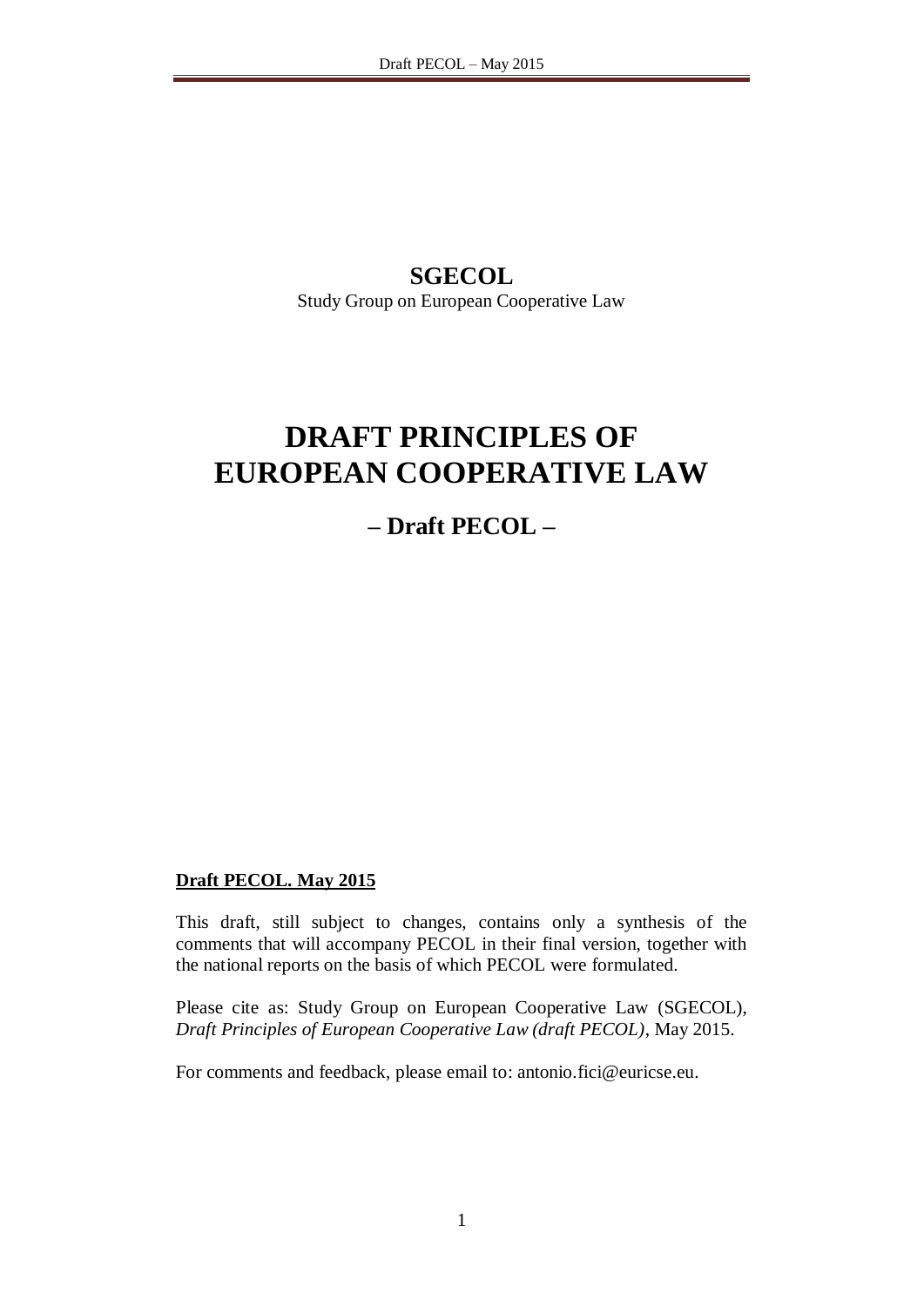**SGECOL**

Study Group on European Cooperative Law

# DRAFT PRINCIPLES OF EUROPEAN COOPERATIVE LAW

## – Draft PECOL –

**Draft PECOL. May 2015**

This draft, still subject to changes, contains only a synthesis of the comments that will accompany PECOL in their final version, together with the national reports on the basis of which PECOL were formulated.

Please cite as: Study Group on European Cooperative Law (SGECOL), *Draft Principles of European Cooperative Law (draft PECOL)*, May 2015.

For comments and feedback, please email to: antonio.fici@euricse.eu.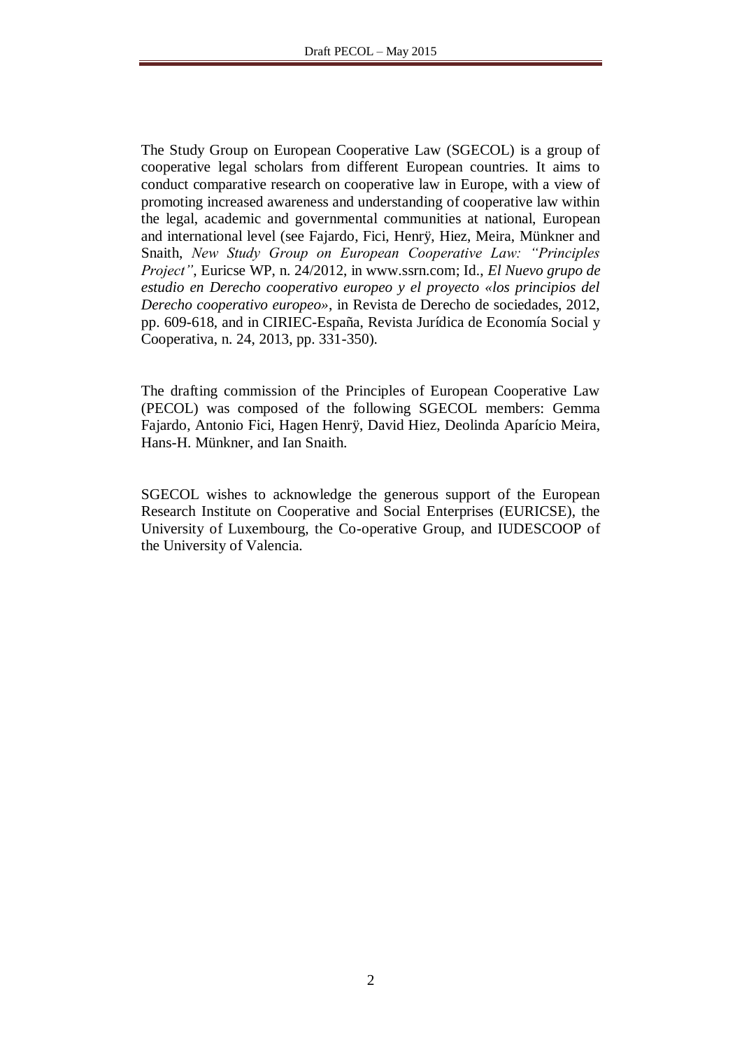The Study Group on European Cooperative Law (SGECOL) is a group of cooperative legal scholars from different European countries. It aims to conduct comparative research on cooperative law in Europe, with a view of promoting increased awareness and understanding of cooperative law within the legal, academic and governmental communities at national, European and international level (see Fajardo, Fici, Henrÿ, Hiez, Meira, Münkner and Snaith, *New Study Group on European Cooperative Law: "Principles Project"*, Euricse WP, n. 24/2012, in www.ssrn.com; Id., *El Nuevo grupo de estudio en Derecho cooperativo europeo y el proyecto «los principios del Derecho cooperativo europeo»*, in Revista de Derecho de sociedades, 2012, pp. 609-618, and in CIRIEC-España, Revista Jurídica de Economía Social y Cooperativa, n. 24, 2013, pp. 331-350).

The drafting commission of the Principles of European Cooperative Law (PECOL) was composed of the following SGECOL members: Gemma Fajardo, Antonio Fici, Hagen Henrÿ, David Hiez, Deolinda Aparício Meira, Hans-H. Münkner, and Ian Snaith.

SGECOL wishes to acknowledge the generous support of the European Research Institute on Cooperative and Social Enterprises (EURICSE), the University of Luxembourg, the Co-operative Group, and IUDESCOOP of the University of Valencia.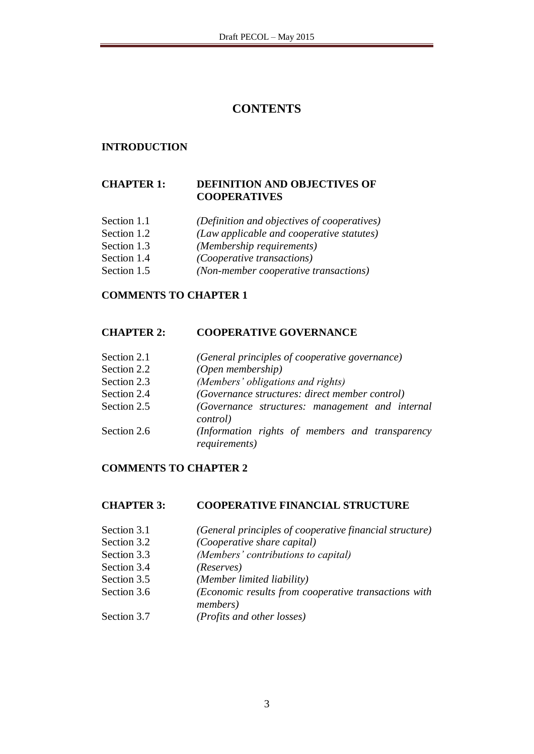# CONTENTS

**INTRODUCTION**

**CHAPTER 1: DEFINITION AND OBJECTIVES OF COOPERATIVES**

| | |
|---|---|
| Section 1.1 | *(Definition and objectives of cooperatives)* |
| Section 1.2 | *(Law applicable and cooperative statutes)* |
| Section 1.3 | *(Membership requirements)* |
| Section 1.4 | *(Cooperative transactions)* |
| Section 1.5 | *(Non-member cooperative transactions)* |

**COMMENTS TO CHAPTER 1**

**CHAPTER 2: COOPERATIVE GOVERNANCE**

| | |
|---|---|
| Section 2.1 | *(General principles of cooperative governance)* |
| Section 2.2 | *(Open membership)* |
| Section 2.3 | *(Members' obligations and rights)* |
| Section 2.4 | *(Governance structures: direct member control)* |
| Section 2.5 | *(Governance structures: management and internal control)* |
| Section 2.6 | *(Information rights of members and transparency requirements)* |

**COMMENTS TO CHAPTER 2**

**CHAPTER 3: COOPERATIVE FINANCIAL STRUCTURE**

| | |
|---|---|
| Section 3.1 | *(General principles of cooperative financial structure)* |
| Section 3.2 | *(Cooperative share capital)* |
| Section 3.3 | *(Members' contributions to capital)* |
| Section 3.4 | *(Reserves)* |
| Section 3.5 | *(Member limited liability)* |
| Section 3.6 | *(Economic results from cooperative transactions with members)* |
| Section 3.7 | *(Profits and other losses)* |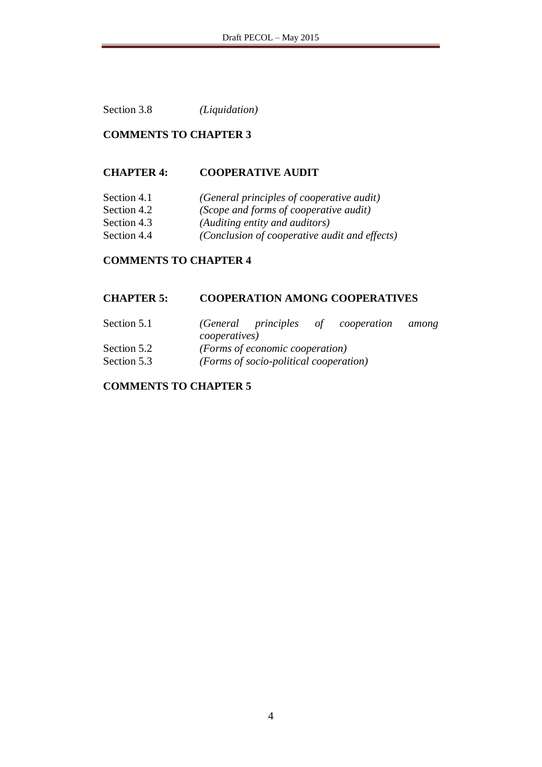Section 3.8 *(Liquidation)*

**COMMENTS TO CHAPTER 3**

**CHAPTER 4: COOPERATIVE AUDIT**

Section 4.1 *(General principles of cooperative audit)*
Section 4.2 *(Scope and forms of cooperative audit)*
Section 4.3 *(Auditing entity and auditors)*
Section 4.4 *(Conclusion of cooperative audit and effects)*

**COMMENTS TO CHAPTER 4**

**CHAPTER 5: COOPERATION AMONG COOPERATIVES**

Section 5.1 *(General principles of cooperation among cooperatives)*
Section 5.2 *(Forms of economic cooperation)*
Section 5.3 *(Forms of socio-political cooperation)*

**COMMENTS TO CHAPTER 5**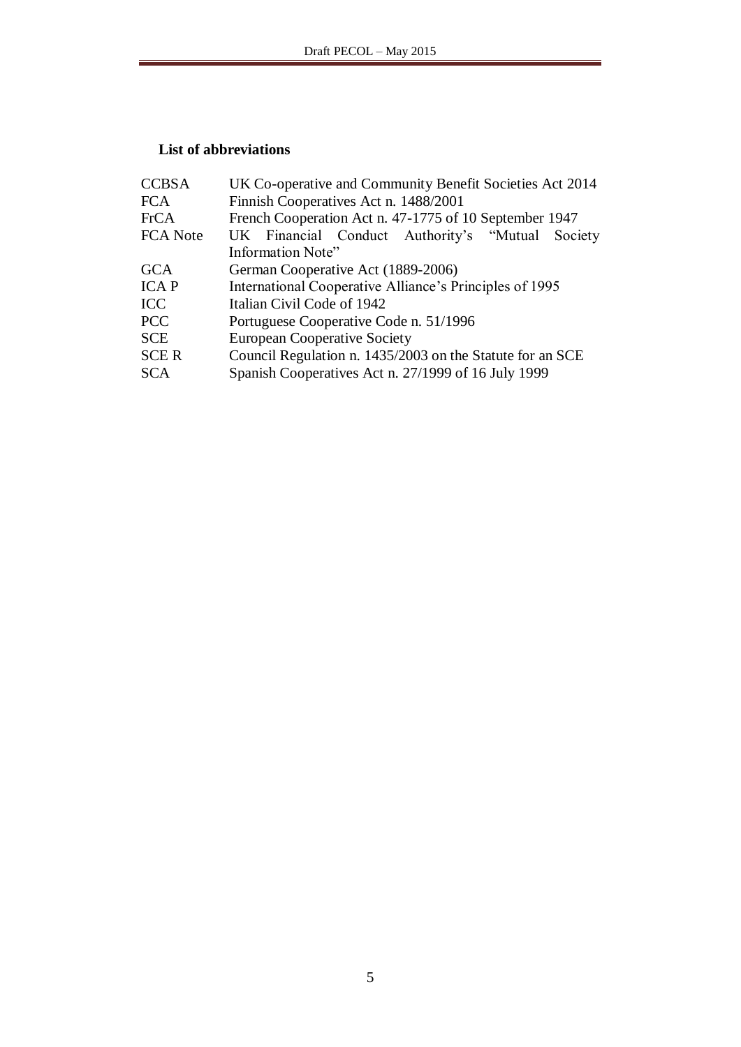## List of abbreviations

| | |
|---|---|
| CCBSA | UK Co-operative and Community Benefit Societies Act 2014 |
| FCA | Finnish Cooperatives Act n. 1488/2001 |
| FrCA | French Cooperation Act n. 47-1775 of 10 September 1947 |
| FCA Note | UK Financial Conduct Authority's "Mutual Society Information Note" |
| GCA | German Cooperative Act (1889-2006) |
| ICA P | International Cooperative Alliance's Principles of 1995 |
| ICC | Italian Civil Code of 1942 |
| PCC | Portuguese Cooperative Code n. 51/1996 |
| SCE | European Cooperative Society |
| SCE R | Council Regulation n. 1435/2003 on the Statute for an SCE |
| SCA | Spanish Cooperatives Act n. 27/1999 of 16 July 1999 |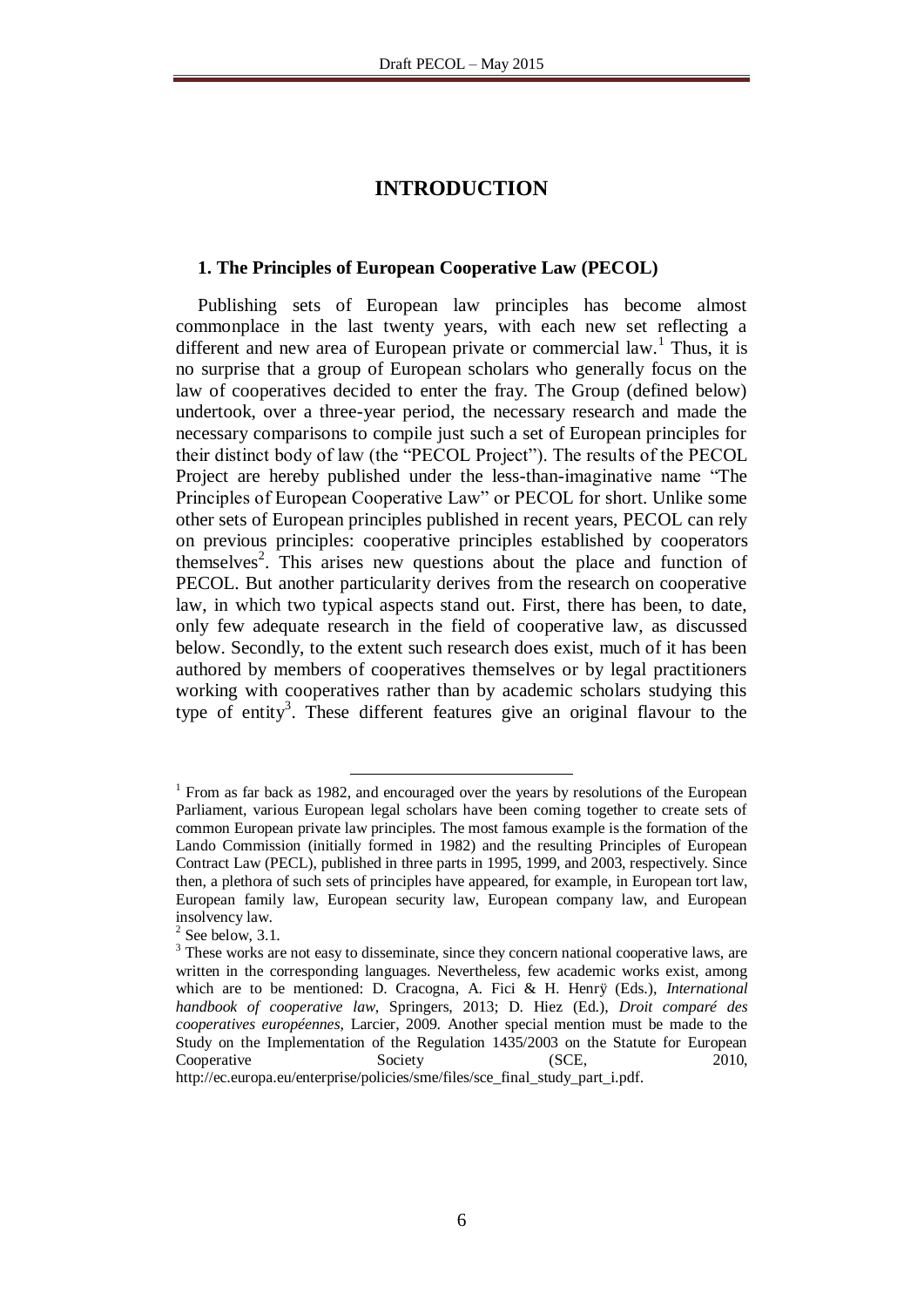# INTRODUCTION

## 1. The Principles of European Cooperative Law (PECOL)

Publishing sets of European law principles has become almost commonplace in the last twenty years, with each new set reflecting a different and new area of European private or commercial law.[1] Thus, it is no surprise that a group of European scholars who generally focus on the law of cooperatives decided to enter the fray. The Group (defined below) undertook, over a three-year period, the necessary research and made the necessary comparisons to compile just such a set of European principles for their distinct body of law (the "PECOL Project"). The results of the PECOL Project are hereby published under the less-than-imaginative name "The Principles of European Cooperative Law" or PECOL for short. Unlike some other sets of European principles published in recent years, PECOL can rely on previous principles: cooperative principles established by cooperators themselves[2]. This arises new questions about the place and function of PECOL. But another particularity derives from the research on cooperative law, in which two typical aspects stand out. First, there has been, to date, only few adequate research in the field of cooperative law, as discussed below. Secondly, to the extent such research does exist, much of it has been authored by members of cooperatives themselves or by legal practitioners working with cooperatives rather than by academic scholars studying this type of entity[3]. These different features give an original flavour to the

---

[1] From as far back as 1982, and encouraged over the years by resolutions of the European Parliament, various European legal scholars have been coming together to create sets of common European private law principles. The most famous example is the formation of the Lando Commission (initially formed in 1982) and the resulting Principles of European Contract Law (PECL), published in three parts in 1995, 1999, and 2003, respectively. Since then, a plethora of such sets of principles have appeared, for example, in European tort law, European family law, European security law, European company law, and European insolvency law.

[2] See below, 3.1.

[3] These works are not easy to disseminate, since they concern national cooperative laws, are written in the corresponding languages. Nevertheless, few academic works exist, among which are to be mentioned: D. Cracogna, A. Fici & H. Henrÿ (Eds.), *International handbook of cooperative law*, Springers, 2013; D. Hiez (Ed.), *Droit comparé des cooperatives européennes*, Larcier, 2009. Another special mention must be made to the Study on the Implementation of the Regulation 1435/2003 on the Statute for European Cooperative Society (SCE, 2010, http://ec.europa.eu/enterprise/policies/sme/files/sce_final_study_part_i.pdf.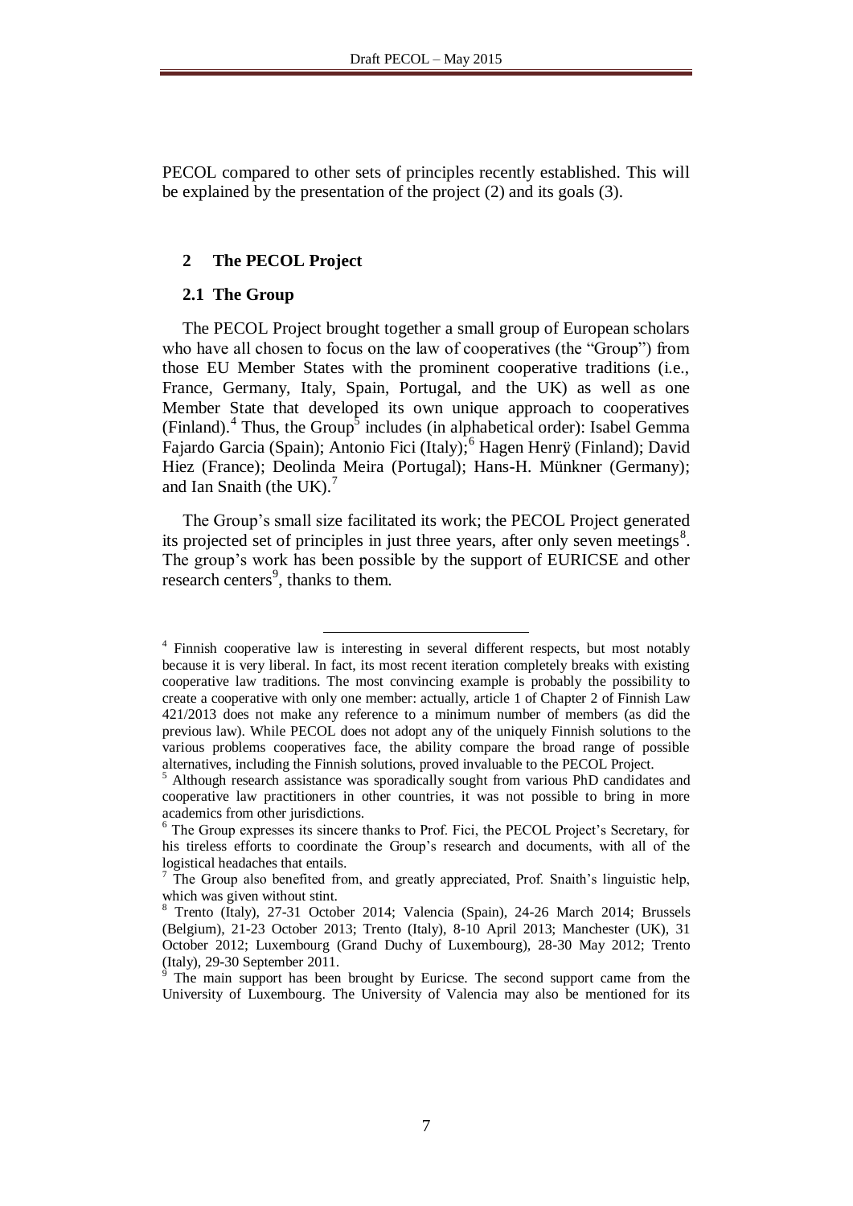PECOL compared to other sets of principles recently established. This will be explained by the presentation of the project (2) and its goals (3).

## 2 The PECOL Project

### 2.1 The Group

The PECOL Project brought together a small group of European scholars who have all chosen to focus on the law of cooperatives (the "Group") from those EU Member States with the prominent cooperative traditions (i.e., France, Germany, Italy, Spain, Portugal, and the UK) as well as one Member State that developed its own unique approach to cooperatives (Finland).[4] Thus, the Group[5] includes (in alphabetical order): Isabel Gemma Fajardo Garcia (Spain); Antonio Fici (Italy);[6] Hagen Henrÿ (Finland); David Hiez (France); Deolinda Meira (Portugal); Hans-H. Münkner (Germany); and Ian Snaith (the UK).[7]

The Group's small size facilitated its work; the PECOL Project generated its projected set of principles in just three years, after only seven meetings[8]. The group's work has been possible by the support of EURICSE and other research centers[9], thanks to them.

---

[4] Finnish cooperative law is interesting in several different respects, but most notably because it is very liberal. In fact, its most recent iteration completely breaks with existing cooperative law traditions. The most convincing example is probably the possibility to create a cooperative with only one member: actually, article 1 of Chapter 2 of Finnish Law 421/2013 does not make any reference to a minimum number of members (as did the previous law). While PECOL does not adopt any of the uniquely Finnish solutions to the various problems cooperatives face, the ability compare the broad range of possible alternatives, including the Finnish solutions, proved invaluable to the PECOL Project.

[5] Although research assistance was sporadically sought from various PhD candidates and cooperative law practitioners in other countries, it was not possible to bring in more academics from other jurisdictions.

[6] The Group expresses its sincere thanks to Prof. Fici, the PECOL Project's Secretary, for his tireless efforts to coordinate the Group's research and documents, with all of the logistical headaches that entails.

[7] The Group also benefited from, and greatly appreciated, Prof. Snaith's linguistic help, which was given without stint.

[8] Trento (Italy), 27-31 October 2014; Valencia (Spain), 24-26 March 2014; Brussels (Belgium), 21-23 October 2013; Trento (Italy), 8-10 April 2013; Manchester (UK), 31 October 2012; Luxembourg (Grand Duchy of Luxembourg), 28-30 May 2012; Trento (Italy), 29-30 September 2011.

[9] The main support has been brought by Euricse. The second support came from the University of Luxembourg. The University of Valencia may also be mentioned for its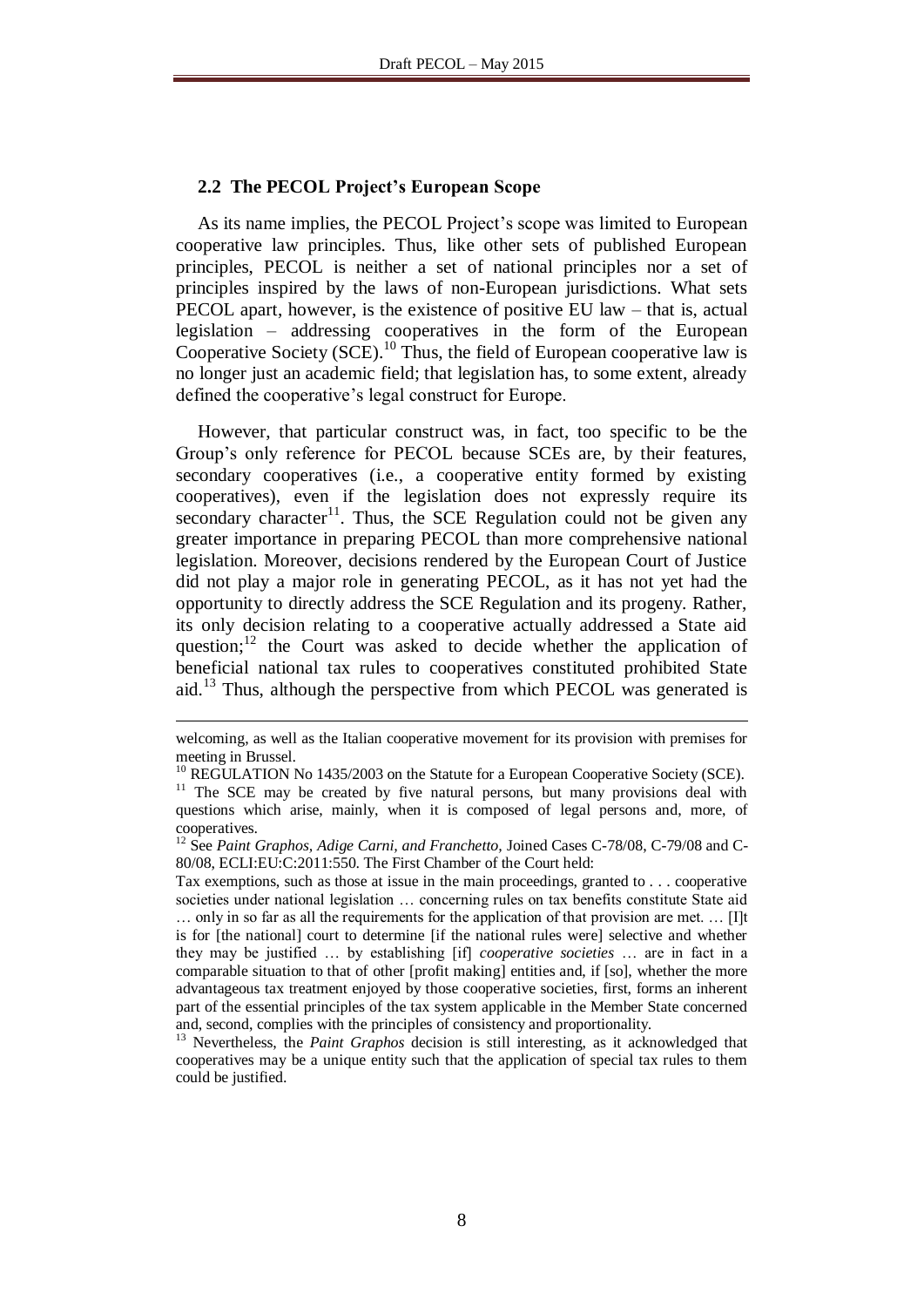## 2.2 The PECOL Project's European Scope

As its name implies, the PECOL Project's scope was limited to European cooperative law principles. Thus, like other sets of published European principles, PECOL is neither a set of national principles nor a set of principles inspired by the laws of non-European jurisdictions. What sets PECOL apart, however, is the existence of positive EU law – that is, actual legislation – addressing cooperatives in the form of the European Cooperative Society (SCE).[10] Thus, the field of European cooperative law is no longer just an academic field; that legislation has, to some extent, already defined the cooperative's legal construct for Europe.

However, that particular construct was, in fact, too specific to be the Group's only reference for PECOL because SCEs are, by their features, secondary cooperatives (i.e., a cooperative entity formed by existing cooperatives), even if the legislation does not expressly require its secondary character[11]. Thus, the SCE Regulation could not be given any greater importance in preparing PECOL than more comprehensive national legislation. Moreover, decisions rendered by the European Court of Justice did not play a major role in generating PECOL, as it has not yet had the opportunity to directly address the SCE Regulation and its progeny. Rather, its only decision relating to a cooperative actually addressed a State aid question;[12] the Court was asked to decide whether the application of beneficial national tax rules to cooperatives constituted prohibited State aid.[13] Thus, although the perspective from which PECOL was generated is

---

welcoming, as well as the Italian cooperative movement for its provision with premises for meeting in Brussel.

[10] REGULATION No 1435/2003 on the Statute for a European Cooperative Society (SCE).

[11] The SCE may be created by five natural persons, but many provisions deal with questions which arise, mainly, when it is composed of legal persons and, more, of cooperatives.

[12] See *Paint Graphos, Adige Carni, and Franchetto,* Joined Cases C-78/08, C-79/08 and C-80/08, ECLI:EU:C:2011:550. The First Chamber of the Court held:

Tax exemptions, such as those at issue in the main proceedings, granted to . . . cooperative societies under national legislation … concerning rules on tax benefits constitute State aid … only in so far as all the requirements for the application of that provision are met. … [I]t is for [the national] court to determine [if the national rules were] selective and whether they may be justified … by establishing [if] *cooperative societies* … are in fact in a comparable situation to that of other [profit making] entities and, if [so], whether the more advantageous tax treatment enjoyed by those cooperative societies, first, forms an inherent part of the essential principles of the tax system applicable in the Member State concerned and, second, complies with the principles of consistency and proportionality.

[13] Nevertheless, the *Paint Graphos* decision is still interesting, as it acknowledged that cooperatives may be a unique entity such that the application of special tax rules to them could be justified.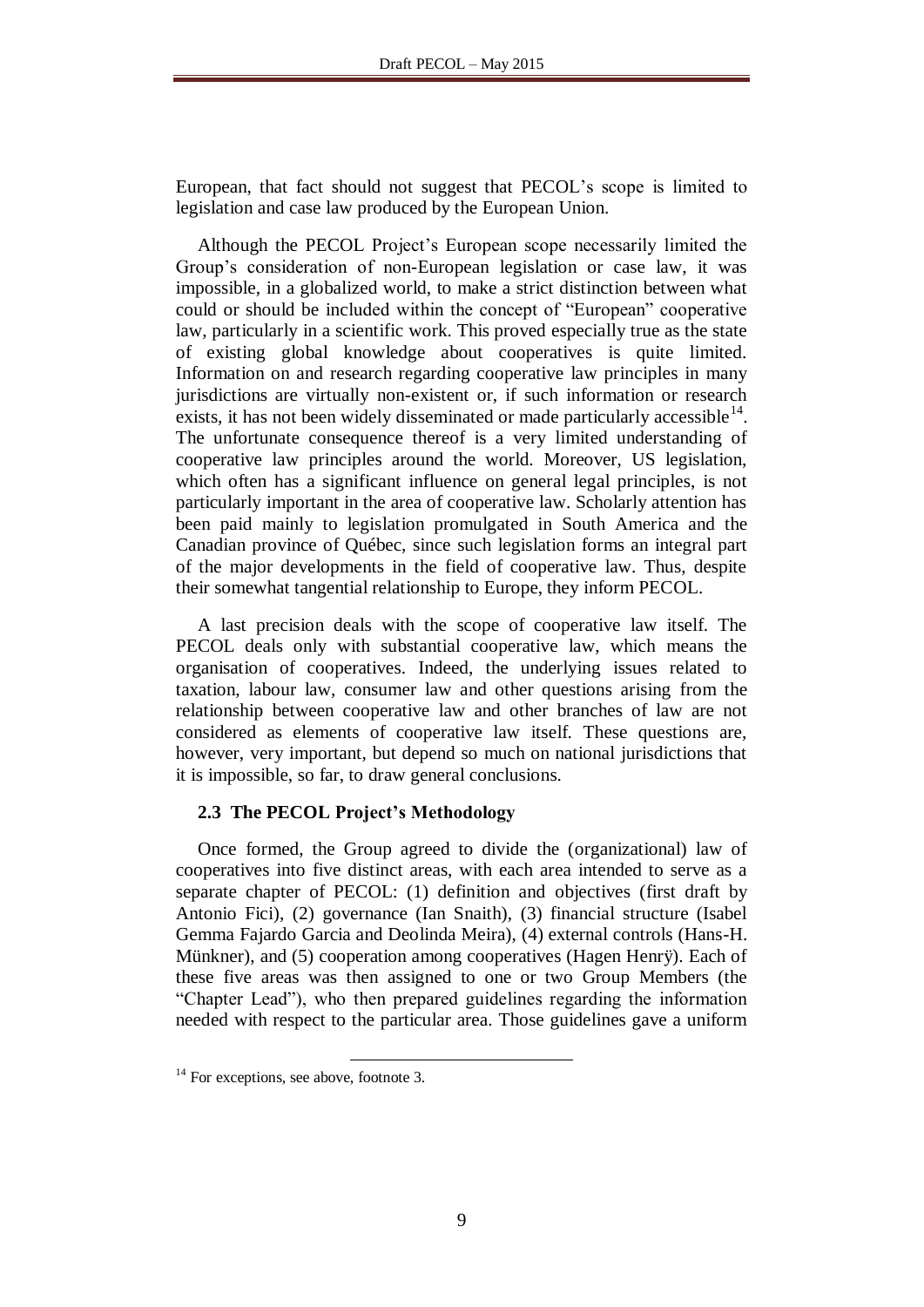European, that fact should not suggest that PECOL's scope is limited to legislation and case law produced by the European Union.

Although the PECOL Project's European scope necessarily limited the Group's consideration of non-European legislation or case law, it was impossible, in a globalized world, to make a strict distinction between what could or should be included within the concept of "European" cooperative law, particularly in a scientific work. This proved especially true as the state of existing global knowledge about cooperatives is quite limited. Information on and research regarding cooperative law principles in many jurisdictions are virtually non-existent or, if such information or research exists, it has not been widely disseminated or made particularly accessible[14]. The unfortunate consequence thereof is a very limited understanding of cooperative law principles around the world. Moreover, US legislation, which often has a significant influence on general legal principles, is not particularly important in the area of cooperative law. Scholarly attention has been paid mainly to legislation promulgated in South America and the Canadian province of Québec, since such legislation forms an integral part of the major developments in the field of cooperative law. Thus, despite their somewhat tangential relationship to Europe, they inform PECOL.

A last precision deals with the scope of cooperative law itself. The PECOL deals only with substantial cooperative law, which means the organisation of cooperatives. Indeed, the underlying issues related to taxation, labour law, consumer law and other questions arising from the relationship between cooperative law and other branches of law are not considered as elements of cooperative law itself. These questions are, however, very important, but depend so much on national jurisdictions that it is impossible, so far, to draw general conclusions.

### 2.3 The PECOL Project's Methodology

Once formed, the Group agreed to divide the (organizational) law of cooperatives into five distinct areas, with each area intended to serve as a separate chapter of PECOL: (1) definition and objectives (first draft by Antonio Fici), (2) governance (Ian Snaith), (3) financial structure (Isabel Gemma Fajardo Garcia and Deolinda Meira), (4) external controls (Hans-H. Münkner), and (5) cooperation among cooperatives (Hagen Henrÿ). Each of these five areas was then assigned to one or two Group Members (the "Chapter Lead"), who then prepared guidelines regarding the information needed with respect to the particular area. Those guidelines gave a uniform

---

[14] For exceptions, see above, footnote 3.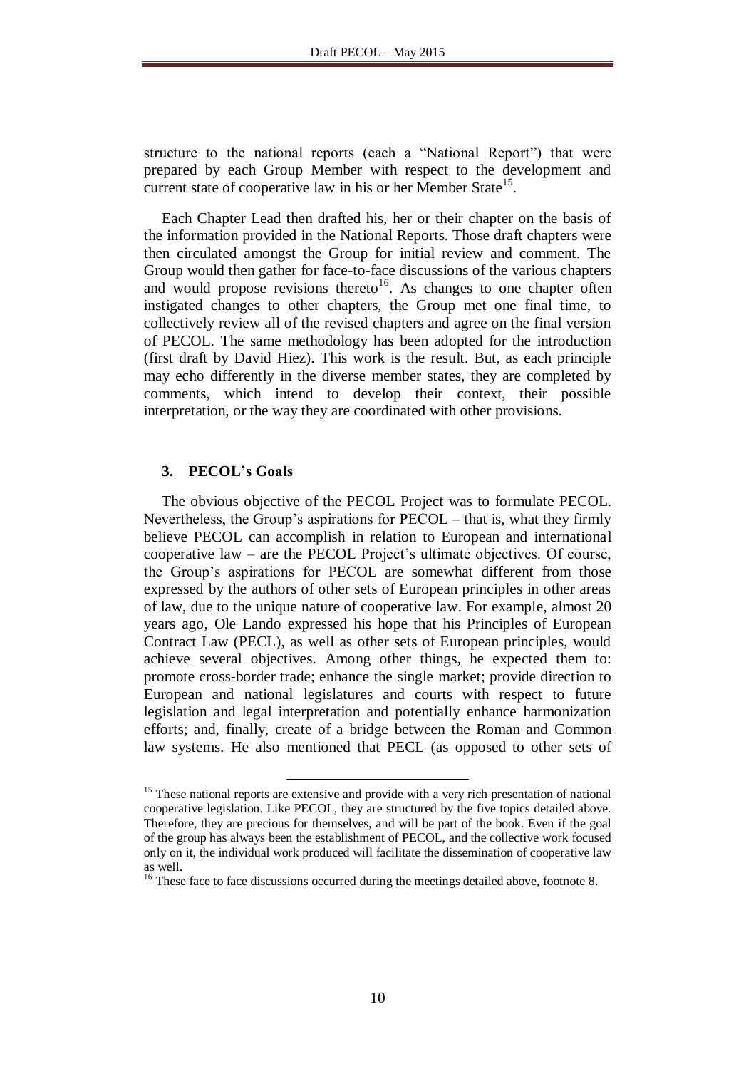structure to the national reports (each a "National Report") that were prepared by each Group Member with respect to the development and current state of cooperative law in his or her Member State[15].

Each Chapter Lead then drafted his, her or their chapter on the basis of the information provided in the National Reports. Those draft chapters were then circulated amongst the Group for initial review and comment. The Group would then gather for face-to-face discussions of the various chapters and would propose revisions thereto[16]. As changes to one chapter often instigated changes to other chapters, the Group met one final time, to collectively review all of the revised chapters and agree on the final version of PECOL. The same methodology has been adopted for the introduction (first draft by David Hiez). This work is the result. But, as each principle may echo differently in the diverse member states, they are completed by comments, which intend to develop their context, their possible interpretation, or the way they are coordinated with other provisions.

### 3. PECOL's Goals

The obvious objective of the PECOL Project was to formulate PECOL. Nevertheless, the Group's aspirations for PECOL – that is, what they firmly believe PECOL can accomplish in relation to European and international cooperative law – are the PECOL Project's ultimate objectives. Of course, the Group's aspirations for PECOL are somewhat different from those expressed by the authors of other sets of European principles in other areas of law, due to the unique nature of cooperative law. For example, almost 20 years ago, Ole Lando expressed his hope that his Principles of European Contract Law (PECL), as well as other sets of European principles, would achieve several objectives. Among other things, he expected them to: promote cross-border trade; enhance the single market; provide direction to European and national legislatures and courts with respect to future legislation and legal interpretation and potentially enhance harmonization efforts; and, finally, create of a bridge between the Roman and Common law systems. He also mentioned that PECL (as opposed to other sets of

---

[15] These national reports are extensive and provide with a very rich presentation of national cooperative legislation. Like PECOL, they are structured by the five topics detailed above. Therefore, they are precious for themselves, and will be part of the book. Even if the goal of the group has always been the establishment of PECOL, and the collective work focused only on it, the individual work produced will facilitate the dissemination of cooperative law as well.

[16] These face to face discussions occurred during the meetings detailed above, footnote 8.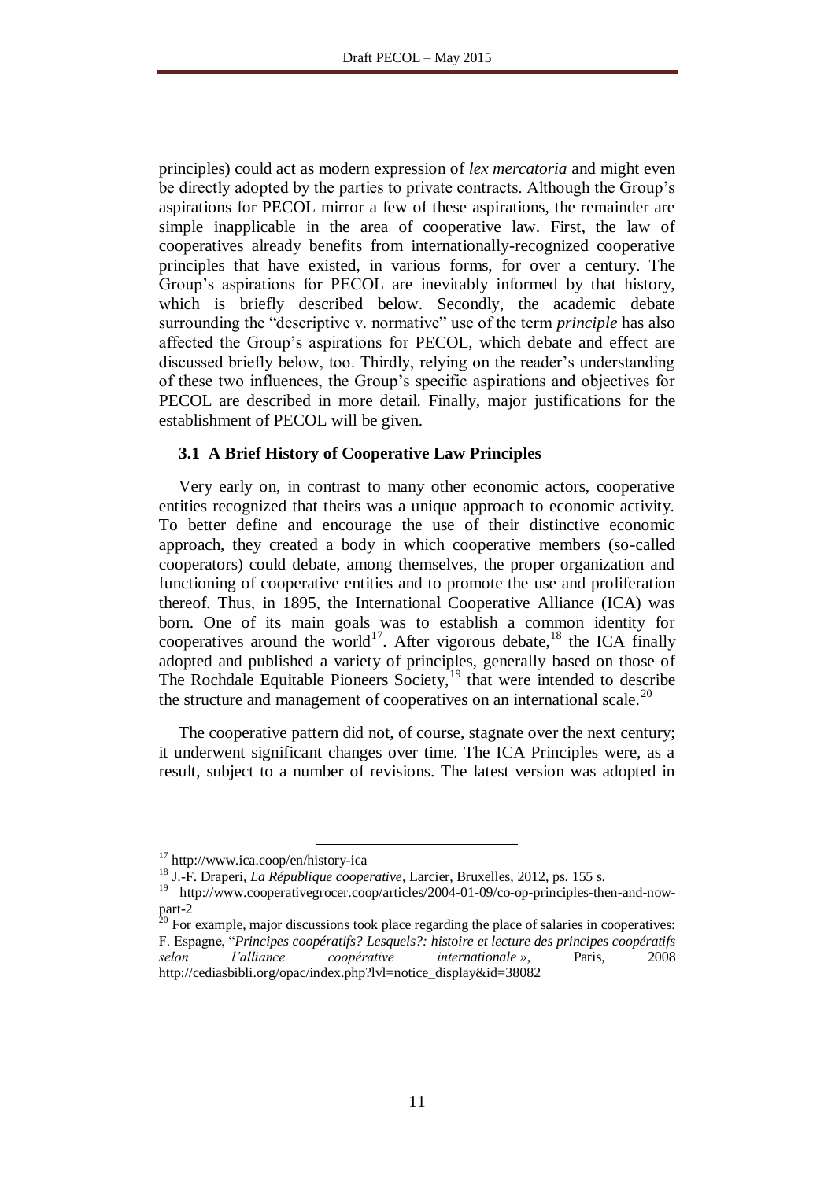principles) could act as modern expression of *lex mercatoria* and might even be directly adopted by the parties to private contracts. Although the Group's aspirations for PECOL mirror a few of these aspirations, the remainder are simple inapplicable in the area of cooperative law. First, the law of cooperatives already benefits from internationally-recognized cooperative principles that have existed, in various forms, for over a century. The Group's aspirations for PECOL are inevitably informed by that history, which is briefly described below. Secondly, the academic debate surrounding the "descriptive v. normative" use of the term *principle* has also affected the Group's aspirations for PECOL, which debate and effect are discussed briefly below, too. Thirdly, relying on the reader's understanding of these two influences, the Group's specific aspirations and objectives for PECOL are described in more detail. Finally, major justifications for the establishment of PECOL will be given.

### 3.1 A Brief History of Cooperative Law Principles

Very early on, in contrast to many other economic actors, cooperative entities recognized that theirs was a unique approach to economic activity. To better define and encourage the use of their distinctive economic approach, they created a body in which cooperative members (so-called cooperators) could debate, among themselves, the proper organization and functioning of cooperative entities and to promote the use and proliferation thereof. Thus, in 1895, the International Cooperative Alliance (ICA) was born. One of its main goals was to establish a common identity for cooperatives around the world[17]. After vigorous debate,[18] the ICA finally adopted and published a variety of principles, generally based on those of The Rochdale Equitable Pioneers Society,[19] that were intended to describe the structure and management of cooperatives on an international scale.[20]

The cooperative pattern did not, of course, stagnate over the next century; it underwent significant changes over time. The ICA Principles were, as a result, subject to a number of revisions. The latest version was adopted in

---

[17] http://www.ica.coop/en/history-ica

[18] J.-F. Draperi, *La République cooperative*, Larcier, Bruxelles, 2012, ps. 155 s.

[19] http://www.cooperativegrocer.coop/articles/2004-01-09/co-op-principles-then-and-now-part-2

[20] For example, major discussions took place regarding the place of salaries in cooperatives: F. Espagne, "*Principes coopératifs? Lesquels?: histoire et lecture des principes coopératifs selon l'alliance coopérative internationale »*, Paris, 2008 http://cediasbibli.org/opac/index.php?lvl=notice_display&id=38082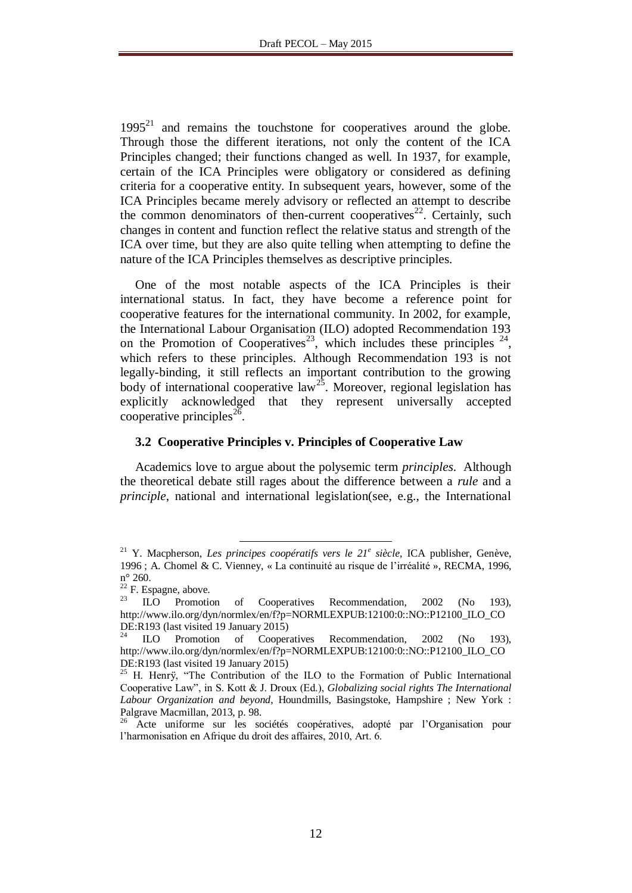1995[21] and remains the touchstone for cooperatives around the globe. Through those the different iterations, not only the content of the ICA Principles changed; their functions changed as well. In 1937, for example, certain of the ICA Principles were obligatory or considered as defining criteria for a cooperative entity. In subsequent years, however, some of the ICA Principles became merely advisory or reflected an attempt to describe the common denominators of then-current cooperatives[22]. Certainly, such changes in content and function reflect the relative status and strength of the ICA over time, but they are also quite telling when attempting to define the nature of the ICA Principles themselves as descriptive principles.

One of the most notable aspects of the ICA Principles is their international status. In fact, they have become a reference point for cooperative features for the international community. In 2002, for example, the International Labour Organisation (ILO) adopted Recommendation 193 on the Promotion of Cooperatives[23], which includes these principles [24], which refers to these principles. Although Recommendation 193 is not legally-binding, it still reflects an important contribution to the growing body of international cooperative law[25]. Moreover, regional legislation has explicitly acknowledged that they represent universally accepted cooperative principles[26].

### 3.2 Cooperative Principles v. Principles of Cooperative Law

Academics love to argue about the polysemic term *principles.* Although the theoretical debate still rages about the difference between a *rule* and a *principle*, national and international legislation(see, e.g., the International

---

[21] Y. Macpherson, *Les principes coopératifs vers le 21e siècle*, ICA publisher, Genève, 1996 ; A. Chomel & C. Vienney, « La continuité au risque de l'irréalité », RECMA, 1996, n° 260.

[22] F. Espagne, above.

[23] ILO Promotion of Cooperatives Recommendation, 2002 (No 193), http://www.ilo.org/dyn/normlex/en/f?p=NORMLEXPUB:12100:0::NO::P12100_ILO_CODE:R193 (last visited 19 January 2015)

[24] ILO Promotion of Cooperatives Recommendation, 2002 (No 193), http://www.ilo.org/dyn/normlex/en/f?p=NORMLEXPUB:12100:0::NO::P12100_ILO_CODE:R193 (last visited 19 January 2015)

[25] H. Henrÿ, "The Contribution of the ILO to the Formation of Public International Cooperative Law", in S. Kott & J. Droux (Ed.), *Globalizing social rights The International Labour Organization and beyond*, Houndmills, Basingstoke, Hampshire ; New York : Palgrave Macmillan, 2013, p. 98.

[26] Acte uniforme sur les sociétés coopératives, adopté par l'Organisation pour l'harmonisation en Afrique du droit des affaires, 2010, Art. 6.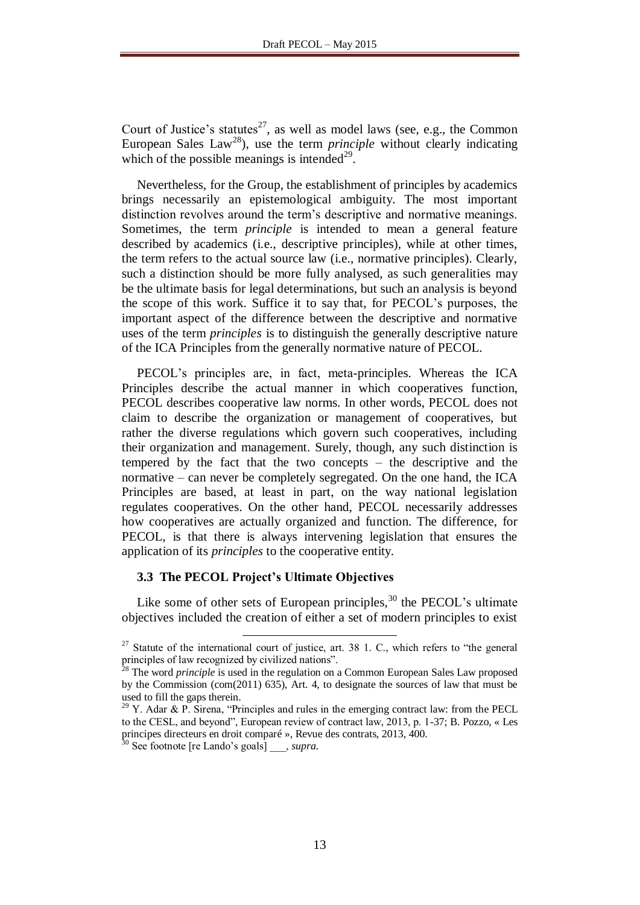Court of Justice's statutes[27], as well as model laws (see, e.g., the Common European Sales Law[28]), use the term *principle* without clearly indicating which of the possible meanings is intended[29].

Nevertheless, for the Group, the establishment of principles by academics brings necessarily an epistemological ambiguity. The most important distinction revolves around the term's descriptive and normative meanings. Sometimes, the term *principle* is intended to mean a general feature described by academics (i.e., descriptive principles), while at other times, the term refers to the actual source law (i.e., normative principles). Clearly, such a distinction should be more fully analysed, as such generalities may be the ultimate basis for legal determinations, but such an analysis is beyond the scope of this work. Suffice it to say that, for PECOL's purposes, the important aspect of the difference between the descriptive and normative uses of the term *principles* is to distinguish the generally descriptive nature of the ICA Principles from the generally normative nature of PECOL.

PECOL's principles are, in fact, meta-principles. Whereas the ICA Principles describe the actual manner in which cooperatives function, PECOL describes cooperative law norms. In other words, PECOL does not claim to describe the organization or management of cooperatives, but rather the diverse regulations which govern such cooperatives, including their organization and management. Surely, though, any such distinction is tempered by the fact that the two concepts – the descriptive and the normative – can never be completely segregated. On the one hand, the ICA Principles are based, at least in part, on the way national legislation regulates cooperatives. On the other hand, PECOL necessarily addresses how cooperatives are actually organized and function. The difference, for PECOL, is that there is always intervening legislation that ensures the application of its *principles* to the cooperative entity.

### 3.3 The PECOL Project's Ultimate Objectives

Like some of other sets of European principles,[30] the PECOL's ultimate objectives included the creation of either a set of modern principles to exist

---

[27] Statute of the international court of justice, art. 38 1. C., which refers to "the general principles of law recognized by civilized nations".

[28] The word *principle* is used in the regulation on a Common European Sales Law proposed by the Commission (com(2011) 635), Art. 4, to designate the sources of law that must be used to fill the gaps therein.

[29] Y. Adar & P. Sirena, "Principles and rules in the emerging contract law: from the PECL to the CESL, and beyond", European review of contract law, 2013, p. 1-37; B. Pozzo, « Les principes directeurs en droit comparé », Revue des contrats, 2013, 400.

[30] See footnote [re Lando's goals] ___, *supra*.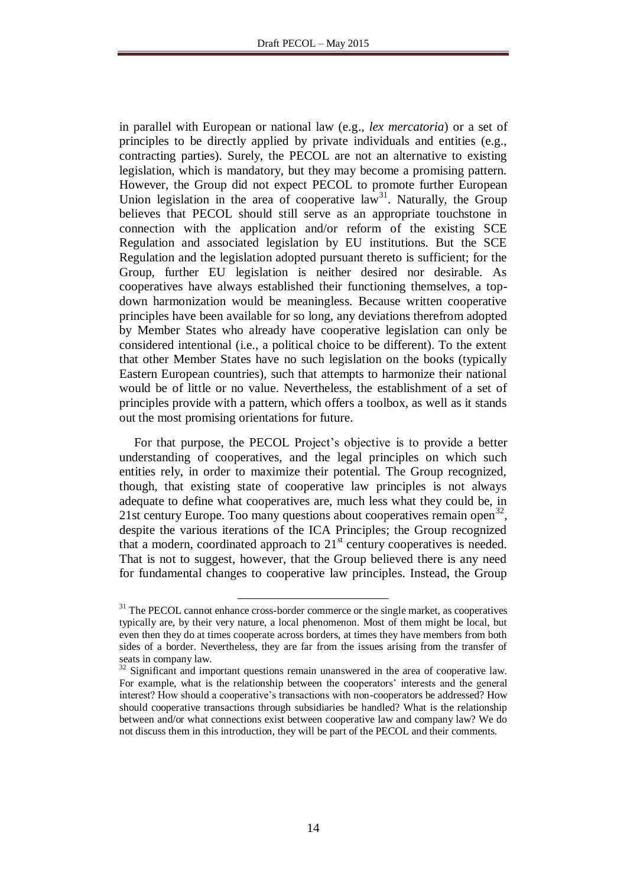in parallel with European or national law (e.g., *lex mercatoria*) or a set of principles to be directly applied by private individuals and entities (e.g., contracting parties). Surely, the PECOL are not an alternative to existing legislation, which is mandatory, but they may become a promising pattern. However, the Group did not expect PECOL to promote further European Union legislation in the area of cooperative law[31]. Naturally, the Group believes that PECOL should still serve as an appropriate touchstone in connection with the application and/or reform of the existing SCE Regulation and associated legislation by EU institutions. But the SCE Regulation and the legislation adopted pursuant thereto is sufficient; for the Group, further EU legislation is neither desired nor desirable. As cooperatives have always established their functioning themselves, a top-down harmonization would be meaningless. Because written cooperative principles have been available for so long, any deviations therefrom adopted by Member States who already have cooperative legislation can only be considered intentional (i.e., a political choice to be different). To the extent that other Member States have no such legislation on the books (typically Eastern European countries), such that attempts to harmonize their national would be of little or no value. Nevertheless, the establishment of a set of principles provide with a pattern, which offers a toolbox, as well as it stands out the most promising orientations for future.

For that purpose, the PECOL Project's objective is to provide a better understanding of cooperatives, and the legal principles on which such entities rely, in order to maximize their potential. The Group recognized, though, that existing state of cooperative law principles is not always adequate to define what cooperatives are, much less what they could be, in 21st century Europe. Too many questions about cooperatives remain open[32], despite the various iterations of the ICA Principles; the Group recognized that a modern, coordinated approach to 21st century cooperatives is needed. That is not to suggest, however, that the Group believed there is any need for fundamental changes to cooperative law principles. Instead, the Group

---

[31] The PECOL cannot enhance cross-border commerce or the single market, as cooperatives typically are, by their very nature, a local phenomenon. Most of them might be local, but even then they do at times cooperate across borders, at times they have members from both sides of a border. Nevertheless, they are far from the issues arising from the transfer of seats in company law.

[32] Significant and important questions remain unanswered in the area of cooperative law. For example, what is the relationship between the cooperators' interests and the general interest? How should a cooperative's transactions with non-cooperators be addressed? How should cooperative transactions through subsidiaries be handled? What is the relationship between and/or what connections exist between cooperative law and company law? We do not discuss them in this introduction, they will be part of the PECOL and their comments.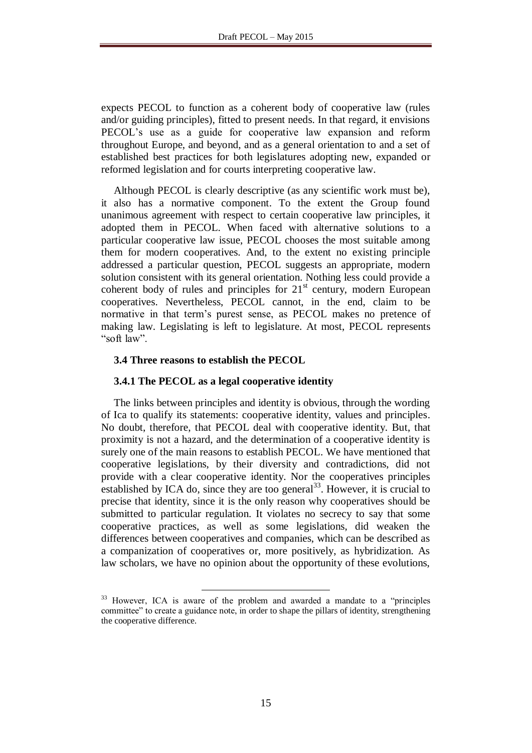expects PECOL to function as a coherent body of cooperative law (rules and/or guiding principles), fitted to present needs. In that regard, it envisions PECOL's use as a guide for cooperative law expansion and reform throughout Europe, and beyond, and as a general orientation to and a set of established best practices for both legislatures adopting new, expanded or reformed legislation and for courts interpreting cooperative law.

Although PECOL is clearly descriptive (as any scientific work must be), it also has a normative component. To the extent the Group found unanimous agreement with respect to certain cooperative law principles, it adopted them in PECOL. When faced with alternative solutions to a particular cooperative law issue, PECOL chooses the most suitable among them for modern cooperatives. And, to the extent no existing principle addressed a particular question, PECOL suggests an appropriate, modern solution consistent with its general orientation. Nothing less could provide a coherent body of rules and principles for 21st century, modern European cooperatives. Nevertheless, PECOL cannot, in the end, claim to be normative in that term's purest sense, as PECOL makes no pretence of making law. Legislating is left to legislature. At most, PECOL represents "soft law".

### 3.4 Three reasons to establish the PECOL

#### 3.4.1 The PECOL as a legal cooperative identity

The links between principles and identity is obvious, through the wording of Ica to qualify its statements: cooperative identity, values and principles. No doubt, therefore, that PECOL deal with cooperative identity. But, that proximity is not a hazard, and the determination of a cooperative identity is surely one of the main reasons to establish PECOL. We have mentioned that cooperative legislations, by their diversity and contradictions, did not provide with a clear cooperative identity. Nor the cooperatives principles established by ICA do, since they are too general[33]. However, it is crucial to precise that identity, since it is the only reason why cooperatives should be submitted to particular regulation. It violates no secrecy to say that some cooperative practices, as well as some legislations, did weaken the differences between cooperatives and companies, which can be described as a companization of cooperatives or, more positively, as hybridization. As law scholars, we have no opinion about the opportunity of these evolutions,

[33] However, ICA is aware of the problem and awarded a mandate to a "principles committee" to create a guidance note, in order to shape the pillars of identity, strengthening the cooperative difference.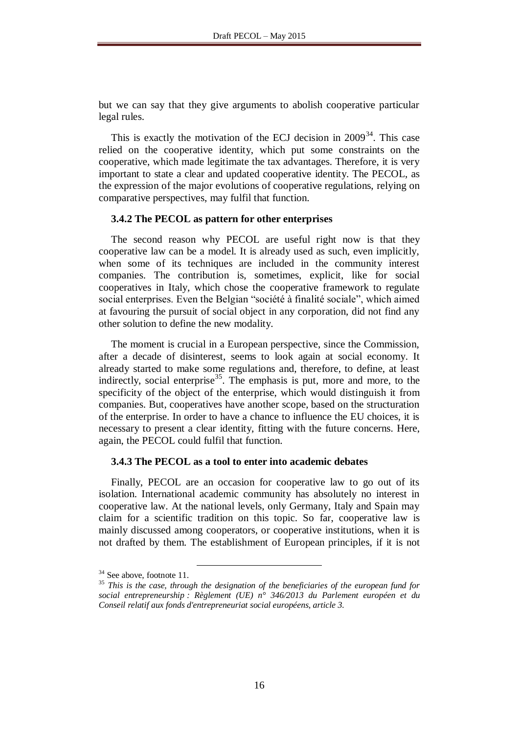but we can say that they give arguments to abolish cooperative particular legal rules.

This is exactly the motivation of the ECJ decision in 2009[34]. This case relied on the cooperative identity, which put some constraints on the cooperative, which made legitimate the tax advantages. Therefore, it is very important to state a clear and updated cooperative identity. The PECOL, as the expression of the major evolutions of cooperative regulations, relying on comparative perspectives, may fulfil that function.

### 3.4.2 The PECOL as pattern for other enterprises

The second reason why PECOL are useful right now is that they cooperative law can be a model. It is already used as such, even implicitly, when some of its techniques are included in the community interest companies. The contribution is, sometimes, explicit, like for social cooperatives in Italy, which chose the cooperative framework to regulate social enterprises. Even the Belgian "société à finalité sociale", which aimed at favouring the pursuit of social object in any corporation, did not find any other solution to define the new modality.

The moment is crucial in a European perspective, since the Commission, after a decade of disinterest, seems to look again at social economy. It already started to make some regulations and, therefore, to define, at least indirectly, social enterprise[35]. The emphasis is put, more and more, to the specificity of the object of the enterprise, which would distinguish it from companies. But, cooperatives have another scope, based on the structuration of the enterprise. In order to have a chance to influence the EU choices, it is necessary to present a clear identity, fitting with the future concerns. Here, again, the PECOL could fulfil that function.

### 3.4.3 The PECOL as a tool to enter into academic debates

Finally, PECOL are an occasion for cooperative law to go out of its isolation. International academic community has absolutely no interest in cooperative law. At the national levels, only Germany, Italy and Spain may claim for a scientific tradition on this topic. So far, cooperative law is mainly discussed among cooperators, or cooperative institutions, when it is not drafted by them. The establishment of European principles, if it is not

---

[34] See above, footnote 11.

[35] *This is the case, through the designation of the beneficiaries of the european fund for social entrepreneurship : Règlement (UE) n° 346/2013 du Parlement européen et du Conseil relatif aux fonds d'entrepreneuriat social européens, article 3.*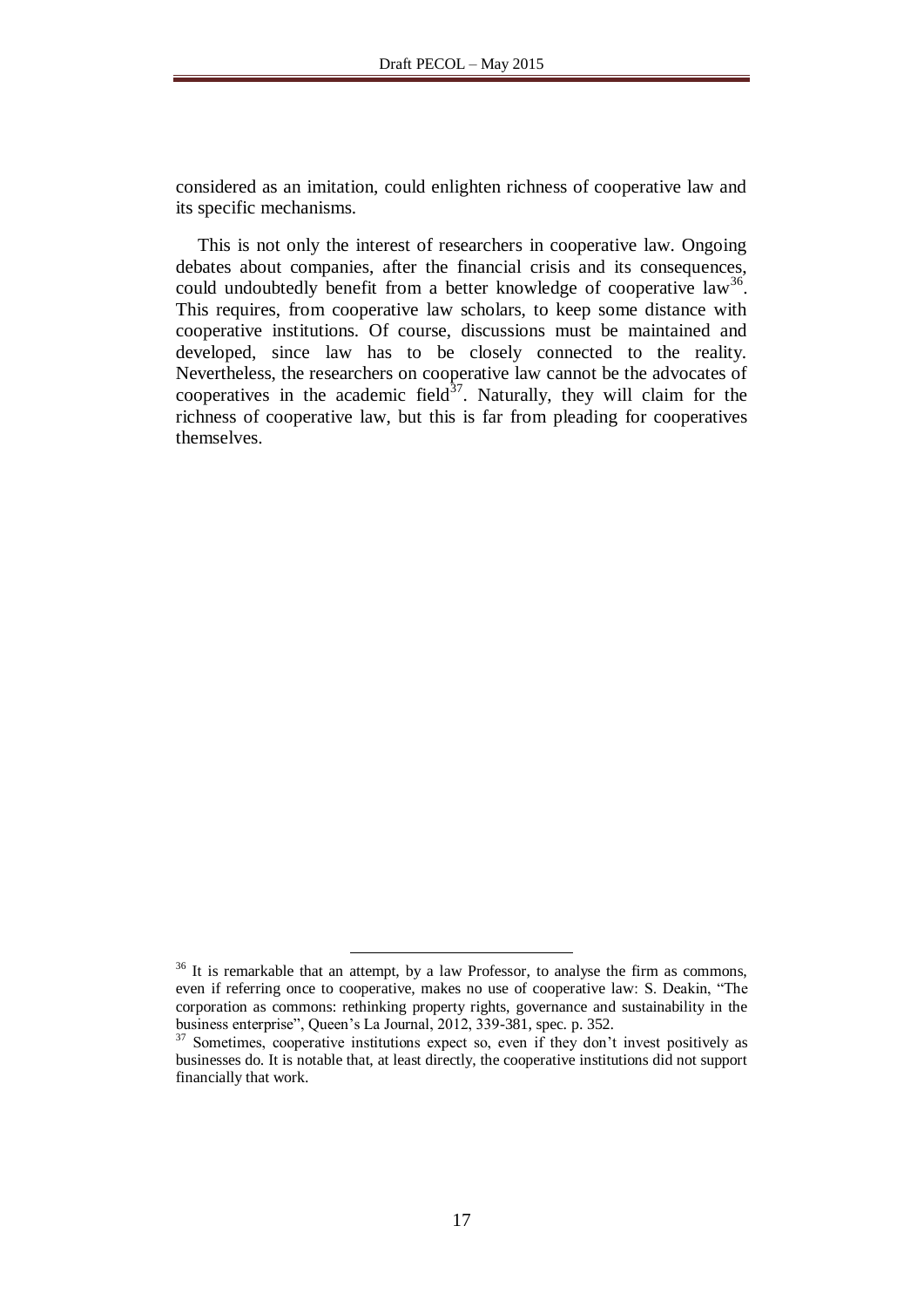considered as an imitation, could enlighten richness of cooperative law and its specific mechanisms.

This is not only the interest of researchers in cooperative law. Ongoing debates about companies, after the financial crisis and its consequences, could undoubtedly benefit from a better knowledge of cooperative law[36]. This requires, from cooperative law scholars, to keep some distance with cooperative institutions. Of course, discussions must be maintained and developed, since law has to be closely connected to the reality. Nevertheless, the researchers on cooperative law cannot be the advocates of cooperatives in the academic field[37]. Naturally, they will claim for the richness of cooperative law, but this is far from pleading for cooperatives themselves.

---

[36] It is remarkable that an attempt, by a law Professor, to analyse the firm as commons, even if referring once to cooperative, makes no use of cooperative law: S. Deakin, "The corporation as commons: rethinking property rights, governance and sustainability in the business enterprise", Queen's La Journal, 2012, 339-381, spec. p. 352.

[37] Sometimes, cooperative institutions expect so, even if they don't invest positively as businesses do. It is notable that, at least directly, the cooperative institutions did not support financially that work.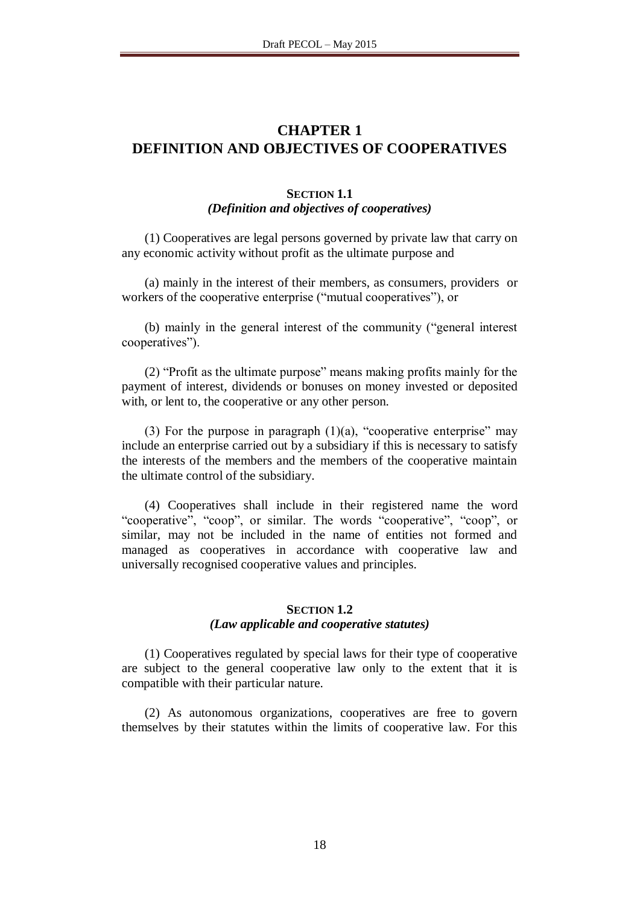# CHAPTER 1
# DEFINITION AND OBJECTIVES OF COOPERATIVES

## SECTION 1.1
### *(Definition and objectives of cooperatives)*

(1) Cooperatives are legal persons governed by private law that carry on any economic activity without profit as the ultimate purpose and

(a) mainly in the interest of their members, as consumers, providers or workers of the cooperative enterprise ("mutual cooperatives"), or

(b) mainly in the general interest of the community ("general interest cooperatives").

(2) "Profit as the ultimate purpose" means making profits mainly for the payment of interest, dividends or bonuses on money invested or deposited with, or lent to, the cooperative or any other person.

(3) For the purpose in paragraph (1)(a), "cooperative enterprise" may include an enterprise carried out by a subsidiary if this is necessary to satisfy the interests of the members and the members of the cooperative maintain the ultimate control of the subsidiary.

(4) Cooperatives shall include in their registered name the word "cooperative", "coop", or similar. The words "cooperative", "coop", or similar, may not be included in the name of entities not formed and managed as cooperatives in accordance with cooperative law and universally recognised cooperative values and principles.

## SECTION 1.2
### *(Law applicable and cooperative statutes)*

(1) Cooperatives regulated by special laws for their type of cooperative are subject to the general cooperative law only to the extent that it is compatible with their particular nature.

(2) As autonomous organizations, cooperatives are free to govern themselves by their statutes within the limits of cooperative law. For this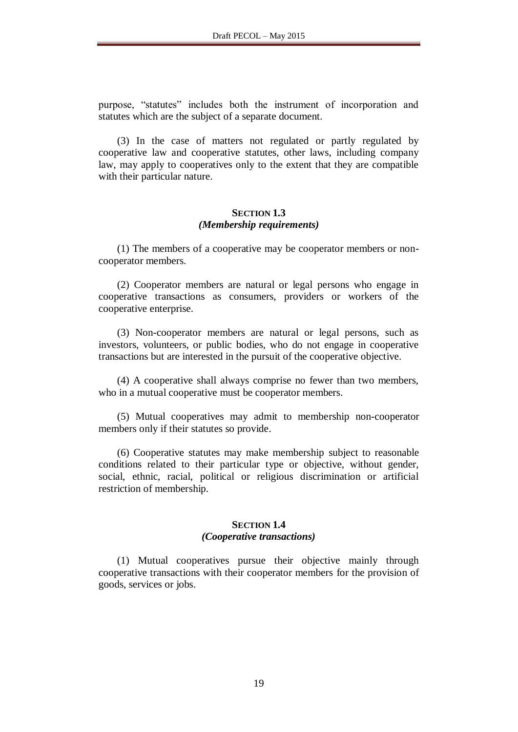purpose, "statutes" includes both the instrument of incorporation and statutes which are the subject of a separate document.

(3) In the case of matters not regulated or partly regulated by cooperative law and cooperative statutes, other laws, including company law, may apply to cooperatives only to the extent that they are compatible with their particular nature.

### SECTION 1.3
### *(Membership requirements)*

(1) The members of a cooperative may be cooperator members or non-cooperator members.

(2) Cooperator members are natural or legal persons who engage in cooperative transactions as consumers, providers or workers of the cooperative enterprise.

(3) Non-cooperator members are natural or legal persons, such as investors, volunteers, or public bodies, who do not engage in cooperative transactions but are interested in the pursuit of the cooperative objective.

(4) A cooperative shall always comprise no fewer than two members, who in a mutual cooperative must be cooperator members.

(5) Mutual cooperatives may admit to membership non-cooperator members only if their statutes so provide.

(6) Cooperative statutes may make membership subject to reasonable conditions related to their particular type or objective, without gender, social, ethnic, racial, political or religious discrimination or artificial restriction of membership.

### SECTION 1.4
### *(Cooperative transactions)*

(1) Mutual cooperatives pursue their objective mainly through cooperative transactions with their cooperator members for the provision of goods, services or jobs.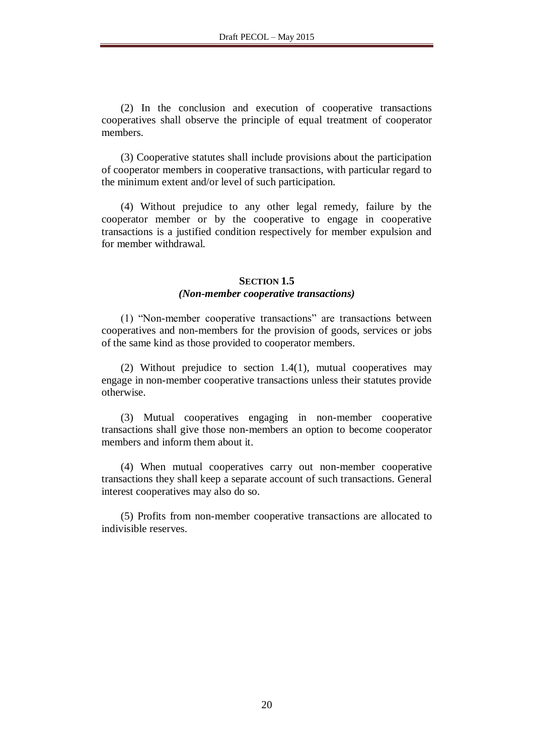(2) In the conclusion and execution of cooperative transactions cooperatives shall observe the principle of equal treatment of cooperator members.

(3) Cooperative statutes shall include provisions about the participation of cooperator members in cooperative transactions, with particular regard to the minimum extent and/or level of such participation.

(4) Without prejudice to any other legal remedy, failure by the cooperator member or by the cooperative to engage in cooperative transactions is a justified condition respectively for member expulsion and for member withdrawal.

## SECTION 1.5
### *(Non-member cooperative transactions)*

(1) "Non-member cooperative transactions" are transactions between cooperatives and non-members for the provision of goods, services or jobs of the same kind as those provided to cooperator members.

(2) Without prejudice to section 1.4(1), mutual cooperatives may engage in non-member cooperative transactions unless their statutes provide otherwise.

(3) Mutual cooperatives engaging in non-member cooperative transactions shall give those non-members an option to become cooperator members and inform them about it.

(4) When mutual cooperatives carry out non-member cooperative transactions they shall keep a separate account of such transactions. General interest cooperatives may also do so.

(5) Profits from non-member cooperative transactions are allocated to indivisible reserves.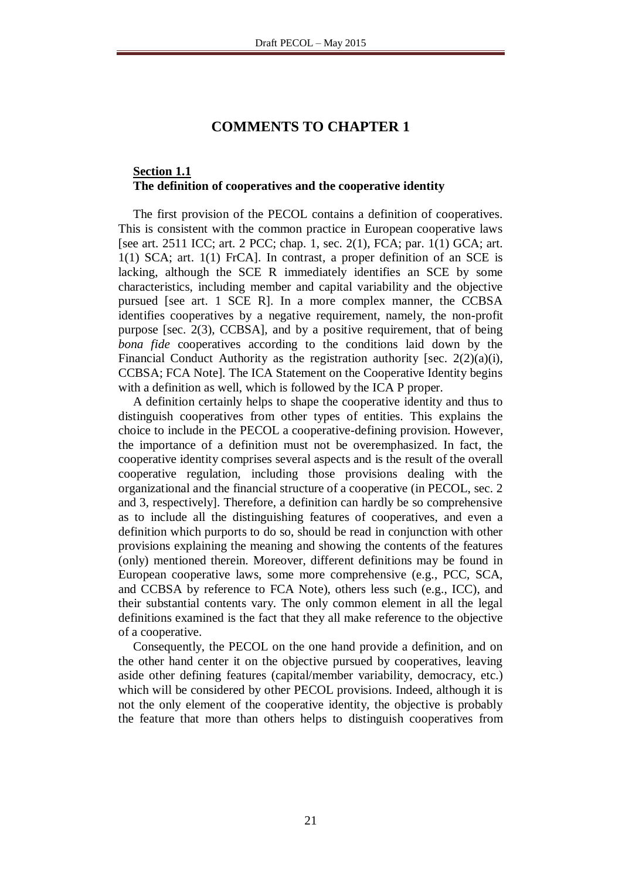# COMMENTS TO CHAPTER 1

## Section 1.1
**The definition of cooperatives and the cooperative identity**

The first provision of the PECOL contains a definition of cooperatives. This is consistent with the common practice in European cooperative laws [see art. 2511 ICC; art. 2 PCC; chap. 1, sec. 2(1), FCA; par. 1(1) GCA; art. 1(1) SCA; art. 1(1) FrCA]. In contrast, a proper definition of an SCE is lacking, although the SCE R immediately identifies an SCE by some characteristics, including member and capital variability and the objective pursued [see art. 1 SCE R]. In a more complex manner, the CCBSA identifies cooperatives by a negative requirement, namely, the non-profit purpose [sec. 2(3), CCBSA], and by a positive requirement, that of being *bona fide* cooperatives according to the conditions laid down by the Financial Conduct Authority as the registration authority [sec. 2(2)(a)(i), CCBSA; FCA Note]. The ICA Statement on the Cooperative Identity begins with a definition as well, which is followed by the ICA P proper.

A definition certainly helps to shape the cooperative identity and thus to distinguish cooperatives from other types of entities. This explains the choice to include in the PECOL a cooperative-defining provision. However, the importance of a definition must not be overemphasized. In fact, the cooperative identity comprises several aspects and is the result of the overall cooperative regulation, including those provisions dealing with the organizational and the financial structure of a cooperative (in PECOL, sec. 2 and 3, respectively]. Therefore, a definition can hardly be so comprehensive as to include all the distinguishing features of cooperatives, and even a definition which purports to do so, should be read in conjunction with other provisions explaining the meaning and showing the contents of the features (only) mentioned therein. Moreover, different definitions may be found in European cooperative laws, some more comprehensive (e.g., PCC, SCA, and CCBSA by reference to FCA Note), others less such (e.g., ICC), and their substantial contents vary. The only common element in all the legal definitions examined is the fact that they all make reference to the objective of a cooperative.

Consequently, the PECOL on the one hand provide a definition, and on the other hand center it on the objective pursued by cooperatives, leaving aside other defining features (capital/member variability, democracy, etc.) which will be considered by other PECOL provisions. Indeed, although it is not the only element of the cooperative identity, the objective is probably the feature that more than others helps to distinguish cooperatives from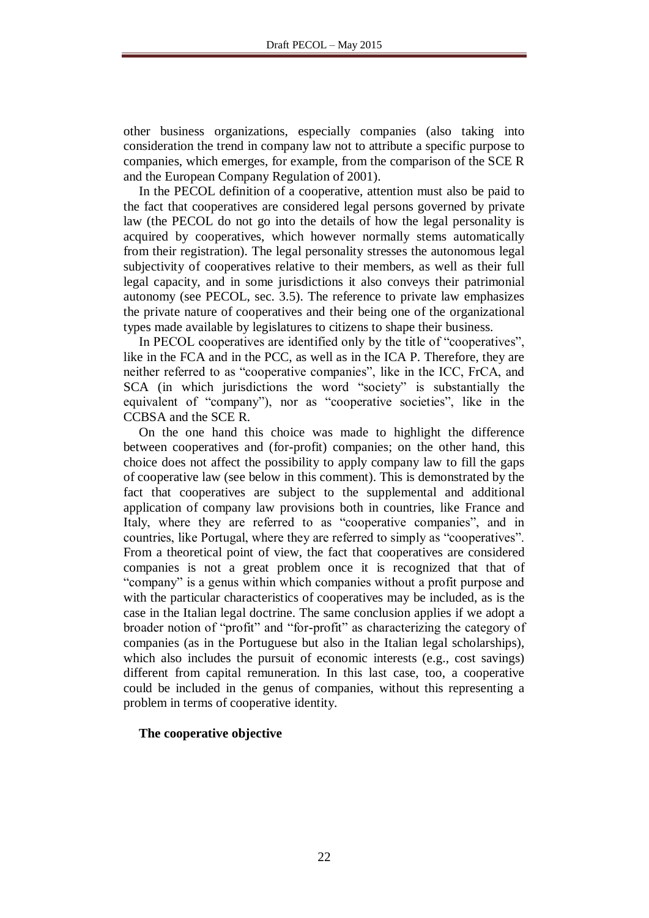other business organizations, especially companies (also taking into consideration the trend in company law not to attribute a specific purpose to companies, which emerges, for example, from the comparison of the SCE R and the European Company Regulation of 2001).

In the PECOL definition of a cooperative, attention must also be paid to the fact that cooperatives are considered legal persons governed by private law (the PECOL do not go into the details of how the legal personality is acquired by cooperatives, which however normally stems automatically from their registration). The legal personality stresses the autonomous legal subjectivity of cooperatives relative to their members, as well as their full legal capacity, and in some jurisdictions it also conveys their patrimonial autonomy (see PECOL, sec. 3.5). The reference to private law emphasizes the private nature of cooperatives and their being one of the organizational types made available by legislatures to citizens to shape their business.

In PECOL cooperatives are identified only by the title of "cooperatives", like in the FCA and in the PCC, as well as in the ICA P. Therefore, they are neither referred to as "cooperative companies", like in the ICC, FrCA, and SCA (in which jurisdictions the word "society" is substantially the equivalent of "company"), nor as "cooperative societies", like in the CCBSA and the SCE R.

On the one hand this choice was made to highlight the difference between cooperatives and (for-profit) companies; on the other hand, this choice does not affect the possibility to apply company law to fill the gaps of cooperative law (see below in this comment). This is demonstrated by the fact that cooperatives are subject to the supplemental and additional application of company law provisions both in countries, like France and Italy, where they are referred to as "cooperative companies", and in countries, like Portugal, where they are referred to simply as "cooperatives". From a theoretical point of view, the fact that cooperatives are considered companies is not a great problem once it is recognized that that of "company" is a genus within which companies without a profit purpose and with the particular characteristics of cooperatives may be included, as is the case in the Italian legal doctrine. The same conclusion applies if we adopt a broader notion of "profit" and "for-profit" as characterizing the category of companies (as in the Portuguese but also in the Italian legal scholarships), which also includes the pursuit of economic interests (e.g., cost savings) different from capital remuneration. In this last case, too, a cooperative could be included in the genus of companies, without this representing a problem in terms of cooperative identity.

**The cooperative objective**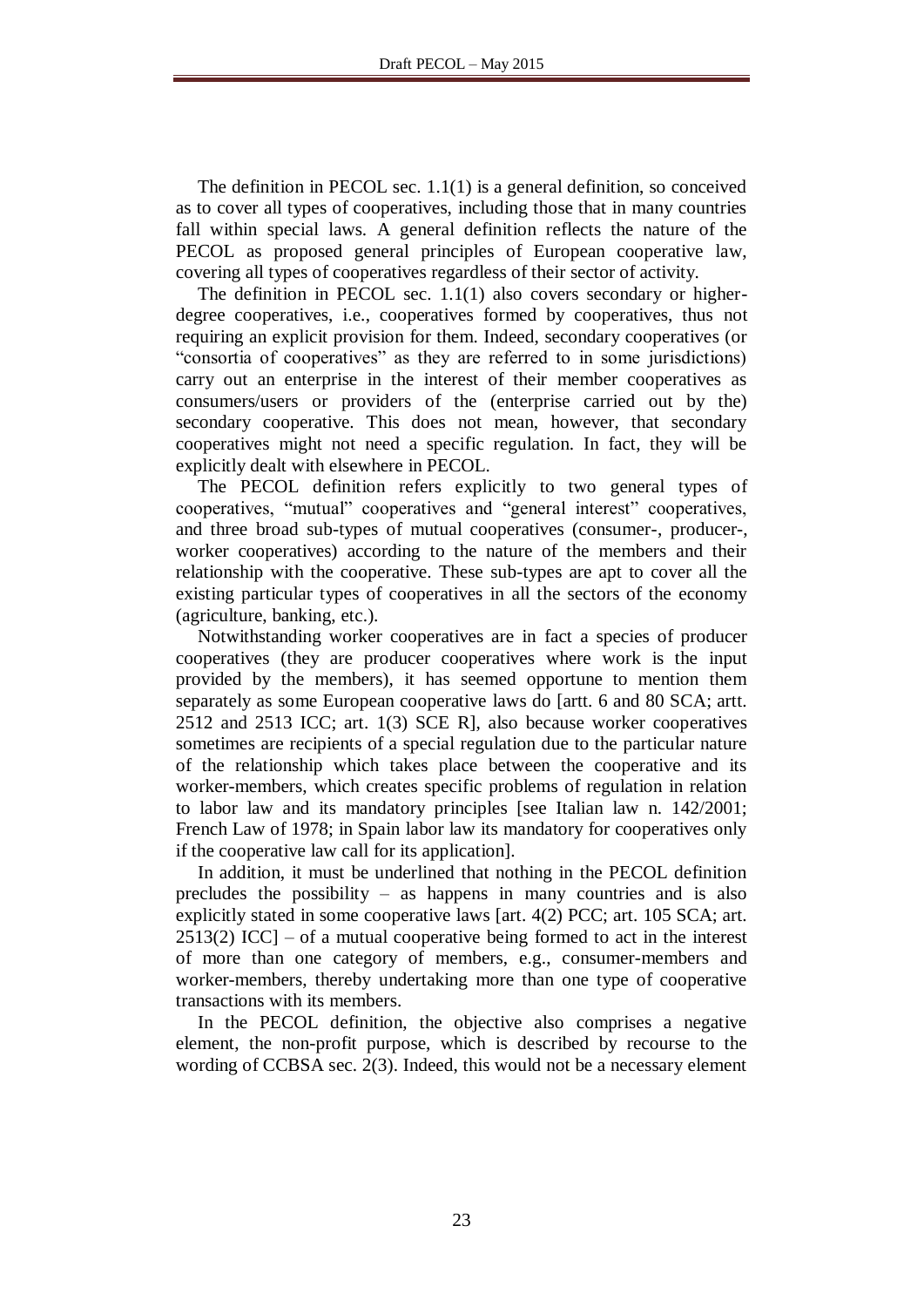The definition in PECOL sec. 1.1(1) is a general definition, so conceived as to cover all types of cooperatives, including those that in many countries fall within special laws. A general definition reflects the nature of the PECOL as proposed general principles of European cooperative law, covering all types of cooperatives regardless of their sector of activity.

The definition in PECOL sec. 1.1(1) also covers secondary or higher-degree cooperatives, i.e., cooperatives formed by cooperatives, thus not requiring an explicit provision for them. Indeed, secondary cooperatives (or "consortia of cooperatives" as they are referred to in some jurisdictions) carry out an enterprise in the interest of their member cooperatives as consumers/users or providers of the (enterprise carried out by the) secondary cooperative. This does not mean, however, that secondary cooperatives might not need a specific regulation. In fact, they will be explicitly dealt with elsewhere in PECOL.

The PECOL definition refers explicitly to two general types of cooperatives, "mutual" cooperatives and "general interest" cooperatives, and three broad sub-types of mutual cooperatives (consumer-, producer-, worker cooperatives) according to the nature of the members and their relationship with the cooperative. These sub-types are apt to cover all the existing particular types of cooperatives in all the sectors of the economy (agriculture, banking, etc.).

Notwithstanding worker cooperatives are in fact a species of producer cooperatives (they are producer cooperatives where work is the input provided by the members), it has seemed opportune to mention them separately as some European cooperative laws do [artt. 6 and 80 SCA; artt. 2512 and 2513 ICC; art. 1(3) SCE R], also because worker cooperatives sometimes are recipients of a special regulation due to the particular nature of the relationship which takes place between the cooperative and its worker-members, which creates specific problems of regulation in relation to labor law and its mandatory principles [see Italian law n. 142/2001; French Law of 1978; in Spain labor law its mandatory for cooperatives only if the cooperative law call for its application].

In addition, it must be underlined that nothing in the PECOL definition precludes the possibility – as happens in many countries and is also explicitly stated in some cooperative laws [art. 4(2) PCC; art. 105 SCA; art. 2513(2) ICC] – of a mutual cooperative being formed to act in the interest of more than one category of members, e.g., consumer-members and worker-members, thereby undertaking more than one type of cooperative transactions with its members.

In the PECOL definition, the objective also comprises a negative element, the non-profit purpose, which is described by recourse to the wording of CCBSA sec. 2(3). Indeed, this would not be a necessary element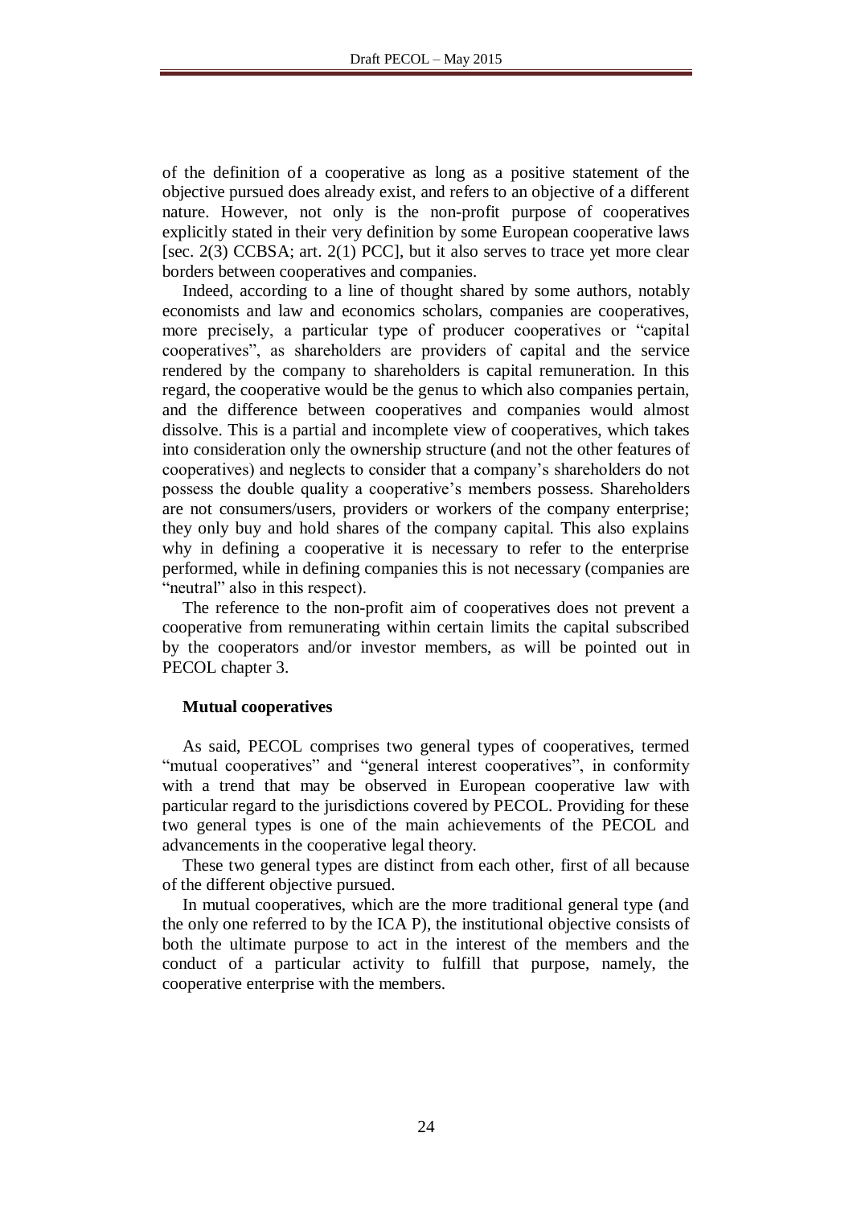of the definition of a cooperative as long as a positive statement of the objective pursued does already exist, and refers to an objective of a different nature. However, not only is the non-profit purpose of cooperatives explicitly stated in their very definition by some European cooperative laws [sec. 2(3) CCBSA; art. 2(1) PCC], but it also serves to trace yet more clear borders between cooperatives and companies.

Indeed, according to a line of thought shared by some authors, notably economists and law and economics scholars, companies are cooperatives, more precisely, a particular type of producer cooperatives or "capital cooperatives", as shareholders are providers of capital and the service rendered by the company to shareholders is capital remuneration. In this regard, the cooperative would be the genus to which also companies pertain, and the difference between cooperatives and companies would almost dissolve. This is a partial and incomplete view of cooperatives, which takes into consideration only the ownership structure (and not the other features of cooperatives) and neglects to consider that a company's shareholders do not possess the double quality a cooperative's members possess. Shareholders are not consumers/users, providers or workers of the company enterprise; they only buy and hold shares of the company capital. This also explains why in defining a cooperative it is necessary to refer to the enterprise performed, while in defining companies this is not necessary (companies are "neutral" also in this respect).

The reference to the non-profit aim of cooperatives does not prevent a cooperative from remunerating within certain limits the capital subscribed by the cooperators and/or investor members, as will be pointed out in PECOL chapter 3.

**Mutual cooperatives**

As said, PECOL comprises two general types of cooperatives, termed "mutual cooperatives" and "general interest cooperatives", in conformity with a trend that may be observed in European cooperative law with particular regard to the jurisdictions covered by PECOL. Providing for these two general types is one of the main achievements of the PECOL and advancements in the cooperative legal theory.

These two general types are distinct from each other, first of all because of the different objective pursued.

In mutual cooperatives, which are the more traditional general type (and the only one referred to by the ICA P), the institutional objective consists of both the ultimate purpose to act in the interest of the members and the conduct of a particular activity to fulfill that purpose, namely, the cooperative enterprise with the members.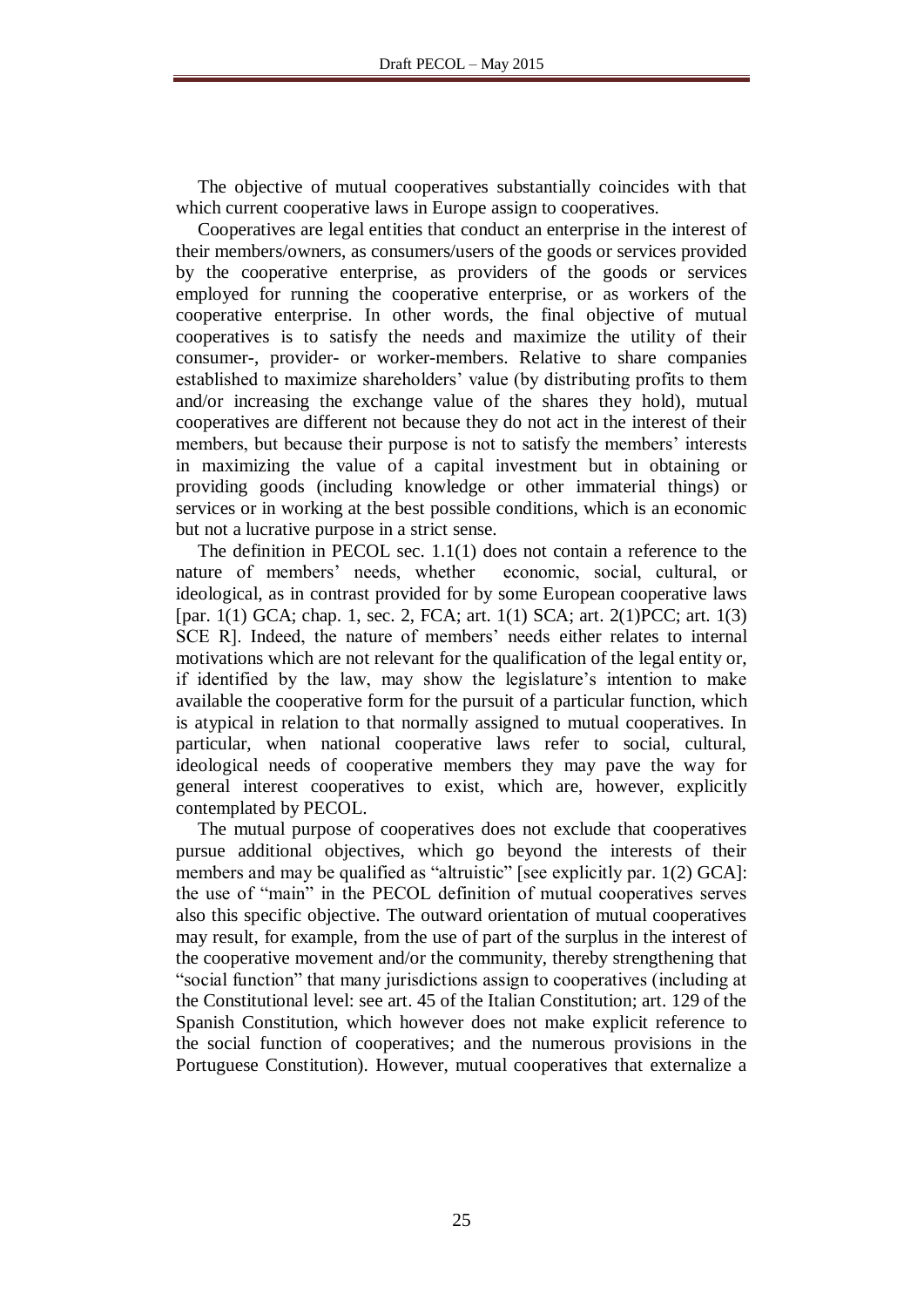The objective of mutual cooperatives substantially coincides with that which current cooperative laws in Europe assign to cooperatives.

Cooperatives are legal entities that conduct an enterprise in the interest of their members/owners, as consumers/users of the goods or services provided by the cooperative enterprise, as providers of the goods or services employed for running the cooperative enterprise, or as workers of the cooperative enterprise. In other words, the final objective of mutual cooperatives is to satisfy the needs and maximize the utility of their consumer-, provider- or worker-members. Relative to share companies established to maximize shareholders' value (by distributing profits to them and/or increasing the exchange value of the shares they hold), mutual cooperatives are different not because they do not act in the interest of their members, but because their purpose is not to satisfy the members' interests in maximizing the value of a capital investment but in obtaining or providing goods (including knowledge or other immaterial things) or services or in working at the best possible conditions, which is an economic but not a lucrative purpose in a strict sense.

The definition in PECOL sec. 1.1(1) does not contain a reference to the nature of members' needs, whether economic, social, cultural, or ideological, as in contrast provided for by some European cooperative laws [par. 1(1) GCA; chap. 1, sec. 2, FCA; art. 1(1) SCA; art. 2(1)PCC; art. 1(3) SCE R]. Indeed, the nature of members' needs either relates to internal motivations which are not relevant for the qualification of the legal entity or, if identified by the law, may show the legislature's intention to make available the cooperative form for the pursuit of a particular function, which is atypical in relation to that normally assigned to mutual cooperatives. In particular, when national cooperative laws refer to social, cultural, ideological needs of cooperative members they may pave the way for general interest cooperatives to exist, which are, however, explicitly contemplated by PECOL.

The mutual purpose of cooperatives does not exclude that cooperatives pursue additional objectives, which go beyond the interests of their members and may be qualified as "altruistic" [see explicitly par. 1(2) GCA]: the use of "main" in the PECOL definition of mutual cooperatives serves also this specific objective. The outward orientation of mutual cooperatives may result, for example, from the use of part of the surplus in the interest of the cooperative movement and/or the community, thereby strengthening that "social function" that many jurisdictions assign to cooperatives (including at the Constitutional level: see art. 45 of the Italian Constitution; art. 129 of the Spanish Constitution, which however does not make explicit reference to the social function of cooperatives; and the numerous provisions in the Portuguese Constitution). However, mutual cooperatives that externalize a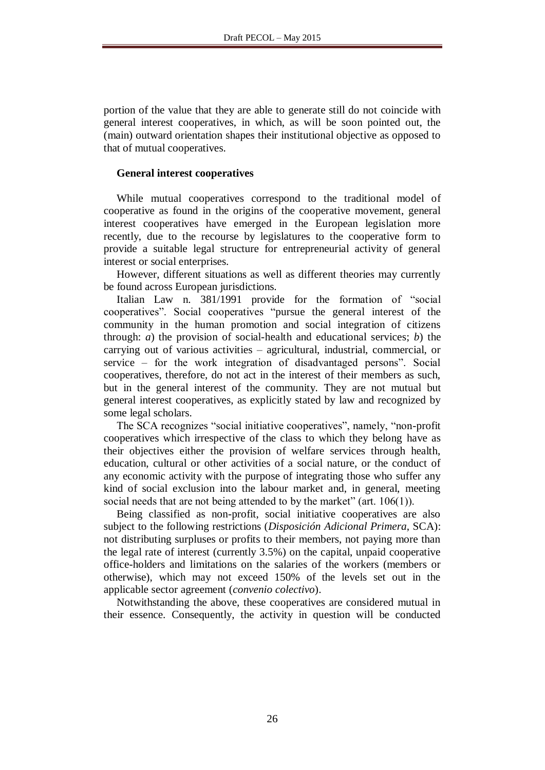portion of the value that they are able to generate still do not coincide with general interest cooperatives, in which, as will be soon pointed out, the (main) outward orientation shapes their institutional objective as opposed to that of mutual cooperatives.

### General interest cooperatives

While mutual cooperatives correspond to the traditional model of cooperative as found in the origins of the cooperative movement, general interest cooperatives have emerged in the European legislation more recently, due to the recourse by legislatures to the cooperative form to provide a suitable legal structure for entrepreneurial activity of general interest or social enterprises.

However, different situations as well as different theories may currently be found across European jurisdictions.

Italian Law n. 381/1991 provide for the formation of "social cooperatives". Social cooperatives "pursue the general interest of the community in the human promotion and social integration of citizens through: *a*) the provision of social-health and educational services; *b*) the carrying out of various activities – agricultural, industrial, commercial, or service – for the work integration of disadvantaged persons". Social cooperatives, therefore, do not act in the interest of their members as such, but in the general interest of the community. They are not mutual but general interest cooperatives, as explicitly stated by law and recognized by some legal scholars.

The SCA recognizes "social initiative cooperatives", namely, "non-profit cooperatives which irrespective of the class to which they belong have as their objectives either the provision of welfare services through health, education, cultural or other activities of a social nature, or the conduct of any economic activity with the purpose of integrating those who suffer any kind of social exclusion into the labour market and, in general, meeting social needs that are not being attended to by the market" (art. 106(1)).

Being classified as non-profit, social initiative cooperatives are also subject to the following restrictions (*Disposición Adicional Primera*, SCA): not distributing surpluses or profits to their members, not paying more than the legal rate of interest (currently 3.5%) on the capital, unpaid cooperative office-holders and limitations on the salaries of the workers (members or otherwise), which may not exceed 150% of the levels set out in the applicable sector agreement (*convenio colectivo*).

Notwithstanding the above, these cooperatives are considered mutual in their essence. Consequently, the activity in question will be conducted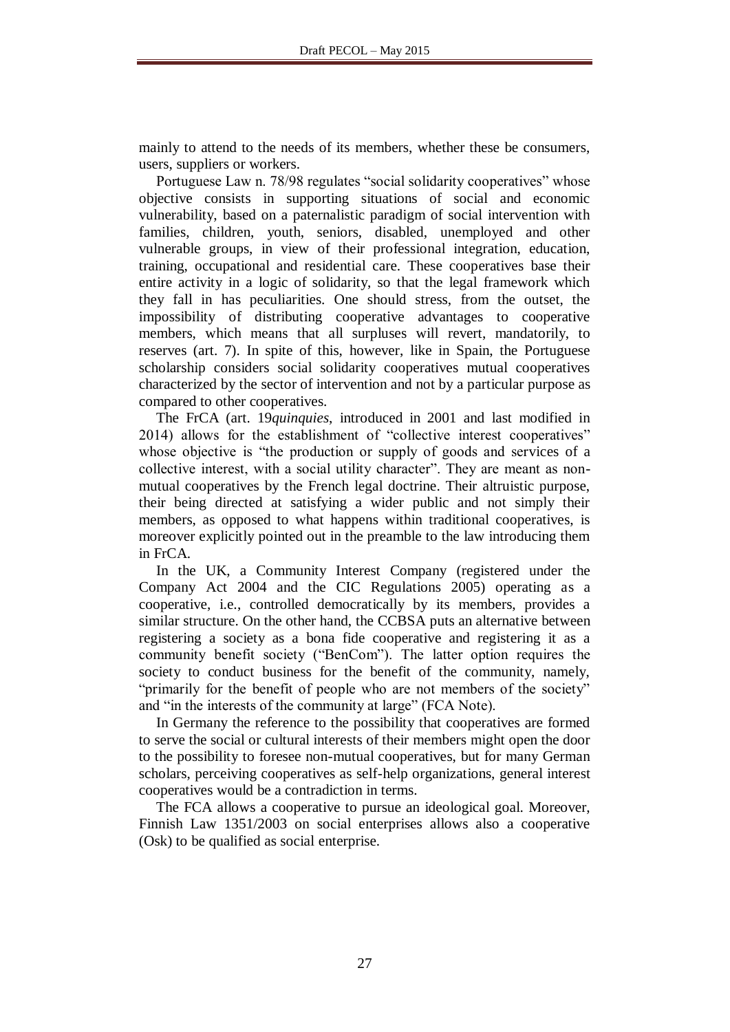mainly to attend to the needs of its members, whether these be consumers, users, suppliers or workers.

Portuguese Law n. 78/98 regulates "social solidarity cooperatives" whose objective consists in supporting situations of social and economic vulnerability, based on a paternalistic paradigm of social intervention with families, children, youth, seniors, disabled, unemployed and other vulnerable groups, in view of their professional integration, education, training, occupational and residential care. These cooperatives base their entire activity in a logic of solidarity, so that the legal framework which they fall in has peculiarities. One should stress, from the outset, the impossibility of distributing cooperative advantages to cooperative members, which means that all surpluses will revert, mandatorily, to reserves (art. 7). In spite of this, however, like in Spain, the Portuguese scholarship considers social solidarity cooperatives mutual cooperatives characterized by the sector of intervention and not by a particular purpose as compared to other cooperatives.

The FrCA (art. 19*quinquies*, introduced in 2001 and last modified in 2014) allows for the establishment of "collective interest cooperatives" whose objective is "the production or supply of goods and services of a collective interest, with a social utility character". They are meant as non-mutual cooperatives by the French legal doctrine. Their altruistic purpose, their being directed at satisfying a wider public and not simply their members, as opposed to what happens within traditional cooperatives, is moreover explicitly pointed out in the preamble to the law introducing them in FrCA.

In the UK, a Community Interest Company (registered under the Company Act 2004 and the CIC Regulations 2005) operating as a cooperative, i.e., controlled democratically by its members, provides a similar structure. On the other hand, the CCBSA puts an alternative between registering a society as a bona fide cooperative and registering it as a community benefit society ("BenCom"). The latter option requires the society to conduct business for the benefit of the community, namely, "primarily for the benefit of people who are not members of the society" and "in the interests of the community at large" (FCA Note).

In Germany the reference to the possibility that cooperatives are formed to serve the social or cultural interests of their members might open the door to the possibility to foresee non-mutual cooperatives, but for many German scholars, perceiving cooperatives as self-help organizations, general interest cooperatives would be a contradiction in terms.

The FCA allows a cooperative to pursue an ideological goal. Moreover, Finnish Law 1351/2003 on social enterprises allows also a cooperative (Osk) to be qualified as social enterprise.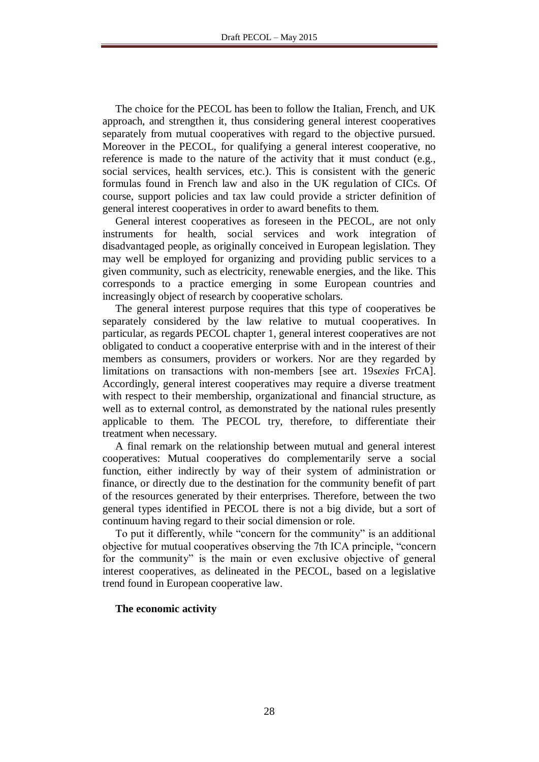The choice for the PECOL has been to follow the Italian, French, and UK approach, and strengthen it, thus considering general interest cooperatives separately from mutual cooperatives with regard to the objective pursued. Moreover in the PECOL, for qualifying a general interest cooperative, no reference is made to the nature of the activity that it must conduct (e.g., social services, health services, etc.). This is consistent with the generic formulas found in French law and also in the UK regulation of CICs. Of course, support policies and tax law could provide a stricter definition of general interest cooperatives in order to award benefits to them.

General interest cooperatives as foreseen in the PECOL, are not only instruments for health, social services and work integration of disadvantaged people, as originally conceived in European legislation. They may well be employed for organizing and providing public services to a given community, such as electricity, renewable energies, and the like. This corresponds to a practice emerging in some European countries and increasingly object of research by cooperative scholars.

The general interest purpose requires that this type of cooperatives be separately considered by the law relative to mutual cooperatives. In particular, as regards PECOL chapter 1, general interest cooperatives are not obligated to conduct a cooperative enterprise with and in the interest of their members as consumers, providers or workers. Nor are they regarded by limitations on transactions with non-members [see art. 19*sexies* FrCA]. Accordingly, general interest cooperatives may require a diverse treatment with respect to their membership, organizational and financial structure, as well as to external control, as demonstrated by the national rules presently applicable to them. The PECOL try, therefore, to differentiate their treatment when necessary.

A final remark on the relationship between mutual and general interest cooperatives: Mutual cooperatives do complementarily serve a social function, either indirectly by way of their system of administration or finance, or directly due to the destination for the community benefit of part of the resources generated by their enterprises. Therefore, between the two general types identified in PECOL there is not a big divide, but a sort of continuum having regard to their social dimension or role.

To put it differently, while "concern for the community" is an additional objective for mutual cooperatives observing the 7th ICA principle, "concern for the community" is the main or even exclusive objective of general interest cooperatives, as delineated in the PECOL, based on a legislative trend found in European cooperative law.

**The economic activity**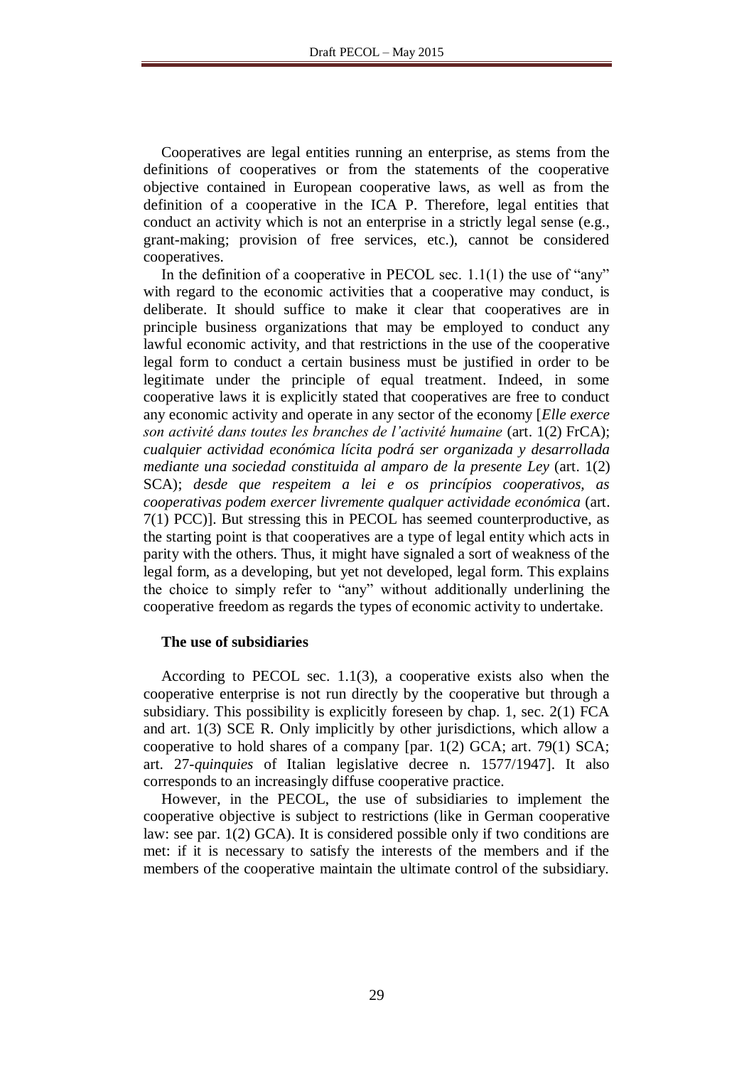Cooperatives are legal entities running an enterprise, as stems from the definitions of cooperatives or from the statements of the cooperative objective contained in European cooperative laws, as well as from the definition of a cooperative in the ICA P. Therefore, legal entities that conduct an activity which is not an enterprise in a strictly legal sense (e.g., grant-making; provision of free services, etc.), cannot be considered cooperatives.

In the definition of a cooperative in PECOL sec. 1.1(1) the use of "any" with regard to the economic activities that a cooperative may conduct, is deliberate. It should suffice to make it clear that cooperatives are in principle business organizations that may be employed to conduct any lawful economic activity, and that restrictions in the use of the cooperative legal form to conduct a certain business must be justified in order to be legitimate under the principle of equal treatment. Indeed, in some cooperative laws it is explicitly stated that cooperatives are free to conduct any economic activity and operate in any sector of the economy [*Elle exerce son activité dans toutes les branches de l'activité humaine* (art. 1(2) FrCA); *cualquier actividad económica lícita podrá ser organizada y desarrollada mediante una sociedad constituida al amparo de la presente Ley* (art. 1(2) SCA); *desde que respeitem a lei e os princípios cooperativos, as cooperativas podem exercer livremente qualquer actividade económica* (art. 7(1) PCC)]. But stressing this in PECOL has seemed counterproductive, as the starting point is that cooperatives are a type of legal entity which acts in parity with the others. Thus, it might have signaled a sort of weakness of the legal form, as a developing, but yet not developed, legal form. This explains the choice to simply refer to "any" without additionally underlining the cooperative freedom as regards the types of economic activity to undertake.

**The use of subsidiaries**

According to PECOL sec. 1.1(3), a cooperative exists also when the cooperative enterprise is not run directly by the cooperative but through a subsidiary. This possibility is explicitly foreseen by chap. 1, sec. 2(1) FCA and art. 1(3) SCE R. Only implicitly by other jurisdictions, which allow a cooperative to hold shares of a company [par. 1(2) GCA; art. 79(1) SCA; art. 27-*quinquies* of Italian legislative decree n. 1577/1947]. It also corresponds to an increasingly diffuse cooperative practice.

However, in the PECOL, the use of subsidiaries to implement the cooperative objective is subject to restrictions (like in German cooperative law: see par. 1(2) GCA). It is considered possible only if two conditions are met: if it is necessary to satisfy the interests of the members and if the members of the cooperative maintain the ultimate control of the subsidiary.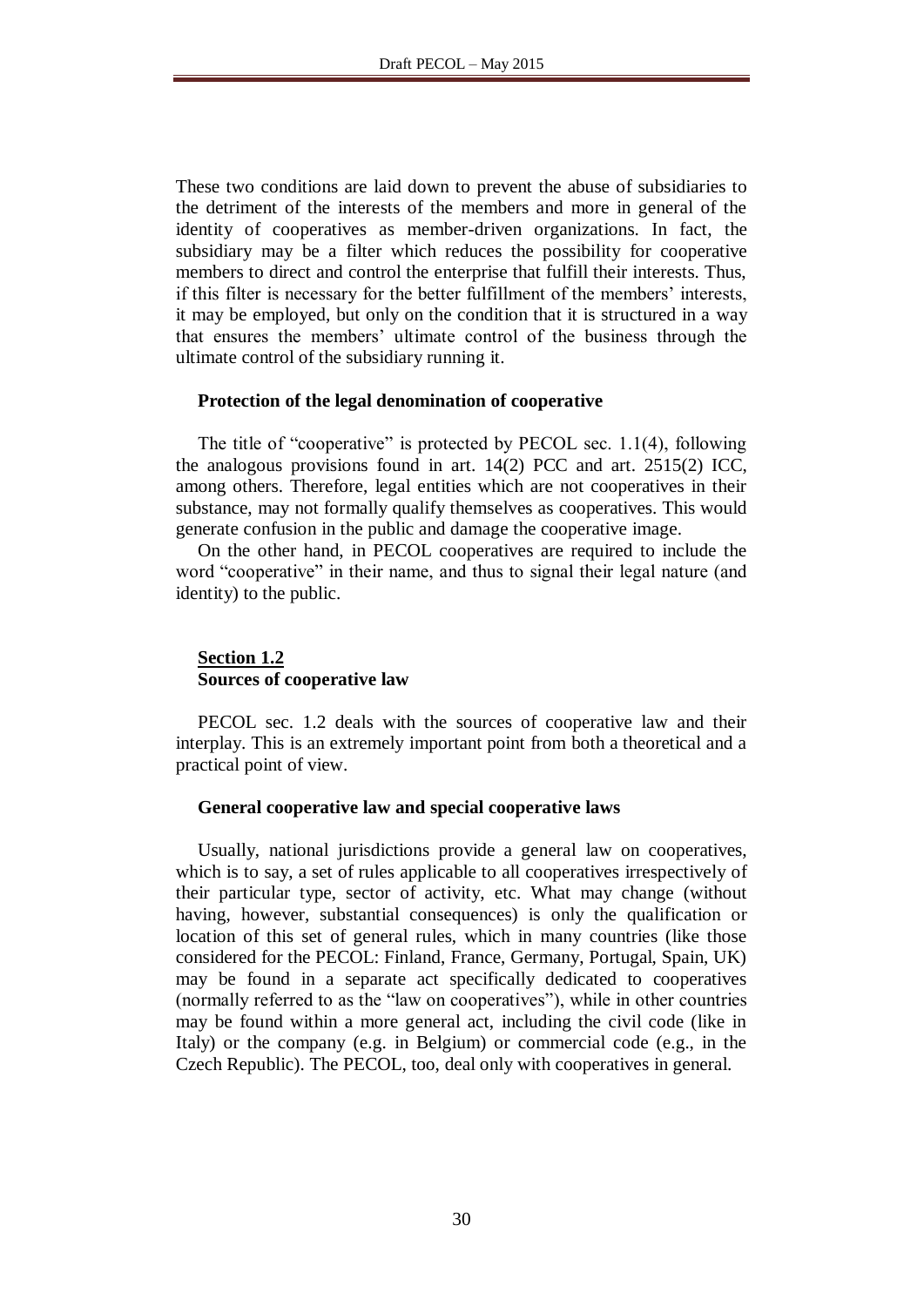These two conditions are laid down to prevent the abuse of subsidiaries to the detriment of the interests of the members and more in general of the identity of cooperatives as member-driven organizations. In fact, the subsidiary may be a filter which reduces the possibility for cooperative members to direct and control the enterprise that fulfill their interests. Thus, if this filter is necessary for the better fulfillment of the members' interests, it may be employed, but only on the condition that it is structured in a way that ensures the members' ultimate control of the business through the ultimate control of the subsidiary running it.

**Protection of the legal denomination of cooperative**

The title of "cooperative" is protected by PECOL sec. 1.1(4), following the analogous provisions found in art. 14(2) PCC and art. 2515(2) ICC, among others. Therefore, legal entities which are not cooperatives in their substance, may not formally qualify themselves as cooperatives. This would generate confusion in the public and damage the cooperative image.

On the other hand, in PECOL cooperatives are required to include the word "cooperative" in their name, and thus to signal their legal nature (and identity) to the public.

## Section 1.2
## Sources of cooperative law

PECOL sec. 1.2 deals with the sources of cooperative law and their interplay. This is an extremely important point from both a theoretical and a practical point of view.

**General cooperative law and special cooperative laws**

Usually, national jurisdictions provide a general law on cooperatives, which is to say, a set of rules applicable to all cooperatives irrespectively of their particular type, sector of activity, etc. What may change (without having, however, substantial consequences) is only the qualification or location of this set of general rules, which in many countries (like those considered for the PECOL: Finland, France, Germany, Portugal, Spain, UK) may be found in a separate act specifically dedicated to cooperatives (normally referred to as the "law on cooperatives"), while in other countries may be found within a more general act, including the civil code (like in Italy) or the company (e.g. in Belgium) or commercial code (e.g., in the Czech Republic). The PECOL, too, deal only with cooperatives in general.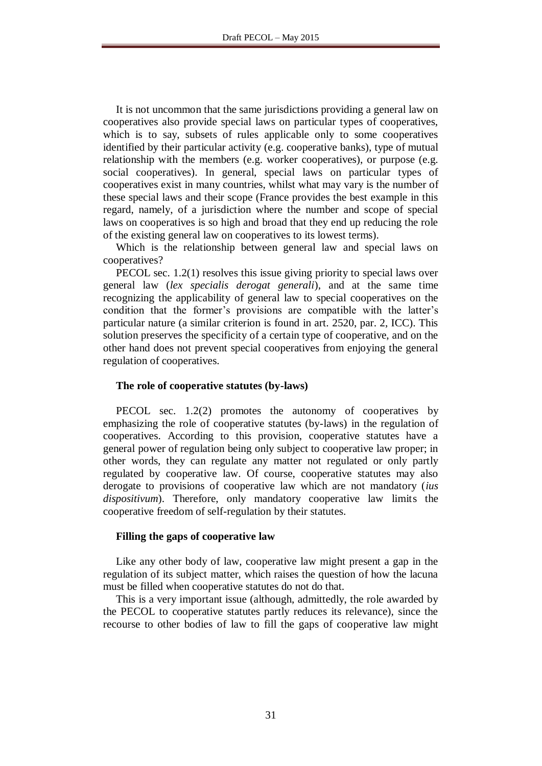It is not uncommon that the same jurisdictions providing a general law on cooperatives also provide special laws on particular types of cooperatives, which is to say, subsets of rules applicable only to some cooperatives identified by their particular activity (e.g. cooperative banks), type of mutual relationship with the members (e.g. worker cooperatives), or purpose (e.g. social cooperatives). In general, special laws on particular types of cooperatives exist in many countries, whilst what may vary is the number of these special laws and their scope (France provides the best example in this regard, namely, of a jurisdiction where the number and scope of special laws on cooperatives is so high and broad that they end up reducing the role of the existing general law on cooperatives to its lowest terms).

Which is the relationship between general law and special laws on cooperatives?

PECOL sec. 1.2(1) resolves this issue giving priority to special laws over general law (*lex specialis derogat generali*), and at the same time recognizing the applicability of general law to special cooperatives on the condition that the former's provisions are compatible with the latter's particular nature (a similar criterion is found in art. 2520, par. 2, ICC). This solution preserves the specificity of a certain type of cooperative, and on the other hand does not prevent special cooperatives from enjoying the general regulation of cooperatives.

**The role of cooperative statutes (by-laws)**

PECOL sec. 1.2(2) promotes the autonomy of cooperatives by emphasizing the role of cooperative statutes (by-laws) in the regulation of cooperatives. According to this provision, cooperative statutes have a general power of regulation being only subject to cooperative law proper; in other words, they can regulate any matter not regulated or only partly regulated by cooperative law. Of course, cooperative statutes may also derogate to provisions of cooperative law which are not mandatory (*ius dispositivum*). Therefore, only mandatory cooperative law limits the cooperative freedom of self-regulation by their statutes.

**Filling the gaps of cooperative law**

Like any other body of law, cooperative law might present a gap in the regulation of its subject matter, which raises the question of how the lacuna must be filled when cooperative statutes do not do that.

This is a very important issue (although, admittedly, the role awarded by the PECOL to cooperative statutes partly reduces its relevance), since the recourse to other bodies of law to fill the gaps of cooperative law might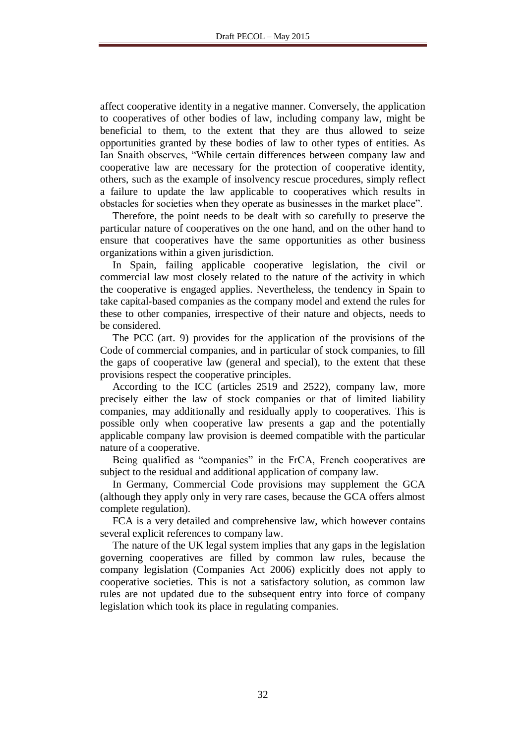affect cooperative identity in a negative manner. Conversely, the application to cooperatives of other bodies of law, including company law, might be beneficial to them, to the extent that they are thus allowed to seize opportunities granted by these bodies of law to other types of entities. As Ian Snaith observes, "While certain differences between company law and cooperative law are necessary for the protection of cooperative identity, others, such as the example of insolvency rescue procedures, simply reflect a failure to update the law applicable to cooperatives which results in obstacles for societies when they operate as businesses in the market place".

Therefore, the point needs to be dealt with so carefully to preserve the particular nature of cooperatives on the one hand, and on the other hand to ensure that cooperatives have the same opportunities as other business organizations within a given jurisdiction.

In Spain, failing applicable cooperative legislation, the civil or commercial law most closely related to the nature of the activity in which the cooperative is engaged applies. Nevertheless, the tendency in Spain to take capital-based companies as the company model and extend the rules for these to other companies, irrespective of their nature and objects, needs to be considered.

The PCC (art. 9) provides for the application of the provisions of the Code of commercial companies, and in particular of stock companies, to fill the gaps of cooperative law (general and special), to the extent that these provisions respect the cooperative principles.

According to the ICC (articles 2519 and 2522), company law, more precisely either the law of stock companies or that of limited liability companies, may additionally and residually apply to cooperatives. This is possible only when cooperative law presents a gap and the potentially applicable company law provision is deemed compatible with the particular nature of a cooperative.

Being qualified as "companies" in the FrCA, French cooperatives are subject to the residual and additional application of company law.

In Germany, Commercial Code provisions may supplement the GCA (although they apply only in very rare cases, because the GCA offers almost complete regulation).

FCA is a very detailed and comprehensive law, which however contains several explicit references to company law.

The nature of the UK legal system implies that any gaps in the legislation governing cooperatives are filled by common law rules, because the company legislation (Companies Act 2006) explicitly does not apply to cooperative societies. This is not a satisfactory solution, as common law rules are not updated due to the subsequent entry into force of company legislation which took its place in regulating companies.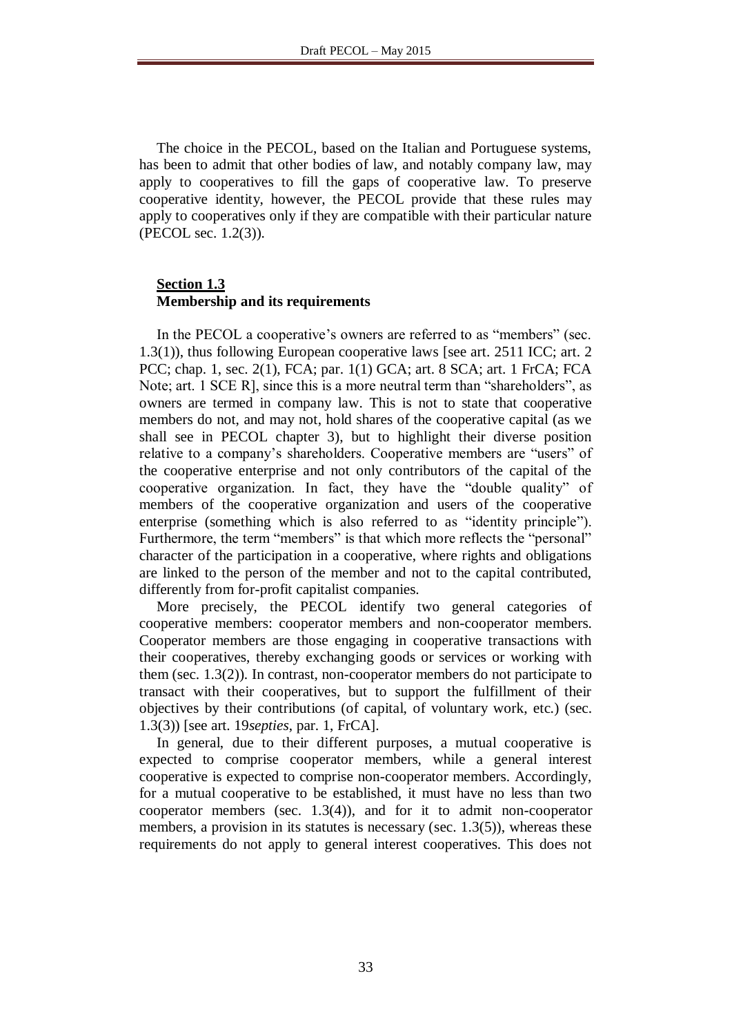The choice in the PECOL, based on the Italian and Portuguese systems, has been to admit that other bodies of law, and notably company law, may apply to cooperatives to fill the gaps of cooperative law. To preserve cooperative identity, however, the PECOL provide that these rules may apply to cooperatives only if they are compatible with their particular nature (PECOL sec. 1.2(3)).

## Section 1.3
**Membership and its requirements**

In the PECOL a cooperative's owners are referred to as "members" (sec. 1.3(1)), thus following European cooperative laws [see art. 2511 ICC; art. 2 PCC; chap. 1, sec. 2(1), FCA; par. 1(1) GCA; art. 8 SCA; art. 1 FrCA; FCA Note; art. 1 SCE R], since this is a more neutral term than "shareholders", as owners are termed in company law. This is not to state that cooperative members do not, and may not, hold shares of the cooperative capital (as we shall see in PECOL chapter 3), but to highlight their diverse position relative to a company's shareholders. Cooperative members are "users" of the cooperative enterprise and not only contributors of the capital of the cooperative organization. In fact, they have the "double quality" of members of the cooperative organization and users of the cooperative enterprise (something which is also referred to as "identity principle"). Furthermore, the term "members" is that which more reflects the "personal" character of the participation in a cooperative, where rights and obligations are linked to the person of the member and not to the capital contributed, differently from for-profit capitalist companies.

More precisely, the PECOL identify two general categories of cooperative members: cooperator members and non-cooperator members. Cooperator members are those engaging in cooperative transactions with their cooperatives, thereby exchanging goods or services or working with them (sec. 1.3(2)). In contrast, non-cooperator members do not participate to transact with their cooperatives, but to support the fulfillment of their objectives by their contributions (of capital, of voluntary work, etc.) (sec. 1.3(3)) [see art. 19*septies*, par. 1, FrCA].

In general, due to their different purposes, a mutual cooperative is expected to comprise cooperator members, while a general interest cooperative is expected to comprise non-cooperator members. Accordingly, for a mutual cooperative to be established, it must have no less than two cooperator members (sec. 1.3(4)), and for it to admit non-cooperator members, a provision in its statutes is necessary (sec. 1.3(5)), whereas these requirements do not apply to general interest cooperatives. This does not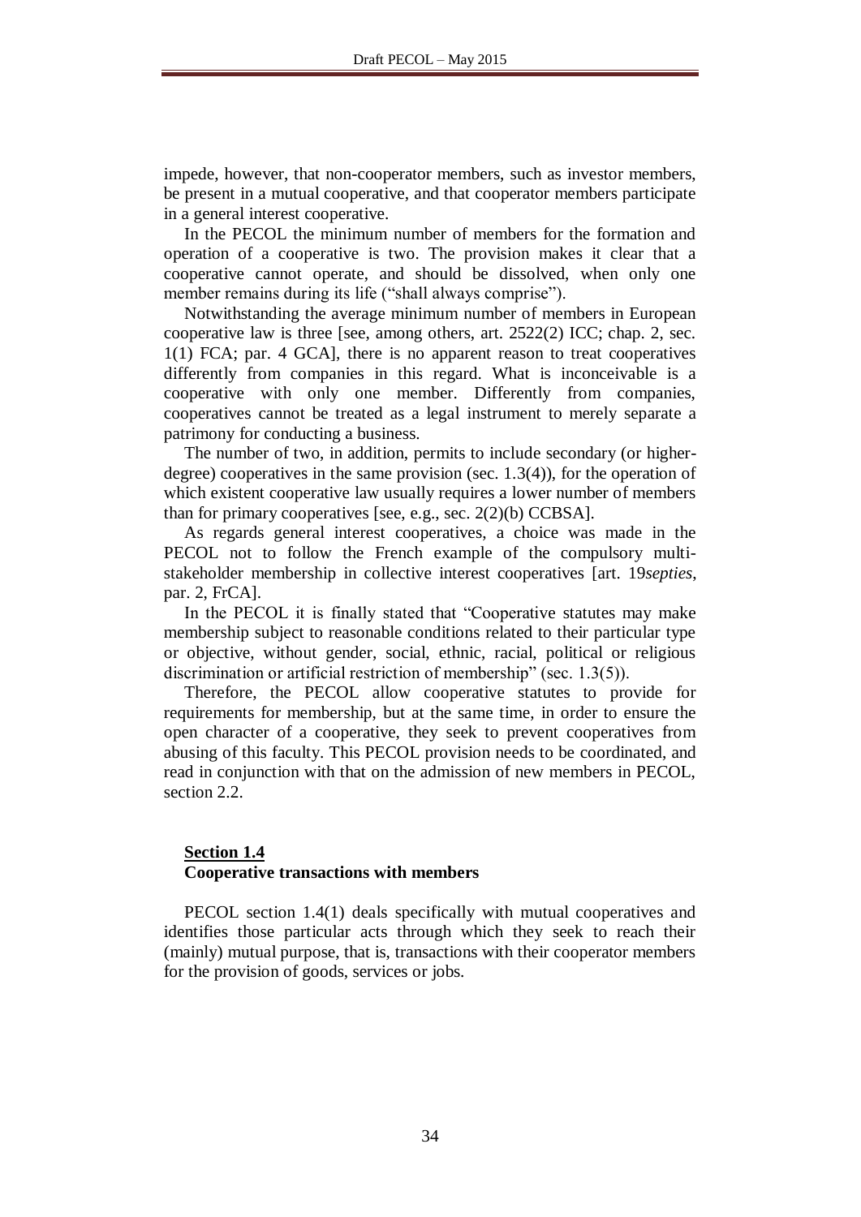impede, however, that non-cooperator members, such as investor members, be present in a mutual cooperative, and that cooperator members participate in a general interest cooperative.

In the PECOL the minimum number of members for the formation and operation of a cooperative is two. The provision makes it clear that a cooperative cannot operate, and should be dissolved, when only one member remains during its life ("shall always comprise").

Notwithstanding the average minimum number of members in European cooperative law is three [see, among others, art. 2522(2) ICC; chap. 2, sec. 1(1) FCA; par. 4 GCA], there is no apparent reason to treat cooperatives differently from companies in this regard. What is inconceivable is a cooperative with only one member. Differently from companies, cooperatives cannot be treated as a legal instrument to merely separate a patrimony for conducting a business.

The number of two, in addition, permits to include secondary (or higher-degree) cooperatives in the same provision (sec. 1.3(4)), for the operation of which existent cooperative law usually requires a lower number of members than for primary cooperatives [see, e.g., sec. 2(2)(b) CCBSA].

As regards general interest cooperatives, a choice was made in the PECOL not to follow the French example of the compulsory multi-stakeholder membership in collective interest cooperatives [art. 19*septies*, par. 2, FrCA].

In the PECOL it is finally stated that "Cooperative statutes may make membership subject to reasonable conditions related to their particular type or objective, without gender, social, ethnic, racial, political or religious discrimination or artificial restriction of membership" (sec. 1.3(5)).

Therefore, the PECOL allow cooperative statutes to provide for requirements for membership, but at the same time, in order to ensure the open character of a cooperative, they seek to prevent cooperatives from abusing of this faculty. This PECOL provision needs to be coordinated, and read in conjunction with that on the admission of new members in PECOL, section 2.2.

## Section 1.4
### Cooperative transactions with members

PECOL section 1.4(1) deals specifically with mutual cooperatives and identifies those particular acts through which they seek to reach their (mainly) mutual purpose, that is, transactions with their cooperator members for the provision of goods, services or jobs.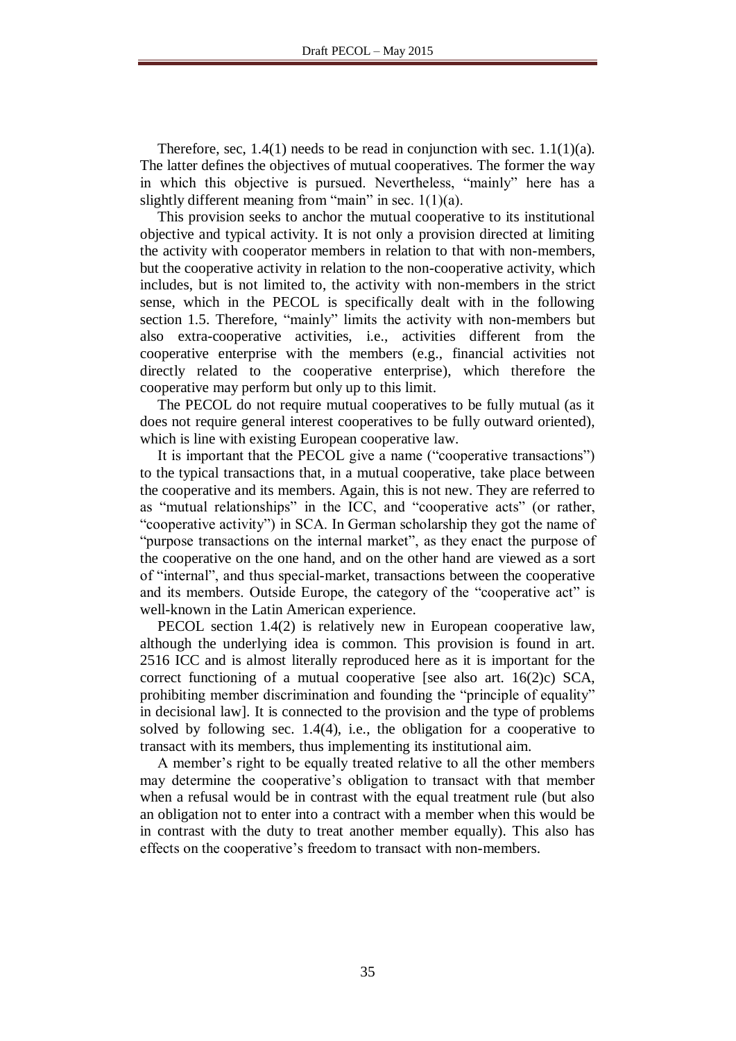Therefore, sec, 1.4(1) needs to be read in conjunction with sec. 1.1(1)(a). The latter defines the objectives of mutual cooperatives. The former the way in which this objective is pursued. Nevertheless, "mainly" here has a slightly different meaning from "main" in sec. 1(1)(a).

This provision seeks to anchor the mutual cooperative to its institutional objective and typical activity. It is not only a provision directed at limiting the activity with cooperator members in relation to that with non-members, but the cooperative activity in relation to the non-cooperative activity, which includes, but is not limited to, the activity with non-members in the strict sense, which in the PECOL is specifically dealt with in the following section 1.5. Therefore, "mainly" limits the activity with non-members but also extra-cooperative activities, i.e., activities different from the cooperative enterprise with the members (e.g., financial activities not directly related to the cooperative enterprise), which therefore the cooperative may perform but only up to this limit.

The PECOL do not require mutual cooperatives to be fully mutual (as it does not require general interest cooperatives to be fully outward oriented), which is line with existing European cooperative law.

It is important that the PECOL give a name ("cooperative transactions") to the typical transactions that, in a mutual cooperative, take place between the cooperative and its members. Again, this is not new. They are referred to as "mutual relationships" in the ICC, and "cooperative acts" (or rather, "cooperative activity") in SCA. In German scholarship they got the name of "purpose transactions on the internal market", as they enact the purpose of the cooperative on the one hand, and on the other hand are viewed as a sort of "internal", and thus special-market, transactions between the cooperative and its members. Outside Europe, the category of the "cooperative act" is well-known in the Latin American experience.

PECOL section 1.4(2) is relatively new in European cooperative law, although the underlying idea is common. This provision is found in art. 2516 ICC and is almost literally reproduced here as it is important for the correct functioning of a mutual cooperative [see also art. 16(2)c) SCA, prohibiting member discrimination and founding the "principle of equality" in decisional law]. It is connected to the provision and the type of problems solved by following sec. 1.4(4), i.e., the obligation for a cooperative to transact with its members, thus implementing its institutional aim.

A member's right to be equally treated relative to all the other members may determine the cooperative's obligation to transact with that member when a refusal would be in contrast with the equal treatment rule (but also an obligation not to enter into a contract with a member when this would be in contrast with the duty to treat another member equally). This also has effects on the cooperative's freedom to transact with non-members.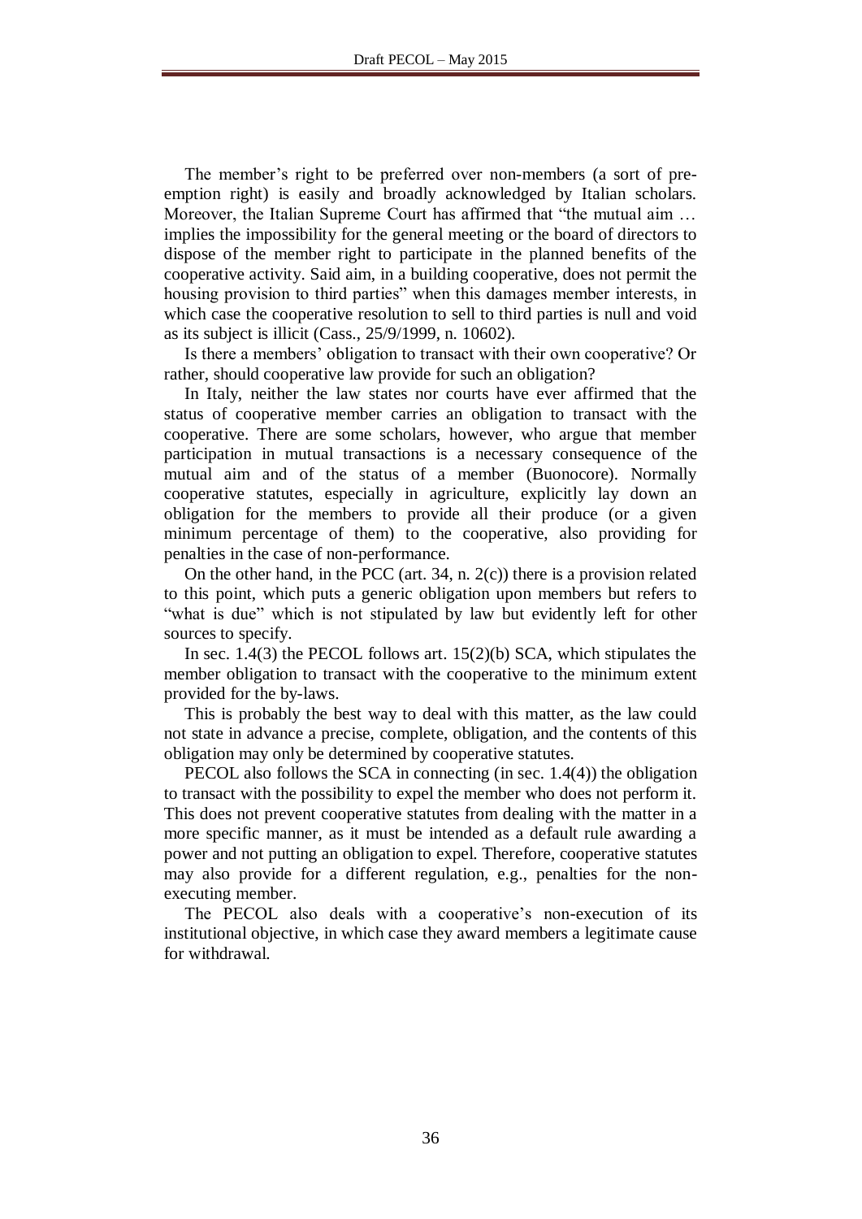The member's right to be preferred over non-members (a sort of pre-emption right) is easily and broadly acknowledged by Italian scholars. Moreover, the Italian Supreme Court has affirmed that "the mutual aim … implies the impossibility for the general meeting or the board of directors to dispose of the member right to participate in the planned benefits of the cooperative activity. Said aim, in a building cooperative, does not permit the housing provision to third parties" when this damages member interests, in which case the cooperative resolution to sell to third parties is null and void as its subject is illicit (Cass., 25/9/1999, n. 10602).

Is there a members' obligation to transact with their own cooperative? Or rather, should cooperative law provide for such an obligation?

In Italy, neither the law states nor courts have ever affirmed that the status of cooperative member carries an obligation to transact with the cooperative. There are some scholars, however, who argue that member participation in mutual transactions is a necessary consequence of the mutual aim and of the status of a member (Buonocore). Normally cooperative statutes, especially in agriculture, explicitly lay down an obligation for the members to provide all their produce (or a given minimum percentage of them) to the cooperative, also providing for penalties in the case of non-performance.

On the other hand, in the PCC (art. 34, n. 2(c)) there is a provision related to this point, which puts a generic obligation upon members but refers to "what is due" which is not stipulated by law but evidently left for other sources to specify.

In sec. 1.4(3) the PECOL follows art. 15(2)(b) SCA, which stipulates the member obligation to transact with the cooperative to the minimum extent provided for the by-laws.

This is probably the best way to deal with this matter, as the law could not state in advance a precise, complete, obligation, and the contents of this obligation may only be determined by cooperative statutes.

PECOL also follows the SCA in connecting (in sec. 1.4(4)) the obligation to transact with the possibility to expel the member who does not perform it. This does not prevent cooperative statutes from dealing with the matter in a more specific manner, as it must be intended as a default rule awarding a power and not putting an obligation to expel. Therefore, cooperative statutes may also provide for a different regulation, e.g., penalties for the non-executing member.

The PECOL also deals with a cooperative's non-execution of its institutional objective, in which case they award members a legitimate cause for withdrawal.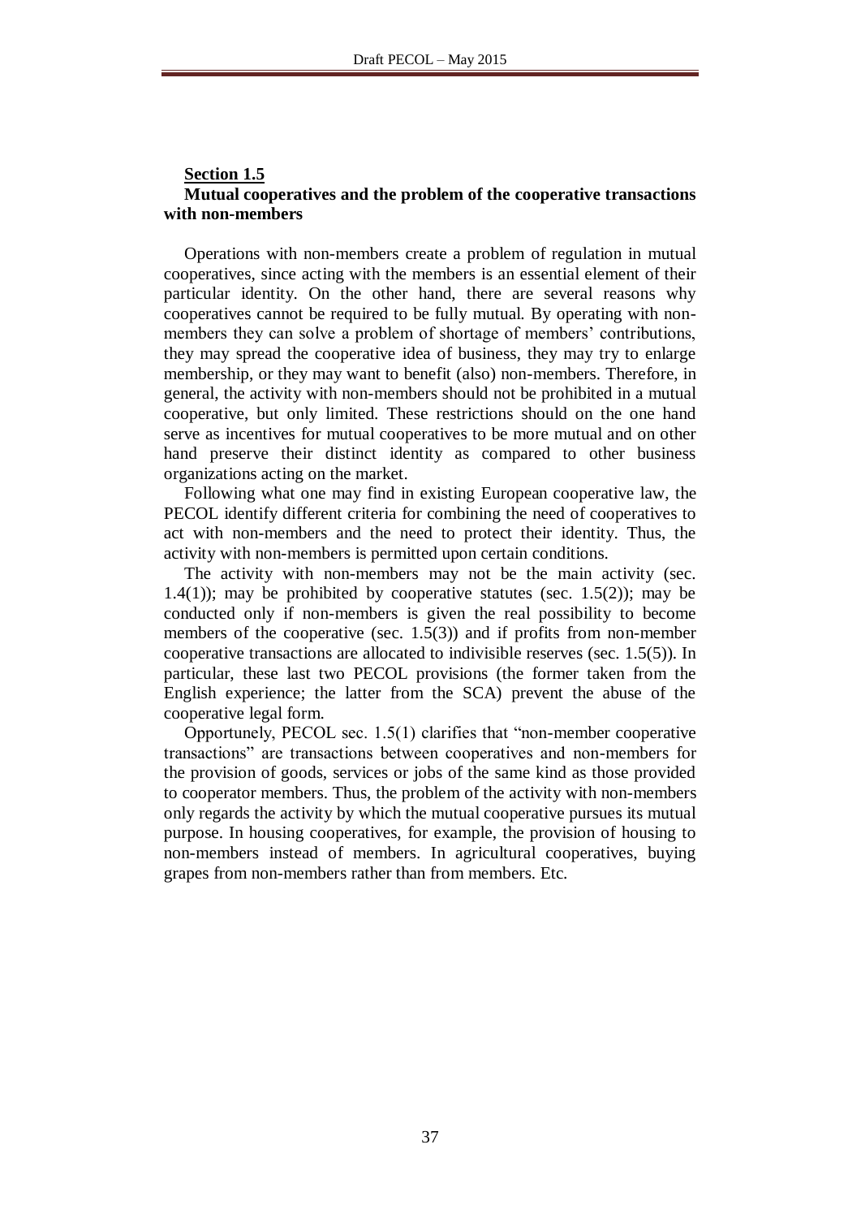## Section 1.5

### Mutual cooperatives and the problem of the cooperative transactions with non-members

Operations with non-members create a problem of regulation in mutual cooperatives, since acting with the members is an essential element of their particular identity. On the other hand, there are several reasons why cooperatives cannot be required to be fully mutual. By operating with non-members they can solve a problem of shortage of members' contributions, they may spread the cooperative idea of business, they may try to enlarge membership, or they may want to benefit (also) non-members. Therefore, in general, the activity with non-members should not be prohibited in a mutual cooperative, but only limited. These restrictions should on the one hand serve as incentives for mutual cooperatives to be more mutual and on other hand preserve their distinct identity as compared to other business organizations acting on the market.

Following what one may find in existing European cooperative law, the PECOL identify different criteria for combining the need of cooperatives to act with non-members and the need to protect their identity. Thus, the activity with non-members is permitted upon certain conditions.

The activity with non-members may not be the main activity (sec. 1.4(1)); may be prohibited by cooperative statutes (sec. 1.5(2)); may be conducted only if non-members is given the real possibility to become members of the cooperative (sec. 1.5(3)) and if profits from non-member cooperative transactions are allocated to indivisible reserves (sec. 1.5(5)). In particular, these last two PECOL provisions (the former taken from the English experience; the latter from the SCA) prevent the abuse of the cooperative legal form.

Opportunely, PECOL sec. 1.5(1) clarifies that "non-member cooperative transactions" are transactions between cooperatives and non-members for the provision of goods, services or jobs of the same kind as those provided to cooperator members. Thus, the problem of the activity with non-members only regards the activity by which the mutual cooperative pursues its mutual purpose. In housing cooperatives, for example, the provision of housing to non-members instead of members. In agricultural cooperatives, buying grapes from non-members rather than from members. Etc.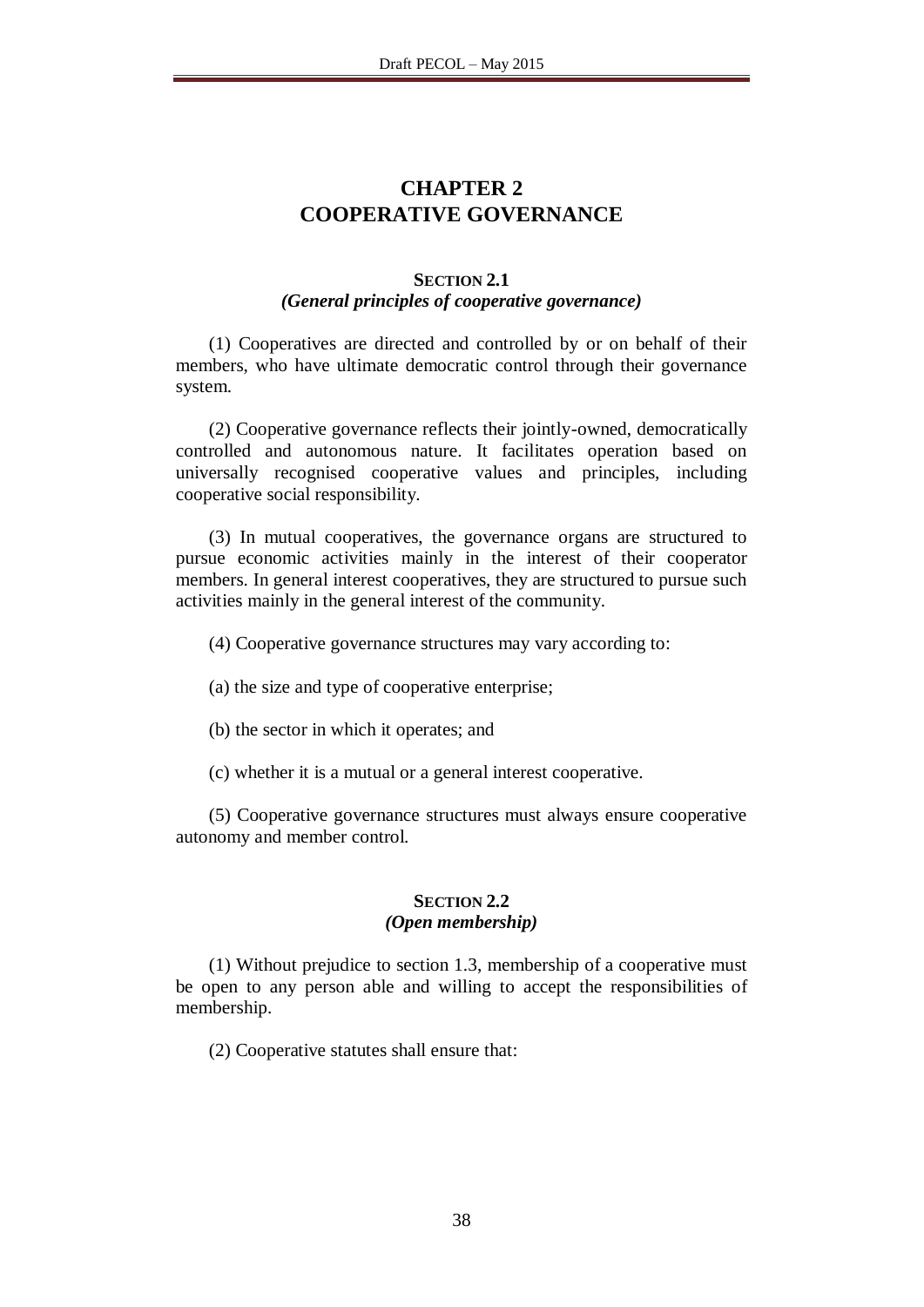# CHAPTER 2
# COOPERATIVE GOVERNANCE

### SECTION 2.1
### *(General principles of cooperative governance)*

(1) Cooperatives are directed and controlled by or on behalf of their members, who have ultimate democratic control through their governance system.

(2) Cooperative governance reflects their jointly-owned, democratically controlled and autonomous nature. It facilitates operation based on universally recognised cooperative values and principles, including cooperative social responsibility.

(3) In mutual cooperatives, the governance organs are structured to pursue economic activities mainly in the interest of their cooperator members. In general interest cooperatives, they are structured to pursue such activities mainly in the general interest of the community.

(4) Cooperative governance structures may vary according to:

(a) the size and type of cooperative enterprise;

(b) the sector in which it operates; and

(c) whether it is a mutual or a general interest cooperative.

(5) Cooperative governance structures must always ensure cooperative autonomy and member control.

### SECTION 2.2
### *(Open membership)*

(1) Without prejudice to section 1.3, membership of a cooperative must be open to any person able and willing to accept the responsibilities of membership.

(2) Cooperative statutes shall ensure that: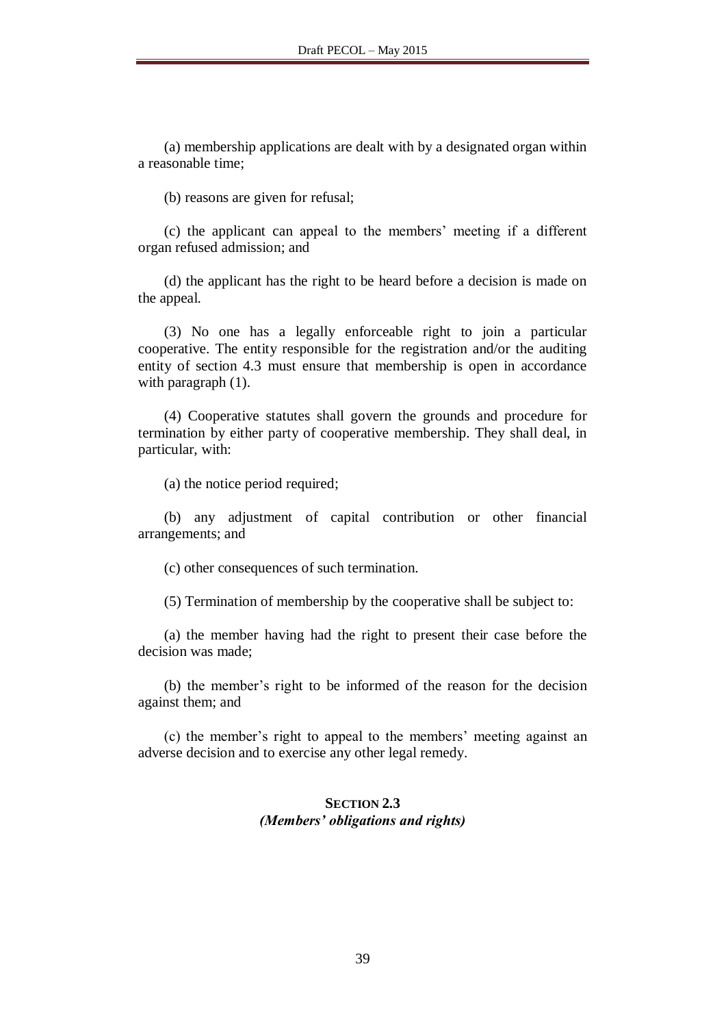(a) membership applications are dealt with by a designated organ within a reasonable time;

(b) reasons are given for refusal;

(c) the applicant can appeal to the members' meeting if a different organ refused admission; and

(d) the applicant has the right to be heard before a decision is made on the appeal.

(3) No one has a legally enforceable right to join a particular cooperative. The entity responsible for the registration and/or the auditing entity of section 4.3 must ensure that membership is open in accordance with paragraph (1).

(4) Cooperative statutes shall govern the grounds and procedure for termination by either party of cooperative membership. They shall deal, in particular, with:

(a) the notice period required;

(b) any adjustment of capital contribution or other financial arrangements; and

(c) other consequences of such termination.

(5) Termination of membership by the cooperative shall be subject to:

(a) the member having had the right to present their case before the decision was made;

(b) the member's right to be informed of the reason for the decision against them; and

(c) the member's right to appeal to the members' meeting against an adverse decision and to exercise any other legal remedy.

### SECTION 2.3
***(Members' obligations and rights)***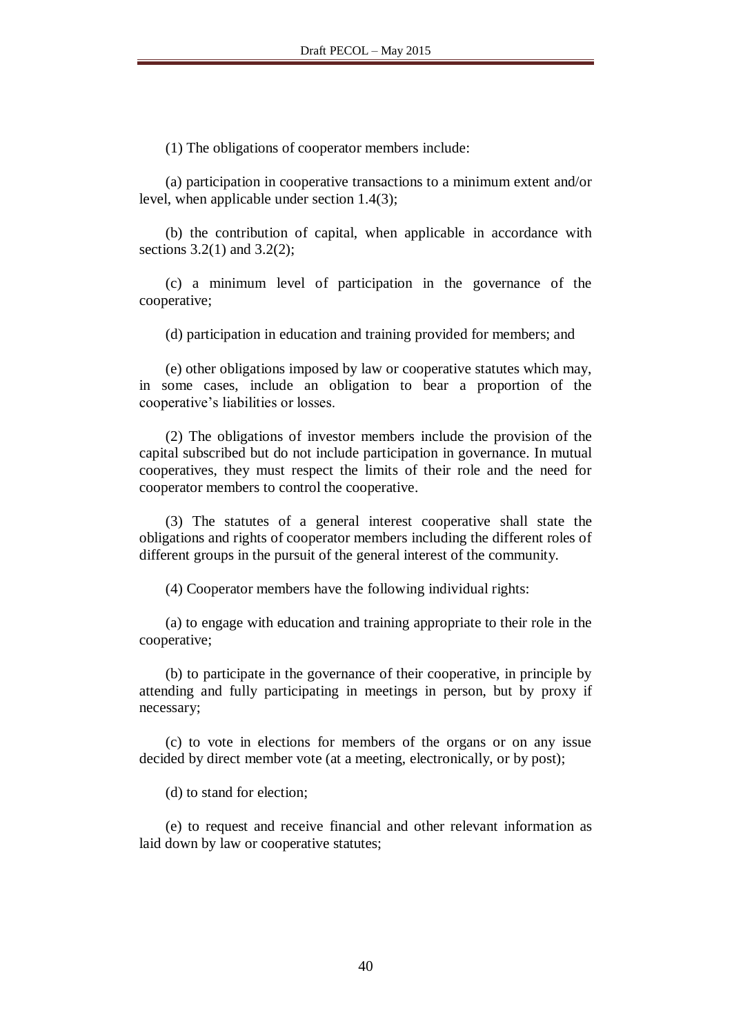(1) The obligations of cooperator members include:

(a) participation in cooperative transactions to a minimum extent and/or level, when applicable under section 1.4(3);

(b) the contribution of capital, when applicable in accordance with sections 3.2(1) and 3.2(2);

(c) a minimum level of participation in the governance of the cooperative;

(d) participation in education and training provided for members; and

(e) other obligations imposed by law or cooperative statutes which may, in some cases, include an obligation to bear a proportion of the cooperative's liabilities or losses.

(2) The obligations of investor members include the provision of the capital subscribed but do not include participation in governance. In mutual cooperatives, they must respect the limits of their role and the need for cooperator members to control the cooperative.

(3) The statutes of a general interest cooperative shall state the obligations and rights of cooperator members including the different roles of different groups in the pursuit of the general interest of the community.

(4) Cooperator members have the following individual rights:

(a) to engage with education and training appropriate to their role in the cooperative;

(b) to participate in the governance of their cooperative, in principle by attending and fully participating in meetings in person, but by proxy if necessary;

(c) to vote in elections for members of the organs or on any issue decided by direct member vote (at a meeting, electronically, or by post);

(d) to stand for election;

(e) to request and receive financial and other relevant information as laid down by law or cooperative statutes;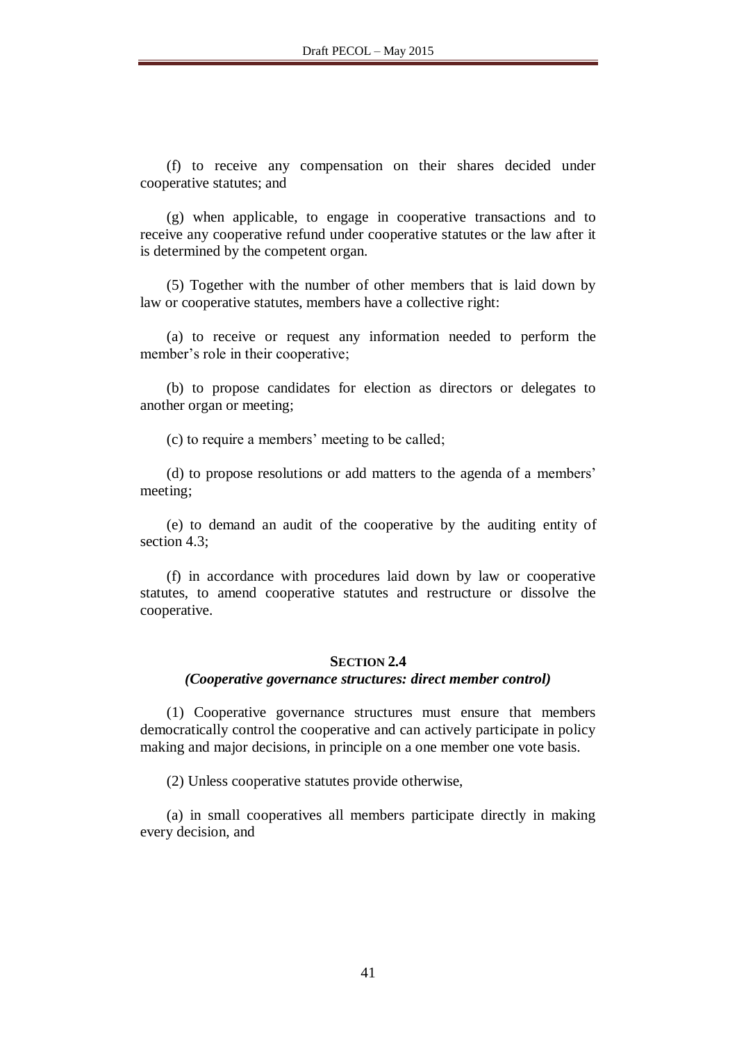(f) to receive any compensation on their shares decided under cooperative statutes; and

(g) when applicable, to engage in cooperative transactions and to receive any cooperative refund under cooperative statutes or the law after it is determined by the competent organ.

(5) Together with the number of other members that is laid down by law or cooperative statutes, members have a collective right:

(a) to receive or request any information needed to perform the member's role in their cooperative;

(b) to propose candidates for election as directors or delegates to another organ or meeting;

(c) to require a members' meeting to be called;

(d) to propose resolutions or add matters to the agenda of a members' meeting;

(e) to demand an audit of the cooperative by the auditing entity of section 4.3;

(f) in accordance with procedures laid down by law or cooperative statutes, to amend cooperative statutes and restructure or dissolve the cooperative.

## SECTION 2.4
### *(Cooperative governance structures: direct member control)*

(1) Cooperative governance structures must ensure that members democratically control the cooperative and can actively participate in policy making and major decisions, in principle on a one member one vote basis.

(2) Unless cooperative statutes provide otherwise,

(a) in small cooperatives all members participate directly in making every decision, and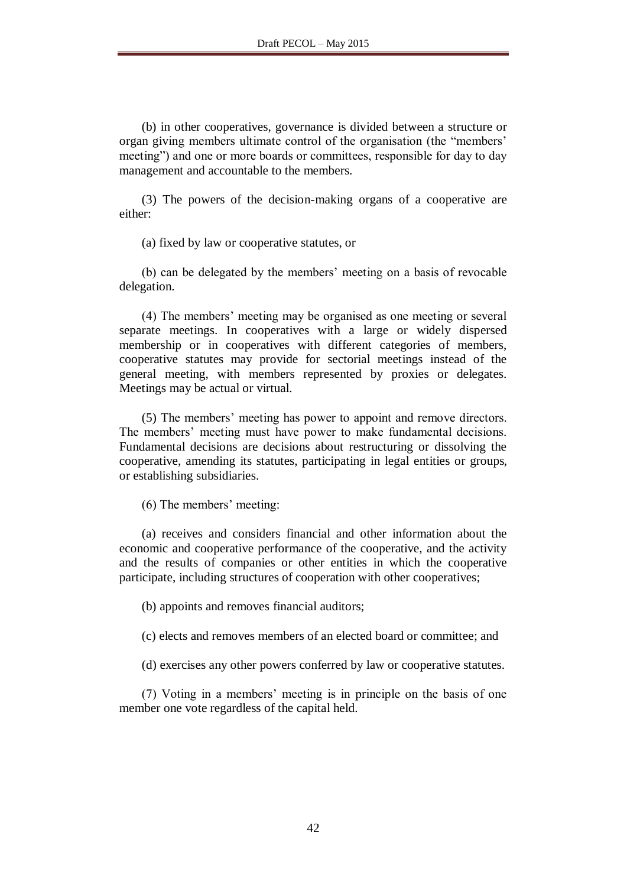(b) in other cooperatives, governance is divided between a structure or organ giving members ultimate control of the organisation (the “members’ meeting”) and one or more boards or committees, responsible for day to day management and accountable to the members.

(3) The powers of the decision-making organs of a cooperative are either:

(a) fixed by law or cooperative statutes, or

(b) can be delegated by the members’ meeting on a basis of revocable delegation.

(4) The members’ meeting may be organised as one meeting or several separate meetings. In cooperatives with a large or widely dispersed membership or in cooperatives with different categories of members, cooperative statutes may provide for sectorial meetings instead of the general meeting, with members represented by proxies or delegates. Meetings may be actual or virtual.

(5) The members’ meeting has power to appoint and remove directors. The members’ meeting must have power to make fundamental decisions. Fundamental decisions are decisions about restructuring or dissolving the cooperative, amending its statutes, participating in legal entities or groups, or establishing subsidiaries.

(6) The members’ meeting:

(a) receives and considers financial and other information about the economic and cooperative performance of the cooperative, and the activity and the results of companies or other entities in which the cooperative participate, including structures of cooperation with other cooperatives;

(b) appoints and removes financial auditors;

(c) elects and removes members of an elected board or committee; and

(d) exercises any other powers conferred by law or cooperative statutes.

(7) Voting in a members’ meeting is in principle on the basis of one member one vote regardless of the capital held.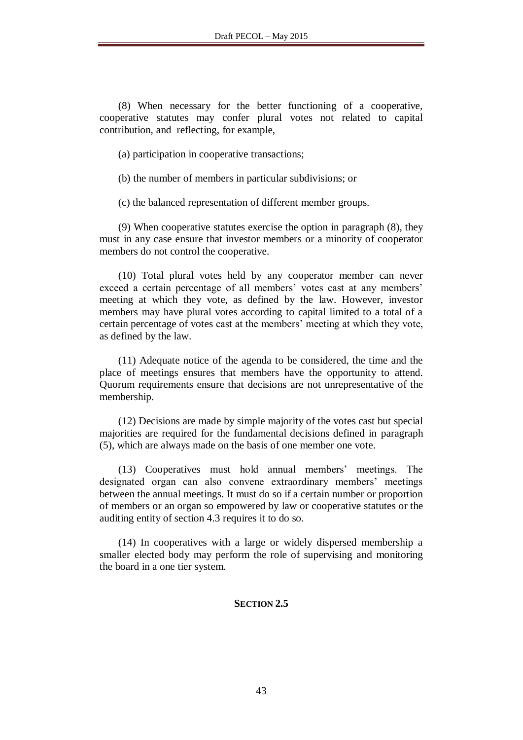(8) When necessary for the better functioning of a cooperative, cooperative statutes may confer plural votes not related to capital contribution, and reflecting, for example,

(a) participation in cooperative transactions;

(b) the number of members in particular subdivisions; or

(c) the balanced representation of different member groups.

(9) When cooperative statutes exercise the option in paragraph (8), they must in any case ensure that investor members or a minority of cooperator members do not control the cooperative.

(10) Total plural votes held by any cooperator member can never exceed a certain percentage of all members' votes cast at any members' meeting at which they vote, as defined by the law. However, investor members may have plural votes according to capital limited to a total of a certain percentage of votes cast at the members' meeting at which they vote, as defined by the law.

(11) Adequate notice of the agenda to be considered, the time and the place of meetings ensures that members have the opportunity to attend. Quorum requirements ensure that decisions are not unrepresentative of the membership.

(12) Decisions are made by simple majority of the votes cast but special majorities are required for the fundamental decisions defined in paragraph (5), which are always made on the basis of one member one vote.

(13) Cooperatives must hold annual members' meetings. The designated organ can also convene extraordinary members' meetings between the annual meetings. It must do so if a certain number or proportion of members or an organ so empowered by law or cooperative statutes or the auditing entity of section 4.3 requires it to do so.

(14) In cooperatives with a large or widely dispersed membership a smaller elected body may perform the role of supervising and monitoring the board in a one tier system.

## SECTION 2.5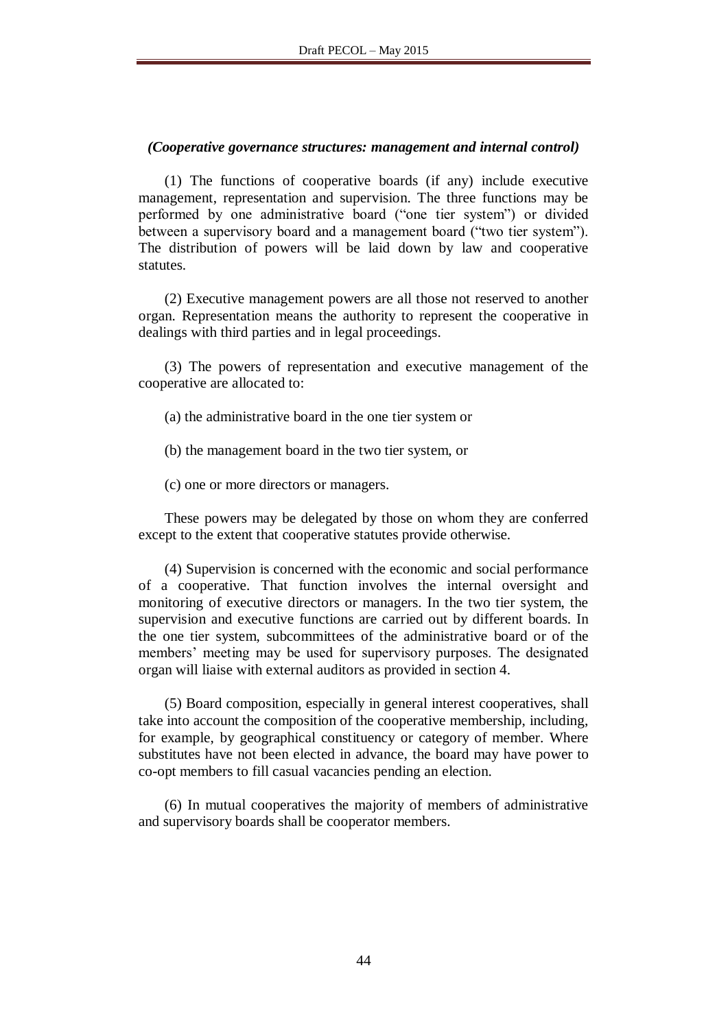***(Cooperative governance structures: management and internal control)***

(1) The functions of cooperative boards (if any) include executive management, representation and supervision. The three functions may be performed by one administrative board ("one tier system") or divided between a supervisory board and a management board ("two tier system"). The distribution of powers will be laid down by law and cooperative statutes.

(2) Executive management powers are all those not reserved to another organ. Representation means the authority to represent the cooperative in dealings with third parties and in legal proceedings.

(3) The powers of representation and executive management of the cooperative are allocated to:

(a) the administrative board in the one tier system or

(b) the management board in the two tier system, or

(c) one or more directors or managers.

These powers may be delegated by those on whom they are conferred except to the extent that cooperative statutes provide otherwise.

(4) Supervision is concerned with the economic and social performance of a cooperative. That function involves the internal oversight and monitoring of executive directors or managers. In the two tier system, the supervision and executive functions are carried out by different boards. In the one tier system, subcommittees of the administrative board or of the members' meeting may be used for supervisory purposes. The designated organ will liaise with external auditors as provided in section 4.

(5) Board composition, especially in general interest cooperatives, shall take into account the composition of the cooperative membership, including, for example, by geographical constituency or category of member. Where substitutes have not been elected in advance, the board may have power to co-opt members to fill casual vacancies pending an election.

(6) In mutual cooperatives the majority of members of administrative and supervisory boards shall be cooperator members.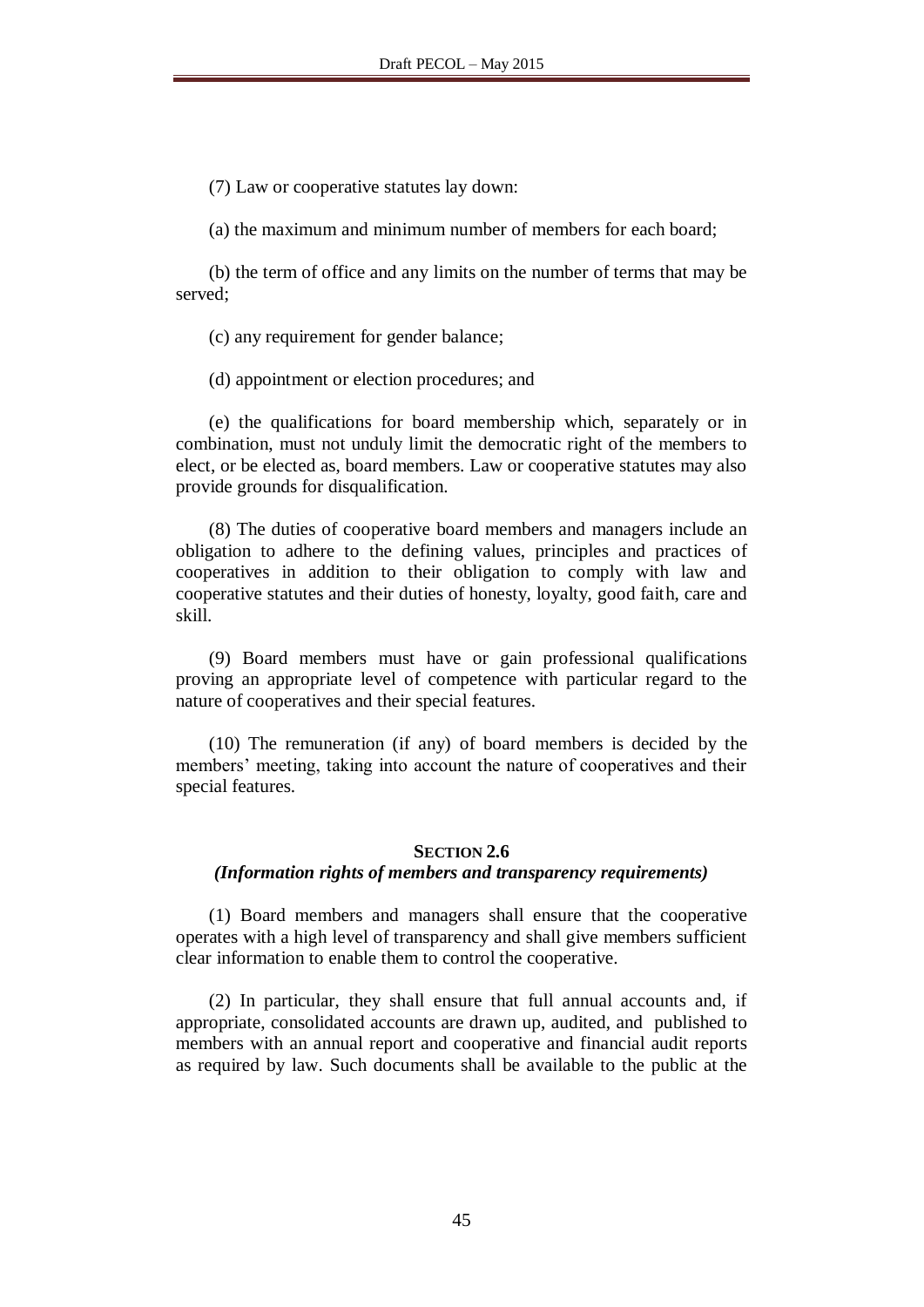(7) Law or cooperative statutes lay down:

(a) the maximum and minimum number of members for each board;

(b) the term of office and any limits on the number of terms that may be served;

(c) any requirement for gender balance;

(d) appointment or election procedures; and

(e) the qualifications for board membership which, separately or in combination, must not unduly limit the democratic right of the members to elect, or be elected as, board members. Law or cooperative statutes may also provide grounds for disqualification.

(8) The duties of cooperative board members and managers include an obligation to adhere to the defining values, principles and practices of cooperatives in addition to their obligation to comply with law and cooperative statutes and their duties of honesty, loyalty, good faith, care and skill.

(9) Board members must have or gain professional qualifications proving an appropriate level of competence with particular regard to the nature of cooperatives and their special features.

(10) The remuneration (if any) of board members is decided by the members' meeting, taking into account the nature of cooperatives and their special features.

## SECTION 2.6
### *(Information rights of members and transparency requirements)*

(1) Board members and managers shall ensure that the cooperative operates with a high level of transparency and shall give members sufficient clear information to enable them to control the cooperative.

(2) In particular, they shall ensure that full annual accounts and, if appropriate, consolidated accounts are drawn up, audited, and published to members with an annual report and cooperative and financial audit reports as required by law. Such documents shall be available to the public at the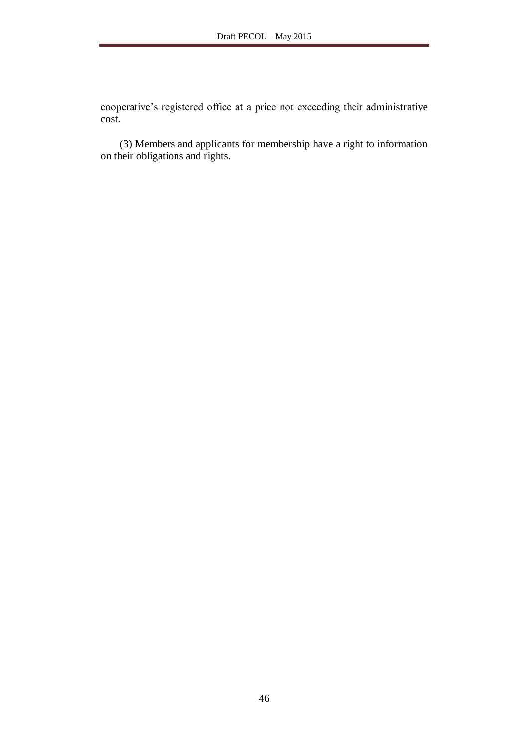cooperative's registered office at a price not exceeding their administrative cost.

(3) Members and applicants for membership have a right to information on their obligations and rights.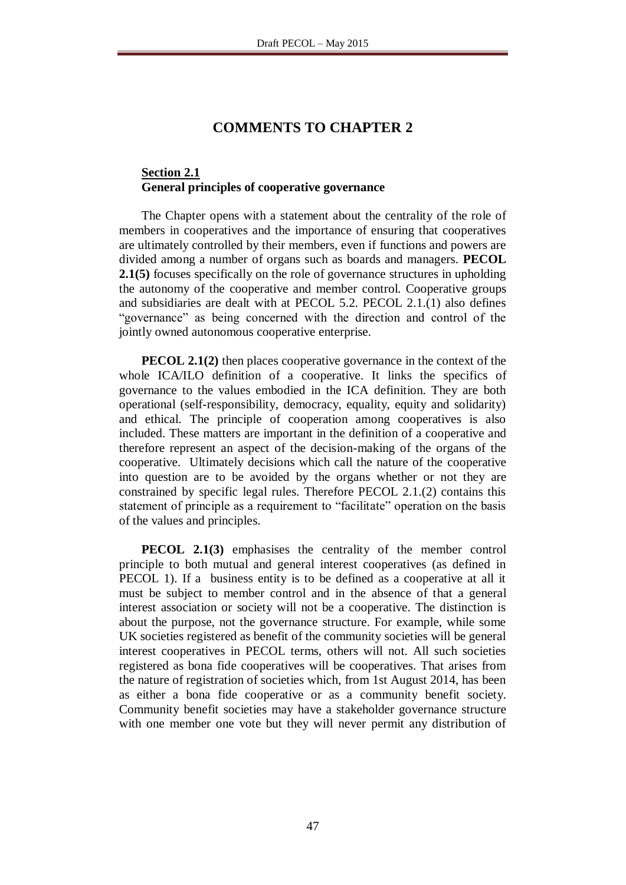# COMMENTS TO CHAPTER 2

## Section 2.1
**General principles of cooperative governance**

The Chapter opens with a statement about the centrality of the role of members in cooperatives and the importance of ensuring that cooperatives are ultimately controlled by their members, even if functions and powers are divided among a number of organs such as boards and managers. **PECOL 2.1(5)** focuses specifically on the role of governance structures in upholding the autonomy of the cooperative and member control. Cooperative groups and subsidiaries are dealt with at PECOL 5.2. PECOL 2.1.(1) also defines "governance" as being concerned with the direction and control of the jointly owned autonomous cooperative enterprise.

**PECOL 2.1(2)** then places cooperative governance in the context of the whole ICA/ILO definition of a cooperative. It links the specifics of governance to the values embodied in the ICA definition. They are both operational (self-responsibility, democracy, equality, equity and solidarity) and ethical. The principle of cooperation among cooperatives is also included. These matters are important in the definition of a cooperative and therefore represent an aspect of the decision-making of the organs of the cooperative. Ultimately decisions which call the nature of the cooperative into question are to be avoided by the organs whether or not they are constrained by specific legal rules. Therefore PECOL 2.1.(2) contains this statement of principle as a requirement to "facilitate" operation on the basis of the values and principles.

**PECOL 2.1(3)** emphasises the centrality of the member control principle to both mutual and general interest cooperatives (as defined in PECOL 1). If a business entity is to be defined as a cooperative at all it must be subject to member control and in the absence of that a general interest association or society will not be a cooperative. The distinction is about the purpose, not the governance structure. For example, while some UK societies registered as benefit of the community societies will be general interest cooperatives in PECOL terms, others will not. All such societies registered as bona fide cooperatives will be cooperatives. That arises from the nature of registration of societies which, from 1st August 2014, has been as either a bona fide cooperative or as a community benefit society. Community benefit societies may have a stakeholder governance structure with one member one vote but they will never permit any distribution of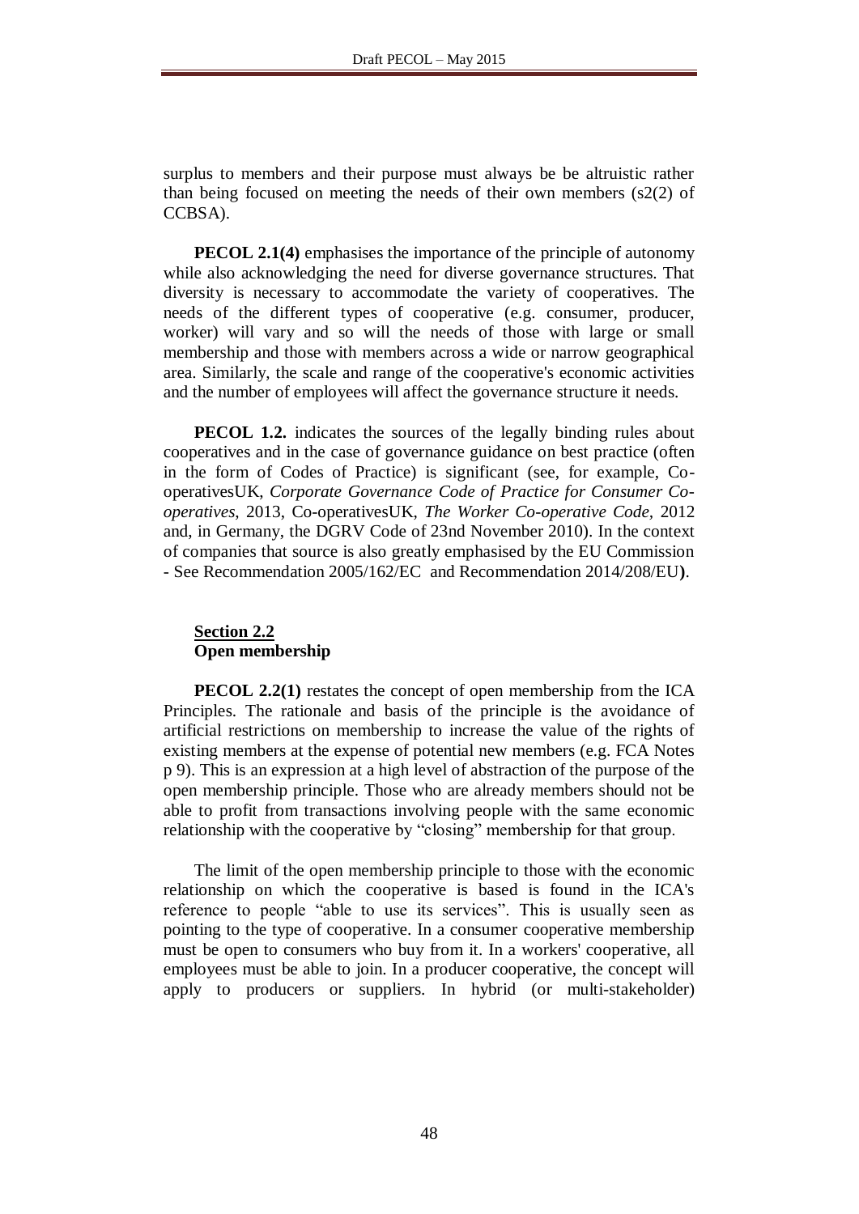surplus to members and their purpose must always be be altruistic rather than being focused on meeting the needs of their own members (s2(2) of CCBSA).

**PECOL 2.1(4)** emphasises the importance of the principle of autonomy while also acknowledging the need for diverse governance structures. That diversity is necessary to accommodate the variety of cooperatives. The needs of the different types of cooperative (e.g. consumer, producer, worker) will vary and so will the needs of those with large or small membership and those with members across a wide or narrow geographical area. Similarly, the scale and range of the cooperative's economic activities and the number of employees will affect the governance structure it needs.

**PECOL 1.2.** indicates the sources of the legally binding rules about cooperatives and in the case of governance guidance on best practice (often in the form of Codes of Practice) is significant (see, for example, Co-operativesUK, *Corporate Governance Code of Practice for Consumer Co-operatives*, 2013, Co-operativesUK, *The Worker Co-operative Code*, 2012 and, in Germany, the DGRV Code of 23nd November 2010). In the context of companies that source is also greatly emphasised by the EU Commission - See Recommendation 2005/162/EC and Recommendation 2014/208/EU**)**.

## Section 2.2
## Open membership

**PECOL 2.2(1)** restates the concept of open membership from the ICA Principles. The rationale and basis of the principle is the avoidance of artificial restrictions on membership to increase the value of the rights of existing members at the expense of potential new members (e.g. FCA Notes p 9). This is an expression at a high level of abstraction of the purpose of the open membership principle. Those who are already members should not be able to profit from transactions involving people with the same economic relationship with the cooperative by "closing" membership for that group.

The limit of the open membership principle to those with the economic relationship on which the cooperative is based is found in the ICA's reference to people "able to use its services". This is usually seen as pointing to the type of cooperative. In a consumer cooperative membership must be open to consumers who buy from it. In a workers' cooperative, all employees must be able to join. In a producer cooperative, the concept will apply to producers or suppliers. In hybrid (or multi-stakeholder)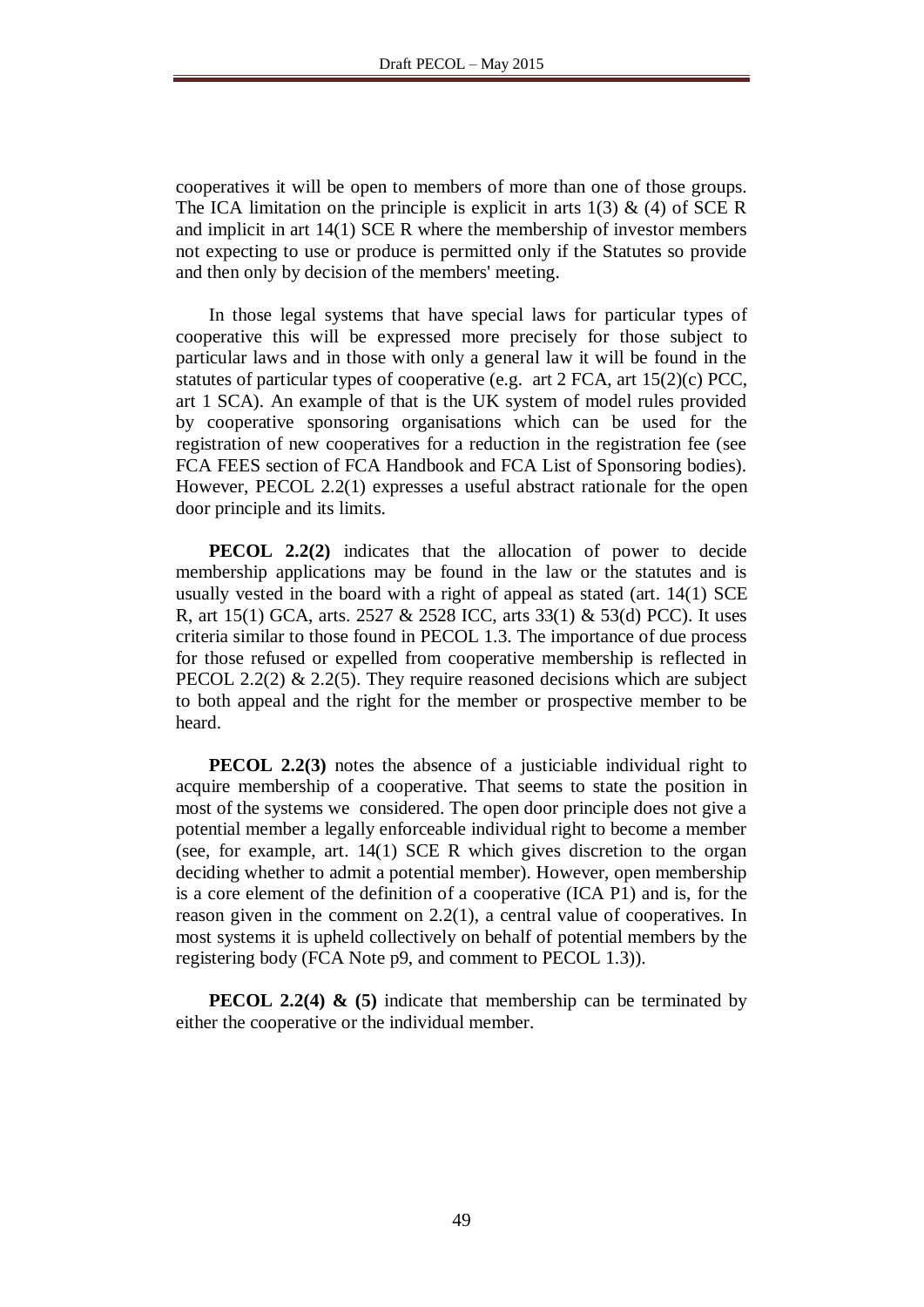cooperatives it will be open to members of more than one of those groups. The ICA limitation on the principle is explicit in arts 1(3) & (4) of SCE R and implicit in art 14(1) SCE R where the membership of investor members not expecting to use or produce is permitted only if the Statutes so provide and then only by decision of the members' meeting.

In those legal systems that have special laws for particular types of cooperative this will be expressed more precisely for those subject to particular laws and in those with only a general law it will be found in the statutes of particular types of cooperative (e.g. art 2 FCA, art 15(2)(c) PCC, art 1 SCA). An example of that is the UK system of model rules provided by cooperative sponsoring organisations which can be used for the registration of new cooperatives for a reduction in the registration fee (see FCA FEES section of FCA Handbook and FCA List of Sponsoring bodies). However, PECOL 2.2(1) expresses a useful abstract rationale for the open door principle and its limits.

**PECOL 2.2(2)** indicates that the allocation of power to decide membership applications may be found in the law or the statutes and is usually vested in the board with a right of appeal as stated (art. 14(1) SCE R, art 15(1) GCA, arts. 2527 & 2528 ICC, arts 33(1) & 53(d) PCC). It uses criteria similar to those found in PECOL 1.3. The importance of due process for those refused or expelled from cooperative membership is reflected in PECOL 2.2(2) & 2.2(5). They require reasoned decisions which are subject to both appeal and the right for the member or prospective member to be heard.

**PECOL 2.2(3)** notes the absence of a justiciable individual right to acquire membership of a cooperative. That seems to state the position in most of the systems we considered. The open door principle does not give a potential member a legally enforceable individual right to become a member (see, for example, art. 14(1) SCE R which gives discretion to the organ deciding whether to admit a potential member). However, open membership is a core element of the definition of a cooperative (ICA P1) and is, for the reason given in the comment on 2.2(1), a central value of cooperatives. In most systems it is upheld collectively on behalf of potential members by the registering body (FCA Note p9, and comment to PECOL 1.3)).

**PECOL 2.2(4) & (5)** indicate that membership can be terminated by either the cooperative or the individual member.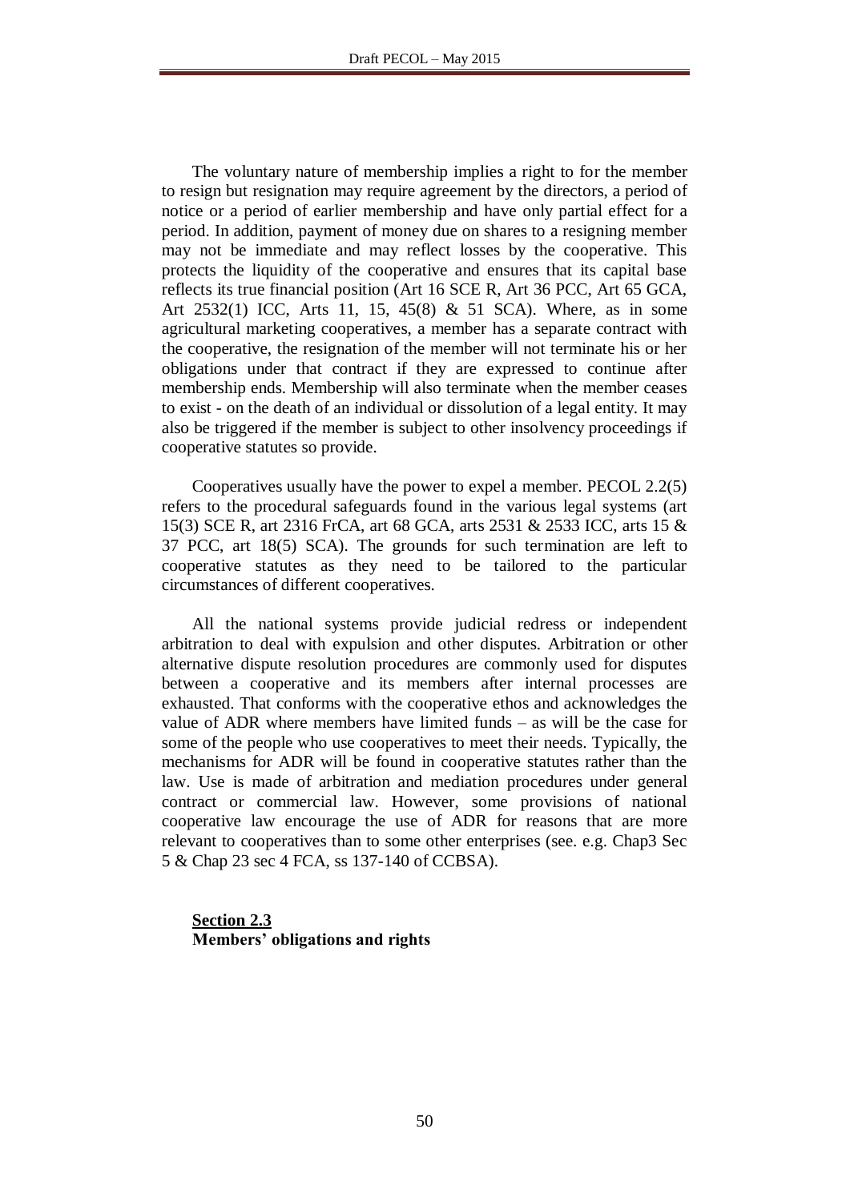The voluntary nature of membership implies a right to for the member to resign but resignation may require agreement by the directors, a period of notice or a period of earlier membership and have only partial effect for a period. In addition, payment of money due on shares to a resigning member may not be immediate and may reflect losses by the cooperative. This protects the liquidity of the cooperative and ensures that its capital base reflects its true financial position (Art 16 SCE R, Art 36 PCC, Art 65 GCA, Art 2532(1) ICC, Arts 11, 15, 45(8) & 51 SCA). Where, as in some agricultural marketing cooperatives, a member has a separate contract with the cooperative, the resignation of the member will not terminate his or her obligations under that contract if they are expressed to continue after membership ends. Membership will also terminate when the member ceases to exist - on the death of an individual or dissolution of a legal entity. It may also be triggered if the member is subject to other insolvency proceedings if cooperative statutes so provide.

Cooperatives usually have the power to expel a member. PECOL 2.2(5) refers to the procedural safeguards found in the various legal systems (art 15(3) SCE R, art 2316 FrCA, art 68 GCA, arts 2531 & 2533 ICC, arts 15 & 37 PCC, art 18(5) SCA). The grounds for such termination are left to cooperative statutes as they need to be tailored to the particular circumstances of different cooperatives.

All the national systems provide judicial redress or independent arbitration to deal with expulsion and other disputes. Arbitration or other alternative dispute resolution procedures are commonly used for disputes between a cooperative and its members after internal processes are exhausted. That conforms with the cooperative ethos and acknowledges the value of ADR where members have limited funds – as will be the case for some of the people who use cooperatives to meet their needs. Typically, the mechanisms for ADR will be found in cooperative statutes rather than the law. Use is made of arbitration and mediation procedures under general contract or commercial law. However, some provisions of national cooperative law encourage the use of ADR for reasons that are more relevant to cooperatives than to some other enterprises (see. e.g. Chap3 Sec 5 & Chap 23 sec 4 FCA, ss 137-140 of CCBSA).

## Section 2.3
**Members' obligations and rights**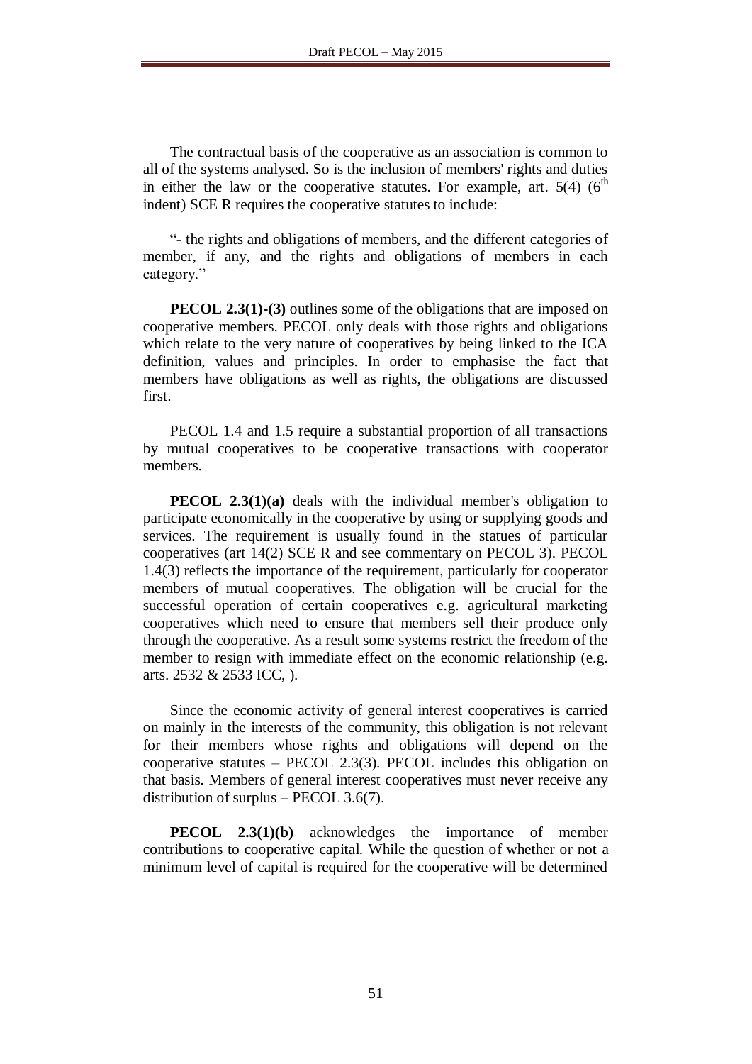The contractual basis of the cooperative as an association is common to all of the systems analysed. So is the inclusion of members' rights and duties in either the law or the cooperative statutes. For example, art. 5(4) (6th indent) SCE R requires the cooperative statutes to include:

"- the rights and obligations of members, and the different categories of member, if any, and the rights and obligations of members in each category."

**PECOL 2.3(1)-(3)** outlines some of the obligations that are imposed on cooperative members. PECOL only deals with those rights and obligations which relate to the very nature of cooperatives by being linked to the ICA definition, values and principles. In order to emphasise the fact that members have obligations as well as rights, the obligations are discussed first.

PECOL 1.4 and 1.5 require a substantial proportion of all transactions by mutual cooperatives to be cooperative transactions with cooperator members.

**PECOL 2.3(1)(a)** deals with the individual member's obligation to participate economically in the cooperative by using or supplying goods and services. The requirement is usually found in the statues of particular cooperatives (art 14(2) SCE R and see commentary on PECOL 3). PECOL 1.4(3) reflects the importance of the requirement, particularly for cooperator members of mutual cooperatives. The obligation will be crucial for the successful operation of certain cooperatives e.g. agricultural marketing cooperatives which need to ensure that members sell their produce only through the cooperative. As a result some systems restrict the freedom of the member to resign with immediate effect on the economic relationship (e.g. arts. 2532 & 2533 ICC, ).

Since the economic activity of general interest cooperatives is carried on mainly in the interests of the community, this obligation is not relevant for their members whose rights and obligations will depend on the cooperative statutes – PECOL 2.3(3). PECOL includes this obligation on that basis. Members of general interest cooperatives must never receive any distribution of surplus – PECOL 3.6(7).

**PECOL 2.3(1)(b)** acknowledges the importance of member contributions to cooperative capital. While the question of whether or not a minimum level of capital is required for the cooperative will be determined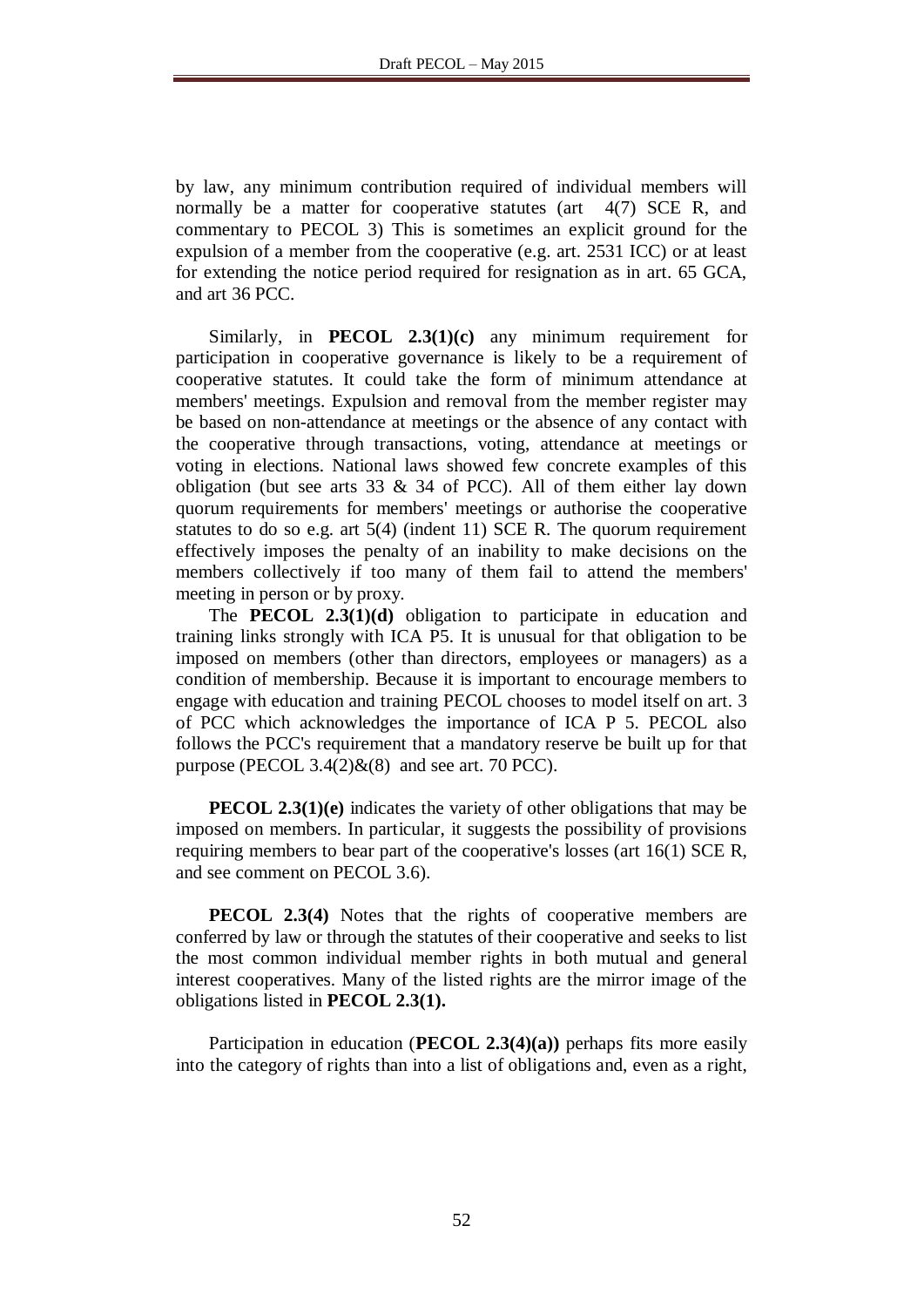by law, any minimum contribution required of individual members will normally be a matter for cooperative statutes (art 4(7) SCE R, and commentary to PECOL 3) This is sometimes an explicit ground for the expulsion of a member from the cooperative (e.g. art. 2531 ICC) or at least for extending the notice period required for resignation as in art. 65 GCA, and art 36 PCC.

Similarly, in **PECOL 2.3(1)(c)** any minimum requirement for participation in cooperative governance is likely to be a requirement of cooperative statutes. It could take the form of minimum attendance at members' meetings. Expulsion and removal from the member register may be based on non-attendance at meetings or the absence of any contact with the cooperative through transactions, voting, attendance at meetings or voting in elections. National laws showed few concrete examples of this obligation (but see arts 33 & 34 of PCC). All of them either lay down quorum requirements for members' meetings or authorise the cooperative statutes to do so e.g. art 5(4) (indent 11) SCE R. The quorum requirement effectively imposes the penalty of an inability to make decisions on the members collectively if too many of them fail to attend the members' meeting in person or by proxy.

The **PECOL 2.3(1)(d)** obligation to participate in education and training links strongly with ICA P5. It is unusual for that obligation to be imposed on members (other than directors, employees or managers) as a condition of membership. Because it is important to encourage members to engage with education and training PECOL chooses to model itself on art. 3 of PCC which acknowledges the importance of ICA P 5. PECOL also follows the PCC's requirement that a mandatory reserve be built up for that purpose (PECOL 3.4(2)&(8) and see art. 70 PCC).

**PECOL 2.3(1)(e)** indicates the variety of other obligations that may be imposed on members. In particular, it suggests the possibility of provisions requiring members to bear part of the cooperative's losses (art 16(1) SCE R, and see comment on PECOL 3.6).

**PECOL 2.3(4)** Notes that the rights of cooperative members are conferred by law or through the statutes of their cooperative and seeks to list the most common individual member rights in both mutual and general interest cooperatives. Many of the listed rights are the mirror image of the obligations listed in **PECOL 2.3(1).**

Participation in education (**PECOL 2.3(4)(a))** perhaps fits more easily into the category of rights than into a list of obligations and, even as a right,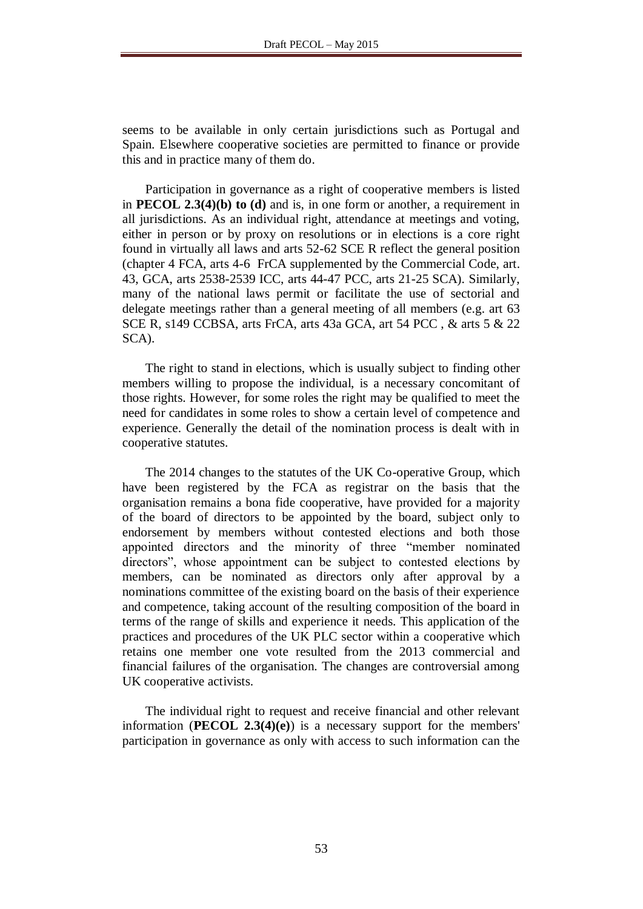seems to be available in only certain jurisdictions such as Portugal and Spain. Elsewhere cooperative societies are permitted to finance or provide this and in practice many of them do.

Participation in governance as a right of cooperative members is listed in **PECOL 2.3(4)(b) to (d)** and is, in one form or another, a requirement in all jurisdictions. As an individual right, attendance at meetings and voting, either in person or by proxy on resolutions or in elections is a core right found in virtually all laws and arts 52-62 SCE R reflect the general position (chapter 4 FCA, arts 4-6 FrCA supplemented by the Commercial Code, art. 43, GCA, arts 2538-2539 ICC, arts 44-47 PCC, arts 21-25 SCA). Similarly, many of the national laws permit or facilitate the use of sectorial and delegate meetings rather than a general meeting of all members (e.g. art 63 SCE R, s149 CCBSA, arts FrCA, arts 43a GCA, art 54 PCC , & arts 5 & 22 SCA).

The right to stand in elections, which is usually subject to finding other members willing to propose the individual, is a necessary concomitant of those rights. However, for some roles the right may be qualified to meet the need for candidates in some roles to show a certain level of competence and experience. Generally the detail of the nomination process is dealt with in cooperative statutes.

The 2014 changes to the statutes of the UK Co-operative Group, which have been registered by the FCA as registrar on the basis that the organisation remains a bona fide cooperative, have provided for a majority of the board of directors to be appointed by the board, subject only to endorsement by members without contested elections and both those appointed directors and the minority of three "member nominated directors", whose appointment can be subject to contested elections by members, can be nominated as directors only after approval by a nominations committee of the existing board on the basis of their experience and competence, taking account of the resulting composition of the board in terms of the range of skills and experience it needs. This application of the practices and procedures of the UK PLC sector within a cooperative which retains one member one vote resulted from the 2013 commercial and financial failures of the organisation. The changes are controversial among UK cooperative activists.

The individual right to request and receive financial and other relevant information (**PECOL 2.3(4)(e)**) is a necessary support for the members' participation in governance as only with access to such information can the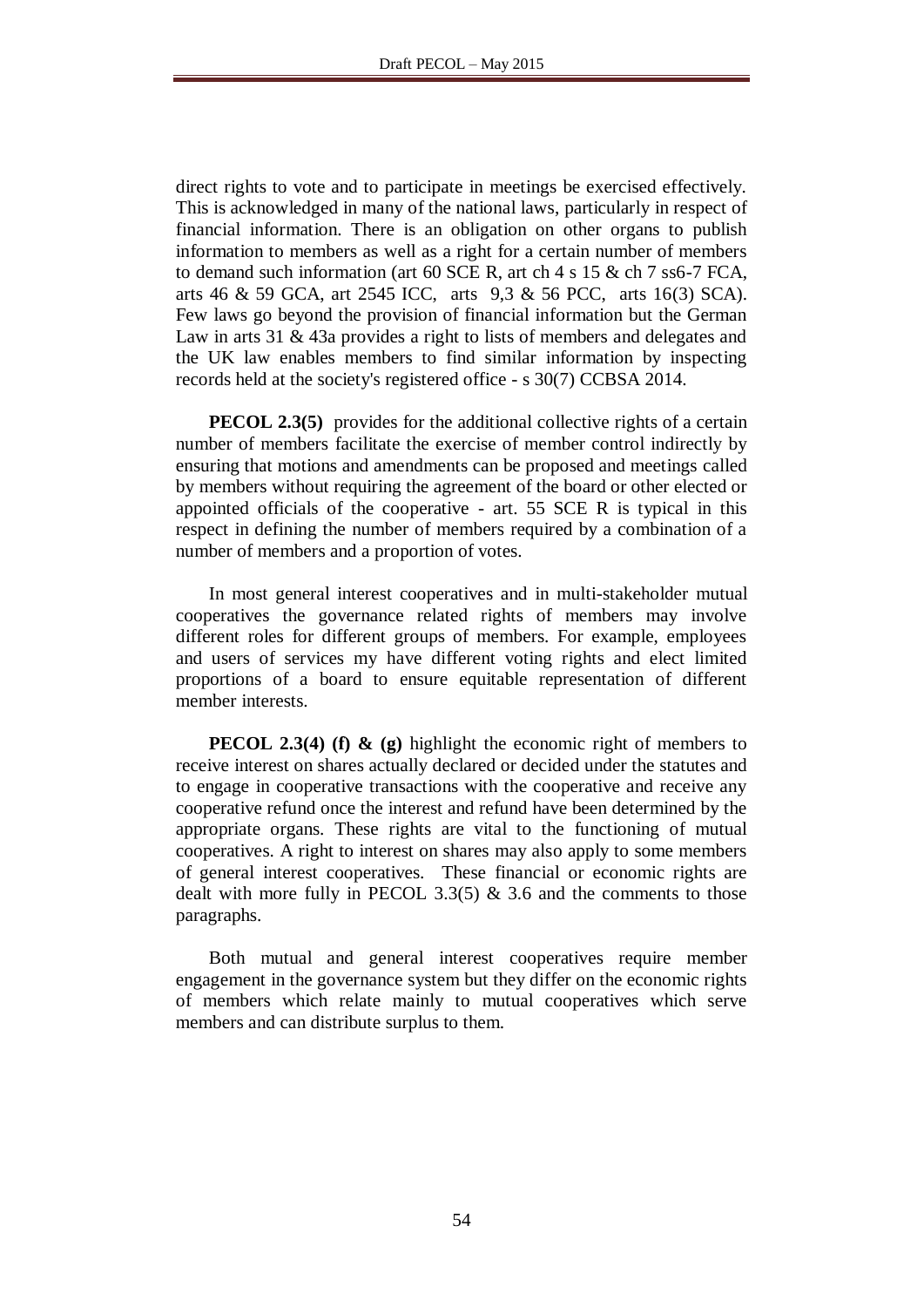direct rights to vote and to participate in meetings be exercised effectively. This is acknowledged in many of the national laws, particularly in respect of financial information. There is an obligation on other organs to publish information to members as well as a right for a certain number of members to demand such information (art 60 SCE R, art ch 4 s 15 & ch 7 ss6-7 FCA, arts 46 & 59 GCA, art 2545 ICC, arts 9,3 & 56 PCC, arts 16(3) SCA). Few laws go beyond the provision of financial information but the German Law in arts 31 & 43a provides a right to lists of members and delegates and the UK law enables members to find similar information by inspecting records held at the society's registered office - s 30(7) CCBSA 2014.

**PECOL 2.3(5)** provides for the additional collective rights of a certain number of members facilitate the exercise of member control indirectly by ensuring that motions and amendments can be proposed and meetings called by members without requiring the agreement of the board or other elected or appointed officials of the cooperative - art. 55 SCE R is typical in this respect in defining the number of members required by a combination of a number of members and a proportion of votes.

In most general interest cooperatives and in multi-stakeholder mutual cooperatives the governance related rights of members may involve different roles for different groups of members. For example, employees and users of services my have different voting rights and elect limited proportions of a board to ensure equitable representation of different member interests.

**PECOL 2.3(4) (f) & (g)** highlight the economic right of members to receive interest on shares actually declared or decided under the statutes and to engage in cooperative transactions with the cooperative and receive any cooperative refund once the interest and refund have been determined by the appropriate organs. These rights are vital to the functioning of mutual cooperatives. A right to interest on shares may also apply to some members of general interest cooperatives. These financial or economic rights are dealt with more fully in PECOL 3.3(5) & 3.6 and the comments to those paragraphs.

Both mutual and general interest cooperatives require member engagement in the governance system but they differ on the economic rights of members which relate mainly to mutual cooperatives which serve members and can distribute surplus to them.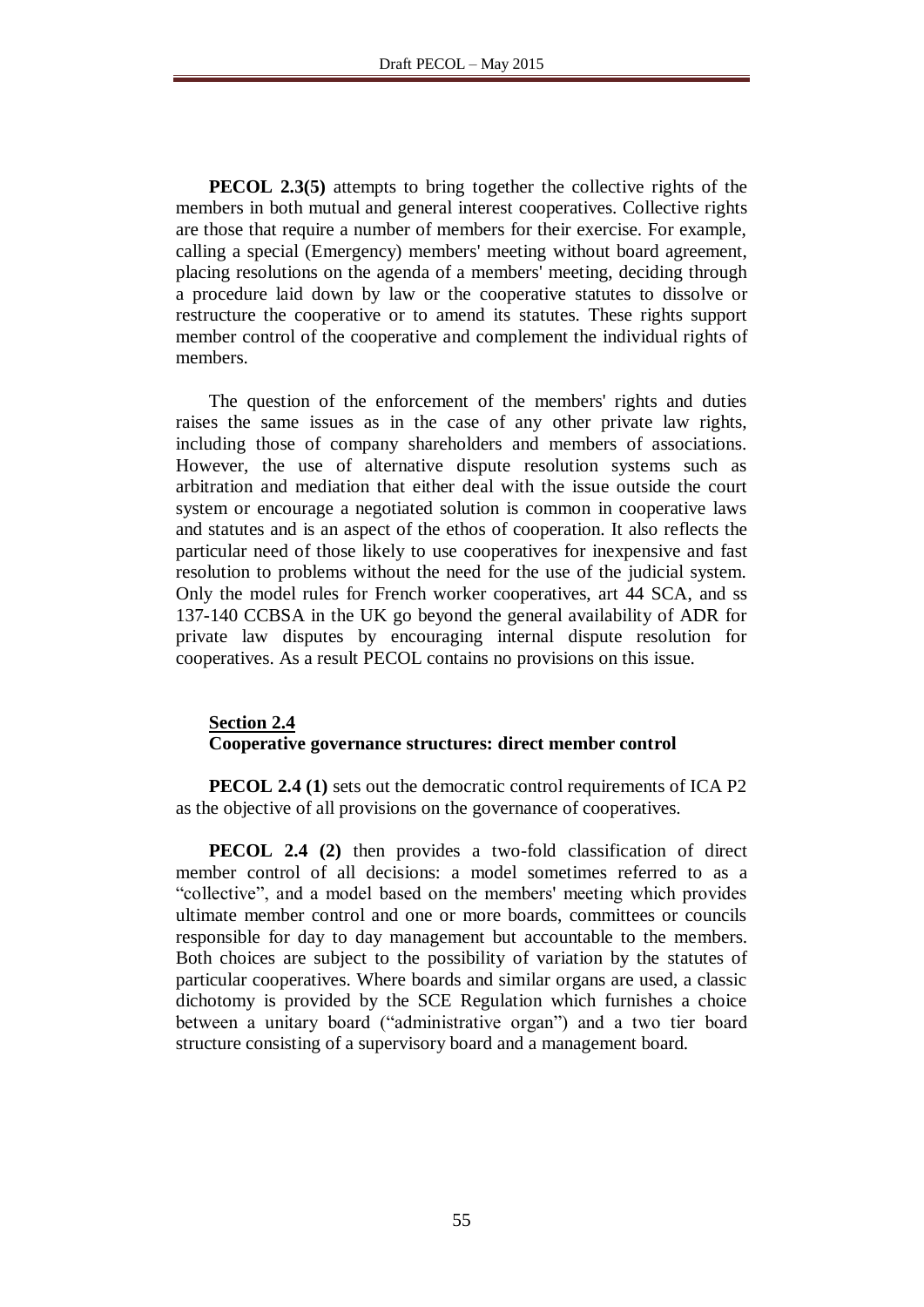**PECOL 2.3(5)** attempts to bring together the collective rights of the members in both mutual and general interest cooperatives. Collective rights are those that require a number of members for their exercise. For example, calling a special (Emergency) members' meeting without board agreement, placing resolutions on the agenda of a members' meeting, deciding through a procedure laid down by law or the cooperative statutes to dissolve or restructure the cooperative or to amend its statutes. These rights support member control of the cooperative and complement the individual rights of members.

The question of the enforcement of the members' rights and duties raises the same issues as in the case of any other private law rights, including those of company shareholders and members of associations. However, the use of alternative dispute resolution systems such as arbitration and mediation that either deal with the issue outside the court system or encourage a negotiated solution is common in cooperative laws and statutes and is an aspect of the ethos of cooperation. It also reflects the particular need of those likely to use cooperatives for inexpensive and fast resolution to problems without the need for the use of the judicial system. Only the model rules for French worker cooperatives, art 44 SCA, and ss 137-140 CCBSA in the UK go beyond the general availability of ADR for private law disputes by encouraging internal dispute resolution for cooperatives. As a result PECOL contains no provisions on this issue.

## Section 2.4
**Cooperative governance structures: direct member control**

**PECOL 2.4 (1)** sets out the democratic control requirements of ICA P2 as the objective of all provisions on the governance of cooperatives.

**PECOL 2.4 (2)** then provides a two-fold classification of direct member control of all decisions: a model sometimes referred to as a "collective", and a model based on the members' meeting which provides ultimate member control and one or more boards, committees or councils responsible for day to day management but accountable to the members. Both choices are subject to the possibility of variation by the statutes of particular cooperatives. Where boards and similar organs are used, a classic dichotomy is provided by the SCE Regulation which furnishes a choice between a unitary board ("administrative organ") and a two tier board structure consisting of a supervisory board and a management board.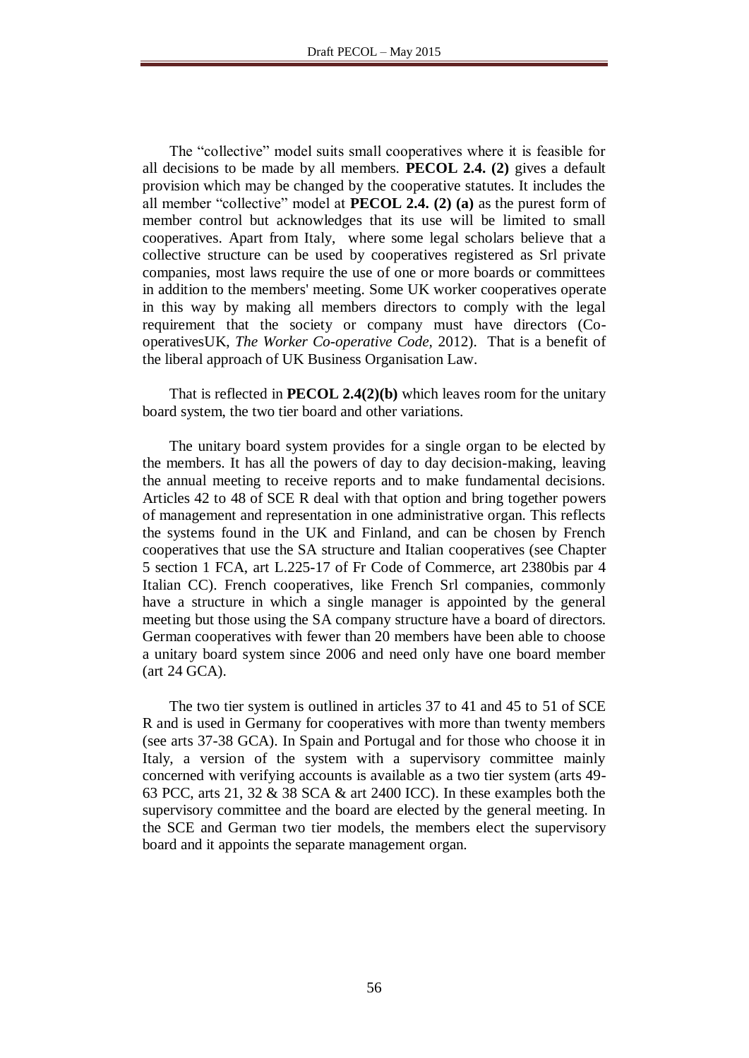The "collective" model suits small cooperatives where it is feasible for all decisions to be made by all members. **PECOL 2.4. (2)** gives a default provision which may be changed by the cooperative statutes. It includes the all member "collective" model at **PECOL 2.4. (2) (a)** as the purest form of member control but acknowledges that its use will be limited to small cooperatives. Apart from Italy, where some legal scholars believe that a collective structure can be used by cooperatives registered as Srl private companies, most laws require the use of one or more boards or committees in addition to the members' meeting. Some UK worker cooperatives operate in this way by making all members directors to comply with the legal requirement that the society or company must have directors (Co-operativesUK, *The Worker Co-operative Code*, 2012). That is a benefit of the liberal approach of UK Business Organisation Law.

That is reflected in **PECOL 2.4(2)(b)** which leaves room for the unitary board system, the two tier board and other variations.

The unitary board system provides for a single organ to be elected by the members. It has all the powers of day to day decision-making, leaving the annual meeting to receive reports and to make fundamental decisions. Articles 42 to 48 of SCE R deal with that option and bring together powers of management and representation in one administrative organ. This reflects the systems found in the UK and Finland, and can be chosen by French cooperatives that use the SA structure and Italian cooperatives (see Chapter 5 section 1 FCA, art L.225-17 of Fr Code of Commerce, art 2380bis par 4 Italian CC). French cooperatives, like French Srl companies, commonly have a structure in which a single manager is appointed by the general meeting but those using the SA company structure have a board of directors. German cooperatives with fewer than 20 members have been able to choose a unitary board system since 2006 and need only have one board member (art 24 GCA).

The two tier system is outlined in articles 37 to 41 and 45 to 51 of SCE R and is used in Germany for cooperatives with more than twenty members (see arts 37-38 GCA). In Spain and Portugal and for those who choose it in Italy, a version of the system with a supervisory committee mainly concerned with verifying accounts is available as a two tier system (arts 49-63 PCC, arts 21, 32 & 38 SCA & art 2400 ICC). In these examples both the supervisory committee and the board are elected by the general meeting. In the SCE and German two tier models, the members elect the supervisory board and it appoints the separate management organ.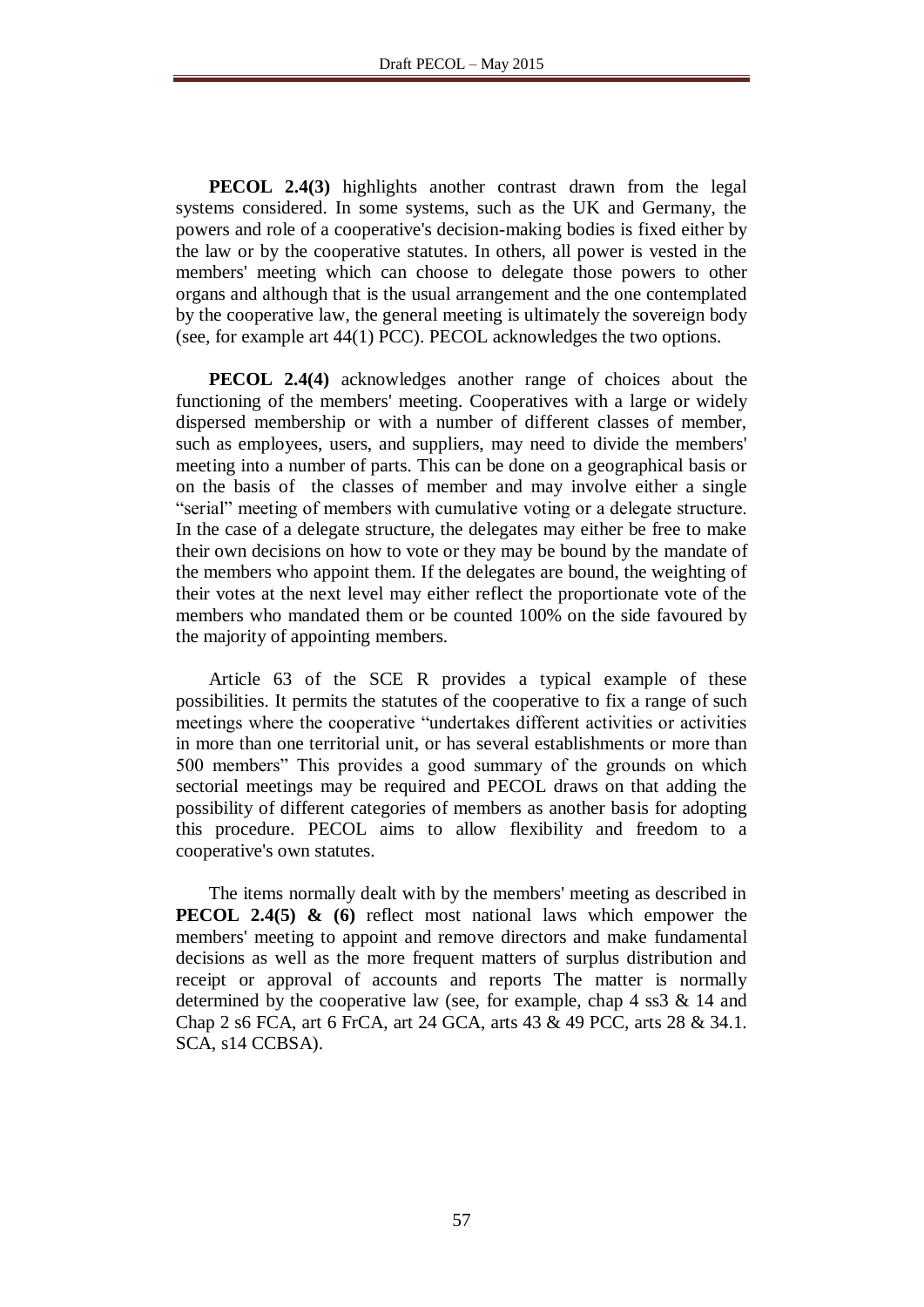**PECOL 2.4(3)** highlights another contrast drawn from the legal systems considered. In some systems, such as the UK and Germany, the powers and role of a cooperative's decision-making bodies is fixed either by the law or by the cooperative statutes. In others, all power is vested in the members' meeting which can choose to delegate those powers to other organs and although that is the usual arrangement and the one contemplated by the cooperative law, the general meeting is ultimately the sovereign body (see, for example art 44(1) PCC). PECOL acknowledges the two options.

**PECOL 2.4(4)** acknowledges another range of choices about the functioning of the members' meeting. Cooperatives with a large or widely dispersed membership or with a number of different classes of member, such as employees, users, and suppliers, may need to divide the members' meeting into a number of parts. This can be done on a geographical basis or on the basis of the classes of member and may involve either a single "serial" meeting of members with cumulative voting or a delegate structure. In the case of a delegate structure, the delegates may either be free to make their own decisions on how to vote or they may be bound by the mandate of the members who appoint them. If the delegates are bound, the weighting of their votes at the next level may either reflect the proportionate vote of the members who mandated them or be counted 100% on the side favoured by the majority of appointing members.

Article 63 of the SCE R provides a typical example of these possibilities. It permits the statutes of the cooperative to fix a range of such meetings where the cooperative "undertakes different activities or activities in more than one territorial unit, or has several establishments or more than 500 members" This provides a good summary of the grounds on which sectorial meetings may be required and PECOL draws on that adding the possibility of different categories of members as another basis for adopting this procedure. PECOL aims to allow flexibility and freedom to a cooperative's own statutes.

The items normally dealt with by the members' meeting as described in **PECOL 2.4(5) & (6)** reflect most national laws which empower the members' meeting to appoint and remove directors and make fundamental decisions as well as the more frequent matters of surplus distribution and receipt or approval of accounts and reports The matter is normally determined by the cooperative law (see, for example, chap 4 ss3 & 14 and Chap 2 s6 FCA, art 6 FrCA, art 24 GCA, arts 43 & 49 PCC, arts 28 & 34.1. SCA, s14 CCBSA).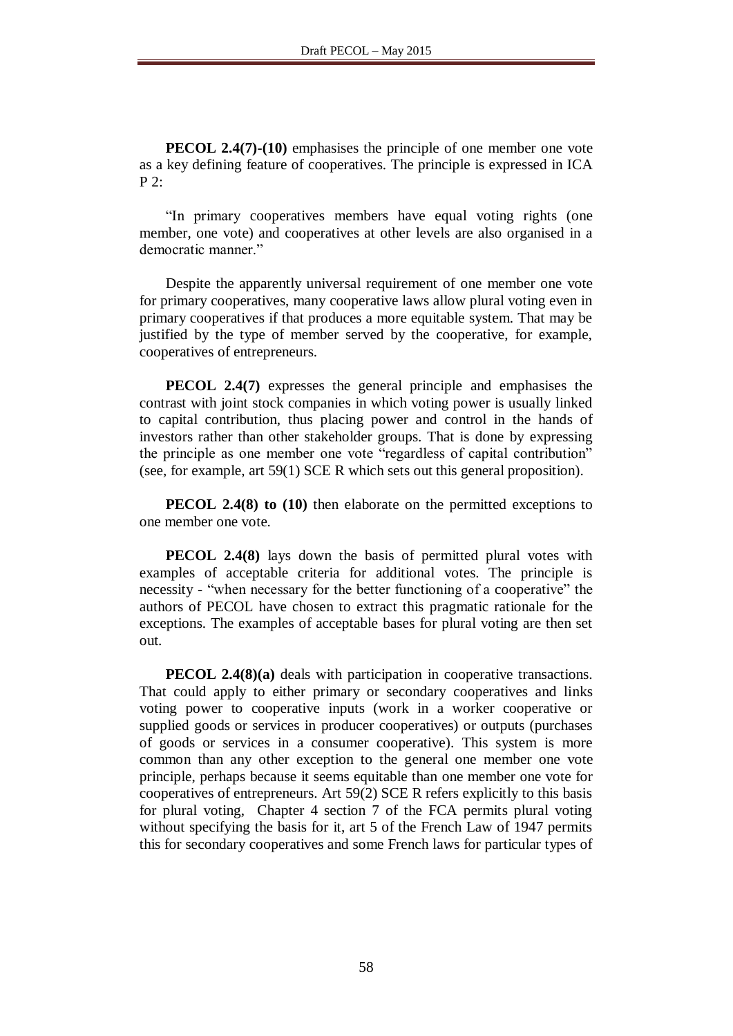**PECOL 2.4(7)-(10)** emphasises the principle of one member one vote as a key defining feature of cooperatives. The principle is expressed in ICA P 2:

"In primary cooperatives members have equal voting rights (one member, one vote) and cooperatives at other levels are also organised in a democratic manner."

Despite the apparently universal requirement of one member one vote for primary cooperatives, many cooperative laws allow plural voting even in primary cooperatives if that produces a more equitable system. That may be justified by the type of member served by the cooperative, for example, cooperatives of entrepreneurs.

**PECOL 2.4(7)** expresses the general principle and emphasises the contrast with joint stock companies in which voting power is usually linked to capital contribution, thus placing power and control in the hands of investors rather than other stakeholder groups. That is done by expressing the principle as one member one vote "regardless of capital contribution" (see, for example, art 59(1) SCE R which sets out this general proposition).

**PECOL 2.4(8) to (10)** then elaborate on the permitted exceptions to one member one vote.

**PECOL 2.4(8)** lays down the basis of permitted plural votes with examples of acceptable criteria for additional votes. The principle is necessity - "when necessary for the better functioning of a cooperative" the authors of PECOL have chosen to extract this pragmatic rationale for the exceptions. The examples of acceptable bases for plural voting are then set out.

**PECOL 2.4(8)(a)** deals with participation in cooperative transactions. That could apply to either primary or secondary cooperatives and links voting power to cooperative inputs (work in a worker cooperative or supplied goods or services in producer cooperatives) or outputs (purchases of goods or services in a consumer cooperative). This system is more common than any other exception to the general one member one vote principle, perhaps because it seems equitable than one member one vote for cooperatives of entrepreneurs. Art 59(2) SCE R refers explicitly to this basis for plural voting, Chapter 4 section 7 of the FCA permits plural voting without specifying the basis for it, art 5 of the French Law of 1947 permits this for secondary cooperatives and some French laws for particular types of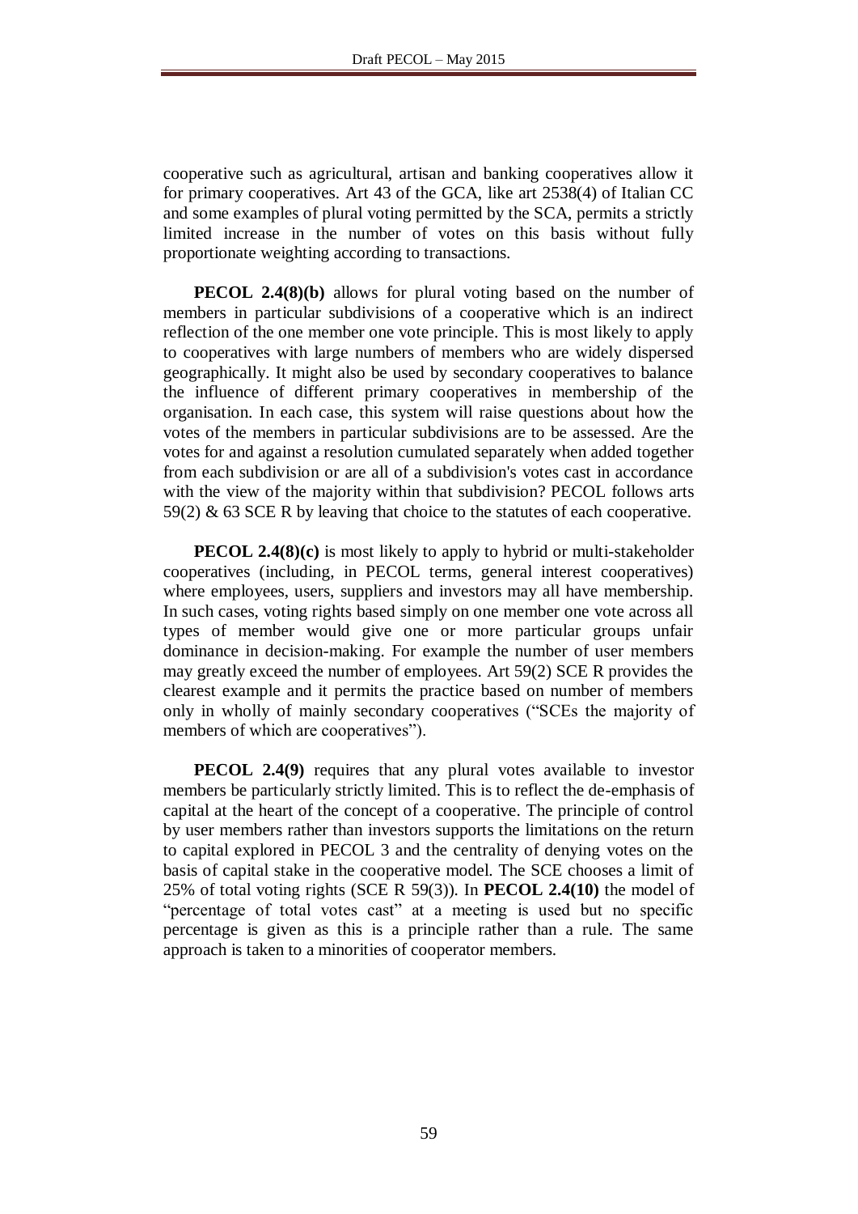cooperative such as agricultural, artisan and banking cooperatives allow it for primary cooperatives. Art 43 of the GCA, like art 2538(4) of Italian CC and some examples of plural voting permitted by the SCA, permits a strictly limited increase in the number of votes on this basis without fully proportionate weighting according to transactions.

**PECOL 2.4(8)(b)** allows for plural voting based on the number of members in particular subdivisions of a cooperative which is an indirect reflection of the one member one vote principle. This is most likely to apply to cooperatives with large numbers of members who are widely dispersed geographically. It might also be used by secondary cooperatives to balance the influence of different primary cooperatives in membership of the organisation. In each case, this system will raise questions about how the votes of the members in particular subdivisions are to be assessed. Are the votes for and against a resolution cumulated separately when added together from each subdivision or are all of a subdivision's votes cast in accordance with the view of the majority within that subdivision? PECOL follows arts 59(2) & 63 SCE R by leaving that choice to the statutes of each cooperative.

**PECOL 2.4(8)(c)** is most likely to apply to hybrid or multi-stakeholder cooperatives (including, in PECOL terms, general interest cooperatives) where employees, users, suppliers and investors may all have membership. In such cases, voting rights based simply on one member one vote across all types of member would give one or more particular groups unfair dominance in decision-making. For example the number of user members may greatly exceed the number of employees. Art 59(2) SCE R provides the clearest example and it permits the practice based on number of members only in wholly of mainly secondary cooperatives ("SCEs the majority of members of which are cooperatives").

**PECOL 2.4(9)** requires that any plural votes available to investor members be particularly strictly limited. This is to reflect the de-emphasis of capital at the heart of the concept of a cooperative. The principle of control by user members rather than investors supports the limitations on the return to capital explored in PECOL 3 and the centrality of denying votes on the basis of capital stake in the cooperative model. The SCE chooses a limit of 25% of total voting rights (SCE R 59(3)). In **PECOL 2.4(10)** the model of "percentage of total votes cast" at a meeting is used but no specific percentage is given as this is a principle rather than a rule. The same approach is taken to a minorities of cooperator members.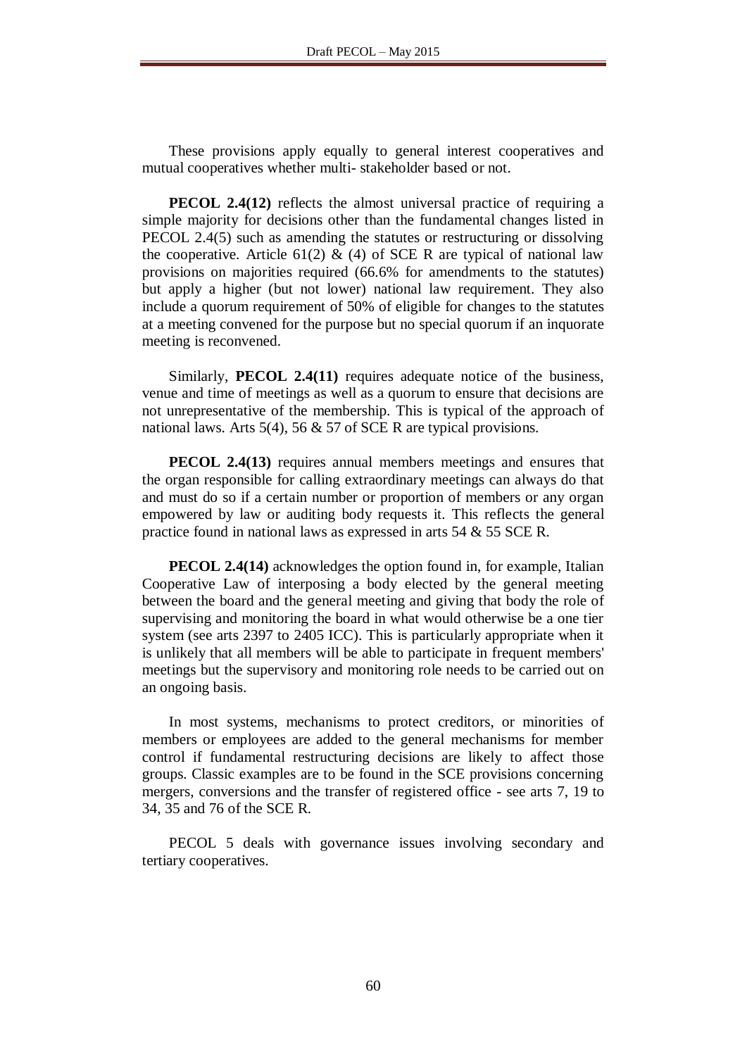These provisions apply equally to general interest cooperatives and mutual cooperatives whether multi- stakeholder based or not.

**PECOL 2.4(12)** reflects the almost universal practice of requiring a simple majority for decisions other than the fundamental changes listed in PECOL 2.4(5) such as amending the statutes or restructuring or dissolving the cooperative. Article 61(2) & (4) of SCE R are typical of national law provisions on majorities required (66.6% for amendments to the statutes) but apply a higher (but not lower) national law requirement. They also include a quorum requirement of 50% of eligible for changes to the statutes at a meeting convened for the purpose but no special quorum if an inquorate meeting is reconvened.

Similarly, **PECOL 2.4(11)** requires adequate notice of the business, venue and time of meetings as well as a quorum to ensure that decisions are not unrepresentative of the membership. This is typical of the approach of national laws. Arts 5(4), 56 & 57 of SCE R are typical provisions.

**PECOL 2.4(13)** requires annual members meetings and ensures that the organ responsible for calling extraordinary meetings can always do that and must do so if a certain number or proportion of members or any organ empowered by law or auditing body requests it. This reflects the general practice found in national laws as expressed in arts 54 & 55 SCE R.

**PECOL 2.4(14)** acknowledges the option found in, for example, Italian Cooperative Law of interposing a body elected by the general meeting between the board and the general meeting and giving that body the role of supervising and monitoring the board in what would otherwise be a one tier system (see arts 2397 to 2405 ICC). This is particularly appropriate when it is unlikely that all members will be able to participate in frequent members' meetings but the supervisory and monitoring role needs to be carried out on an ongoing basis.

In most systems, mechanisms to protect creditors, or minorities of members or employees are added to the general mechanisms for member control if fundamental restructuring decisions are likely to affect those groups. Classic examples are to be found in the SCE provisions concerning mergers, conversions and the transfer of registered office - see arts 7, 19 to 34, 35 and 76 of the SCE R.

PECOL 5 deals with governance issues involving secondary and tertiary cooperatives.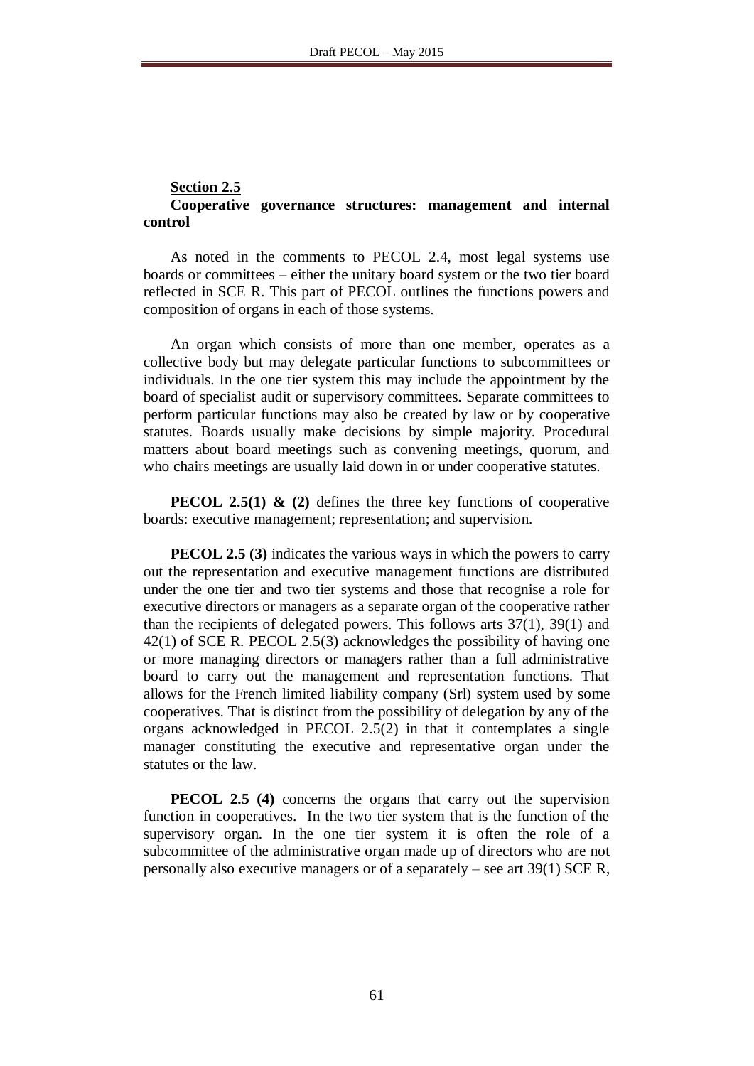**Section 2.5**

**Cooperative governance structures: management and internal control**

As noted in the comments to PECOL 2.4, most legal systems use boards or committees – either the unitary board system or the two tier board reflected in SCE R. This part of PECOL outlines the functions powers and composition of organs in each of those systems.

An organ which consists of more than one member, operates as a collective body but may delegate particular functions to subcommittees or individuals. In the one tier system this may include the appointment by the board of specialist audit or supervisory committees. Separate committees to perform particular functions may also be created by law or by cooperative statutes. Boards usually make decisions by simple majority. Procedural matters about board meetings such as convening meetings, quorum, and who chairs meetings are usually laid down in or under cooperative statutes.

**PECOL 2.5(1) & (2)** defines the three key functions of cooperative boards: executive management; representation; and supervision.

**PECOL 2.5 (3)** indicates the various ways in which the powers to carry out the representation and executive management functions are distributed under the one tier and two tier systems and those that recognise a role for executive directors or managers as a separate organ of the cooperative rather than the recipients of delegated powers. This follows arts 37(1), 39(1) and 42(1) of SCE R. PECOL 2.5(3) acknowledges the possibility of having one or more managing directors or managers rather than a full administrative board to carry out the management and representation functions. That allows for the French limited liability company (Srl) system used by some cooperatives. That is distinct from the possibility of delegation by any of the organs acknowledged in PECOL 2.5(2) in that it contemplates a single manager constituting the executive and representative organ under the statutes or the law.

**PECOL 2.5 (4)** concerns the organs that carry out the supervision function in cooperatives. In the two tier system that is the function of the supervisory organ. In the one tier system it is often the role of a subcommittee of the administrative organ made up of directors who are not personally also executive managers or of a separately – see art 39(1) SCE R,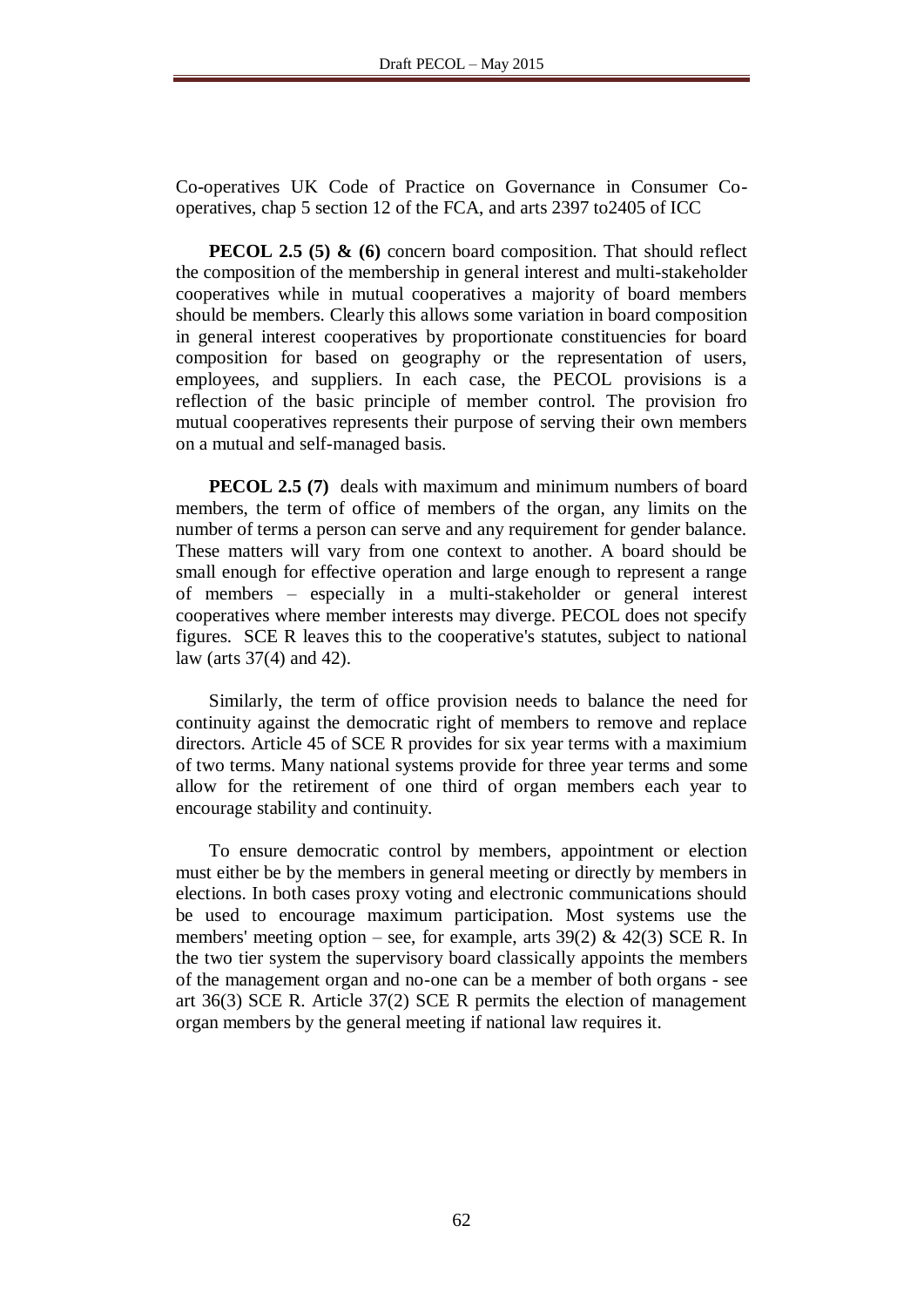Co-operatives UK Code of Practice on Governance in Consumer Co-operatives, chap 5 section 12 of the FCA, and arts 2397 to2405 of ICC

**PECOL 2.5 (5) & (6)** concern board composition. That should reflect the composition of the membership in general interest and multi-stakeholder cooperatives while in mutual cooperatives a majority of board members should be members. Clearly this allows some variation in board composition in general interest cooperatives by proportionate constituencies for board composition for based on geography or the representation of users, employees, and suppliers. In each case, the PECOL provisions is a reflection of the basic principle of member control. The provision fro mutual cooperatives represents their purpose of serving their own members on a mutual and self-managed basis.

**PECOL 2.5 (7)** deals with maximum and minimum numbers of board members, the term of office of members of the organ, any limits on the number of terms a person can serve and any requirement for gender balance. These matters will vary from one context to another. A board should be small enough for effective operation and large enough to represent a range of members – especially in a multi-stakeholder or general interest cooperatives where member interests may diverge. PECOL does not specify figures. SCE R leaves this to the cooperative's statutes, subject to national law (arts 37(4) and 42).

Similarly, the term of office provision needs to balance the need for continuity against the democratic right of members to remove and replace directors. Article 45 of SCE R provides for six year terms with a maximium of two terms. Many national systems provide for three year terms and some allow for the retirement of one third of organ members each year to encourage stability and continuity.

To ensure democratic control by members, appointment or election must either be by the members in general meeting or directly by members in elections. In both cases proxy voting and electronic communications should be used to encourage maximum participation. Most systems use the members' meeting option – see, for example, arts 39(2) & 42(3) SCE R. In the two tier system the supervisory board classically appoints the members of the management organ and no-one can be a member of both organs - see art 36(3) SCE R. Article 37(2) SCE R permits the election of management organ members by the general meeting if national law requires it.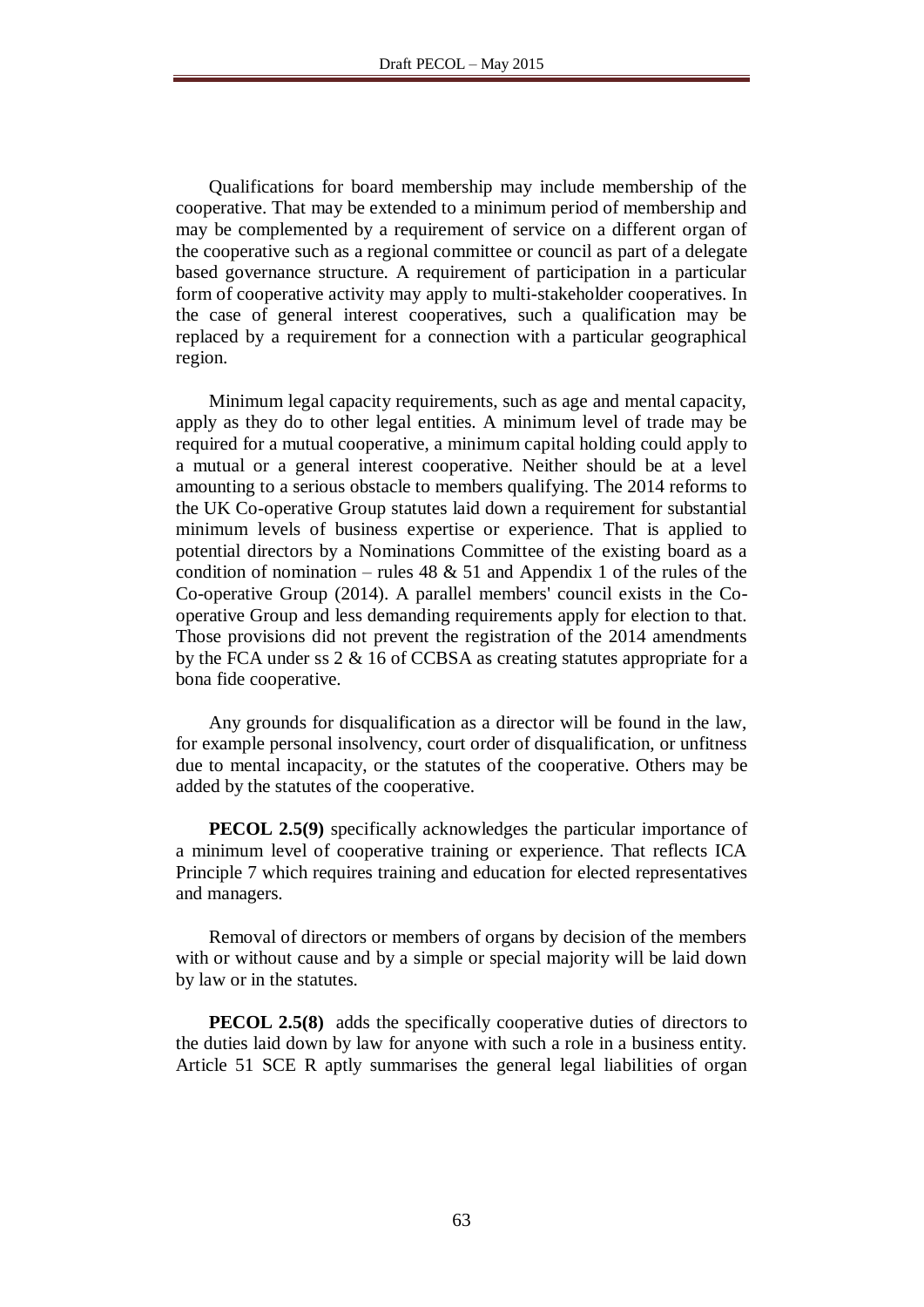Qualifications for board membership may include membership of the cooperative. That may be extended to a minimum period of membership and may be complemented by a requirement of service on a different organ of the cooperative such as a regional committee or council as part of a delegate based governance structure. A requirement of participation in a particular form of cooperative activity may apply to multi-stakeholder cooperatives. In the case of general interest cooperatives, such a qualification may be replaced by a requirement for a connection with a particular geographical region.

Minimum legal capacity requirements, such as age and mental capacity, apply as they do to other legal entities. A minimum level of trade may be required for a mutual cooperative, a minimum capital holding could apply to a mutual or a general interest cooperative. Neither should be at a level amounting to a serious obstacle to members qualifying. The 2014 reforms to the UK Co-operative Group statutes laid down a requirement for substantial minimum levels of business expertise or experience. That is applied to potential directors by a Nominations Committee of the existing board as a condition of nomination – rules 48 & 51 and Appendix 1 of the rules of the Co-operative Group (2014). A parallel members' council exists in the Co-operative Group and less demanding requirements apply for election to that. Those provisions did not prevent the registration of the 2014 amendments by the FCA under ss 2 & 16 of CCBSA as creating statutes appropriate for a bona fide cooperative.

Any grounds for disqualification as a director will be found in the law, for example personal insolvency, court order of disqualification, or unfitness due to mental incapacity, or the statutes of the cooperative. Others may be added by the statutes of the cooperative.

**PECOL 2.5(9)** specifically acknowledges the particular importance of a minimum level of cooperative training or experience. That reflects ICA Principle 7 which requires training and education for elected representatives and managers.

Removal of directors or members of organs by decision of the members with or without cause and by a simple or special majority will be laid down by law or in the statutes.

**PECOL 2.5(8)** adds the specifically cooperative duties of directors to the duties laid down by law for anyone with such a role in a business entity. Article 51 SCE R aptly summarises the general legal liabilities of organ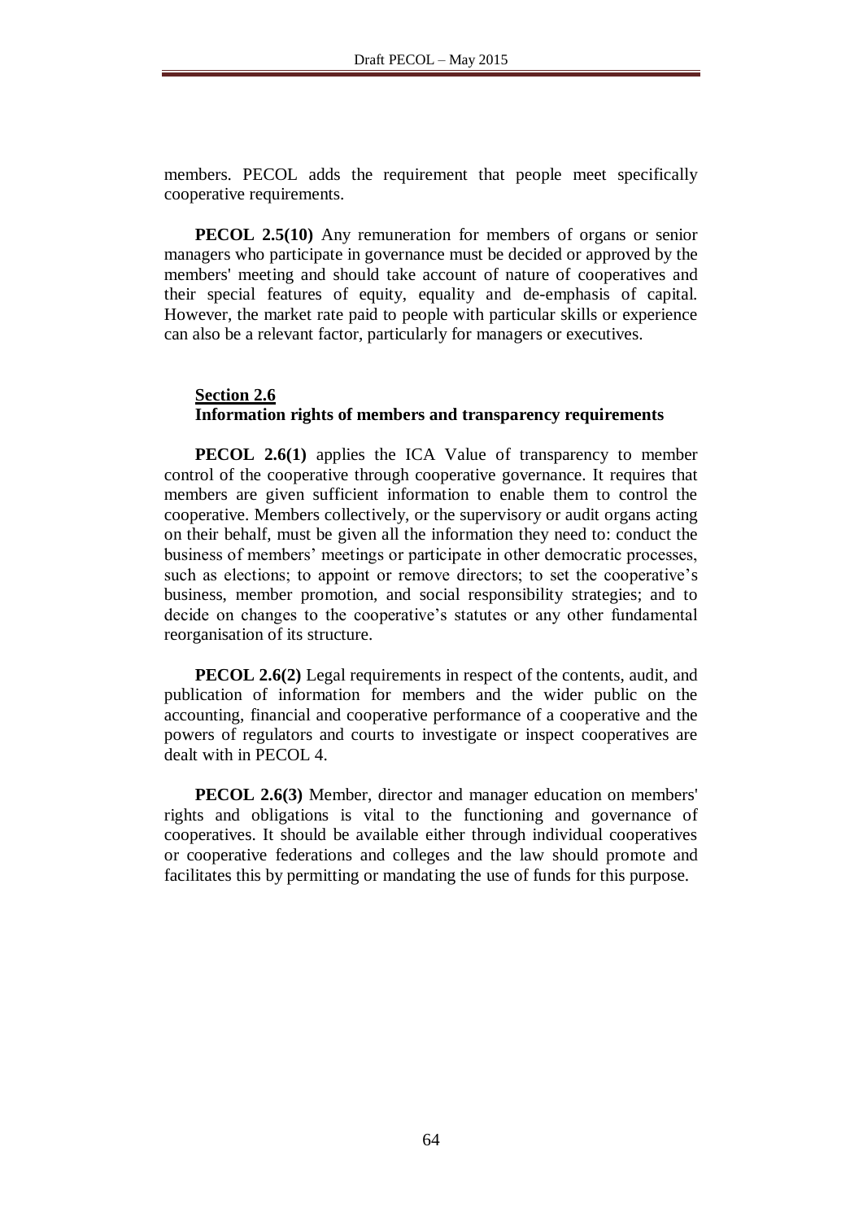members. PECOL adds the requirement that people meet specifically cooperative requirements.

**PECOL 2.5(10)** Any remuneration for members of organs or senior managers who participate in governance must be decided or approved by the members' meeting and should take account of nature of cooperatives and their special features of equity, equality and de-emphasis of capital. However, the market rate paid to people with particular skills or experience can also be a relevant factor, particularly for managers or executives.

## Section 2.6
## Information rights of members and transparency requirements

**PECOL 2.6(1)** applies the ICA Value of transparency to member control of the cooperative through cooperative governance. It requires that members are given sufficient information to enable them to control the cooperative. Members collectively, or the supervisory or audit organs acting on their behalf, must be given all the information they need to: conduct the business of members' meetings or participate in other democratic processes, such as elections; to appoint or remove directors; to set the cooperative's business, member promotion, and social responsibility strategies; and to decide on changes to the cooperative's statutes or any other fundamental reorganisation of its structure.

**PECOL 2.6(2)** Legal requirements in respect of the contents, audit, and publication of information for members and the wider public on the accounting, financial and cooperative performance of a cooperative and the powers of regulators and courts to investigate or inspect cooperatives are dealt with in PECOL 4.

**PECOL 2.6(3)** Member, director and manager education on members' rights and obligations is vital to the functioning and governance of cooperatives. It should be available either through individual cooperatives or cooperative federations and colleges and the law should promote and facilitates this by permitting or mandating the use of funds for this purpose.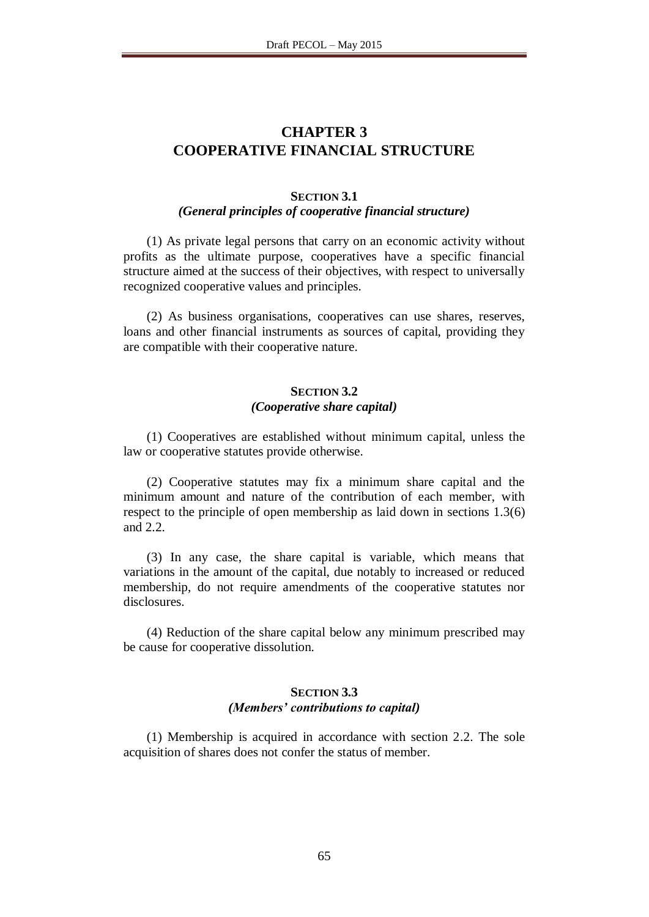# CHAPTER 3
# COOPERATIVE FINANCIAL STRUCTURE

## SECTION 3.1
### *(General principles of cooperative financial structure)*

(1) As private legal persons that carry on an economic activity without profits as the ultimate purpose, cooperatives have a specific financial structure aimed at the success of their objectives, with respect to universally recognized cooperative values and principles.

(2) As business organisations, cooperatives can use shares, reserves, loans and other financial instruments as sources of capital, providing they are compatible with their cooperative nature.

## SECTION 3.2
### *(Cooperative share capital)*

(1) Cooperatives are established without minimum capital, unless the law or cooperative statutes provide otherwise.

(2) Cooperative statutes may fix a minimum share capital and the minimum amount and nature of the contribution of each member, with respect to the principle of open membership as laid down in sections 1.3(6) and 2.2.

(3) In any case, the share capital is variable, which means that variations in the amount of the capital, due notably to increased or reduced membership, do not require amendments of the cooperative statutes nor disclosures.

(4) Reduction of the share capital below any minimum prescribed may be cause for cooperative dissolution.

## SECTION 3.3
### *(Members' contributions to capital)*

(1) Membership is acquired in accordance with section 2.2. The sole acquisition of shares does not confer the status of member.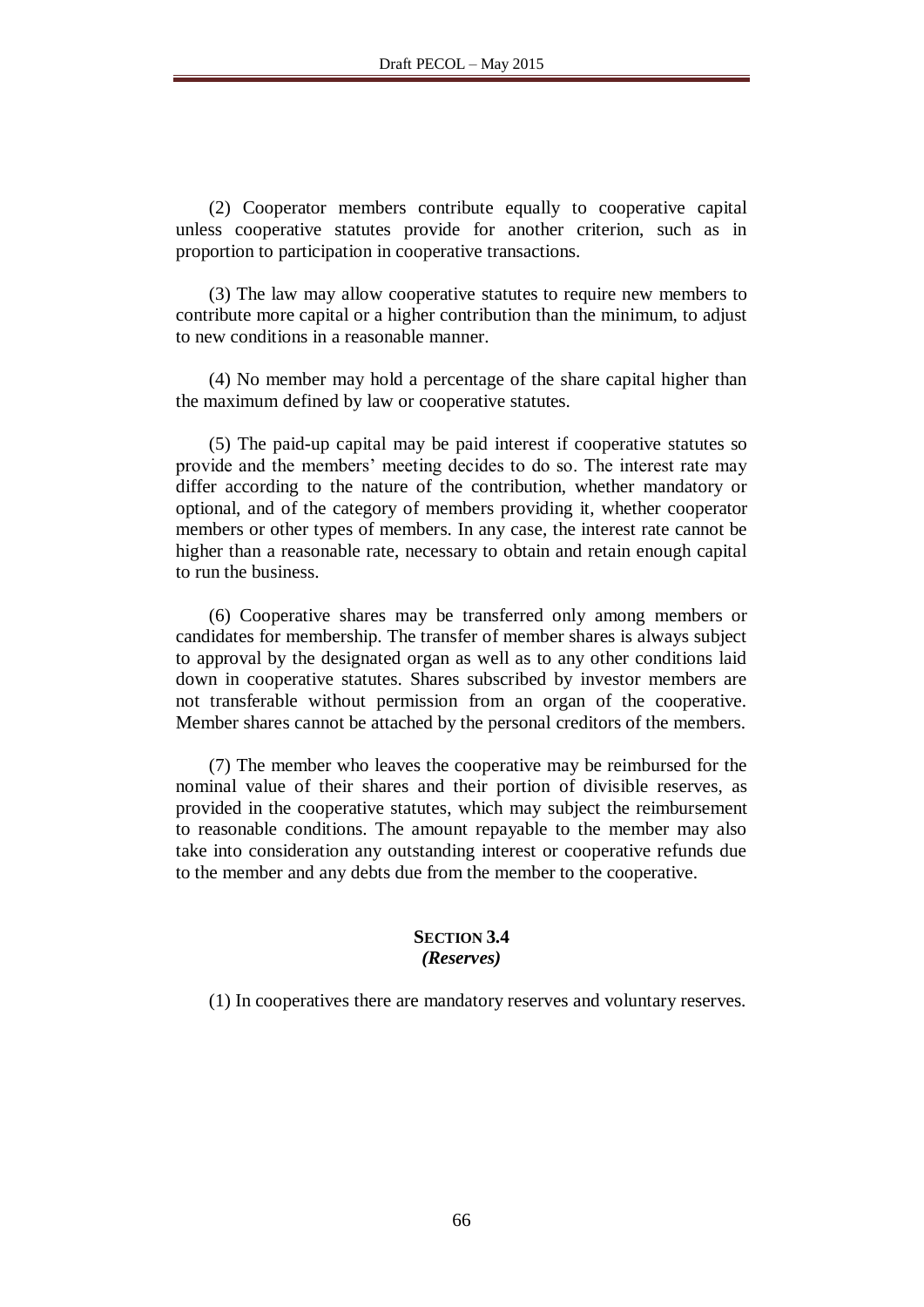(2) Cooperator members contribute equally to cooperative capital unless cooperative statutes provide for another criterion, such as in proportion to participation in cooperative transactions.

(3) The law may allow cooperative statutes to require new members to contribute more capital or a higher contribution than the minimum, to adjust to new conditions in a reasonable manner.

(4) No member may hold a percentage of the share capital higher than the maximum defined by law or cooperative statutes.

(5) The paid-up capital may be paid interest if cooperative statutes so provide and the members' meeting decides to do so. The interest rate may differ according to the nature of the contribution, whether mandatory or optional, and of the category of members providing it, whether cooperator members or other types of members. In any case, the interest rate cannot be higher than a reasonable rate, necessary to obtain and retain enough capital to run the business.

(6) Cooperative shares may be transferred only among members or candidates for membership. The transfer of member shares is always subject to approval by the designated organ as well as to any other conditions laid down in cooperative statutes. Shares subscribed by investor members are not transferable without permission from an organ of the cooperative. Member shares cannot be attached by the personal creditors of the members.

(7) The member who leaves the cooperative may be reimbursed for the nominal value of their shares and their portion of divisible reserves, as provided in the cooperative statutes, which may subject the reimbursement to reasonable conditions. The amount repayable to the member may also take into consideration any outstanding interest or cooperative refunds due to the member and any debts due from the member to the cooperative.

## SECTION 3.4
## *(Reserves)*

(1) In cooperatives there are mandatory reserves and voluntary reserves.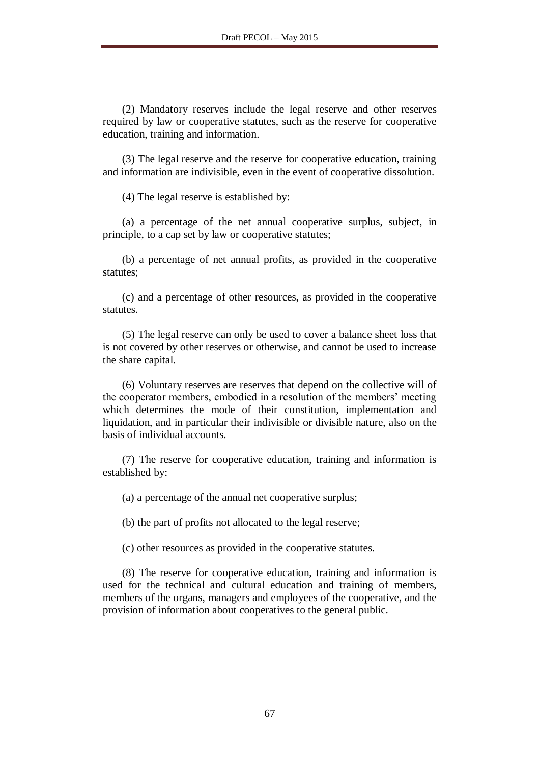(2) Mandatory reserves include the legal reserve and other reserves required by law or cooperative statutes, such as the reserve for cooperative education, training and information.

(3) The legal reserve and the reserve for cooperative education, training and information are indivisible, even in the event of cooperative dissolution.

(4) The legal reserve is established by:

(a) a percentage of the net annual cooperative surplus, subject, in principle, to a cap set by law or cooperative statutes;

(b) a percentage of net annual profits, as provided in the cooperative statutes;

(c) and a percentage of other resources, as provided in the cooperative statutes.

(5) The legal reserve can only be used to cover a balance sheet loss that is not covered by other reserves or otherwise, and cannot be used to increase the share capital.

(6) Voluntary reserves are reserves that depend on the collective will of the cooperator members, embodied in a resolution of the members' meeting which determines the mode of their constitution, implementation and liquidation, and in particular their indivisible or divisible nature, also on the basis of individual accounts.

(7) The reserve for cooperative education, training and information is established by:

(a) a percentage of the annual net cooperative surplus;

(b) the part of profits not allocated to the legal reserve;

(c) other resources as provided in the cooperative statutes.

(8) The reserve for cooperative education, training and information is used for the technical and cultural education and training of members, members of the organs, managers and employees of the cooperative, and the provision of information about cooperatives to the general public.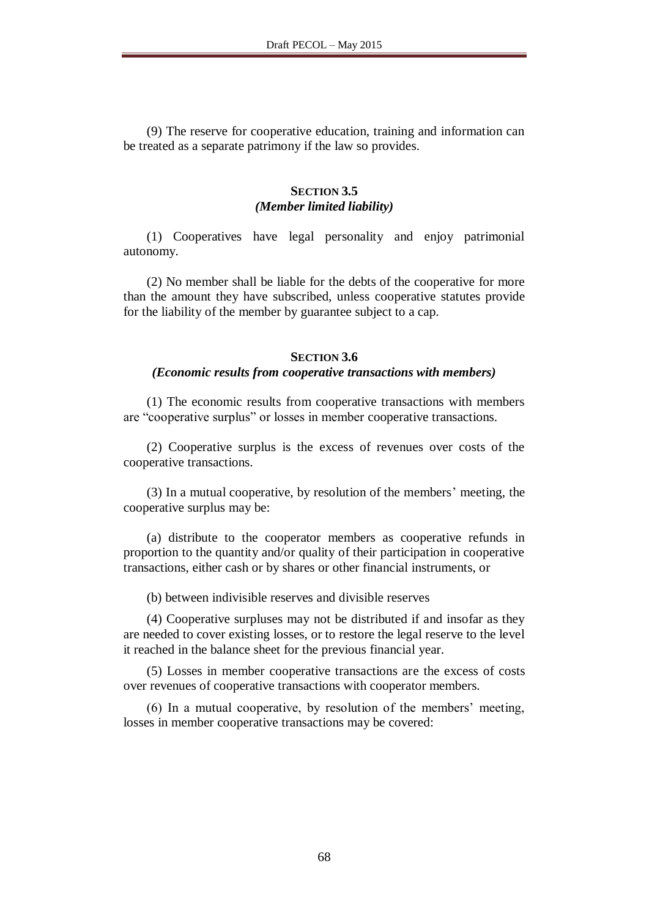(9) The reserve for cooperative education, training and information can be treated as a separate patrimony if the law so provides.

### SECTION 3.5
### *(Member limited liability)*

(1) Cooperatives have legal personality and enjoy patrimonial autonomy.

(2) No member shall be liable for the debts of the cooperative for more than the amount they have subscribed, unless cooperative statutes provide for the liability of the member by guarantee subject to a cap.

### SECTION 3.6
### *(Economic results from cooperative transactions with members)*

(1) The economic results from cooperative transactions with members are "cooperative surplus" or losses in member cooperative transactions.

(2) Cooperative surplus is the excess of revenues over costs of the cooperative transactions.

(3) In a mutual cooperative, by resolution of the members' meeting, the cooperative surplus may be:

(a) distribute to the cooperator members as cooperative refunds in proportion to the quantity and/or quality of their participation in cooperative transactions, either cash or by shares or other financial instruments, or

(b) between indivisible reserves and divisible reserves

(4) Cooperative surpluses may not be distributed if and insofar as they are needed to cover existing losses, or to restore the legal reserve to the level it reached in the balance sheet for the previous financial year.

(5) Losses in member cooperative transactions are the excess of costs over revenues of cooperative transactions with cooperator members.

(6) In a mutual cooperative, by resolution of the members' meeting, losses in member cooperative transactions may be covered: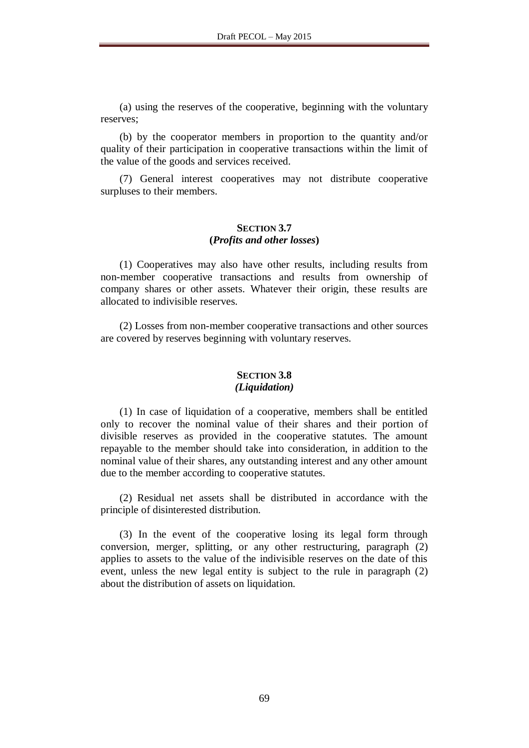(a) using the reserves of the cooperative, beginning with the voluntary reserves;

(b) by the cooperator members in proportion to the quantity and/or quality of their participation in cooperative transactions within the limit of the value of the goods and services received.

(7) General interest cooperatives may not distribute cooperative surpluses to their members.

### SECTION 3.7
### (*Profits and other losses*)

(1) Cooperatives may also have other results, including results from non-member cooperative transactions and results from ownership of company shares or other assets. Whatever their origin, these results are allocated to indivisible reserves.

(2) Losses from non-member cooperative transactions and other sources are covered by reserves beginning with voluntary reserves.

### SECTION 3.8
### *(Liquidation)*

(1) In case of liquidation of a cooperative, members shall be entitled only to recover the nominal value of their shares and their portion of divisible reserves as provided in the cooperative statutes. The amount repayable to the member should take into consideration, in addition to the nominal value of their shares, any outstanding interest and any other amount due to the member according to cooperative statutes.

(2) Residual net assets shall be distributed in accordance with the principle of disinterested distribution.

(3) In the event of the cooperative losing its legal form through conversion, merger, splitting, or any other restructuring, paragraph (2) applies to assets to the value of the indivisible reserves on the date of this event, unless the new legal entity is subject to the rule in paragraph (2) about the distribution of assets on liquidation.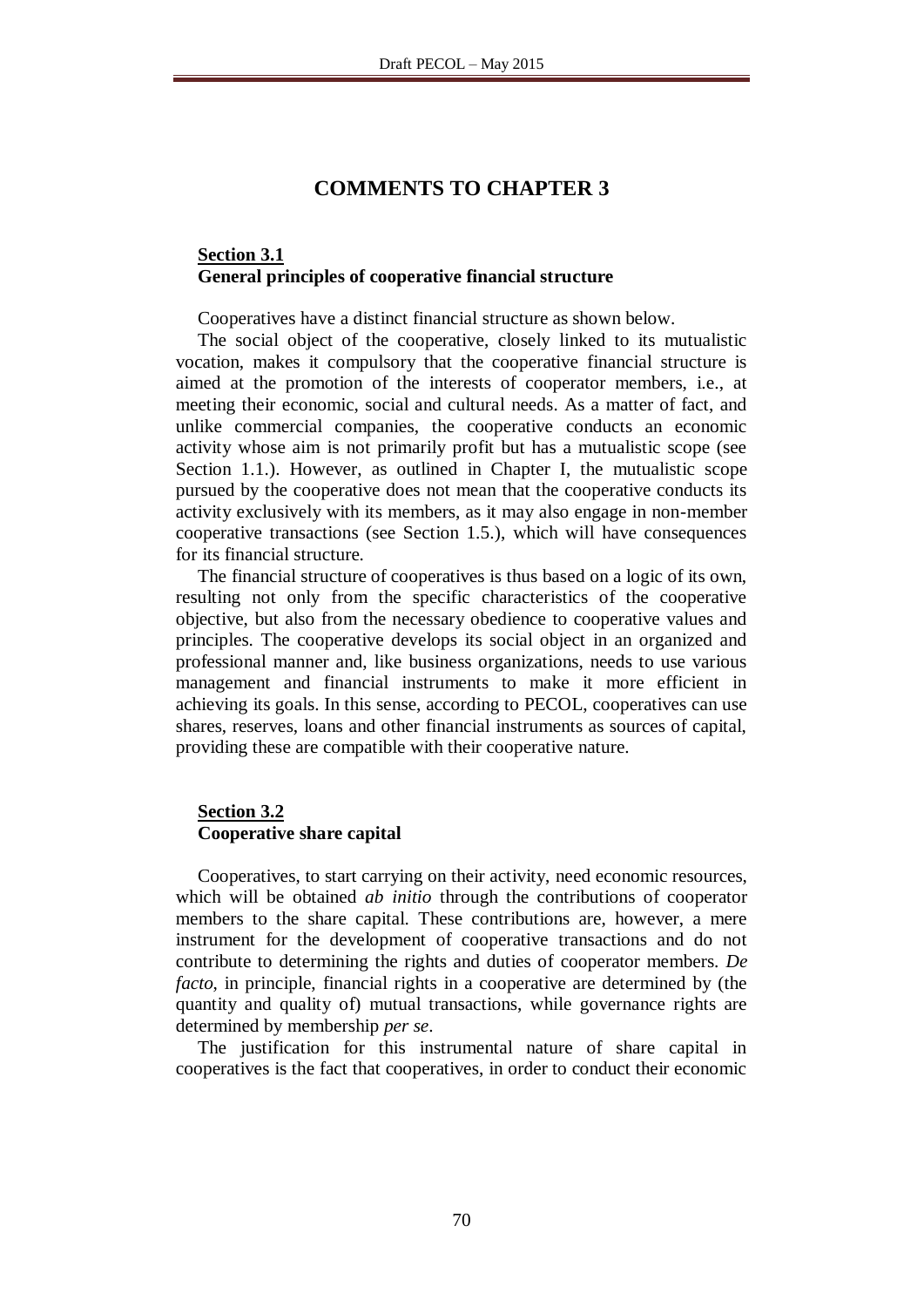# COMMENTS TO CHAPTER 3

## Section 3.1
**General principles of cooperative financial structure**

Cooperatives have a distinct financial structure as shown below.

The social object of the cooperative, closely linked to its mutualistic vocation, makes it compulsory that the cooperative financial structure is aimed at the promotion of the interests of cooperator members, i.e., at meeting their economic, social and cultural needs. As a matter of fact, and unlike commercial companies, the cooperative conducts an economic activity whose aim is not primarily profit but has a mutualistic scope (see Section 1.1.). However, as outlined in Chapter I, the mutualistic scope pursued by the cooperative does not mean that the cooperative conducts its activity exclusively with its members, as it may also engage in non-member cooperative transactions (see Section 1.5.), which will have consequences for its financial structure.

The financial structure of cooperatives is thus based on a logic of its own, resulting not only from the specific characteristics of the cooperative objective, but also from the necessary obedience to cooperative values and principles. The cooperative develops its social object in an organized and professional manner and, like business organizations, needs to use various management and financial instruments to make it more efficient in achieving its goals. In this sense, according to PECOL, cooperatives can use shares, reserves, loans and other financial instruments as sources of capital, providing these are compatible with their cooperative nature.

## Section 3.2
**Cooperative share capital**

Cooperatives, to start carrying on their activity, need economic resources, which will be obtained *ab initio* through the contributions of cooperator members to the share capital. These contributions are, however, a mere instrument for the development of cooperative transactions and do not contribute to determining the rights and duties of cooperator members. *De facto*, in principle, financial rights in a cooperative are determined by (the quantity and quality of) mutual transactions, while governance rights are determined by membership *per se*.

The justification for this instrumental nature of share capital in cooperatives is the fact that cooperatives, in order to conduct their economic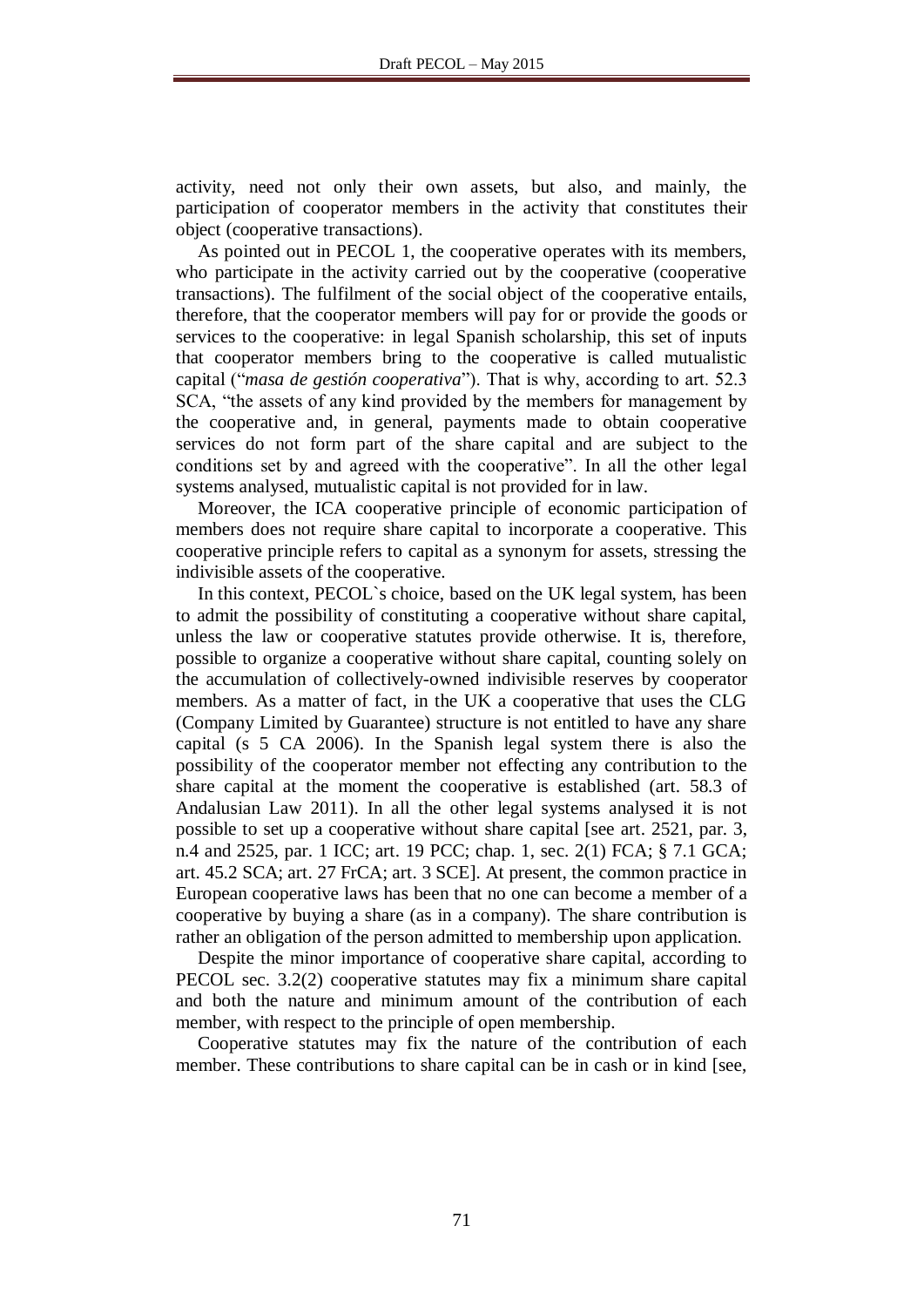activity, need not only their own assets, but also, and mainly, the participation of cooperator members in the activity that constitutes their object (cooperative transactions).

As pointed out in PECOL 1, the cooperative operates with its members, who participate in the activity carried out by the cooperative (cooperative transactions). The fulfilment of the social object of the cooperative entails, therefore, that the cooperator members will pay for or provide the goods or services to the cooperative: in legal Spanish scholarship, this set of inputs that cooperator members bring to the cooperative is called mutualistic capital ("*masa de gestión cooperativa*"). That is why, according to art. 52.3 SCA, "the assets of any kind provided by the members for management by the cooperative and, in general, payments made to obtain cooperative services do not form part of the share capital and are subject to the conditions set by and agreed with the cooperative". In all the other legal systems analysed, mutualistic capital is not provided for in law.

Moreover, the ICA cooperative principle of economic participation of members does not require share capital to incorporate a cooperative. This cooperative principle refers to capital as a synonym for assets, stressing the indivisible assets of the cooperative.

In this context, PECOL`s choice, based on the UK legal system, has been to admit the possibility of constituting a cooperative without share capital, unless the law or cooperative statutes provide otherwise. It is, therefore, possible to organize a cooperative without share capital, counting solely on the accumulation of collectively-owned indivisible reserves by cooperator members. As a matter of fact, in the UK a cooperative that uses the CLG (Company Limited by Guarantee) structure is not entitled to have any share capital (s 5 CA 2006). In the Spanish legal system there is also the possibility of the cooperator member not effecting any contribution to the share capital at the moment the cooperative is established (art. 58.3 of Andalusian Law 2011). In all the other legal systems analysed it is not possible to set up a cooperative without share capital [see art. 2521, par. 3, n.4 and 2525, par. 1 ICC; art. 19 PCC; chap. 1, sec. 2(1) FCA; § 7.1 GCA; art. 45.2 SCA; art. 27 FrCA; art. 3 SCE]. At present, the common practice in European cooperative laws has been that no one can become a member of a cooperative by buying a share (as in a company). The share contribution is rather an obligation of the person admitted to membership upon application.

Despite the minor importance of cooperative share capital, according to PECOL sec. 3.2(2) cooperative statutes may fix a minimum share capital and both the nature and minimum amount of the contribution of each member, with respect to the principle of open membership.

Cooperative statutes may fix the nature of the contribution of each member. These contributions to share capital can be in cash or in kind [see,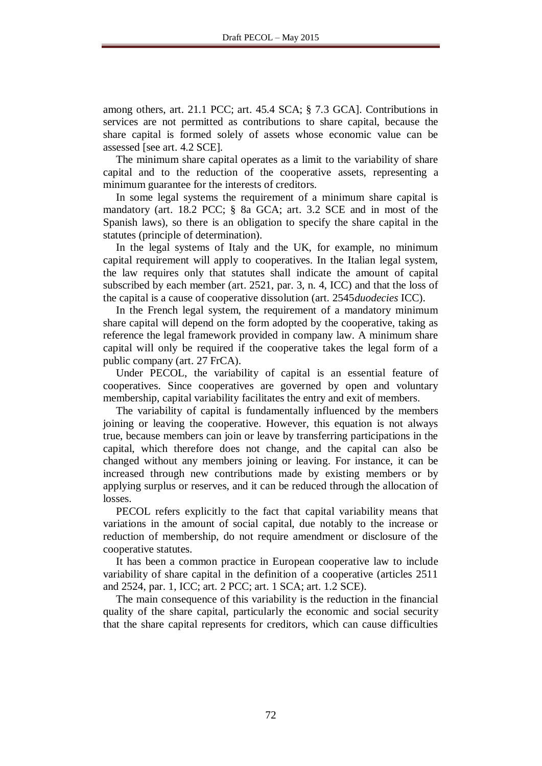among others, art. 21.1 PCC; art. 45.4 SCA; § 7.3 GCA]. Contributions in services are not permitted as contributions to share capital, because the share capital is formed solely of assets whose economic value can be assessed [see art. 4.2 SCE].

The minimum share capital operates as a limit to the variability of share capital and to the reduction of the cooperative assets, representing a minimum guarantee for the interests of creditors.

In some legal systems the requirement of a minimum share capital is mandatory (art. 18.2 PCC; § 8a GCA; art. 3.2 SCE and in most of the Spanish laws), so there is an obligation to specify the share capital in the statutes (principle of determination).

In the legal systems of Italy and the UK, for example, no minimum capital requirement will apply to cooperatives. In the Italian legal system, the law requires only that statutes shall indicate the amount of capital subscribed by each member (art. 2521, par. 3, n. 4, ICC) and that the loss of the capital is a cause of cooperative dissolution (art. 2545*duodecies* ICC).

In the French legal system, the requirement of a mandatory minimum share capital will depend on the form adopted by the cooperative, taking as reference the legal framework provided in company law. A minimum share capital will only be required if the cooperative takes the legal form of a public company (art. 27 FrCA).

Under PECOL, the variability of capital is an essential feature of cooperatives. Since cooperatives are governed by open and voluntary membership, capital variability facilitates the entry and exit of members.

The variability of capital is fundamentally influenced by the members joining or leaving the cooperative. However, this equation is not always true, because members can join or leave by transferring participations in the capital, which therefore does not change, and the capital can also be changed without any members joining or leaving. For instance, it can be increased through new contributions made by existing members or by applying surplus or reserves, and it can be reduced through the allocation of losses.

PECOL refers explicitly to the fact that capital variability means that variations in the amount of social capital, due notably to the increase or reduction of membership, do not require amendment or disclosure of the cooperative statutes.

It has been a common practice in European cooperative law to include variability of share capital in the definition of a cooperative (articles 2511 and 2524, par. 1, ICC; art. 2 PCC; art. 1 SCA; art. 1.2 SCE).

The main consequence of this variability is the reduction in the financial quality of the share capital, particularly the economic and social security that the share capital represents for creditors, which can cause difficulties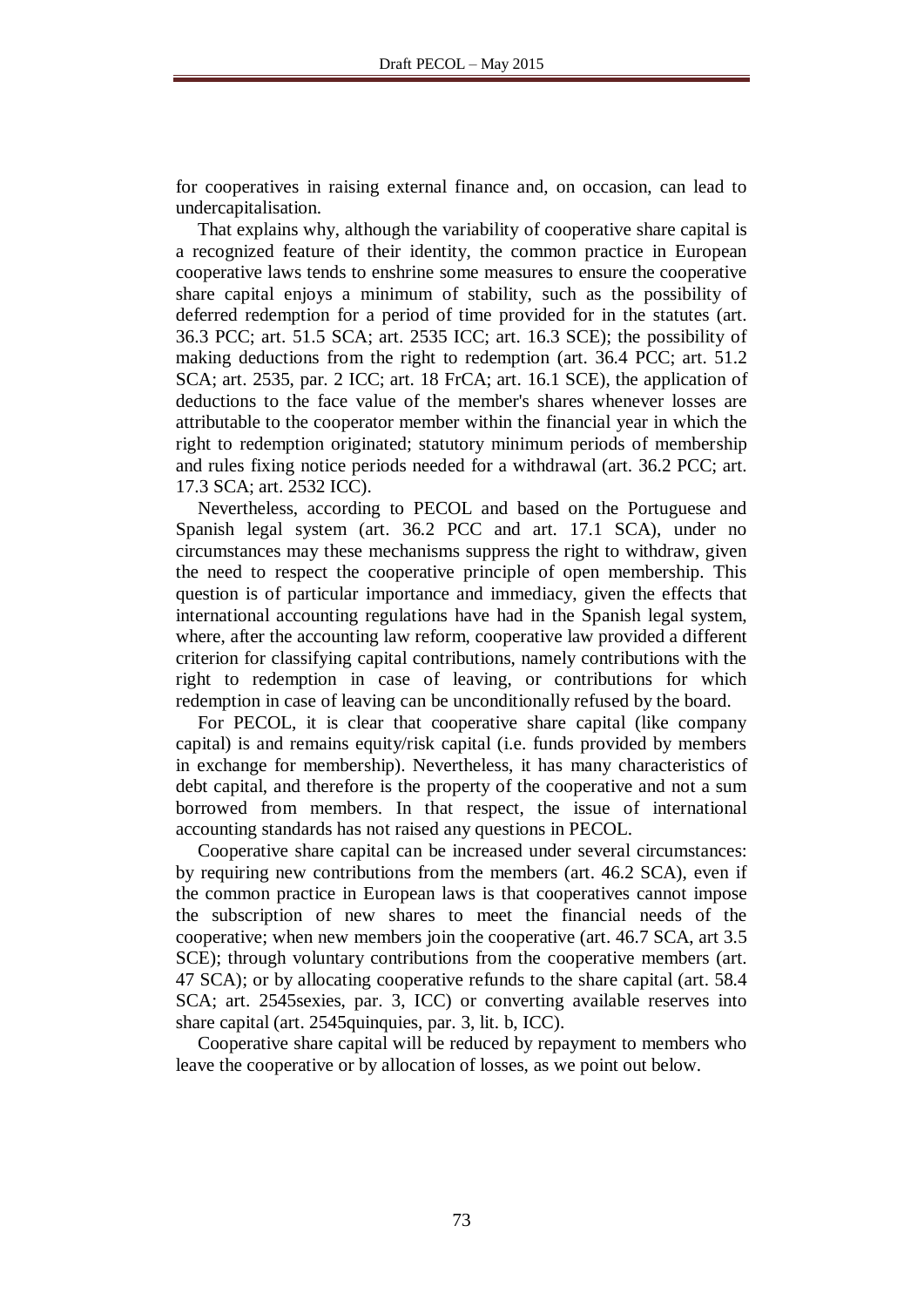for cooperatives in raising external finance and, on occasion, can lead to undercapitalisation.

That explains why, although the variability of cooperative share capital is a recognized feature of their identity, the common practice in European cooperative laws tends to enshrine some measures to ensure the cooperative share capital enjoys a minimum of stability, such as the possibility of deferred redemption for a period of time provided for in the statutes (art. 36.3 PCC; art. 51.5 SCA; art. 2535 ICC; art. 16.3 SCE); the possibility of making deductions from the right to redemption (art. 36.4 PCC; art. 51.2 SCA; art. 2535, par. 2 ICC; art. 18 FrCA; art. 16.1 SCE), the application of deductions to the face value of the member's shares whenever losses are attributable to the cooperator member within the financial year in which the right to redemption originated; statutory minimum periods of membership and rules fixing notice periods needed for a withdrawal (art. 36.2 PCC; art. 17.3 SCA; art. 2532 ICC).

Nevertheless, according to PECOL and based on the Portuguese and Spanish legal system (art. 36.2 PCC and art. 17.1 SCA), under no circumstances may these mechanisms suppress the right to withdraw, given the need to respect the cooperative principle of open membership. This question is of particular importance and immediacy, given the effects that international accounting regulations have had in the Spanish legal system, where, after the accounting law reform, cooperative law provided a different criterion for classifying capital contributions, namely contributions with the right to redemption in case of leaving, or contributions for which redemption in case of leaving can be unconditionally refused by the board.

For PECOL, it is clear that cooperative share capital (like company capital) is and remains equity/risk capital (i.e. funds provided by members in exchange for membership). Nevertheless, it has many characteristics of debt capital, and therefore is the property of the cooperative and not a sum borrowed from members. In that respect, the issue of international accounting standards has not raised any questions in PECOL.

Cooperative share capital can be increased under several circumstances: by requiring new contributions from the members (art. 46.2 SCA), even if the common practice in European laws is that cooperatives cannot impose the subscription of new shares to meet the financial needs of the cooperative; when new members join the cooperative (art. 46.7 SCA, art 3.5 SCE); through voluntary contributions from the cooperative members (art. 47 SCA); or by allocating cooperative refunds to the share capital (art. 58.4 SCA; art. 2545sexies, par. 3, ICC) or converting available reserves into share capital (art. 2545quinquies, par. 3, lit. b, ICC).

Cooperative share capital will be reduced by repayment to members who leave the cooperative or by allocation of losses, as we point out below.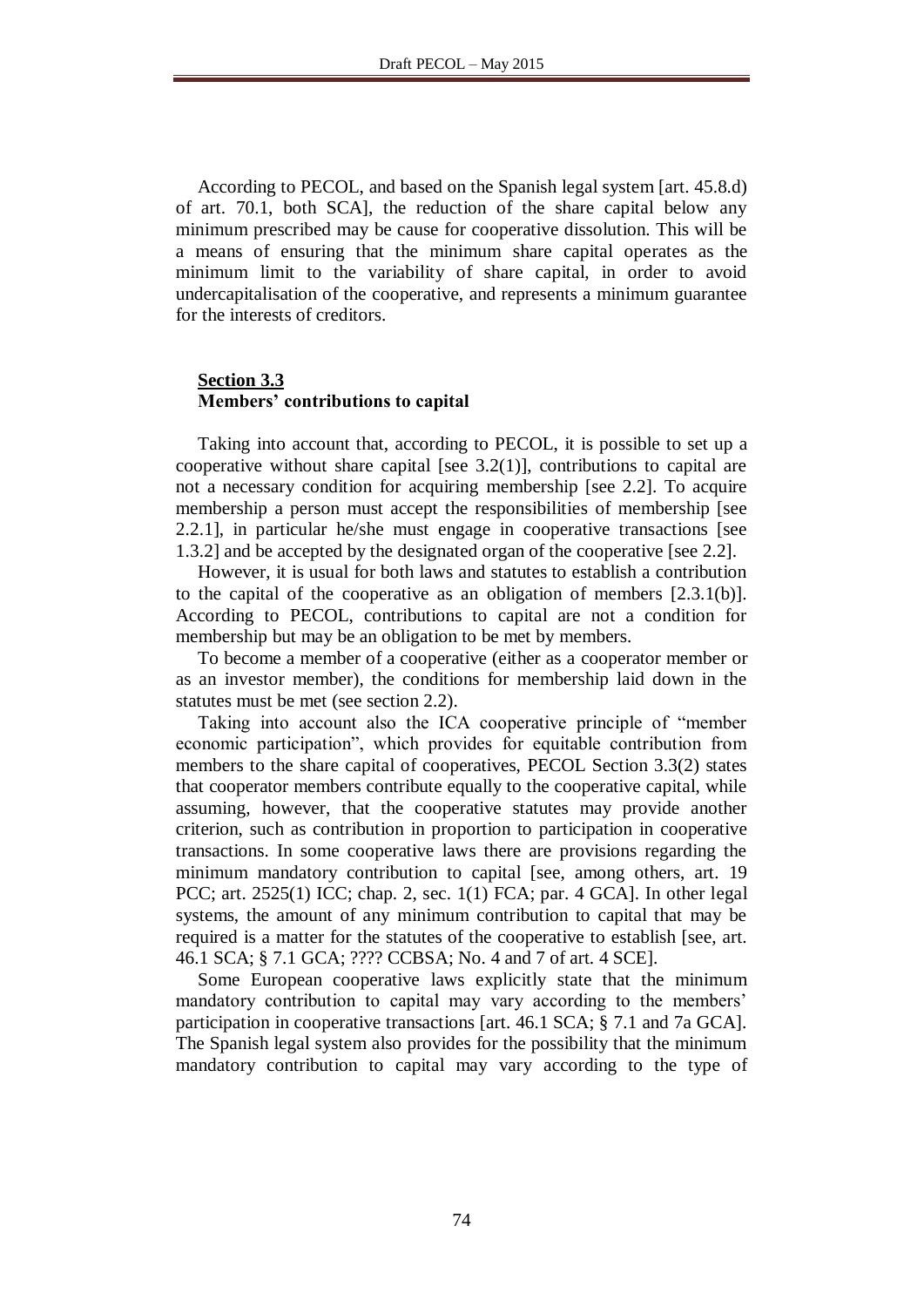According to PECOL, and based on the Spanish legal system [art. 45.8.d) of art. 70.1, both SCA], the reduction of the share capital below any minimum prescribed may be cause for cooperative dissolution. This will be a means of ensuring that the minimum share capital operates as the minimum limit to the variability of share capital, in order to avoid undercapitalisation of the cooperative, and represents a minimum guarantee for the interests of creditors.

## **Section 3.3**
**Members' contributions to capital**

Taking into account that, according to PECOL, it is possible to set up a cooperative without share capital [see 3.2(1)], contributions to capital are not a necessary condition for acquiring membership [see 2.2]. To acquire membership a person must accept the responsibilities of membership [see 2.2.1], in particular he/she must engage in cooperative transactions [see 1.3.2] and be accepted by the designated organ of the cooperative [see 2.2].

However, it is usual for both laws and statutes to establish a contribution to the capital of the cooperative as an obligation of members [2.3.1(b)]. According to PECOL, contributions to capital are not a condition for membership but may be an obligation to be met by members.

To become a member of a cooperative (either as a cooperator member or as an investor member), the conditions for membership laid down in the statutes must be met (see section 2.2).

Taking into account also the ICA cooperative principle of "member economic participation", which provides for equitable contribution from members to the share capital of cooperatives, PECOL Section 3.3(2) states that cooperator members contribute equally to the cooperative capital, while assuming, however, that the cooperative statutes may provide another criterion, such as contribution in proportion to participation in cooperative transactions. In some cooperative laws there are provisions regarding the minimum mandatory contribution to capital [see, among others, art. 19 PCC; art. 2525(1) ICC; chap. 2, sec. 1(1) FCA; par. 4 GCA]. In other legal systems, the amount of any minimum contribution to capital that may be required is a matter for the statutes of the cooperative to establish [see, art. 46.1 SCA; § 7.1 GCA; ???? CCBSA; No. 4 and 7 of art. 4 SCE].

Some European cooperative laws explicitly state that the minimum mandatory contribution to capital may vary according to the members' participation in cooperative transactions [art. 46.1 SCA; § 7.1 and 7a GCA]. The Spanish legal system also provides for the possibility that the minimum mandatory contribution to capital may vary according to the type of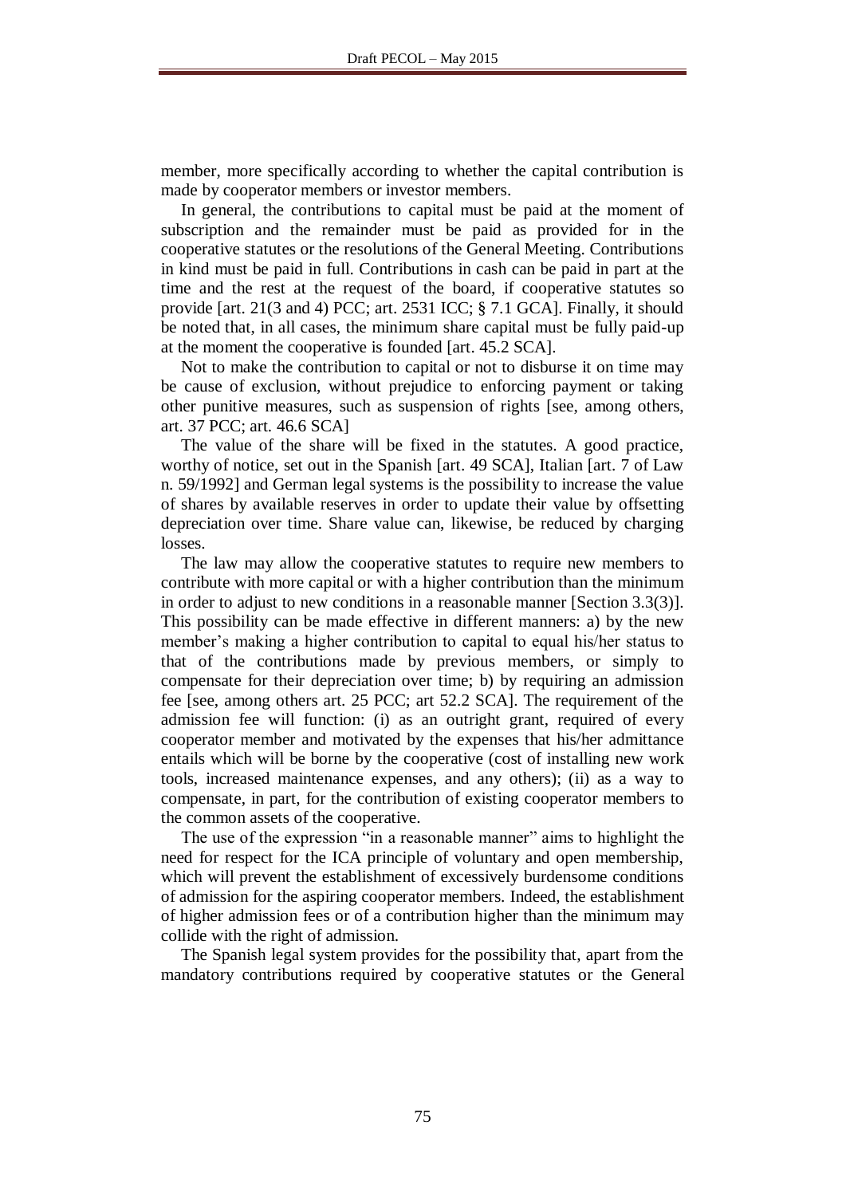member, more specifically according to whether the capital contribution is made by cooperator members or investor members.

In general, the contributions to capital must be paid at the moment of subscription and the remainder must be paid as provided for in the cooperative statutes or the resolutions of the General Meeting. Contributions in kind must be paid in full. Contributions in cash can be paid in part at the time and the rest at the request of the board, if cooperative statutes so provide [art. 21(3 and 4) PCC; art. 2531 ICC; § 7.1 GCA]. Finally, it should be noted that, in all cases, the minimum share capital must be fully paid-up at the moment the cooperative is founded [art. 45.2 SCA].

Not to make the contribution to capital or not to disburse it on time may be cause of exclusion, without prejudice to enforcing payment or taking other punitive measures, such as suspension of rights [see, among others, art. 37 PCC; art. 46.6 SCA]

The value of the share will be fixed in the statutes. A good practice, worthy of notice, set out in the Spanish [art. 49 SCA], Italian [art. 7 of Law n. 59/1992] and German legal systems is the possibility to increase the value of shares by available reserves in order to update their value by offsetting depreciation over time. Share value can, likewise, be reduced by charging losses.

The law may allow the cooperative statutes to require new members to contribute with more capital or with a higher contribution than the minimum in order to adjust to new conditions in a reasonable manner [Section 3.3(3)]. This possibility can be made effective in different manners: a) by the new member's making a higher contribution to capital to equal his/her status to that of the contributions made by previous members, or simply to compensate for their depreciation over time; b) by requiring an admission fee [see, among others art. 25 PCC; art 52.2 SCA]. The requirement of the admission fee will function: (i) as an outright grant, required of every cooperator member and motivated by the expenses that his/her admittance entails which will be borne by the cooperative (cost of installing new work tools, increased maintenance expenses, and any others); (ii) as a way to compensate, in part, for the contribution of existing cooperator members to the common assets of the cooperative.

The use of the expression "in a reasonable manner" aims to highlight the need for respect for the ICA principle of voluntary and open membership, which will prevent the establishment of excessively burdensome conditions of admission for the aspiring cooperator members. Indeed, the establishment of higher admission fees or of a contribution higher than the minimum may collide with the right of admission.

The Spanish legal system provides for the possibility that, apart from the mandatory contributions required by cooperative statutes or the General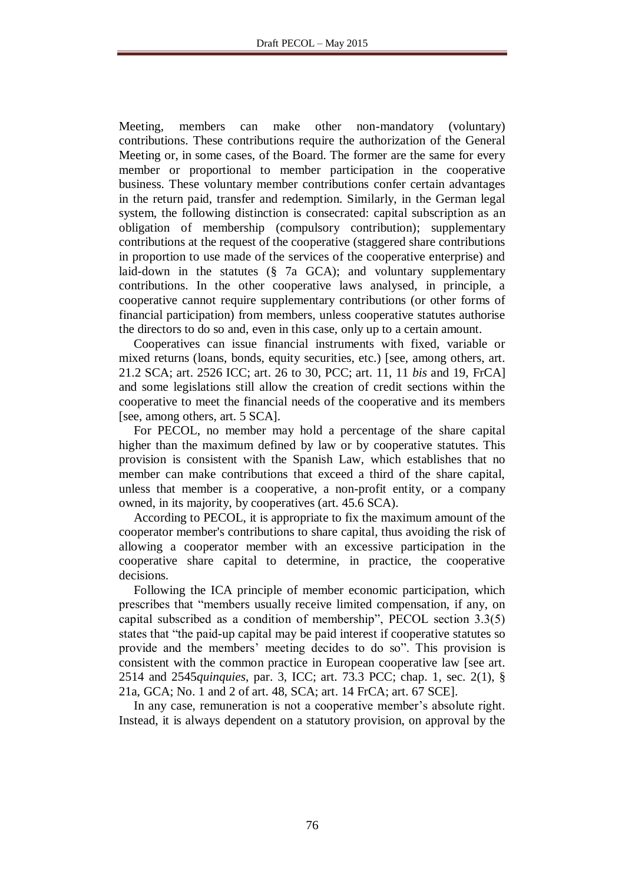Meeting, members can make other non-mandatory (voluntary) contributions. These contributions require the authorization of the General Meeting or, in some cases, of the Board. The former are the same for every member or proportional to member participation in the cooperative business. These voluntary member contributions confer certain advantages in the return paid, transfer and redemption. Similarly, in the German legal system, the following distinction is consecrated: capital subscription as an obligation of membership (compulsory contribution); supplementary contributions at the request of the cooperative (staggered share contributions in proportion to use made of the services of the cooperative enterprise) and laid-down in the statutes (§ 7a GCA); and voluntary supplementary contributions. In the other cooperative laws analysed, in principle, a cooperative cannot require supplementary contributions (or other forms of financial participation) from members, unless cooperative statutes authorise the directors to do so and, even in this case, only up to a certain amount.

Cooperatives can issue financial instruments with fixed, variable or mixed returns (loans, bonds, equity securities, etc.) [see, among others, art. 21.2 SCA; art. 2526 ICC; art. 26 to 30, PCC; art. 11, 11 *bis* and 19, FrCA] and some legislations still allow the creation of credit sections within the cooperative to meet the financial needs of the cooperative and its members [see, among others, art. 5 SCA].

For PECOL, no member may hold a percentage of the share capital higher than the maximum defined by law or by cooperative statutes. This provision is consistent with the Spanish Law, which establishes that no member can make contributions that exceed a third of the share capital, unless that member is a cooperative, a non-profit entity, or a company owned, in its majority, by cooperatives (art. 45.6 SCA).

According to PECOL, it is appropriate to fix the maximum amount of the cooperator member's contributions to share capital, thus avoiding the risk of allowing a cooperator member with an excessive participation in the cooperative share capital to determine, in practice, the cooperative decisions.

Following the ICA principle of member economic participation, which prescribes that "members usually receive limited compensation, if any, on capital subscribed as a condition of membership", PECOL section 3.3(5) states that "the paid-up capital may be paid interest if cooperative statutes so provide and the members' meeting decides to do so". This provision is consistent with the common practice in European cooperative law [see art. 2514 and 2545*quinquies*, par. 3, ICC; art. 73.3 PCC; chap. 1, sec. 2(1), § 21a, GCA; No. 1 and 2 of art. 48, SCA; art. 14 FrCA; art. 67 SCE].

In any case, remuneration is not a cooperative member's absolute right. Instead, it is always dependent on a statutory provision, on approval by the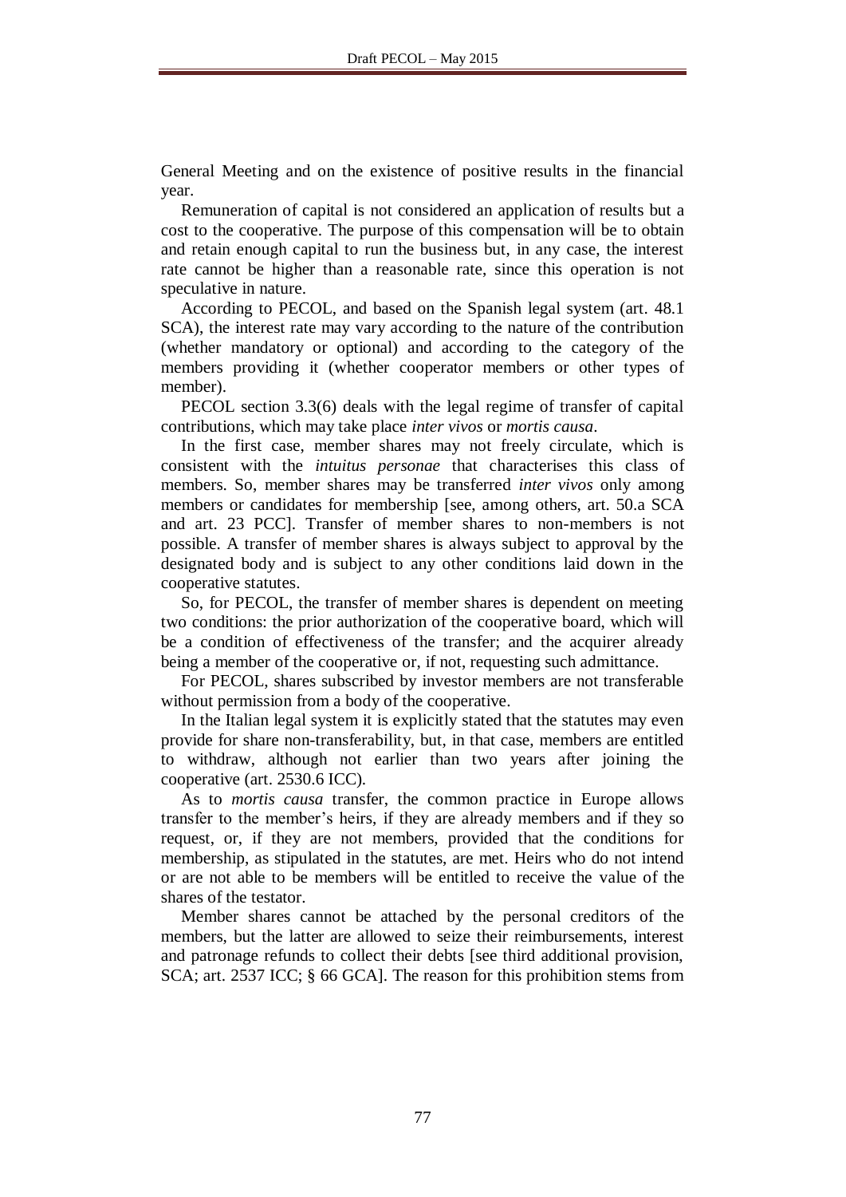General Meeting and on the existence of positive results in the financial year.

Remuneration of capital is not considered an application of results but a cost to the cooperative. The purpose of this compensation will be to obtain and retain enough capital to run the business but, in any case, the interest rate cannot be higher than a reasonable rate, since this operation is not speculative in nature.

According to PECOL, and based on the Spanish legal system (art. 48.1 SCA), the interest rate may vary according to the nature of the contribution (whether mandatory or optional) and according to the category of the members providing it (whether cooperator members or other types of member).

PECOL section 3.3(6) deals with the legal regime of transfer of capital contributions, which may take place *inter vivos* or *mortis causa*.

In the first case, member shares may not freely circulate, which is consistent with the *intuitus personae* that characterises this class of members. So, member shares may be transferred *inter vivos* only among members or candidates for membership [see, among others, art. 50.a SCA and art. 23 PCC]. Transfer of member shares to non-members is not possible. A transfer of member shares is always subject to approval by the designated body and is subject to any other conditions laid down in the cooperative statutes.

So, for PECOL, the transfer of member shares is dependent on meeting two conditions: the prior authorization of the cooperative board, which will be a condition of effectiveness of the transfer; and the acquirer already being a member of the cooperative or, if not, requesting such admittance.

For PECOL, shares subscribed by investor members are not transferable without permission from a body of the cooperative.

In the Italian legal system it is explicitly stated that the statutes may even provide for share non-transferability, but, in that case, members are entitled to withdraw, although not earlier than two years after joining the cooperative (art. 2530.6 ICC).

As to *mortis causa* transfer, the common practice in Europe allows transfer to the member's heirs, if they are already members and if they so request, or, if they are not members, provided that the conditions for membership, as stipulated in the statutes, are met. Heirs who do not intend or are not able to be members will be entitled to receive the value of the shares of the testator.

Member shares cannot be attached by the personal creditors of the members, but the latter are allowed to seize their reimbursements, interest and patronage refunds to collect their debts [see third additional provision, SCA; art. 2537 ICC; § 66 GCA]. The reason for this prohibition stems from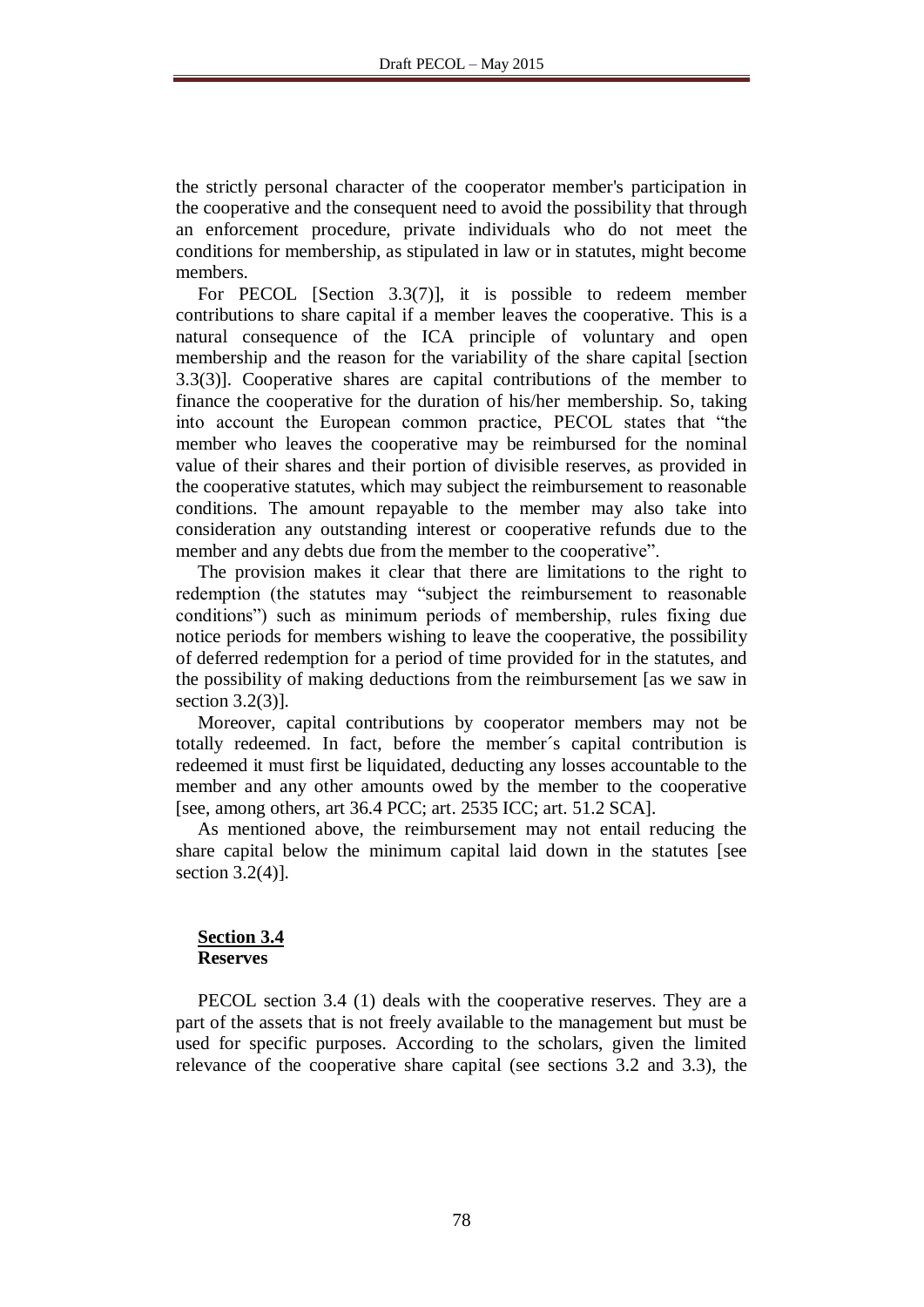the strictly personal character of the cooperator member's participation in the cooperative and the consequent need to avoid the possibility that through an enforcement procedure, private individuals who do not meet the conditions for membership, as stipulated in law or in statutes, might become members.

For PECOL [Section 3.3(7)], it is possible to redeem member contributions to share capital if a member leaves the cooperative. This is a natural consequence of the ICA principle of voluntary and open membership and the reason for the variability of the share capital [section 3.3(3)]. Cooperative shares are capital contributions of the member to finance the cooperative for the duration of his/her membership. So, taking into account the European common practice, PECOL states that "the member who leaves the cooperative may be reimbursed for the nominal value of their shares and their portion of divisible reserves, as provided in the cooperative statutes, which may subject the reimbursement to reasonable conditions. The amount repayable to the member may also take into consideration any outstanding interest or cooperative refunds due to the member and any debts due from the member to the cooperative".

The provision makes it clear that there are limitations to the right to redemption (the statutes may "subject the reimbursement to reasonable conditions") such as minimum periods of membership, rules fixing due notice periods for members wishing to leave the cooperative, the possibility of deferred redemption for a period of time provided for in the statutes, and the possibility of making deductions from the reimbursement [as we saw in section 3.2(3)].

Moreover, capital contributions by cooperator members may not be totally redeemed. In fact, before the member´s capital contribution is redeemed it must first be liquidated, deducting any losses accountable to the member and any other amounts owed by the member to the cooperative [see, among others, art 36.4 PCC; art. 2535 ICC; art. 51.2 SCA].

As mentioned above, the reimbursement may not entail reducing the share capital below the minimum capital laid down in the statutes [see section 3.2(4)].

## <u>Section 3.4</u>
## Reserves

PECOL section 3.4 (1) deals with the cooperative reserves. They are a part of the assets that is not freely available to the management but must be used for specific purposes. According to the scholars, given the limited relevance of the cooperative share capital (see sections 3.2 and 3.3), the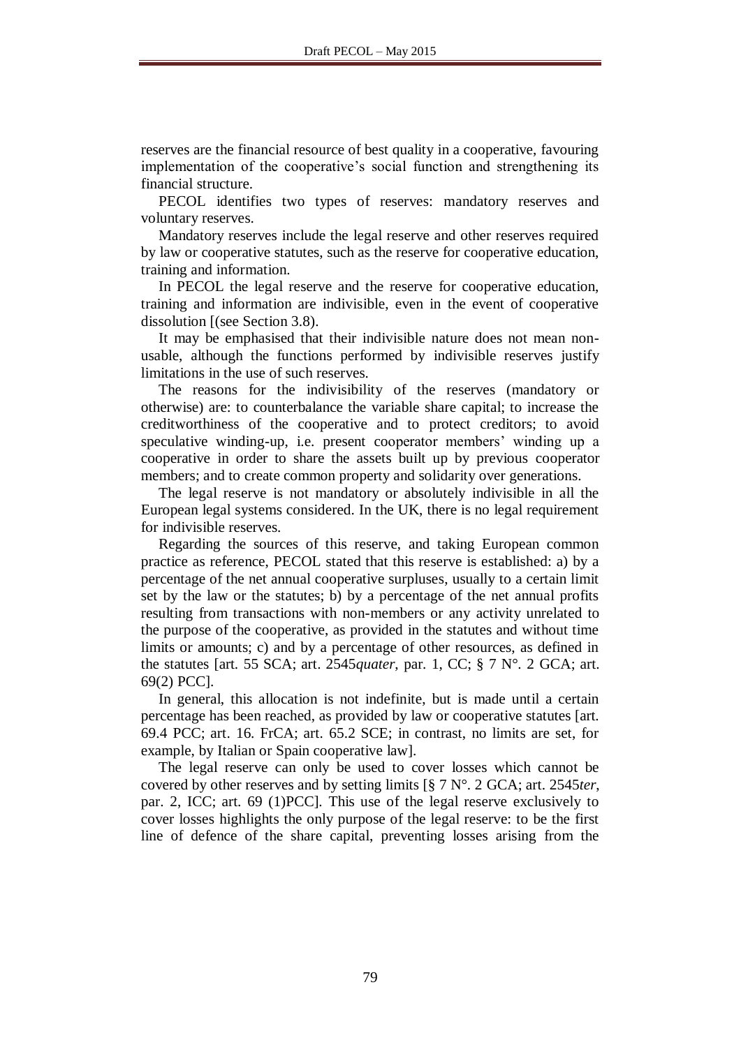reserves are the financial resource of best quality in a cooperative, favouring implementation of the cooperative's social function and strengthening its financial structure.

PECOL identifies two types of reserves: mandatory reserves and voluntary reserves.

Mandatory reserves include the legal reserve and other reserves required by law or cooperative statutes, such as the reserve for cooperative education, training and information.

In PECOL the legal reserve and the reserve for cooperative education, training and information are indivisible, even in the event of cooperative dissolution [(see Section 3.8).

It may be emphasised that their indivisible nature does not mean non-usable, although the functions performed by indivisible reserves justify limitations in the use of such reserves.

The reasons for the indivisibility of the reserves (mandatory or otherwise) are: to counterbalance the variable share capital; to increase the creditworthiness of the cooperative and to protect creditors; to avoid speculative winding-up, i.e. present cooperator members' winding up a cooperative in order to share the assets built up by previous cooperator members; and to create common property and solidarity over generations.

The legal reserve is not mandatory or absolutely indivisible in all the European legal systems considered. In the UK, there is no legal requirement for indivisible reserves.

Regarding the sources of this reserve, and taking European common practice as reference, PECOL stated that this reserve is established: a) by a percentage of the net annual cooperative surpluses, usually to a certain limit set by the law or the statutes; b) by a percentage of the net annual profits resulting from transactions with non-members or any activity unrelated to the purpose of the cooperative, as provided in the statutes and without time limits or amounts; c) and by a percentage of other resources, as defined in the statutes [art. 55 SCA; art. 2545*quater*, par. 1, CC; § 7 N°. 2 GCA; art. 69(2) PCC].

In general, this allocation is not indefinite, but is made until a certain percentage has been reached, as provided by law or cooperative statutes [art. 69.4 PCC; art. 16. FrCA; art. 65.2 SCE; in contrast, no limits are set, for example, by Italian or Spain cooperative law].

The legal reserve can only be used to cover losses which cannot be covered by other reserves and by setting limits [§ 7 N°. 2 GCA; art. 2545*ter*, par. 2, ICC; art. 69 (1)PCC]. This use of the legal reserve exclusively to cover losses highlights the only purpose of the legal reserve: to be the first line of defence of the share capital, preventing losses arising from the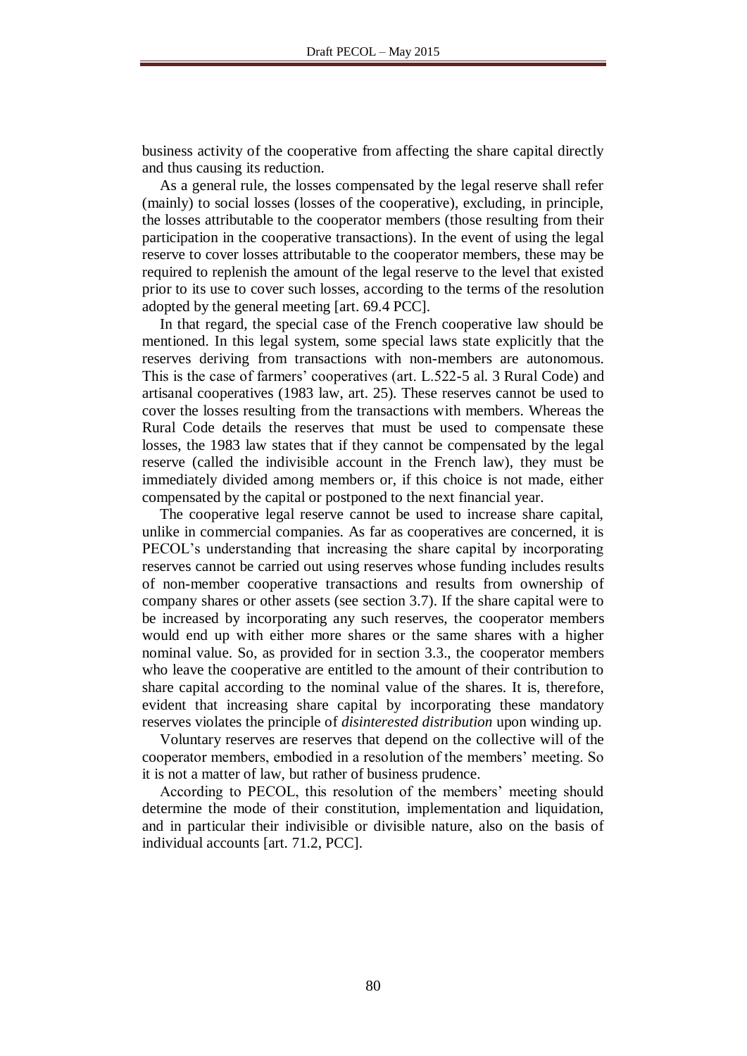business activity of the cooperative from affecting the share capital directly and thus causing its reduction.

As a general rule, the losses compensated by the legal reserve shall refer (mainly) to social losses (losses of the cooperative), excluding, in principle, the losses attributable to the cooperator members (those resulting from their participation in the cooperative transactions). In the event of using the legal reserve to cover losses attributable to the cooperator members, these may be required to replenish the amount of the legal reserve to the level that existed prior to its use to cover such losses, according to the terms of the resolution adopted by the general meeting [art. 69.4 PCC].

In that regard, the special case of the French cooperative law should be mentioned. In this legal system, some special laws state explicitly that the reserves deriving from transactions with non-members are autonomous. This is the case of farmers' cooperatives (art. L.522-5 al. 3 Rural Code) and artisanal cooperatives (1983 law, art. 25). These reserves cannot be used to cover the losses resulting from the transactions with members. Whereas the Rural Code details the reserves that must be used to compensate these losses, the 1983 law states that if they cannot be compensated by the legal reserve (called the indivisible account in the French law), they must be immediately divided among members or, if this choice is not made, either compensated by the capital or postponed to the next financial year.

The cooperative legal reserve cannot be used to increase share capital, unlike in commercial companies. As far as cooperatives are concerned, it is PECOL's understanding that increasing the share capital by incorporating reserves cannot be carried out using reserves whose funding includes results of non-member cooperative transactions and results from ownership of company shares or other assets (see section 3.7). If the share capital were to be increased by incorporating any such reserves, the cooperator members would end up with either more shares or the same shares with a higher nominal value. So, as provided for in section 3.3., the cooperator members who leave the cooperative are entitled to the amount of their contribution to share capital according to the nominal value of the shares. It is, therefore, evident that increasing share capital by incorporating these mandatory reserves violates the principle of *disinterested distribution* upon winding up.

Voluntary reserves are reserves that depend on the collective will of the cooperator members, embodied in a resolution of the members' meeting. So it is not a matter of law, but rather of business prudence.

According to PECOL, this resolution of the members' meeting should determine the mode of their constitution, implementation and liquidation, and in particular their indivisible or divisible nature, also on the basis of individual accounts [art. 71.2, PCC].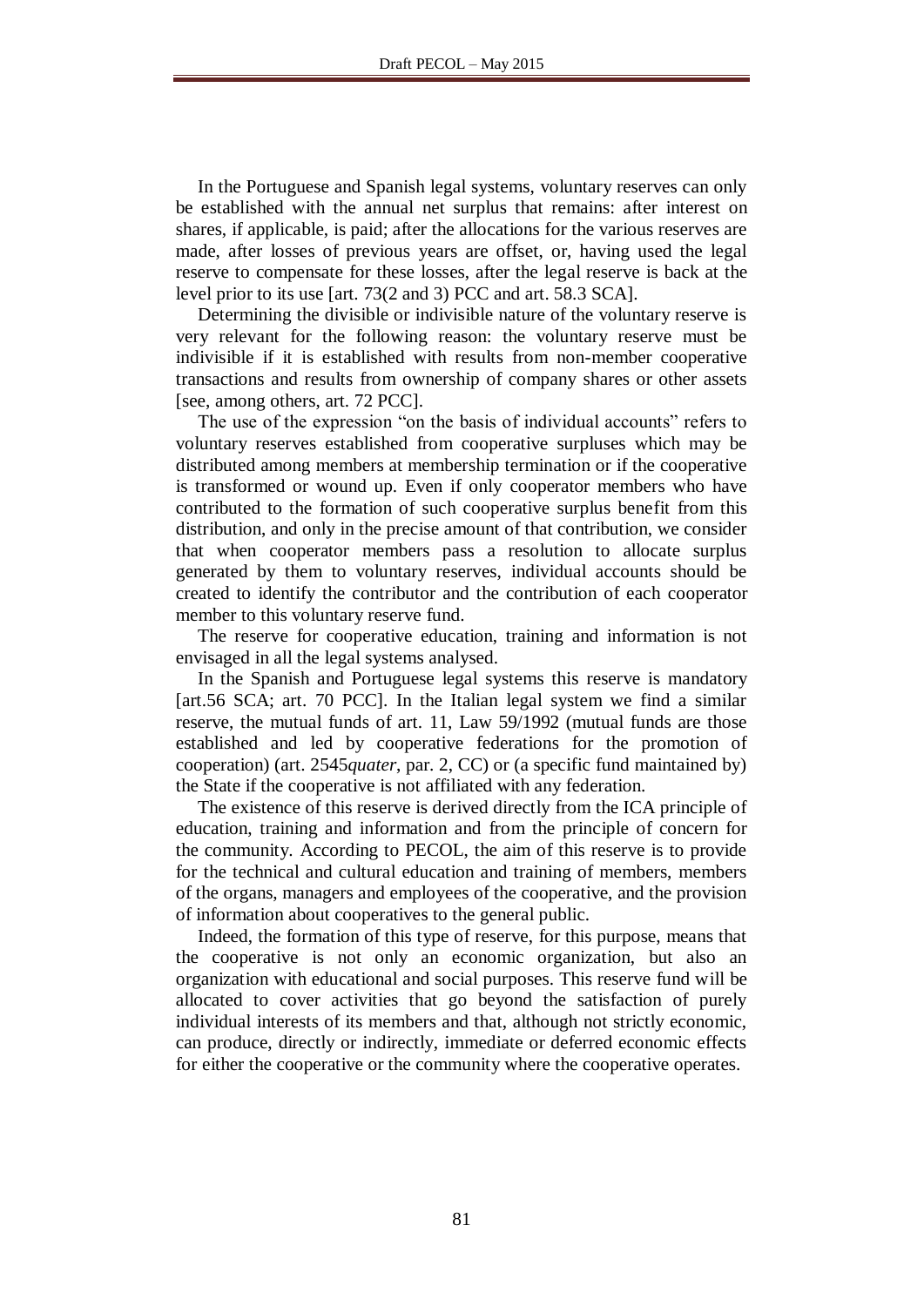In the Portuguese and Spanish legal systems, voluntary reserves can only be established with the annual net surplus that remains: after interest on shares, if applicable, is paid; after the allocations for the various reserves are made, after losses of previous years are offset, or, having used the legal reserve to compensate for these losses, after the legal reserve is back at the level prior to its use [art. 73(2 and 3) PCC and art. 58.3 SCA].

Determining the divisible or indivisible nature of the voluntary reserve is very relevant for the following reason: the voluntary reserve must be indivisible if it is established with results from non-member cooperative transactions and results from ownership of company shares or other assets [see, among others, art. 72 PCC].

The use of the expression "on the basis of individual accounts" refers to voluntary reserves established from cooperative surpluses which may be distributed among members at membership termination or if the cooperative is transformed or wound up. Even if only cooperator members who have contributed to the formation of such cooperative surplus benefit from this distribution, and only in the precise amount of that contribution, we consider that when cooperator members pass a resolution to allocate surplus generated by them to voluntary reserves, individual accounts should be created to identify the contributor and the contribution of each cooperator member to this voluntary reserve fund.

The reserve for cooperative education, training and information is not envisaged in all the legal systems analysed.

In the Spanish and Portuguese legal systems this reserve is mandatory [art.56 SCA; art. 70 PCC]. In the Italian legal system we find a similar reserve, the mutual funds of art. 11, Law 59/1992 (mutual funds are those established and led by cooperative federations for the promotion of cooperation) (art. 2545*quater*, par. 2, CC) or (a specific fund maintained by) the State if the cooperative is not affiliated with any federation.

The existence of this reserve is derived directly from the ICA principle of education, training and information and from the principle of concern for the community. According to PECOL, the aim of this reserve is to provide for the technical and cultural education and training of members, members of the organs, managers and employees of the cooperative, and the provision of information about cooperatives to the general public.

Indeed, the formation of this type of reserve, for this purpose, means that the cooperative is not only an economic organization, but also an organization with educational and social purposes. This reserve fund will be allocated to cover activities that go beyond the satisfaction of purely individual interests of its members and that, although not strictly economic, can produce, directly or indirectly, immediate or deferred economic effects for either the cooperative or the community where the cooperative operates.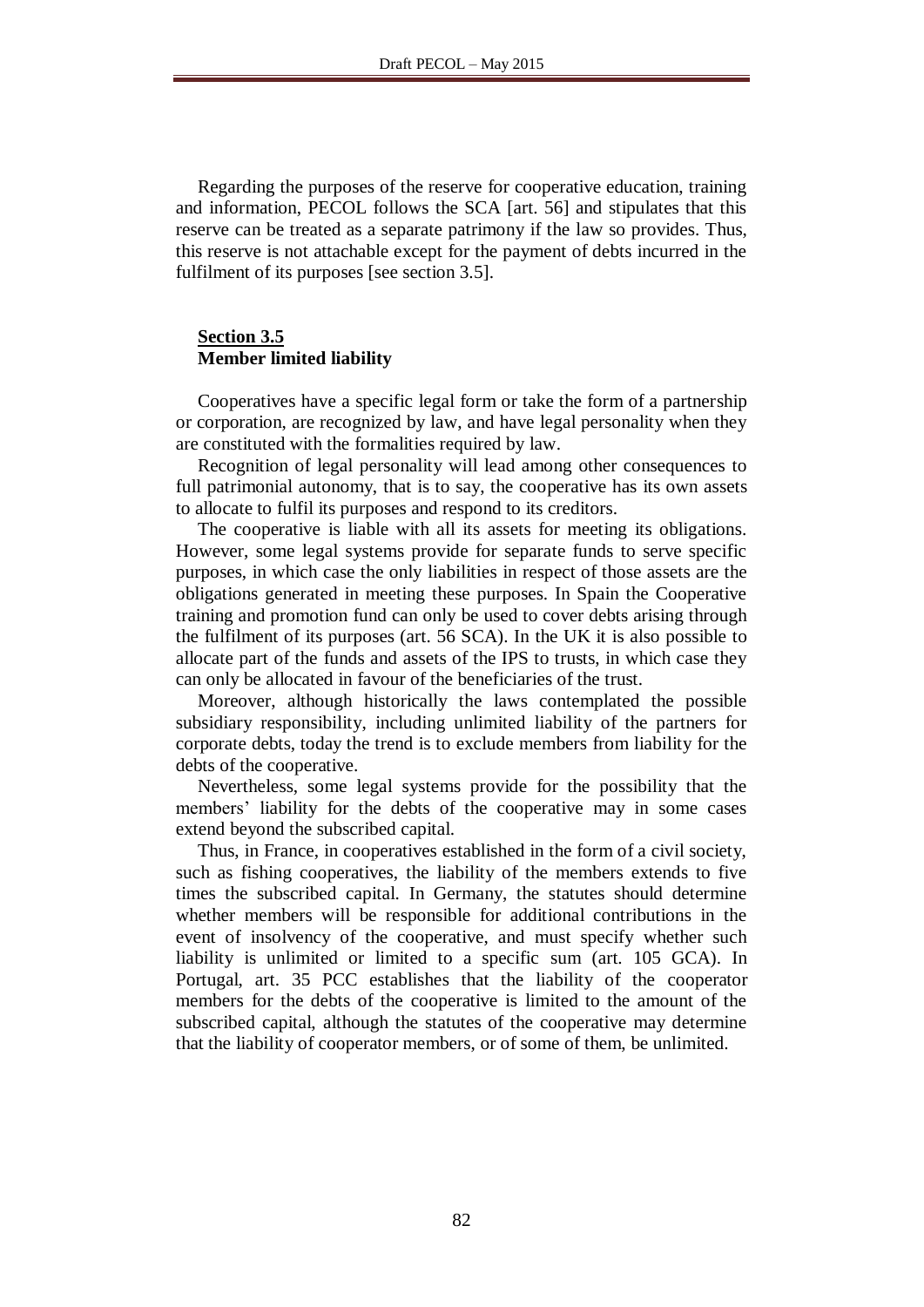Regarding the purposes of the reserve for cooperative education, training and information, PECOL follows the SCA [art. 56] and stipulates that this reserve can be treated as a separate patrimony if the law so provides. Thus, this reserve is not attachable except for the payment of debts incurred in the fulfilment of its purposes [see section 3.5].

## **Section 3.5**
**Member limited liability**

Cooperatives have a specific legal form or take the form of a partnership or corporation, are recognized by law, and have legal personality when they are constituted with the formalities required by law.

Recognition of legal personality will lead among other consequences to full patrimonial autonomy, that is to say, the cooperative has its own assets to allocate to fulfil its purposes and respond to its creditors.

The cooperative is liable with all its assets for meeting its obligations. However, some legal systems provide for separate funds to serve specific purposes, in which case the only liabilities in respect of those assets are the obligations generated in meeting these purposes. In Spain the Cooperative training and promotion fund can only be used to cover debts arising through the fulfilment of its purposes (art. 56 SCA). In the UK it is also possible to allocate part of the funds and assets of the IPS to trusts, in which case they can only be allocated in favour of the beneficiaries of the trust.

Moreover, although historically the laws contemplated the possible subsidiary responsibility, including unlimited liability of the partners for corporate debts, today the trend is to exclude members from liability for the debts of the cooperative.

Nevertheless, some legal systems provide for the possibility that the members' liability for the debts of the cooperative may in some cases extend beyond the subscribed capital.

Thus, in France, in cooperatives established in the form of a civil society, such as fishing cooperatives, the liability of the members extends to five times the subscribed capital. In Germany, the statutes should determine whether members will be responsible for additional contributions in the event of insolvency of the cooperative, and must specify whether such liability is unlimited or limited to a specific sum (art. 105 GCA). In Portugal, art. 35 PCC establishes that the liability of the cooperator members for the debts of the cooperative is limited to the amount of the subscribed capital, although the statutes of the cooperative may determine that the liability of cooperator members, or of some of them, be unlimited.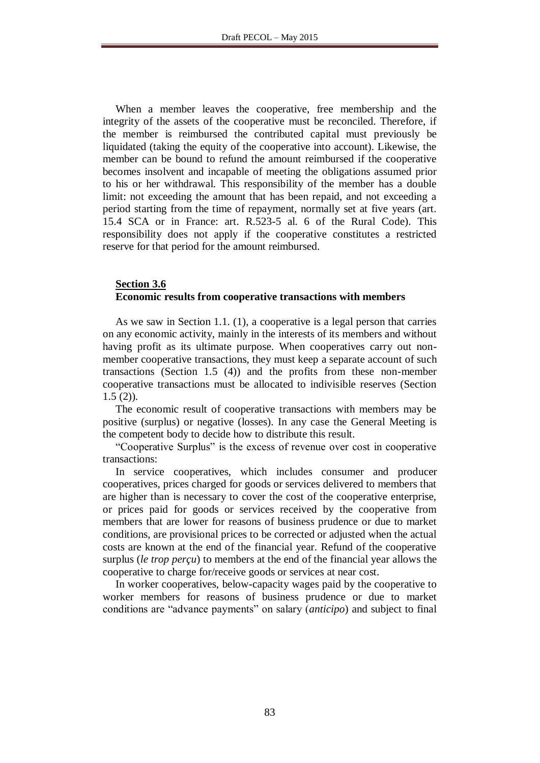When a member leaves the cooperative, free membership and the integrity of the assets of the cooperative must be reconciled. Therefore, if the member is reimbursed the contributed capital must previously be liquidated (taking the equity of the cooperative into account). Likewise, the member can be bound to refund the amount reimbursed if the cooperative becomes insolvent and incapable of meeting the obligations assumed prior to his or her withdrawal. This responsibility of the member has a double limit: not exceeding the amount that has been repaid, and not exceeding a period starting from the time of repayment, normally set at five years (art. 15.4 SCA or in France: art. R.523-5 al. 6 of the Rural Code). This responsibility does not apply if the cooperative constitutes a restricted reserve for that period for the amount reimbursed.

## Section 3.6
**Economic results from cooperative transactions with members**

As we saw in Section 1.1. (1), a cooperative is a legal person that carries on any economic activity, mainly in the interests of its members and without having profit as its ultimate purpose. When cooperatives carry out non-member cooperative transactions, they must keep a separate account of such transactions (Section 1.5 (4)) and the profits from these non-member cooperative transactions must be allocated to indivisible reserves (Section 1.5 (2)).

The economic result of cooperative transactions with members may be positive (surplus) or negative (losses). In any case the General Meeting is the competent body to decide how to distribute this result.

"Cooperative Surplus" is the excess of revenue over cost in cooperative transactions:

In service cooperatives, which includes consumer and producer cooperatives, prices charged for goods or services delivered to members that are higher than is necessary to cover the cost of the cooperative enterprise, or prices paid for goods or services received by the cooperative from members that are lower for reasons of business prudence or due to market conditions, are provisional prices to be corrected or adjusted when the actual costs are known at the end of the financial year. Refund of the cooperative surplus (*le trop perçu*) to members at the end of the financial year allows the cooperative to charge for/receive goods or services at near cost.

In worker cooperatives, below-capacity wages paid by the cooperative to worker members for reasons of business prudence or due to market conditions are "advance payments" on salary (*anticipo*) and subject to final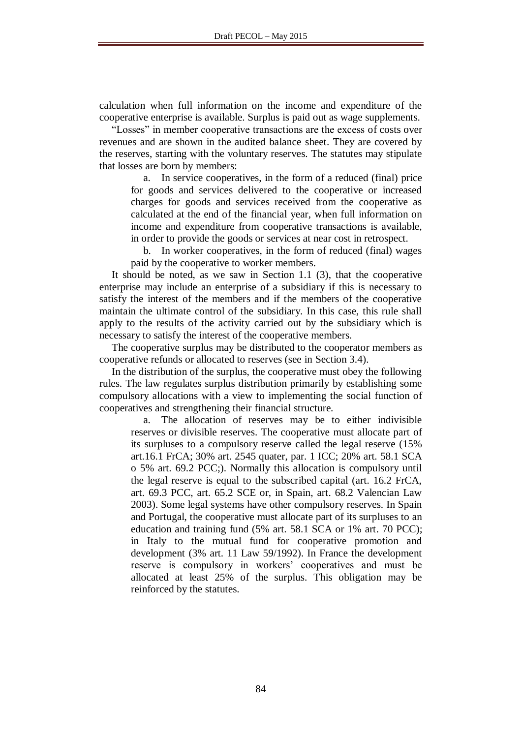calculation when full information on the income and expenditure of the cooperative enterprise is available. Surplus is paid out as wage supplements.

"Losses" in member cooperative transactions are the excess of costs over revenues and are shown in the audited balance sheet. They are covered by the reserves, starting with the voluntary reserves. The statutes may stipulate that losses are born by members:

a. In service cooperatives, in the form of a reduced (final) price for goods and services delivered to the cooperative or increased charges for goods and services received from the cooperative as calculated at the end of the financial year, when full information on income and expenditure from cooperative transactions is available, in order to provide the goods or services at near cost in retrospect.

b. In worker cooperatives, in the form of reduced (final) wages paid by the cooperative to worker members.

It should be noted, as we saw in Section 1.1 (3), that the cooperative enterprise may include an enterprise of a subsidiary if this is necessary to satisfy the interest of the members and if the members of the cooperative maintain the ultimate control of the subsidiary. In this case, this rule shall apply to the results of the activity carried out by the subsidiary which is necessary to satisfy the interest of the cooperative members.

The cooperative surplus may be distributed to the cooperator members as cooperative refunds or allocated to reserves (see in Section 3.4).

In the distribution of the surplus, the cooperative must obey the following rules. The law regulates surplus distribution primarily by establishing some compulsory allocations with a view to implementing the social function of cooperatives and strengthening their financial structure.

a. The allocation of reserves may be to either indivisible reserves or divisible reserves. The cooperative must allocate part of its surpluses to a compulsory reserve called the legal reserve (15% art.16.1 FrCA; 30% art. 2545 quater, par. 1 ICC; 20% art. 58.1 SCA o 5% art. 69.2 PCC;). Normally this allocation is compulsory until the legal reserve is equal to the subscribed capital (art. 16.2 FrCA, art. 69.3 PCC, art. 65.2 SCE or, in Spain, art. 68.2 Valencian Law 2003). Some legal systems have other compulsory reserves. In Spain and Portugal, the cooperative must allocate part of its surpluses to an education and training fund (5% art. 58.1 SCA or 1% art. 70 PCC); in Italy to the mutual fund for cooperative promotion and development (3% art. 11 Law 59/1992). In France the development reserve is compulsory in workers' cooperatives and must be allocated at least 25% of the surplus. This obligation may be reinforced by the statutes.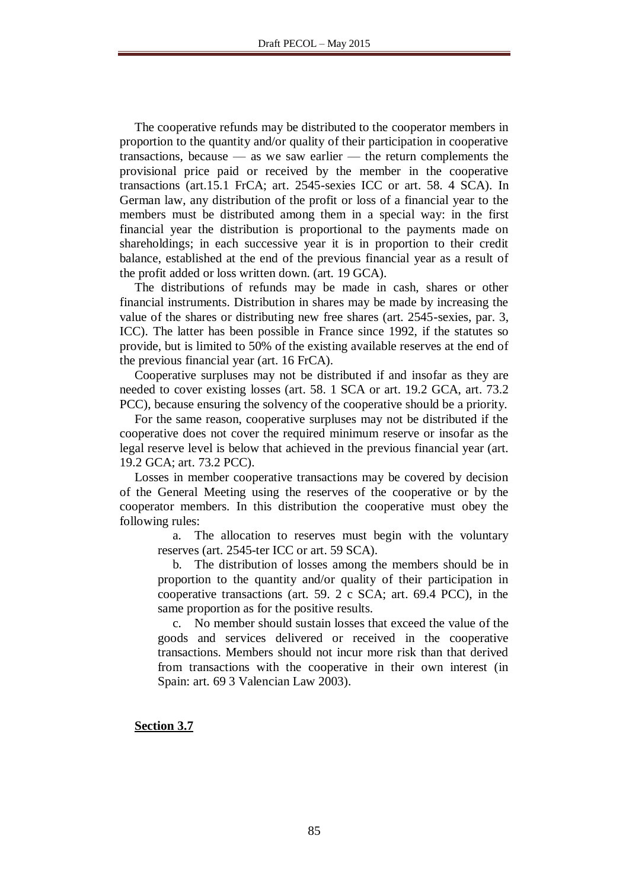The cooperative refunds may be distributed to the cooperator members in proportion to the quantity and/or quality of their participation in cooperative transactions, because — as we saw earlier — the return complements the provisional price paid or received by the member in the cooperative transactions (art.15.1 FrCA; art. 2545-sexies ICC or art. 58. 4 SCA). In German law, any distribution of the profit or loss of a financial year to the members must be distributed among them in a special way: in the first financial year the distribution is proportional to the payments made on shareholdings; in each successive year it is in proportion to their credit balance, established at the end of the previous financial year as a result of the profit added or loss written down. (art. 19 GCA).

The distributions of refunds may be made in cash, shares or other financial instruments. Distribution in shares may be made by increasing the value of the shares or distributing new free shares (art. 2545-sexies, par. 3, ICC). The latter has been possible in France since 1992, if the statutes so provide, but is limited to 50% of the existing available reserves at the end of the previous financial year (art. 16 FrCA).

Cooperative surpluses may not be distributed if and insofar as they are needed to cover existing losses (art. 58. 1 SCA or art. 19.2 GCA, art. 73.2 PCC), because ensuring the solvency of the cooperative should be a priority.

For the same reason, cooperative surpluses may not be distributed if the cooperative does not cover the required minimum reserve or insofar as the legal reserve level is below that achieved in the previous financial year (art. 19.2 GCA; art. 73.2 PCC).

Losses in member cooperative transactions may be covered by decision of the General Meeting using the reserves of the cooperative or by the cooperator members. In this distribution the cooperative must obey the following rules:

a. The allocation to reserves must begin with the voluntary reserves (art. 2545-ter ICC or art. 59 SCA).

b. The distribution of losses among the members should be in proportion to the quantity and/or quality of their participation in cooperative transactions (art. 59. 2 c SCA; art. 69.4 PCC), in the same proportion as for the positive results.

c. No member should sustain losses that exceed the value of the goods and services delivered or received in the cooperative transactions. Members should not incur more risk than that derived from transactions with the cooperative in their own interest (in Spain: art. 69 3 Valencian Law 2003).

**Section 3.7**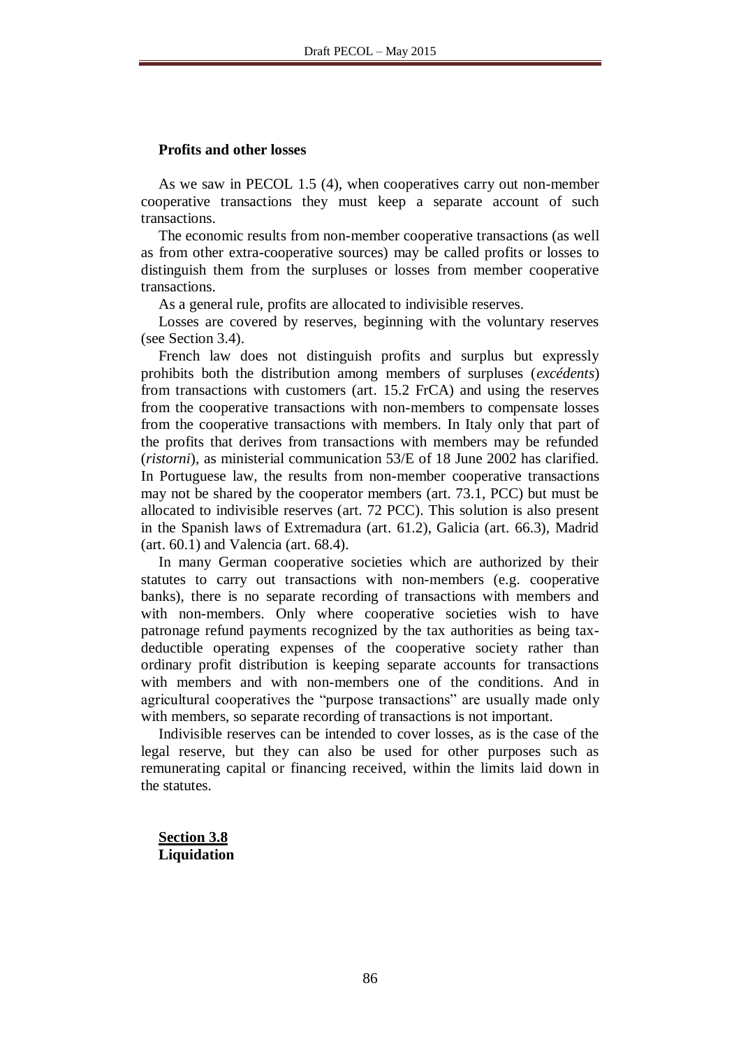**Profits and other losses**

As we saw in PECOL 1.5 (4), when cooperatives carry out non-member cooperative transactions they must keep a separate account of such transactions.

The economic results from non-member cooperative transactions (as well as from other extra-cooperative sources) may be called profits or losses to distinguish them from the surpluses or losses from member cooperative transactions.

As a general rule, profits are allocated to indivisible reserves.

Losses are covered by reserves, beginning with the voluntary reserves (see Section 3.4).

French law does not distinguish profits and surplus but expressly prohibits both the distribution among members of surpluses (*excédents*) from transactions with customers (art. 15.2 FrCA) and using the reserves from the cooperative transactions with non-members to compensate losses from the cooperative transactions with members. In Italy only that part of the profits that derives from transactions with members may be refunded (*ristorni*), as ministerial communication 53/E of 18 June 2002 has clarified. In Portuguese law, the results from non-member cooperative transactions may not be shared by the cooperator members (art. 73.1, PCC) but must be allocated to indivisible reserves (art. 72 PCC). This solution is also present in the Spanish laws of Extremadura (art. 61.2), Galicia (art. 66.3), Madrid (art. 60.1) and Valencia (art. 68.4).

In many German cooperative societies which are authorized by their statutes to carry out transactions with non-members (e.g. cooperative banks), there is no separate recording of transactions with members and with non-members. Only where cooperative societies wish to have patronage refund payments recognized by the tax authorities as being tax-deductible operating expenses of the cooperative society rather than ordinary profit distribution is keeping separate accounts for transactions with members and with non-members one of the conditions. And in agricultural cooperatives the "purpose transactions" are usually made only with members, so separate recording of transactions is not important.

Indivisible reserves can be intended to cover losses, as is the case of the legal reserve, but they can also be used for other purposes such as remunerating capital or financing received, within the limits laid down in the statutes.

## Section 3.8
## Liquidation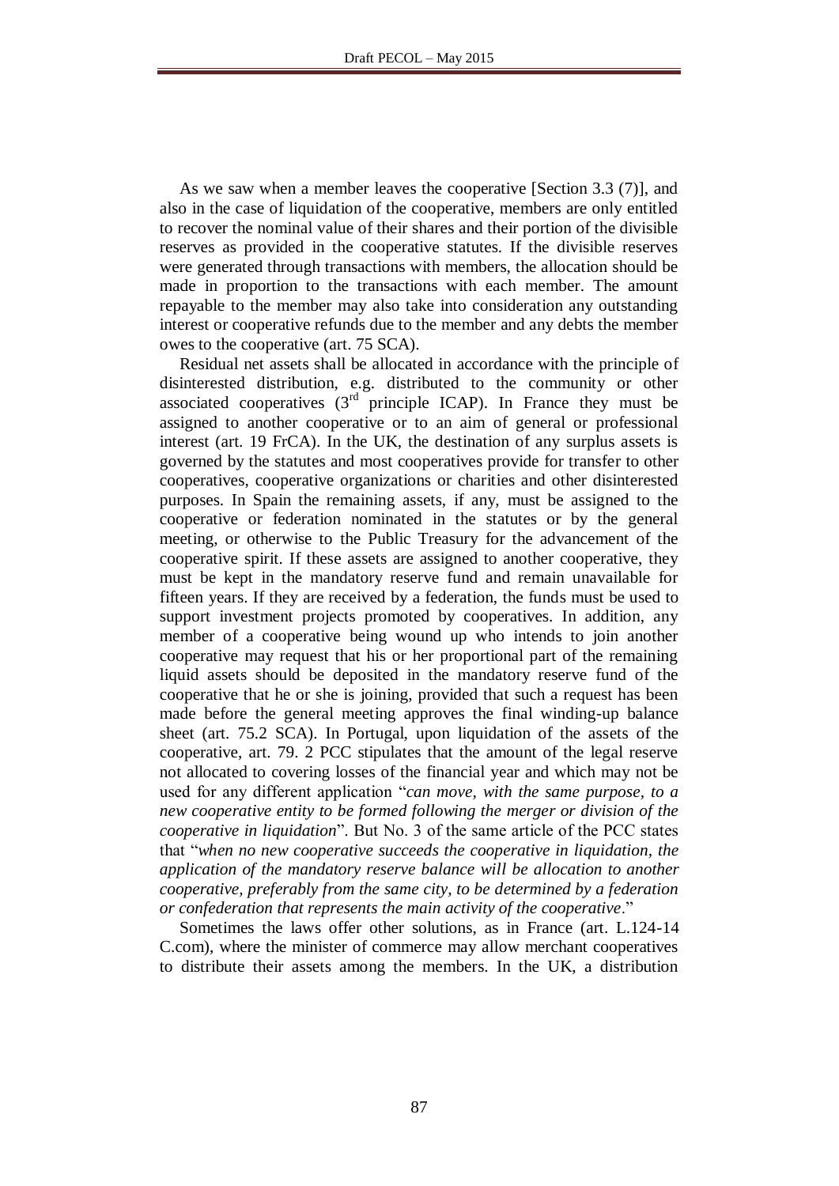As we saw when a member leaves the cooperative [Section 3.3 (7)], and also in the case of liquidation of the cooperative, members are only entitled to recover the nominal value of their shares and their portion of the divisible reserves as provided in the cooperative statutes. If the divisible reserves were generated through transactions with members, the allocation should be made in proportion to the transactions with each member. The amount repayable to the member may also take into consideration any outstanding interest or cooperative refunds due to the member and any debts the member owes to the cooperative (art. 75 SCA).

Residual net assets shall be allocated in accordance with the principle of disinterested distribution, e.g. distributed to the community or other associated cooperatives (3rd principle ICAP). In France they must be assigned to another cooperative or to an aim of general or professional interest (art. 19 FrCA). In the UK, the destination of any surplus assets is governed by the statutes and most cooperatives provide for transfer to other cooperatives, cooperative organizations or charities and other disinterested purposes. In Spain the remaining assets, if any, must be assigned to the cooperative or federation nominated in the statutes or by the general meeting, or otherwise to the Public Treasury for the advancement of the cooperative spirit. If these assets are assigned to another cooperative, they must be kept in the mandatory reserve fund and remain unavailable for fifteen years. If they are received by a federation, the funds must be used to support investment projects promoted by cooperatives. In addition, any member of a cooperative being wound up who intends to join another cooperative may request that his or her proportional part of the remaining liquid assets should be deposited in the mandatory reserve fund of the cooperative that he or she is joining, provided that such a request has been made before the general meeting approves the final winding-up balance sheet (art. 75.2 SCA). In Portugal, upon liquidation of the assets of the cooperative, art. 79. 2 PCC stipulates that the amount of the legal reserve not allocated to covering losses of the financial year and which may not be used for any different application "*can move, with the same purpose, to a new cooperative entity to be formed following the merger or division of the cooperative in liquidation*". But No. 3 of the same article of the PCC states that "*when no new cooperative succeeds the cooperative in liquidation, the application of the mandatory reserve balance will be allocation to another cooperative, preferably from the same city, to be determined by a federation or confederation that represents the main activity of the cooperative*."

Sometimes the laws offer other solutions, as in France (art. L.124-14 C.com), where the minister of commerce may allow merchant cooperatives to distribute their assets among the members. In the UK, a distribution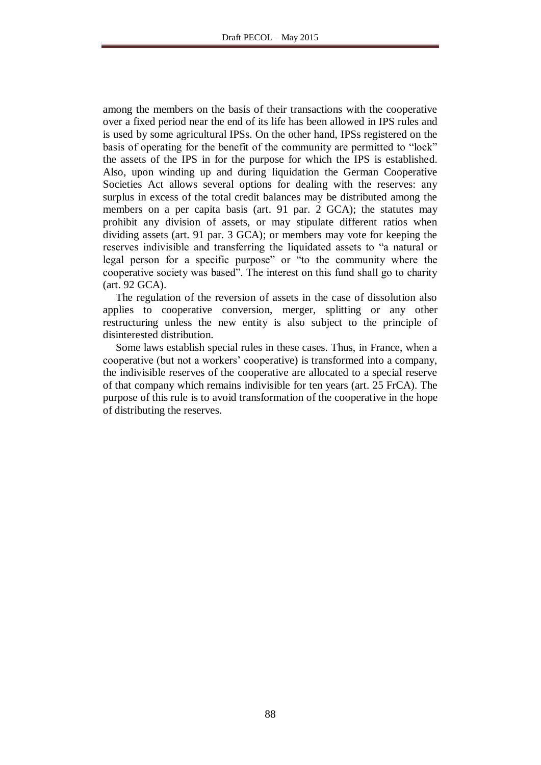among the members on the basis of their transactions with the cooperative over a fixed period near the end of its life has been allowed in IPS rules and is used by some agricultural IPSs. On the other hand, IPSs registered on the basis of operating for the benefit of the community are permitted to "lock" the assets of the IPS in for the purpose for which the IPS is established. Also, upon winding up and during liquidation the German Cooperative Societies Act allows several options for dealing with the reserves: any surplus in excess of the total credit balances may be distributed among the members on a per capita basis (art. 91 par. 2 GCA); the statutes may prohibit any division of assets, or may stipulate different ratios when dividing assets (art. 91 par. 3 GCA); or members may vote for keeping the reserves indivisible and transferring the liquidated assets to "a natural or legal person for a specific purpose" or "to the community where the cooperative society was based". The interest on this fund shall go to charity (art. 92 GCA).

The regulation of the reversion of assets in the case of dissolution also applies to cooperative conversion, merger, splitting or any other restructuring unless the new entity is also subject to the principle of disinterested distribution.

Some laws establish special rules in these cases. Thus, in France, when a cooperative (but not a workers' cooperative) is transformed into a company, the indivisible reserves of the cooperative are allocated to a special reserve of that company which remains indivisible for ten years (art. 25 FrCA). The purpose of this rule is to avoid transformation of the cooperative in the hope of distributing the reserves.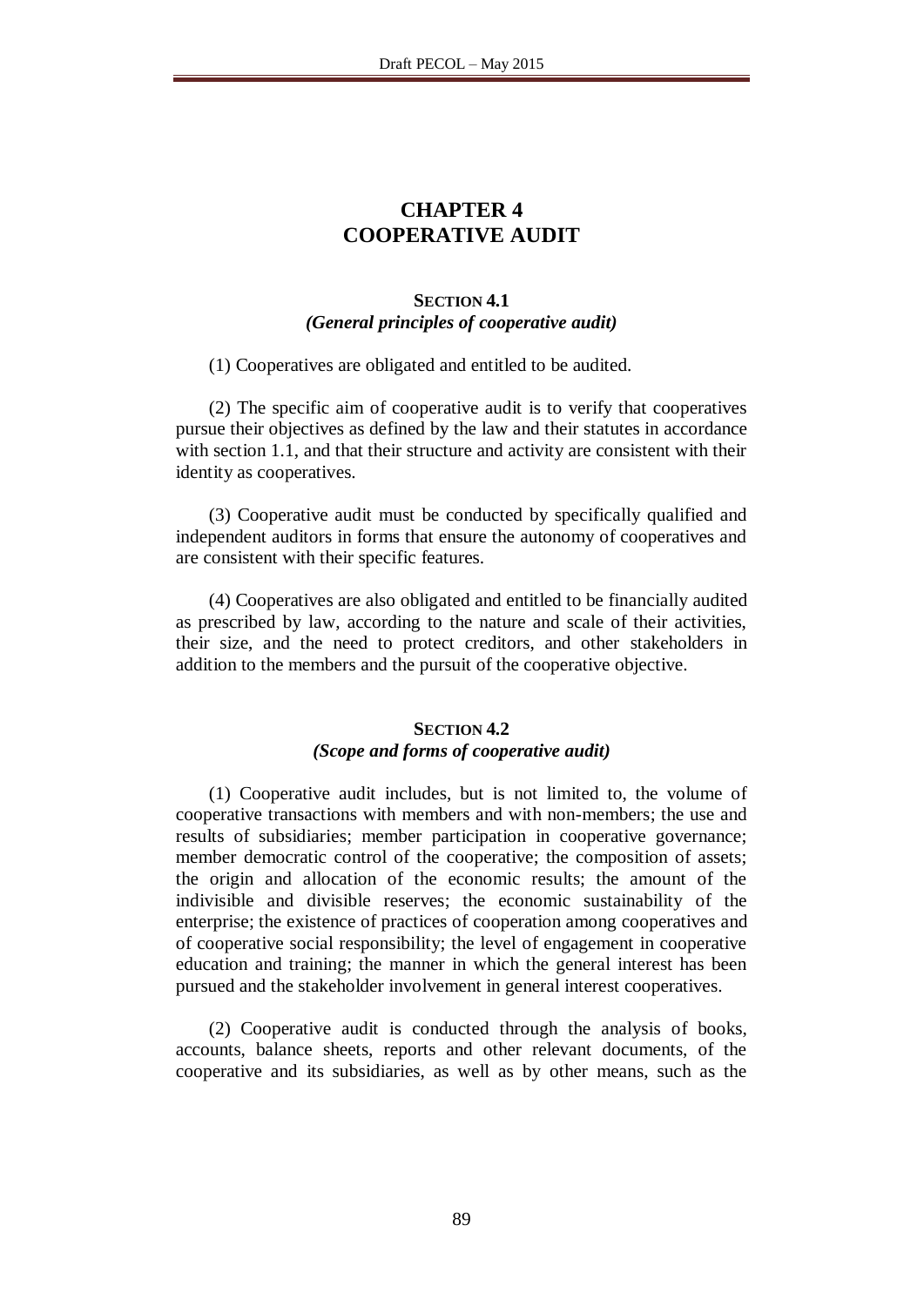# CHAPTER 4
# COOPERATIVE AUDIT

## SECTION 4.1
### *(General principles of cooperative audit)*

(1) Cooperatives are obligated and entitled to be audited.

(2) The specific aim of cooperative audit is to verify that cooperatives pursue their objectives as defined by the law and their statutes in accordance with section 1.1, and that their structure and activity are consistent with their identity as cooperatives.

(3) Cooperative audit must be conducted by specifically qualified and independent auditors in forms that ensure the autonomy of cooperatives and are consistent with their specific features.

(4) Cooperatives are also obligated and entitled to be financially audited as prescribed by law, according to the nature and scale of their activities, their size, and the need to protect creditors, and other stakeholders in addition to the members and the pursuit of the cooperative objective.

## SECTION 4.2
### *(Scope and forms of cooperative audit)*

(1) Cooperative audit includes, but is not limited to, the volume of cooperative transactions with members and with non-members; the use and results of subsidiaries; member participation in cooperative governance; member democratic control of the cooperative; the composition of assets; the origin and allocation of the economic results; the amount of the indivisible and divisible reserves; the economic sustainability of the enterprise; the existence of practices of cooperation among cooperatives and of cooperative social responsibility; the level of engagement in cooperative education and training; the manner in which the general interest has been pursued and the stakeholder involvement in general interest cooperatives.

(2) Cooperative audit is conducted through the analysis of books, accounts, balance sheets, reports and other relevant documents, of the cooperative and its subsidiaries, as well as by other means, such as the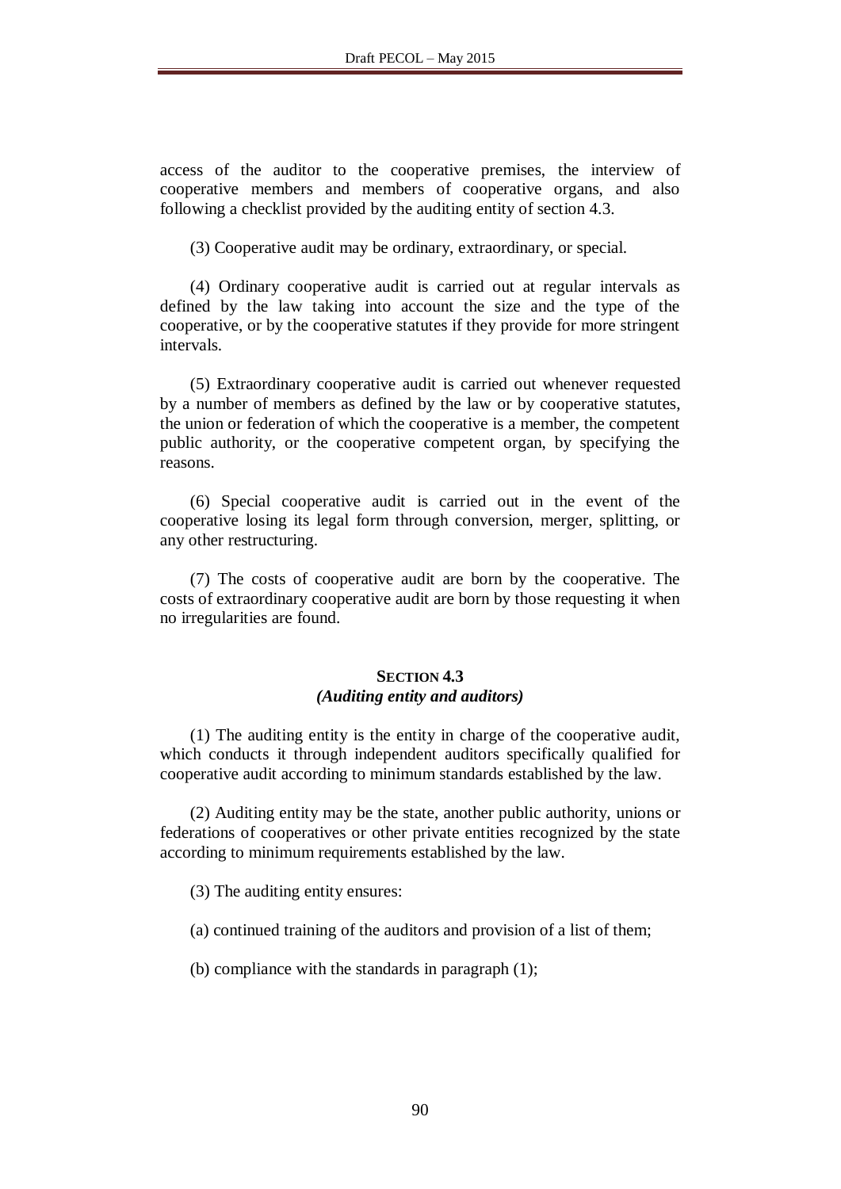access of the auditor to the cooperative premises, the interview of cooperative members and members of cooperative organs, and also following a checklist provided by the auditing entity of section 4.3.

(3) Cooperative audit may be ordinary, extraordinary, or special.

(4) Ordinary cooperative audit is carried out at regular intervals as defined by the law taking into account the size and the type of the cooperative, or by the cooperative statutes if they provide for more stringent intervals.

(5) Extraordinary cooperative audit is carried out whenever requested by a number of members as defined by the law or by cooperative statutes, the union or federation of which the cooperative is a member, the competent public authority, or the cooperative competent organ, by specifying the reasons.

(6) Special cooperative audit is carried out in the event of the cooperative losing its legal form through conversion, merger, splitting, or any other restructuring.

(7) The costs of cooperative audit are born by the cooperative. The costs of extraordinary cooperative audit are born by those requesting it when no irregularities are found.

### SECTION 4.3
### *(Auditing entity and auditors)*

(1) The auditing entity is the entity in charge of the cooperative audit, which conducts it through independent auditors specifically qualified for cooperative audit according to minimum standards established by the law.

(2) Auditing entity may be the state, another public authority, unions or federations of cooperatives or other private entities recognized by the state according to minimum requirements established by the law.

(3) The auditing entity ensures:

(a) continued training of the auditors and provision of a list of them;

(b) compliance with the standards in paragraph (1);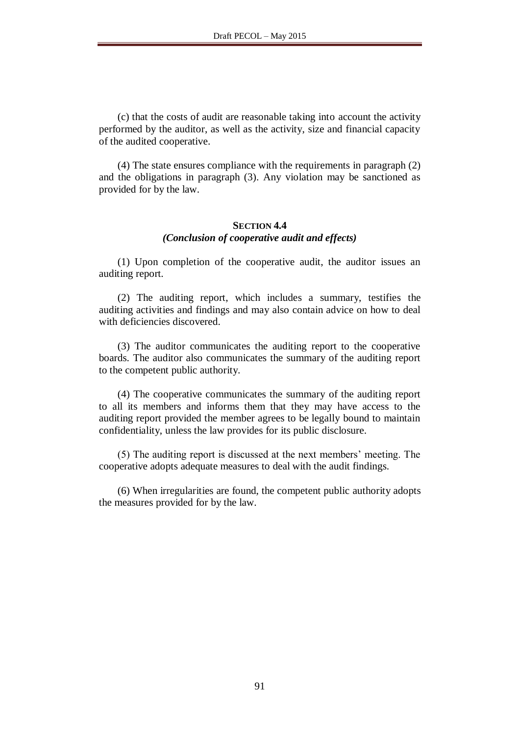(c) that the costs of audit are reasonable taking into account the activity performed by the auditor, as well as the activity, size and financial capacity of the audited cooperative.

(4) The state ensures compliance with the requirements in paragraph (2) and the obligations in paragraph (3). Any violation may be sanctioned as provided for by the law.

### SECTION 4.4
### *(Conclusion of cooperative audit and effects)*

(1) Upon completion of the cooperative audit, the auditor issues an auditing report.

(2) The auditing report, which includes a summary, testifies the auditing activities and findings and may also contain advice on how to deal with deficiencies discovered.

(3) The auditor communicates the auditing report to the cooperative boards. The auditor also communicates the summary of the auditing report to the competent public authority.

(4) The cooperative communicates the summary of the auditing report to all its members and informs them that they may have access to the auditing report provided the member agrees to be legally bound to maintain confidentiality, unless the law provides for its public disclosure.

(5) The auditing report is discussed at the next members' meeting. The cooperative adopts adequate measures to deal with the audit findings.

(6) When irregularities are found, the competent public authority adopts the measures provided for by the law.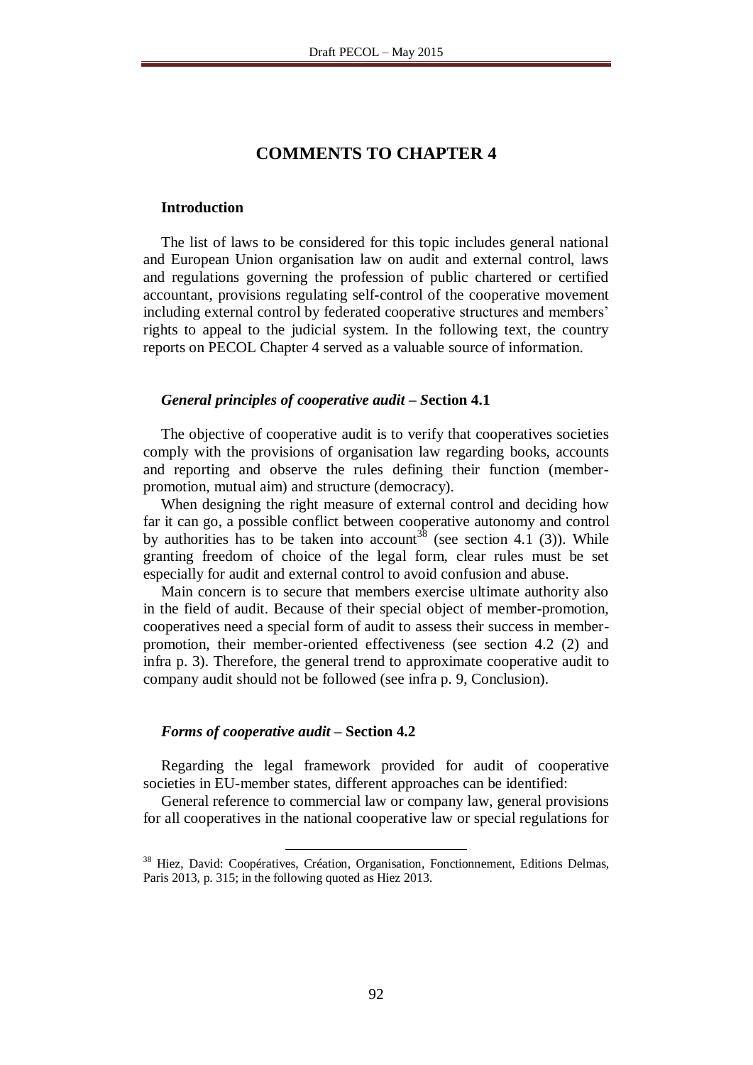# COMMENTS TO CHAPTER 4

## Introduction

The list of laws to be considered for this topic includes general national and European Union organisation law on audit and external control, laws and regulations governing the profession of public chartered or certified accountant, provisions regulating self-control of the cooperative movement including external control by federated cooperative structures and members' rights to appeal to the judicial system. In the following text, the country reports on PECOL Chapter 4 served as a valuable source of information.

### *General principles of cooperative audit* – *S*ection 4.1

The objective of cooperative audit is to verify that cooperatives societies comply with the provisions of organisation law regarding books, accounts and reporting and observe the rules defining their function (member-promotion, mutual aim) and structure (democracy).

When designing the right measure of external control and deciding how far it can go, a possible conflict between cooperative autonomy and control by authorities has to be taken into account[38] (see section 4.1 (3)). While granting freedom of choice of the legal form, clear rules must be set especially for audit and external control to avoid confusion and abuse.

Main concern is to secure that members exercise ultimate authority also in the field of audit. Because of their special object of member-promotion, cooperatives need a special form of audit to assess their success in member-promotion, their member-oriented effectiveness (see section 4.2 (2) and infra p. 3). Therefore, the general trend to approximate cooperative audit to company audit should not be followed (see infra p. 9, Conclusion).

### *Forms of cooperative audit* – Section 4.2

Regarding the legal framework provided for audit of cooperative societies in EU-member states, different approaches can be identified:

General reference to commercial law or company law, general provisions for all cooperatives in the national cooperative law or special regulations for

---

[38] Hiez, David: Coopératives, Création, Organisation, Fonctionnement, Editions Delmas, Paris 2013, p. 315; in the following quoted as Hiez 2013.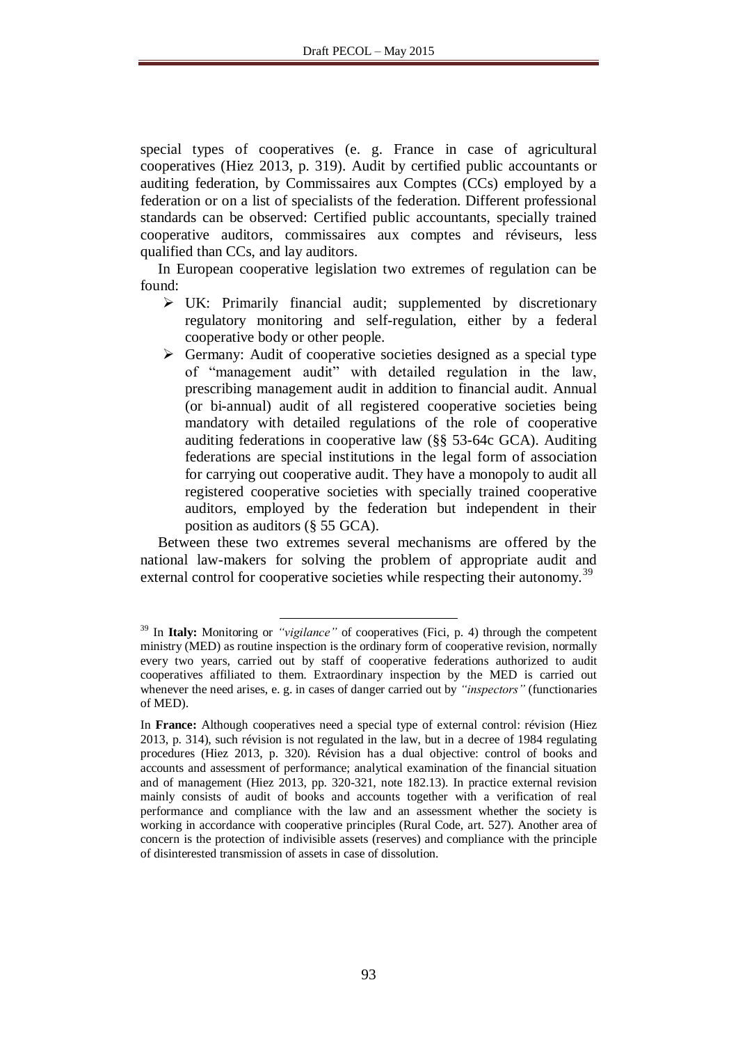special types of cooperatives (e. g. France in case of agricultural cooperatives (Hiez 2013, p. 319). Audit by certified public accountants or auditing federation, by Commissaires aux Comptes (CCs) employed by a federation or on a list of specialists of the federation. Different professional standards can be observed: Certified public accountants, specially trained cooperative auditors, commissaires aux comptes and réviseurs, less qualified than CCs, and lay auditors.

In European cooperative legislation two extremes of regulation can be found:

- UK: Primarily financial audit; supplemented by discretionary regulatory monitoring and self-regulation, either by a federal cooperative body or other people.
- Germany: Audit of cooperative societies designed as a special type of "management audit" with detailed regulation in the law, prescribing management audit in addition to financial audit. Annual (or bi-annual) audit of all registered cooperative societies being mandatory with detailed regulations of the role of cooperative auditing federations in cooperative law (§§ 53-64c GCA). Auditing federations are special institutions in the legal form of association for carrying out cooperative audit. They have a monopoly to audit all registered cooperative societies with specially trained cooperative auditors, employed by the federation but independent in their position as auditors (§ 55 GCA).

Between these two extremes several mechanisms are offered by the national law-makers for solving the problem of appropriate audit and external control for cooperative societies while respecting their autonomy.[39]

---

[39] In **Italy:** Monitoring or *"vigilance"* of cooperatives (Fici, p. 4) through the competent ministry (MED) as routine inspection is the ordinary form of cooperative revision, normally every two years, carried out by staff of cooperative federations authorized to audit cooperatives affiliated to them. Extraordinary inspection by the MED is carried out whenever the need arises, e. g. in cases of danger carried out by *"inspectors"* (functionaries of MED).

In **France:** Although cooperatives need a special type of external control: révision (Hiez 2013, p. 314), such révision is not regulated in the law, but in a decree of 1984 regulating procedures (Hiez 2013, p. 320). Révision has a dual objective: control of books and accounts and assessment of performance; analytical examination of the financial situation and of management (Hiez 2013, pp. 320-321, note 182.13). In practice external revision mainly consists of audit of books and accounts together with a verification of real performance and compliance with the law and an assessment whether the society is working in accordance with cooperative principles (Rural Code, art. 527). Another area of concern is the protection of indivisible assets (reserves) and compliance with the principle of disinterested transmission of assets in case of dissolution.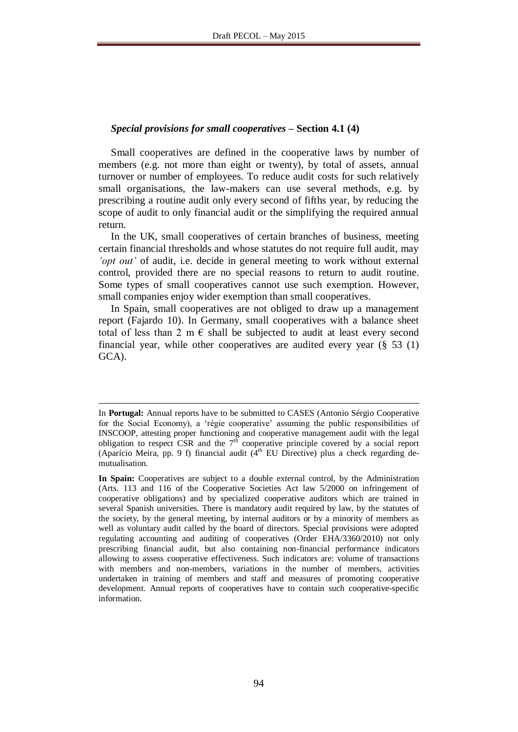### *Special provisions for small cooperatives* – **Section 4.1 (4)**

Small cooperatives are defined in the cooperative laws by number of members (e.g. not more than eight or twenty), by total of assets, annual turnover or number of employees. To reduce audit costs for such relatively small organisations, the law-makers can use several methods, e.g. by prescribing a routine audit only every second of fifths year, by reducing the scope of audit to only financial audit or the simplifying the required annual return.

In the UK, small cooperatives of certain branches of business, meeting certain financial thresholds and whose statutes do not require full audit, may *'opt out'* of audit, i.e. decide in general meeting to work without external control, provided there are no special reasons to return to audit routine. Some types of small cooperatives cannot use such exemption. However, small companies enjoy wider exemption than small cooperatives.

In Spain, small cooperatives are not obliged to draw up a management report (Fajardo 10). In Germany, small cooperatives with a balance sheet total of less than 2 m € shall be subjected to audit at least every second financial year, while other cooperatives are audited every year (§ 53 (1) GCA).

---

In **Portugal:** Annual reports have to be submitted to CASES (Antonio Sérgio Cooperative for the Social Economy), a 'régie cooperative' assuming the public responsibilities of INSCOOP, attesting proper functioning and cooperative management audit with the legal obligation to respect CSR and the 7th cooperative principle covered by a social report (Aparício Meira, pp. 9 f) financial audit (4th EU Directive) plus a check regarding demutualisation.

**In Spain:** Cooperatives are subject to a double external control, by the Administration (Arts. 113 and 116 of the Cooperative Societies Act law 5/2000 on infringement of cooperative obligations) and by specialized cooperative auditors which are trained in several Spanish universities. There is mandatory audit required by law, by the statutes of the society, by the general meeting, by internal auditors or by a minority of members as well as voluntary audit called by the board of directors. Special provisions were adopted regulating accounting and auditing of cooperatives (Order EHA/3360/2010) not only prescribing financial audit, but also containing non-financial performance indicators allowing to assess cooperative effectiveness. Such indicators are: volume of transactions with members and non-members, variations in the number of members, activities undertaken in training of members and staff and measures of promoting cooperative development. Annual reports of cooperatives have to contain such cooperative-specific information.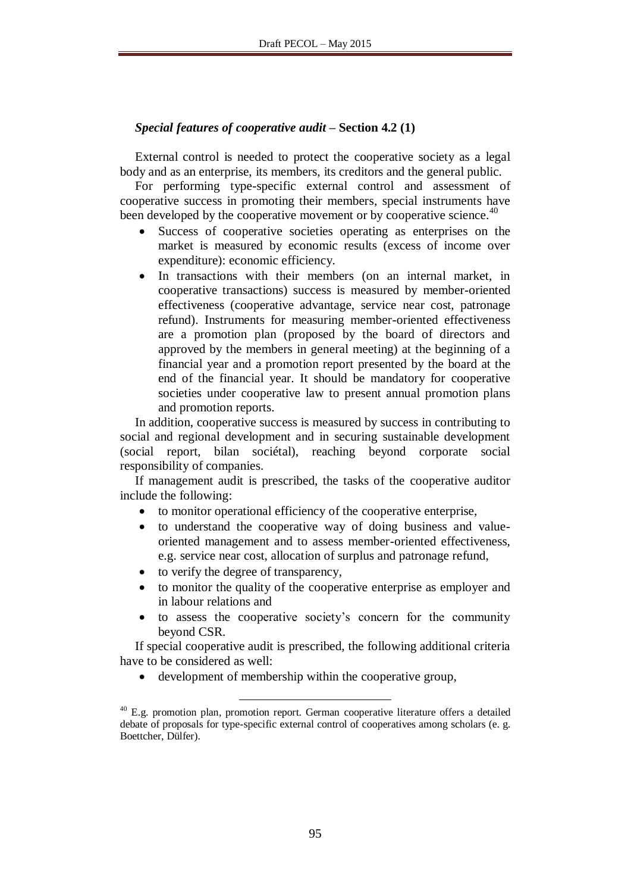***Special features of cooperative audit* – Section 4.2 (1)**

External control is needed to protect the cooperative society as a legal body and as an enterprise, its members, its creditors and the general public.

For performing type-specific external control and assessment of cooperative success in promoting their members, special instruments have been developed by the cooperative movement or by cooperative science.[40]

- Success of cooperative societies operating as enterprises on the market is measured by economic results (excess of income over expenditure): economic efficiency.
- In transactions with their members (on an internal market, in cooperative transactions) success is measured by member-oriented effectiveness (cooperative advantage, service near cost, patronage refund). Instruments for measuring member-oriented effectiveness are a promotion plan (proposed by the board of directors and approved by the members in general meeting) at the beginning of a financial year and a promotion report presented by the board at the end of the financial year. It should be mandatory for cooperative societies under cooperative law to present annual promotion plans and promotion reports.

In addition, cooperative success is measured by success in contributing to social and regional development and in securing sustainable development (social report, bilan sociétal), reaching beyond corporate social responsibility of companies.

If management audit is prescribed, the tasks of the cooperative auditor include the following:

- to monitor operational efficiency of the cooperative enterprise,
- to understand the cooperative way of doing business and value-oriented management and to assess member-oriented effectiveness, e.g. service near cost, allocation of surplus and patronage refund,
- to verify the degree of transparency,
- to monitor the quality of the cooperative enterprise as employer and in labour relations and
- to assess the cooperative society's concern for the community beyond CSR.

If special cooperative audit is prescribed, the following additional criteria have to be considered as well:

- development of membership within the cooperative group,

---

[40] E.g. promotion plan, promotion report. German cooperative literature offers a detailed debate of proposals for type-specific external control of cooperatives among scholars (e. g. Boettcher, Dülfer).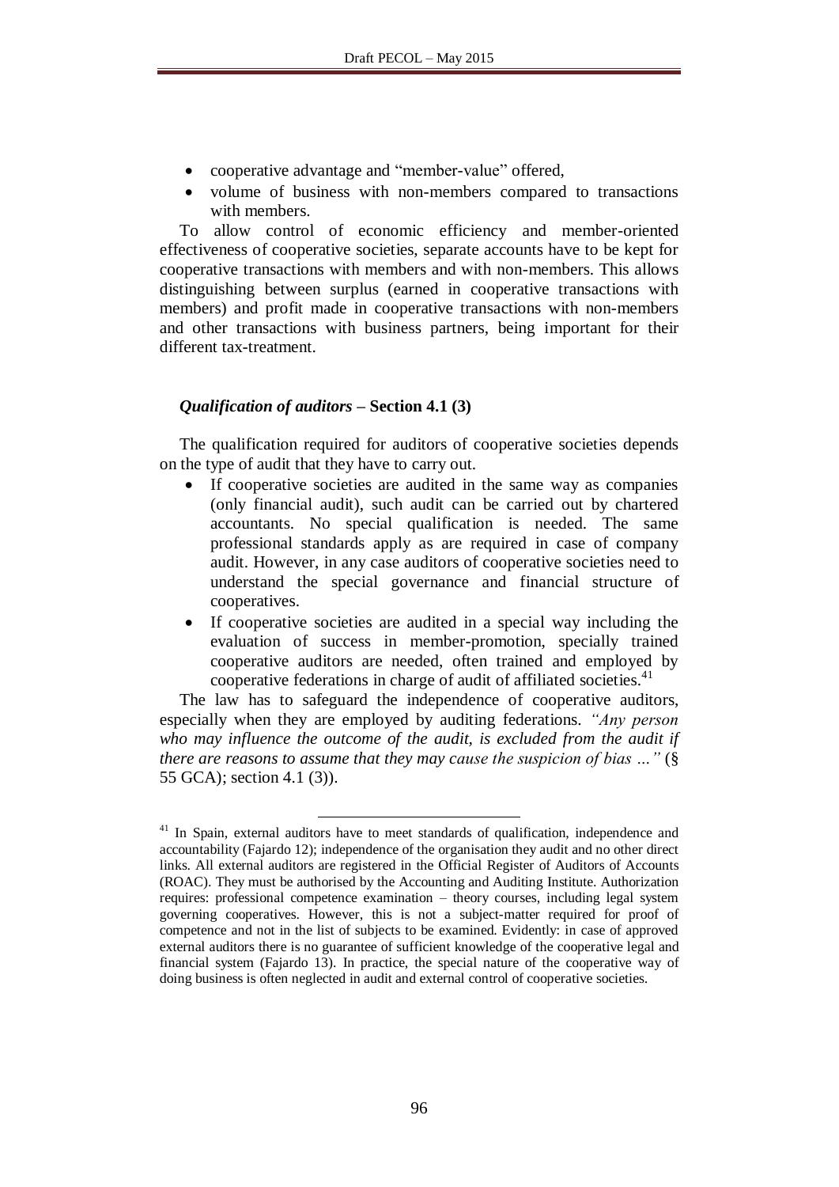- cooperative advantage and "member-value" offered,
- volume of business with non-members compared to transactions with members.

To allow control of economic efficiency and member-oriented effectiveness of cooperative societies, separate accounts have to be kept for cooperative transactions with members and with non-members. This allows distinguishing between surplus (earned in cooperative transactions with members) and profit made in cooperative transactions with non-members and other transactions with business partners, being important for their different tax-treatment.

### *Qualification of auditors* – Section 4.1 (3)

The qualification required for auditors of cooperative societies depends on the type of audit that they have to carry out.

- If cooperative societies are audited in the same way as companies (only financial audit), such audit can be carried out by chartered accountants. No special qualification is needed. The same professional standards apply as are required in case of company audit. However, in any case auditors of cooperative societies need to understand the special governance and financial structure of cooperatives.
- If cooperative societies are audited in a special way including the evaluation of success in member-promotion, specially trained cooperative auditors are needed, often trained and employed by cooperative federations in charge of audit of affiliated societies.[41]

The law has to safeguard the independence of cooperative auditors, especially when they are employed by auditing federations. *"Any person who may influence the outcome of the audit, is excluded from the audit if there are reasons to assume that they may cause the suspicion of bias …"* (§ 55 GCA); section 4.1 (3)).

---

[41] In Spain, external auditors have to meet standards of qualification, independence and accountability (Fajardo 12); independence of the organisation they audit and no other direct links. All external auditors are registered in the Official Register of Auditors of Accounts (ROAC). They must be authorised by the Accounting and Auditing Institute. Authorization requires: professional competence examination – theory courses, including legal system governing cooperatives. However, this is not a subject-matter required for proof of competence and not in the list of subjects to be examined. Evidently: in case of approved external auditors there is no guarantee of sufficient knowledge of the cooperative legal and financial system (Fajardo 13). In practice, the special nature of the cooperative way of doing business is often neglected in audit and external control of cooperative societies.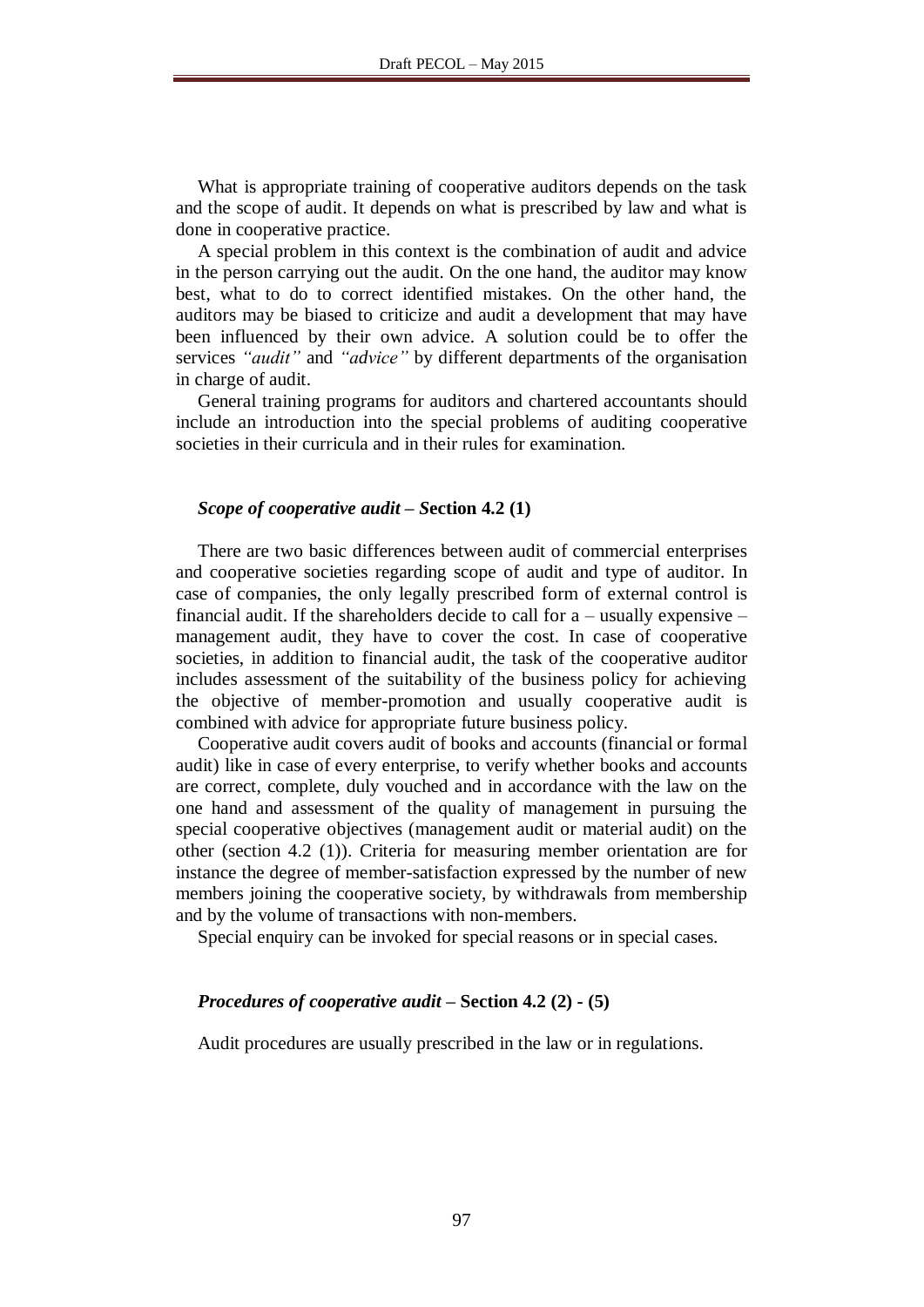What is appropriate training of cooperative auditors depends on the task and the scope of audit. It depends on what is prescribed by law and what is done in cooperative practice.

A special problem in this context is the combination of audit and advice in the person carrying out the audit. On the one hand, the auditor may know best, what to do to correct identified mistakes. On the other hand, the auditors may be biased to criticize and audit a development that may have been influenced by their own advice. A solution could be to offer the services *"audit"* and *"advice"* by different departments of the organisation in charge of audit.

General training programs for auditors and chartered accountants should include an introduction into the special problems of auditing cooperative societies in their curricula and in their rules for examination.

***Scope of cooperative audit* – *S*ection 4.2 (1)**

There are two basic differences between audit of commercial enterprises and cooperative societies regarding scope of audit and type of auditor. In case of companies, the only legally prescribed form of external control is financial audit. If the shareholders decide to call for a – usually expensive – management audit, they have to cover the cost. In case of cooperative societies, in addition to financial audit, the task of the cooperative auditor includes assessment of the suitability of the business policy for achieving the objective of member-promotion and usually cooperative audit is combined with advice for appropriate future business policy.

Cooperative audit covers audit of books and accounts (financial or formal audit) like in case of every enterprise, to verify whether books and accounts are correct, complete, duly vouched and in accordance with the law on the one hand and assessment of the quality of management in pursuing the special cooperative objectives (management audit or material audit) on the other (section 4.2 (1)). Criteria for measuring member orientation are for instance the degree of member-satisfaction expressed by the number of new members joining the cooperative society, by withdrawals from membership and by the volume of transactions with non-members.

Special enquiry can be invoked for special reasons or in special cases.

***Procedures of cooperative audit* – Section 4.2 (2) - (5)**

Audit procedures are usually prescribed in the law or in regulations.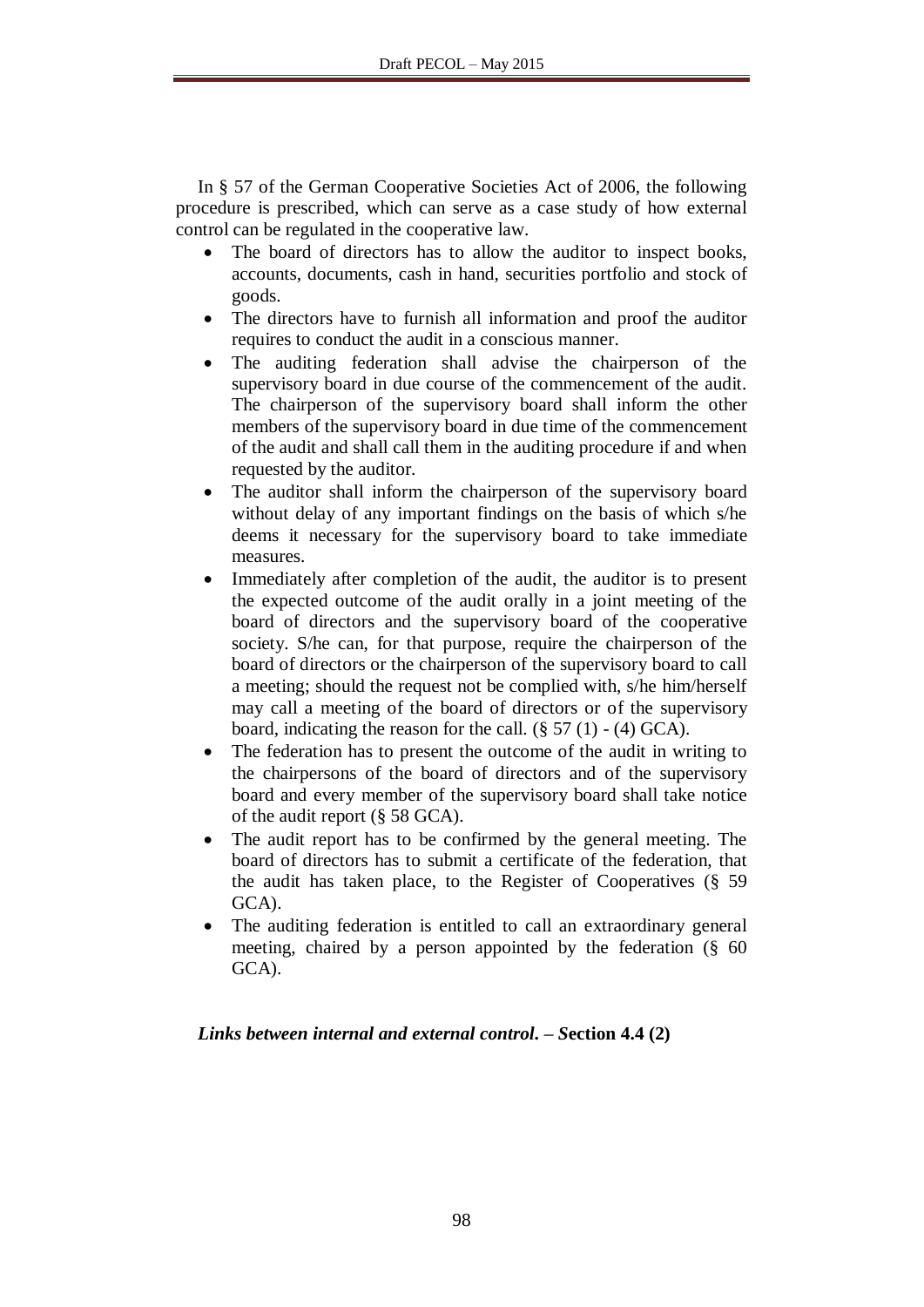In § 57 of the German Cooperative Societies Act of 2006, the following procedure is prescribed, which can serve as a case study of how external control can be regulated in the cooperative law.

- The board of directors has to allow the auditor to inspect books, accounts, documents, cash in hand, securities portfolio and stock of goods.
- The directors have to furnish all information and proof the auditor requires to conduct the audit in a conscious manner.
- The auditing federation shall advise the chairperson of the supervisory board in due course of the commencement of the audit. The chairperson of the supervisory board shall inform the other members of the supervisory board in due time of the commencement of the audit and shall call them in the auditing procedure if and when requested by the auditor.
- The auditor shall inform the chairperson of the supervisory board without delay of any important findings on the basis of which s/he deems it necessary for the supervisory board to take immediate measures.
- Immediately after completion of the audit, the auditor is to present the expected outcome of the audit orally in a joint meeting of the board of directors and the supervisory board of the cooperative society. S/he can, for that purpose, require the chairperson of the board of directors or the chairperson of the supervisory board to call a meeting; should the request not be complied with, s/he him/herself may call a meeting of the board of directors or of the supervisory board, indicating the reason for the call. (§ 57 (1) - (4) GCA).
- The federation has to present the outcome of the audit in writing to the chairpersons of the board of directors and of the supervisory board and every member of the supervisory board shall take notice of the audit report (§ 58 GCA).
- The audit report has to be confirmed by the general meeting. The board of directors has to submit a certificate of the federation, that the audit has taken place, to the Register of Cooperatives (§ 59 GCA).
- The auditing federation is entitled to call an extraordinary general meeting, chaired by a person appointed by the federation (§ 60 GCA).

***Links between internal and external control. – S*ection 4.4 (2)**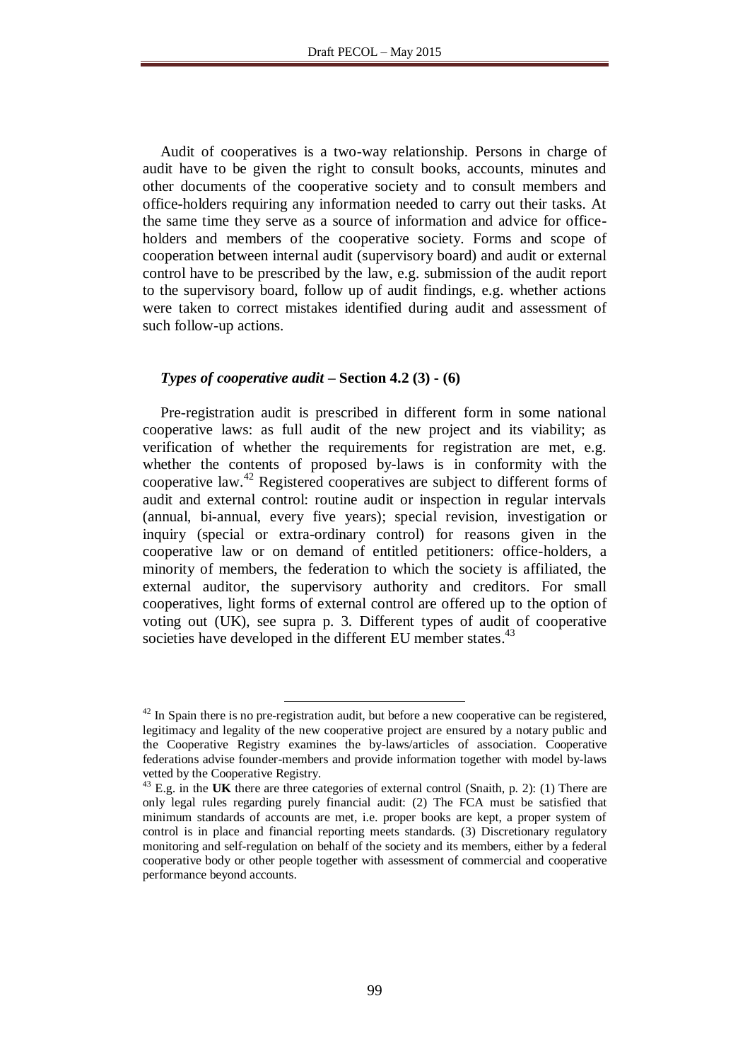Audit of cooperatives is a two-way relationship. Persons in charge of audit have to be given the right to consult books, accounts, minutes and other documents of the cooperative society and to consult members and office-holders requiring any information needed to carry out their tasks. At the same time they serve as a source of information and advice for office-holders and members of the cooperative society. Forms and scope of cooperation between internal audit (supervisory board) and audit or external control have to be prescribed by the law, e.g. submission of the audit report to the supervisory board, follow up of audit findings, e.g. whether actions were taken to correct mistakes identified during audit and assessment of such follow-up actions.

***Types of cooperative audit* – Section 4.2 (3) - (6)**

Pre-registration audit is prescribed in different form in some national cooperative laws: as full audit of the new project and its viability; as verification of whether the requirements for registration are met, e.g. whether the contents of proposed by-laws is in conformity with the cooperative law.[42] Registered cooperatives are subject to different forms of audit and external control: routine audit or inspection in regular intervals (annual, bi-annual, every five years); special revision, investigation or inquiry (special or extra-ordinary control) for reasons given in the cooperative law or on demand of entitled petitioners: office-holders, a minority of members, the federation to which the society is affiliated, the external auditor, the supervisory authority and creditors. For small cooperatives, light forms of external control are offered up to the option of voting out (UK), see supra p. 3. Different types of audit of cooperative societies have developed in the different EU member states.[43]

[42] In Spain there is no pre-registration audit, but before a new cooperative can be registered, legitimacy and legality of the new cooperative project are ensured by a notary public and the Cooperative Registry examines the by-laws/articles of association. Cooperative federations advise founder-members and provide information together with model by-laws vetted by the Cooperative Registry.

[43] E.g. in the **UK** there are three categories of external control (Snaith, p. 2): (1) There are only legal rules regarding purely financial audit: (2) The FCA must be satisfied that minimum standards of accounts are met, i.e. proper books are kept, a proper system of control is in place and financial reporting meets standards. (3) Discretionary regulatory monitoring and self-regulation on behalf of the society and its members, either by a federal cooperative body or other people together with assessment of commercial and cooperative performance beyond accounts.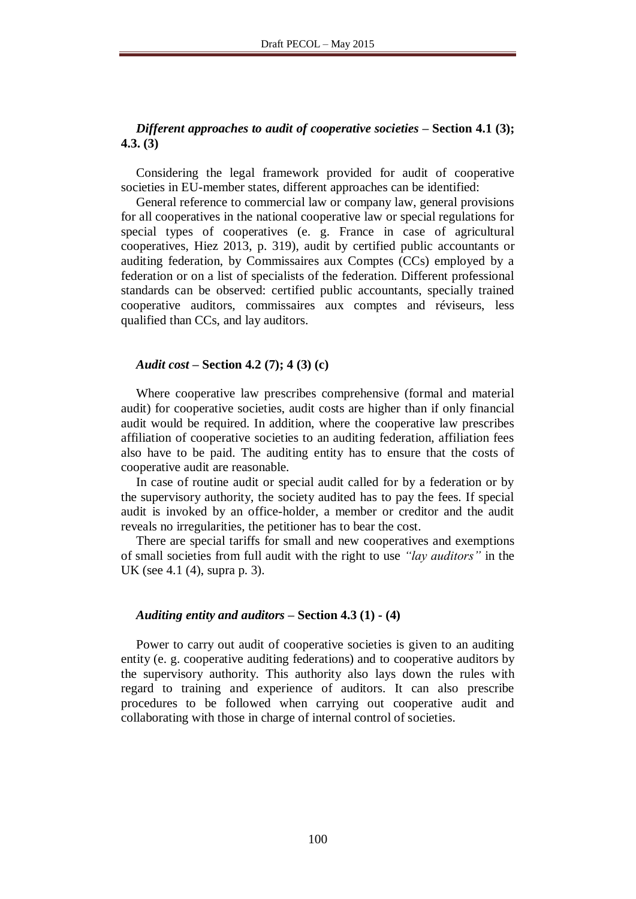***Different approaches to audit of cooperative societies*** **– Section 4.1 (3); 4.3. (3)**

Considering the legal framework provided for audit of cooperative societies in EU-member states, different approaches can be identified:

General reference to commercial law or company law, general provisions for all cooperatives in the national cooperative law or special regulations for special types of cooperatives (e. g. France in case of agricultural cooperatives, Hiez 2013, p. 319), audit by certified public accountants or auditing federation, by Commissaires aux Comptes (CCs) employed by a federation or on a list of specialists of the federation. Different professional standards can be observed: certified public accountants, specially trained cooperative auditors, commissaires aux comptes and réviseurs, less qualified than CCs, and lay auditors.

***Audit cost*** **– Section 4.2 (7); 4 (3) (c)**

Where cooperative law prescribes comprehensive (formal and material audit) for cooperative societies, audit costs are higher than if only financial audit would be required. In addition, where the cooperative law prescribes affiliation of cooperative societies to an auditing federation, affiliation fees also have to be paid. The auditing entity has to ensure that the costs of cooperative audit are reasonable.

In case of routine audit or special audit called for by a federation or by the supervisory authority, the society audited has to pay the fees. If special audit is invoked by an office-holder, a member or creditor and the audit reveals no irregularities, the petitioner has to bear the cost.

There are special tariffs for small and new cooperatives and exemptions of small societies from full audit with the right to use *"lay auditors"* in the UK (see 4.1 (4), supra p. 3).

***Auditing entity and auditors*** **– Section 4.3 (1) - (4)**

Power to carry out audit of cooperative societies is given to an auditing entity (e. g. cooperative auditing federations) and to cooperative auditors by the supervisory authority. This authority also lays down the rules with regard to training and experience of auditors. It can also prescribe procedures to be followed when carrying out cooperative audit and collaborating with those in charge of internal control of societies.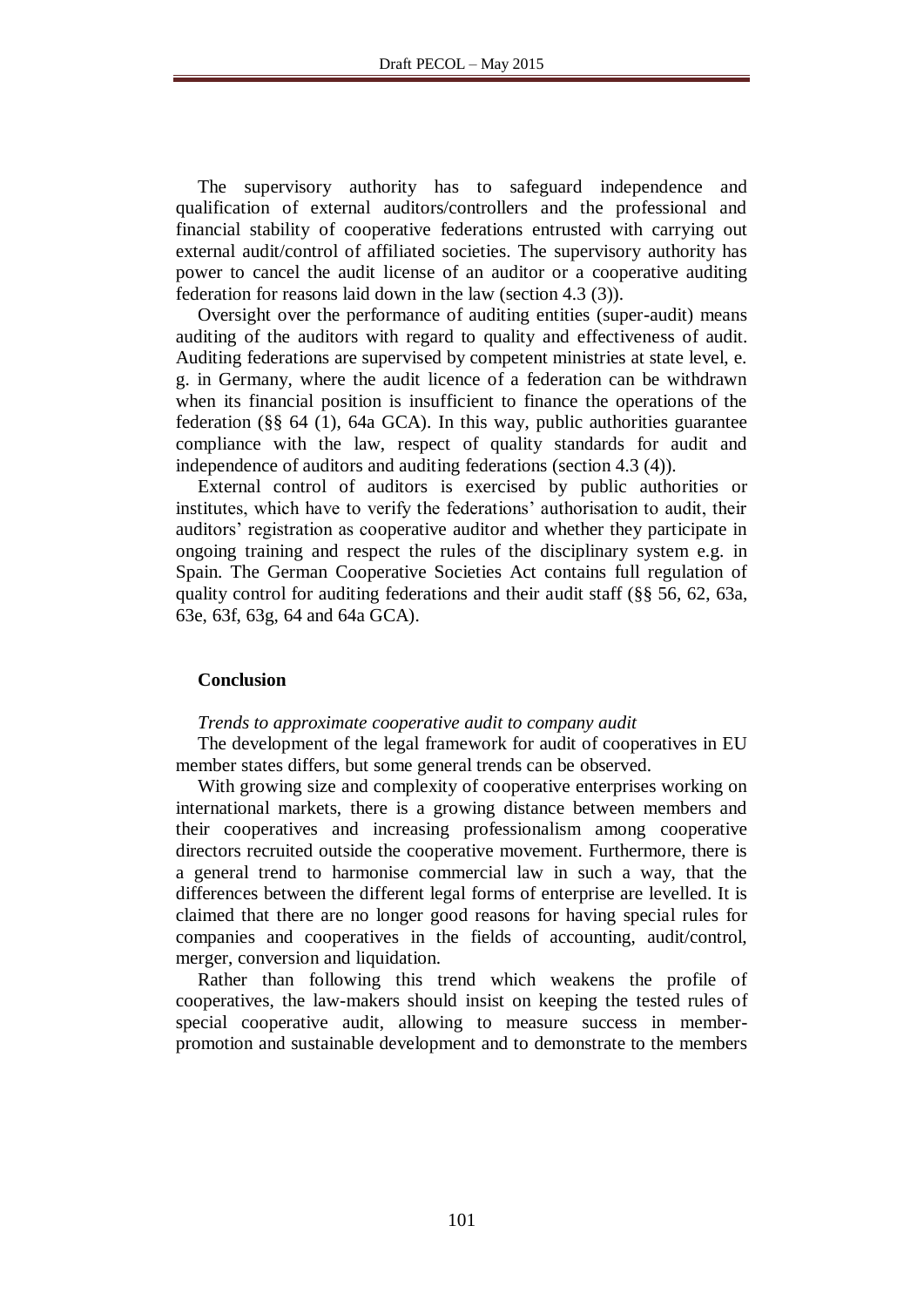The supervisory authority has to safeguard independence and qualification of external auditors/controllers and the professional and financial stability of cooperative federations entrusted with carrying out external audit/control of affiliated societies. The supervisory authority has power to cancel the audit license of an auditor or a cooperative auditing federation for reasons laid down in the law (section 4.3 (3)).

Oversight over the performance of auditing entities (super-audit) means auditing of the auditors with regard to quality and effectiveness of audit. Auditing federations are supervised by competent ministries at state level, e. g. in Germany, where the audit licence of a federation can be withdrawn when its financial position is insufficient to finance the operations of the federation (§§ 64 (1), 64a GCA). In this way, public authorities guarantee compliance with the law, respect of quality standards for audit and independence of auditors and auditing federations (section 4.3 (4)).

External control of auditors is exercised by public authorities or institutes, which have to verify the federations' authorisation to audit, their auditors' registration as cooperative auditor and whether they participate in ongoing training and respect the rules of the disciplinary system e.g. in Spain. The German Cooperative Societies Act contains full regulation of quality control for auditing federations and their audit staff (§§ 56, 62, 63a, 63e, 63f, 63g, 64 and 64a GCA).

## Conclusion

*Trends to approximate cooperative audit to company audit*

The development of the legal framework for audit of cooperatives in EU member states differs, but some general trends can be observed.

With growing size and complexity of cooperative enterprises working on international markets, there is a growing distance between members and their cooperatives and increasing professionalism among cooperative directors recruited outside the cooperative movement. Furthermore, there is a general trend to harmonise commercial law in such a way, that the differences between the different legal forms of enterprise are levelled. It is claimed that there are no longer good reasons for having special rules for companies and cooperatives in the fields of accounting, audit/control, merger, conversion and liquidation.

Rather than following this trend which weakens the profile of cooperatives, the law-makers should insist on keeping the tested rules of special cooperative audit, allowing to measure success in member-promotion and sustainable development and to demonstrate to the members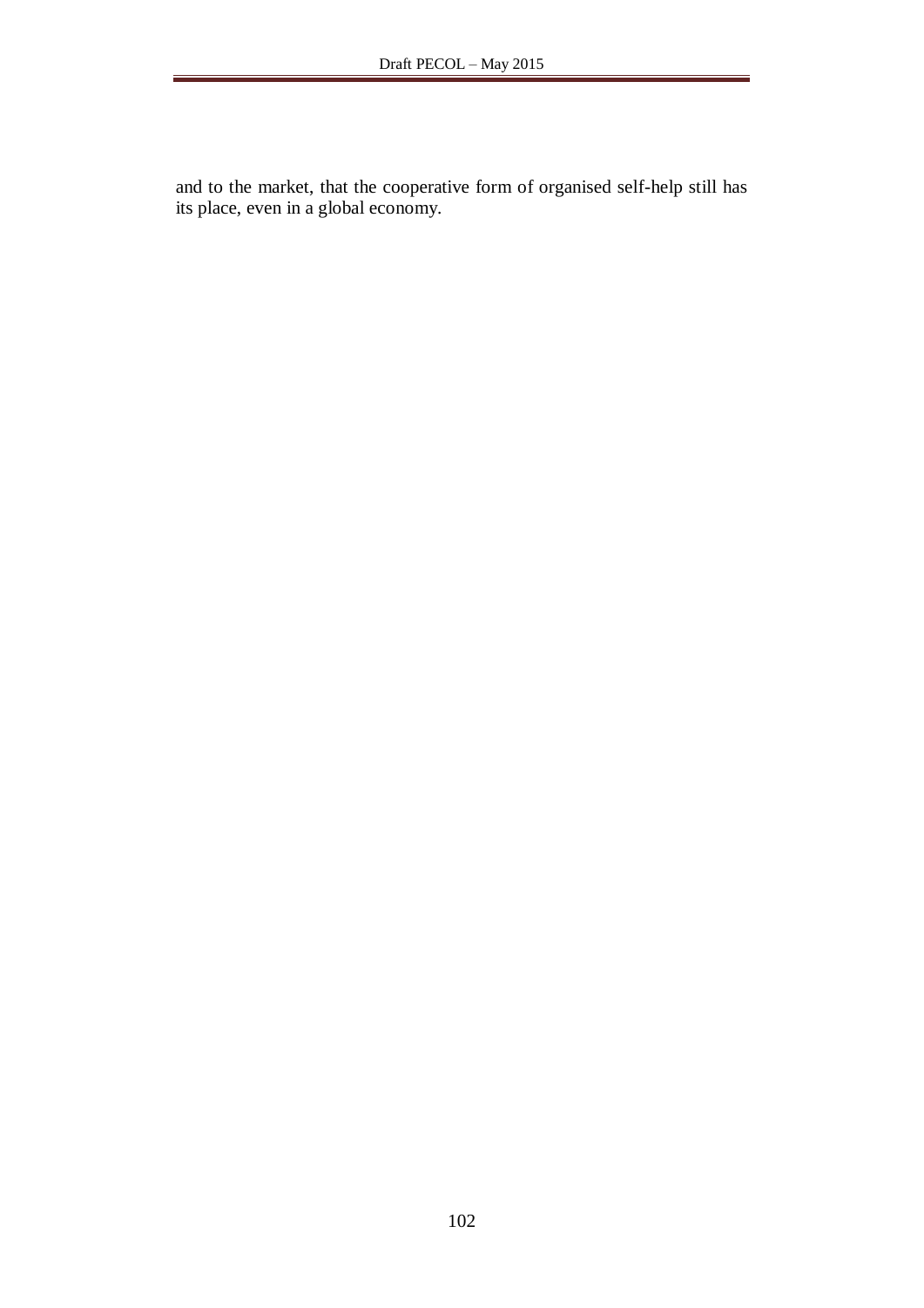and to the market, that the cooperative form of organised self-help still has its place, even in a global economy.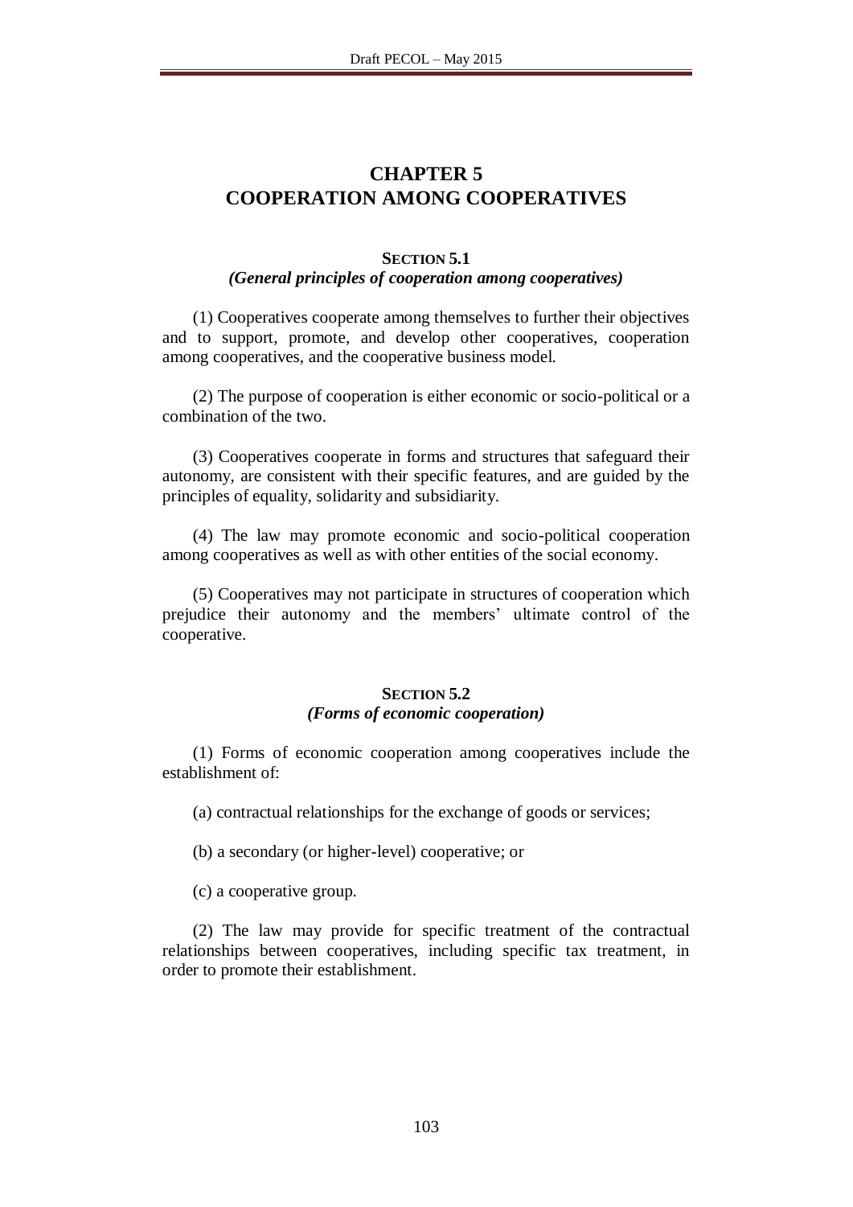# CHAPTER 5
# COOPERATION AMONG COOPERATIVES

## SECTION 5.1
### *(General principles of cooperation among cooperatives)*

(1) Cooperatives cooperate among themselves to further their objectives and to support, promote, and develop other cooperatives, cooperation among cooperatives, and the cooperative business model.

(2) The purpose of cooperation is either economic or socio-political or a combination of the two.

(3) Cooperatives cooperate in forms and structures that safeguard their autonomy, are consistent with their specific features, and are guided by the principles of equality, solidarity and subsidiarity.

(4) The law may promote economic and socio-political cooperation among cooperatives as well as with other entities of the social economy.

(5) Cooperatives may not participate in structures of cooperation which prejudice their autonomy and the members' ultimate control of the cooperative.

## SECTION 5.2
### *(Forms of economic cooperation)*

(1) Forms of economic cooperation among cooperatives include the establishment of:

(a) contractual relationships for the exchange of goods or services;

(b) a secondary (or higher-level) cooperative; or

(c) a cooperative group.

(2) The law may provide for specific treatment of the contractual relationships between cooperatives, including specific tax treatment, in order to promote their establishment.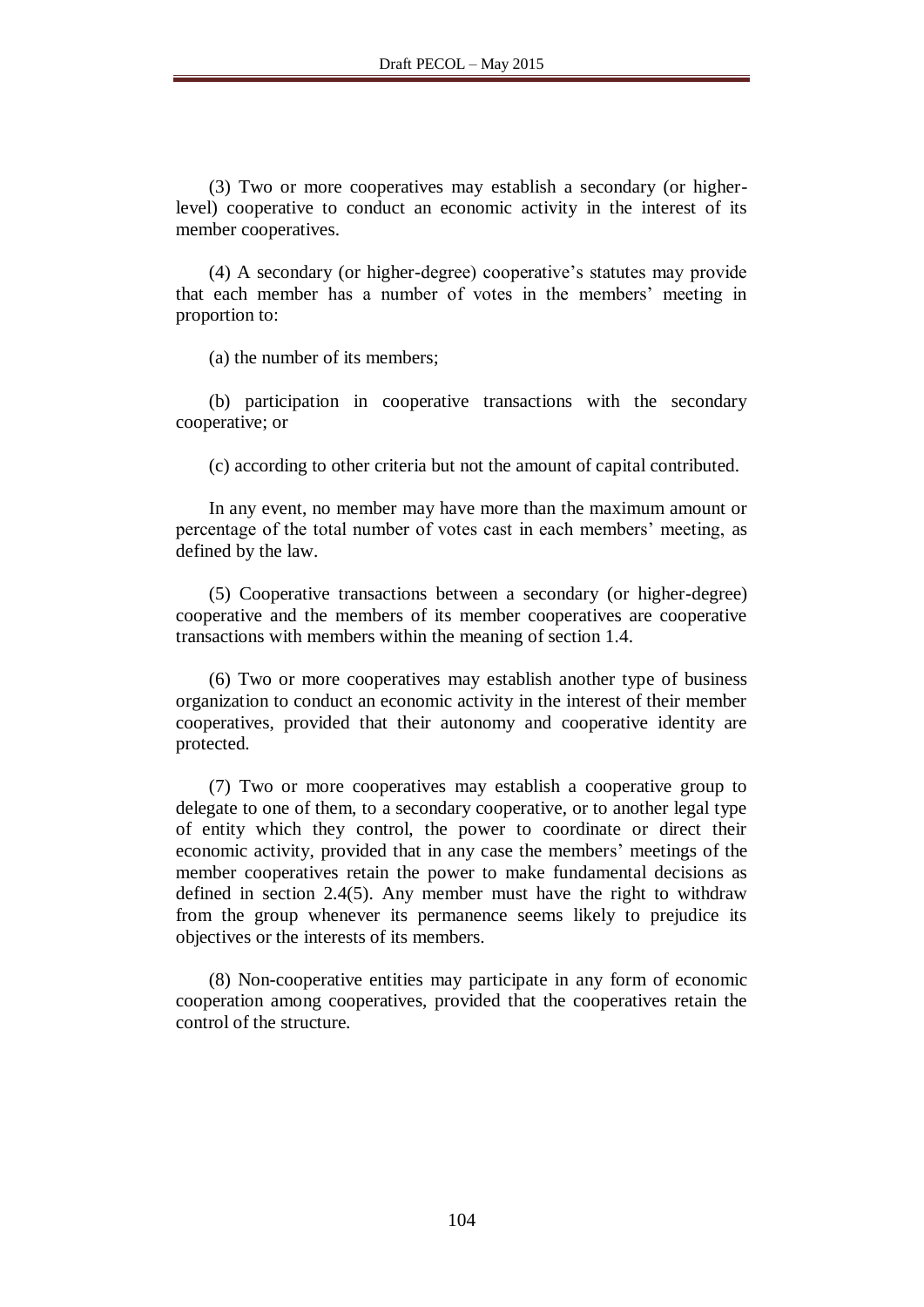(3) Two or more cooperatives may establish a secondary (or higher-level) cooperative to conduct an economic activity in the interest of its member cooperatives.

(4) A secondary (or higher-degree) cooperative's statutes may provide that each member has a number of votes in the members' meeting in proportion to:

(a) the number of its members;

(b) participation in cooperative transactions with the secondary cooperative; or

(c) according to other criteria but not the amount of capital contributed.

In any event, no member may have more than the maximum amount or percentage of the total number of votes cast in each members' meeting, as defined by the law.

(5) Cooperative transactions between a secondary (or higher-degree) cooperative and the members of its member cooperatives are cooperative transactions with members within the meaning of section 1.4.

(6) Two or more cooperatives may establish another type of business organization to conduct an economic activity in the interest of their member cooperatives, provided that their autonomy and cooperative identity are protected.

(7) Two or more cooperatives may establish a cooperative group to delegate to one of them, to a secondary cooperative, or to another legal type of entity which they control, the power to coordinate or direct their economic activity, provided that in any case the members' meetings of the member cooperatives retain the power to make fundamental decisions as defined in section 2.4(5). Any member must have the right to withdraw from the group whenever its permanence seems likely to prejudice its objectives or the interests of its members.

(8) Non-cooperative entities may participate in any form of economic cooperation among cooperatives, provided that the cooperatives retain the control of the structure.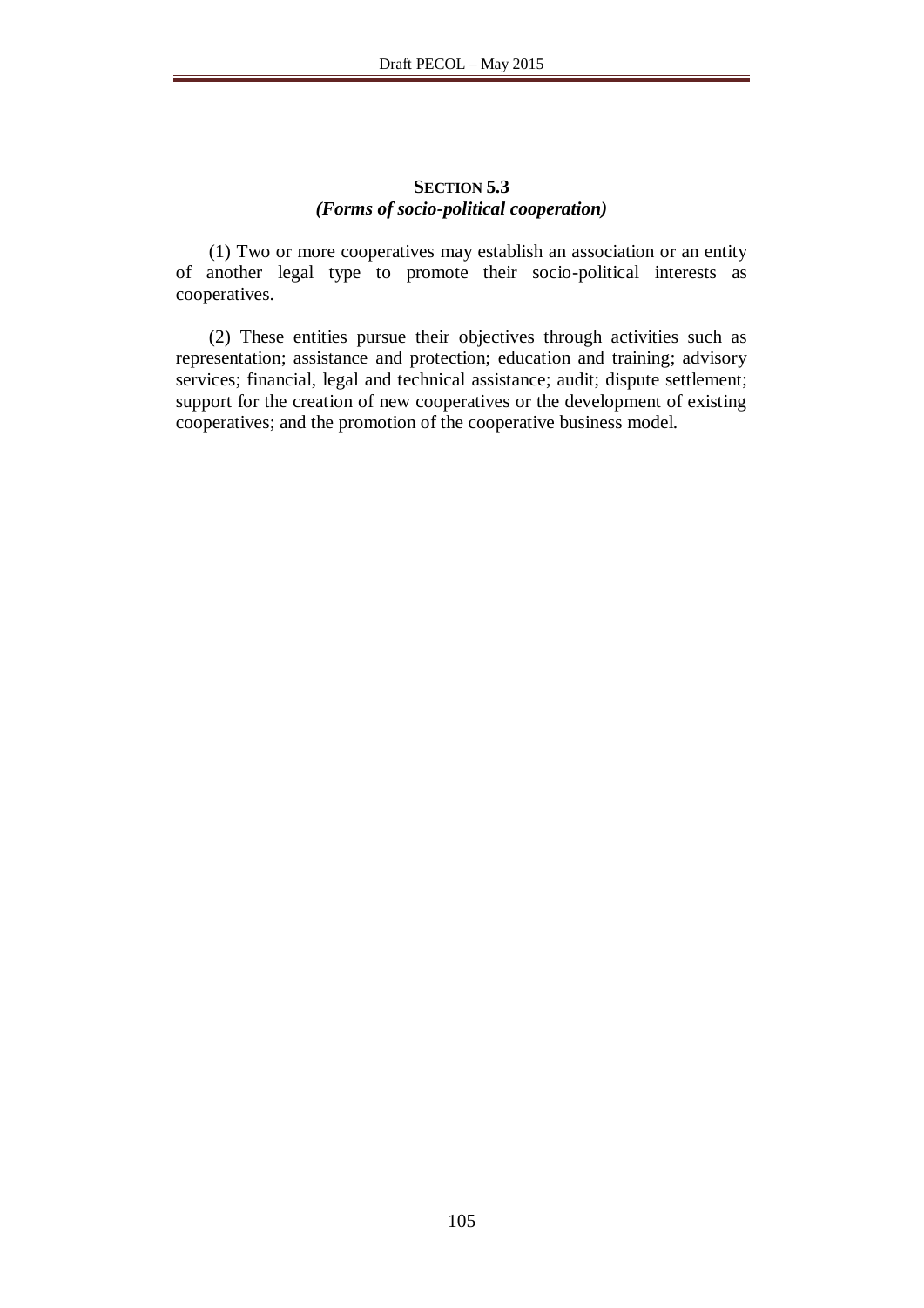### SECTION 5.3
### *(Forms of socio-political cooperation)*

(1) Two or more cooperatives may establish an association or an entity of another legal type to promote their socio-political interests as cooperatives.

(2) These entities pursue their objectives through activities such as representation; assistance and protection; education and training; advisory services; financial, legal and technical assistance; audit; dispute settlement; support for the creation of new cooperatives or the development of existing cooperatives; and the promotion of the cooperative business model.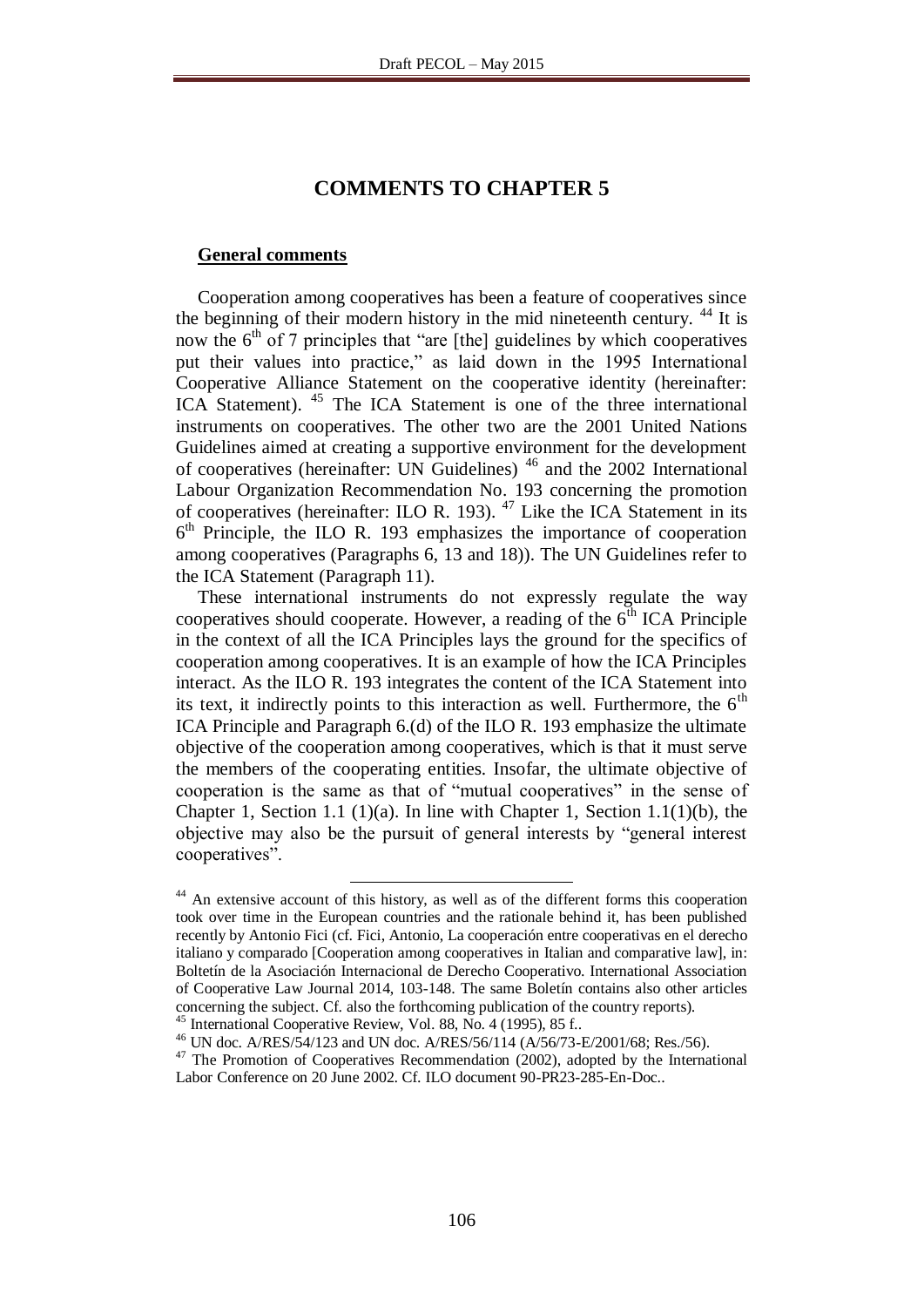## COMMENTS TO CHAPTER 5

**General comments**

Cooperation among cooperatives has been a feature of cooperatives since the beginning of their modern history in the mid nineteenth century. [44] It is now the 6th of 7 principles that "are [the] guidelines by which cooperatives put their values into practice," as laid down in the 1995 International Cooperative Alliance Statement on the cooperative identity (hereinafter: ICA Statement). [45] The ICA Statement is one of the three international instruments on cooperatives. The other two are the 2001 United Nations Guidelines aimed at creating a supportive environment for the development of cooperatives (hereinafter: UN Guidelines) [46] and the 2002 International Labour Organization Recommendation No. 193 concerning the promotion of cooperatives (hereinafter: ILO R. 193). [47] Like the ICA Statement in its 6th Principle, the ILO R. 193 emphasizes the importance of cooperation among cooperatives (Paragraphs 6, 13 and 18)). The UN Guidelines refer to the ICA Statement (Paragraph 11).

These international instruments do not expressly regulate the way cooperatives should cooperate. However, a reading of the 6th ICA Principle in the context of all the ICA Principles lays the ground for the specifics of cooperation among cooperatives. It is an example of how the ICA Principles interact. As the ILO R. 193 integrates the content of the ICA Statement into its text, it indirectly points to this interaction as well. Furthermore, the 6th ICA Principle and Paragraph 6.(d) of the ILO R. 193 emphasize the ultimate objective of the cooperation among cooperatives, which is that it must serve the members of the cooperating entities. Insofar, the ultimate objective of cooperation is the same as that of "mutual cooperatives" in the sense of Chapter 1, Section 1.1 (1)(a). In line with Chapter 1, Section 1.1(1)(b), the objective may also be the pursuit of general interests by "general interest cooperatives".

---

[44] An extensive account of this history, as well as of the different forms this cooperation took over time in the European countries and the rationale behind it, has been published recently by Antonio Fici (cf. Fici, Antonio, La cooperación entre cooperativas en el derecho italiano y comparado [Cooperation among cooperatives in Italian and comparative law], in: Boltetín de la Asociación Internacional de Derecho Cooperativo. International Association of Cooperative Law Journal 2014, 103-148. The same Boletín contains also other articles concerning the subject. Cf. also the forthcoming publication of the country reports).

[45] International Cooperative Review, Vol. 88, No. 4 (1995), 85 f..

[46] UN doc. A/RES/54/123 and UN doc. A/RES/56/114 (A/56/73-E/2001/68; Res./56).

[47] The Promotion of Cooperatives Recommendation (2002), adopted by the International Labor Conference on 20 June 2002. Cf. ILO document 90-PR23-285-En-Doc..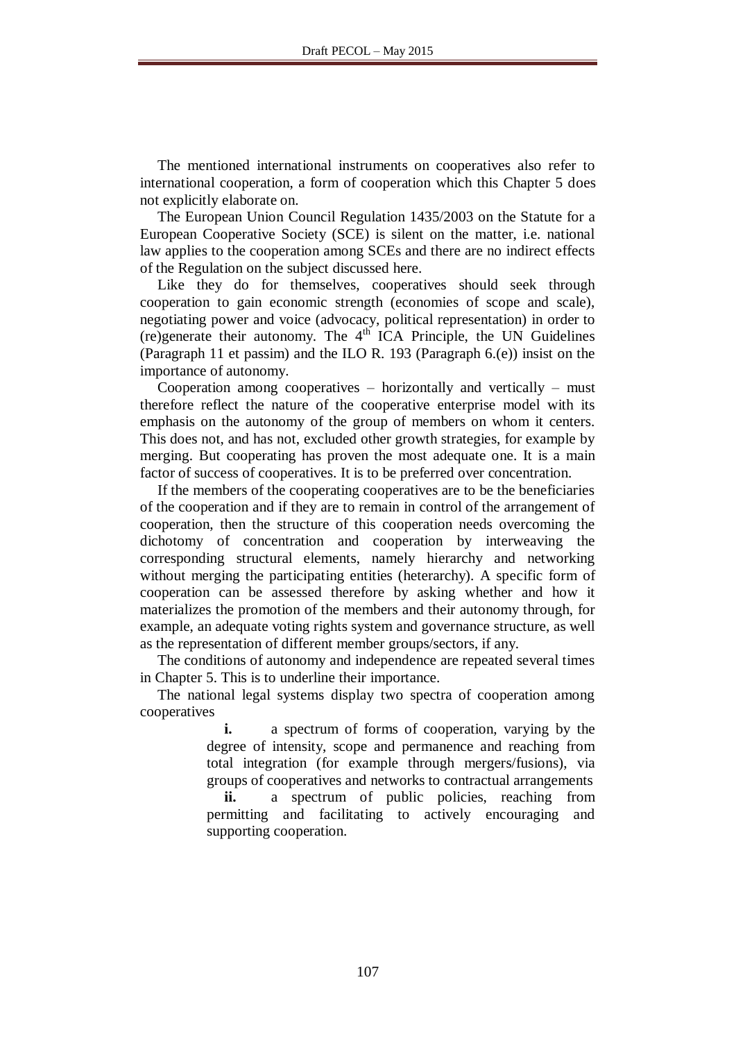The mentioned international instruments on cooperatives also refer to international cooperation, a form of cooperation which this Chapter 5 does not explicitly elaborate on.

The European Union Council Regulation 1435/2003 on the Statute for a European Cooperative Society (SCE) is silent on the matter, i.e. national law applies to the cooperation among SCEs and there are no indirect effects of the Regulation on the subject discussed here.

Like they do for themselves, cooperatives should seek through cooperation to gain economic strength (economies of scope and scale), negotiating power and voice (advocacy, political representation) in order to (re)generate their autonomy. The 4th ICA Principle, the UN Guidelines (Paragraph 11 et passim) and the ILO R. 193 (Paragraph 6.(e)) insist on the importance of autonomy.

Cooperation among cooperatives – horizontally and vertically – must therefore reflect the nature of the cooperative enterprise model with its emphasis on the autonomy of the group of members on whom it centers. This does not, and has not, excluded other growth strategies, for example by merging. But cooperating has proven the most adequate one. It is a main factor of success of cooperatives. It is to be preferred over concentration.

If the members of the cooperating cooperatives are to be the beneficiaries of the cooperation and if they are to remain in control of the arrangement of cooperation, then the structure of this cooperation needs overcoming the dichotomy of concentration and cooperation by interweaving the corresponding structural elements, namely hierarchy and networking without merging the participating entities (heterarchy). A specific form of cooperation can be assessed therefore by asking whether and how it materializes the promotion of the members and their autonomy through, for example, an adequate voting rights system and governance structure, as well as the representation of different member groups/sectors, if any.

The conditions of autonomy and independence are repeated several times in Chapter 5. This is to underline their importance.

The national legal systems display two spectra of cooperation among cooperatives

**i.** a spectrum of forms of cooperation, varying by the degree of intensity, scope and permanence and reaching from total integration (for example through mergers/fusions), via groups of cooperatives and networks to contractual arrangements

**ii.** a spectrum of public policies, reaching from permitting and facilitating to actively encouraging and supporting cooperation.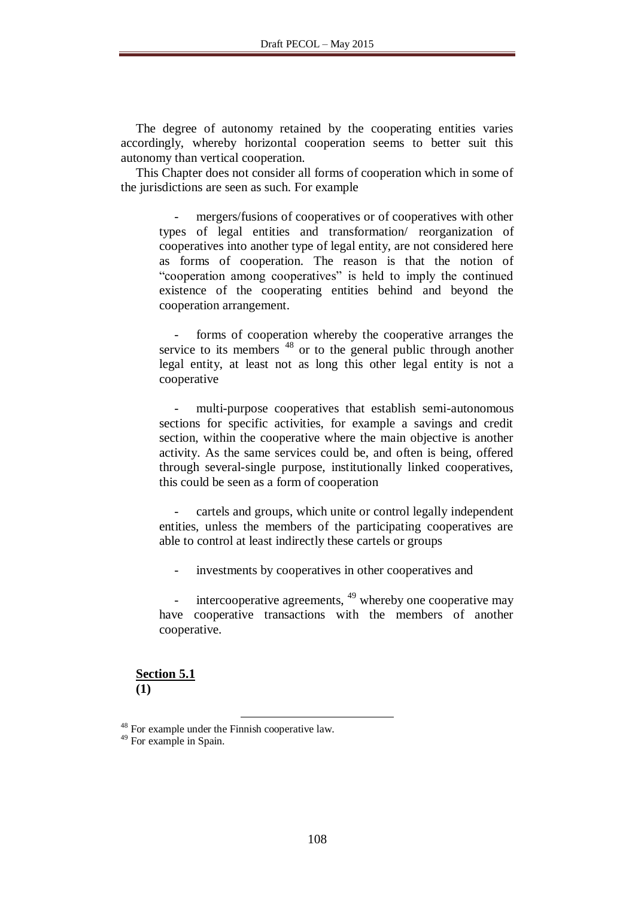The degree of autonomy retained by the cooperating entities varies accordingly, whereby horizontal cooperation seems to better suit this autonomy than vertical cooperation.

This Chapter does not consider all forms of cooperation which in some of the jurisdictions are seen as such. For example

- mergers/fusions of cooperatives or of cooperatives with other types of legal entities and transformation/ reorganization of cooperatives into another type of legal entity, are not considered here as forms of cooperation. The reason is that the notion of "cooperation among cooperatives" is held to imply the continued existence of the cooperating entities behind and beyond the cooperation arrangement.

- forms of cooperation whereby the cooperative arranges the service to its members [48] or to the general public through another legal entity, at least not as long this other legal entity is not a cooperative

- multi-purpose cooperatives that establish semi-autonomous sections for specific activities, for example a savings and credit section, within the cooperative where the main objective is another activity. As the same services could be, and often is being, offered through several-single purpose, institutionally linked cooperatives, this could be seen as a form of cooperation

- cartels and groups, which unite or control legally independent entities, unless the members of the participating cooperatives are able to control at least indirectly these cartels or groups

- investments by cooperatives in other cooperatives and

- intercooperative agreements, [49] whereby one cooperative may have cooperative transactions with the members of another cooperative.

**Section 5.1**

**(1)**

[48] For example under the Finnish cooperative law.

[49] For example in Spain.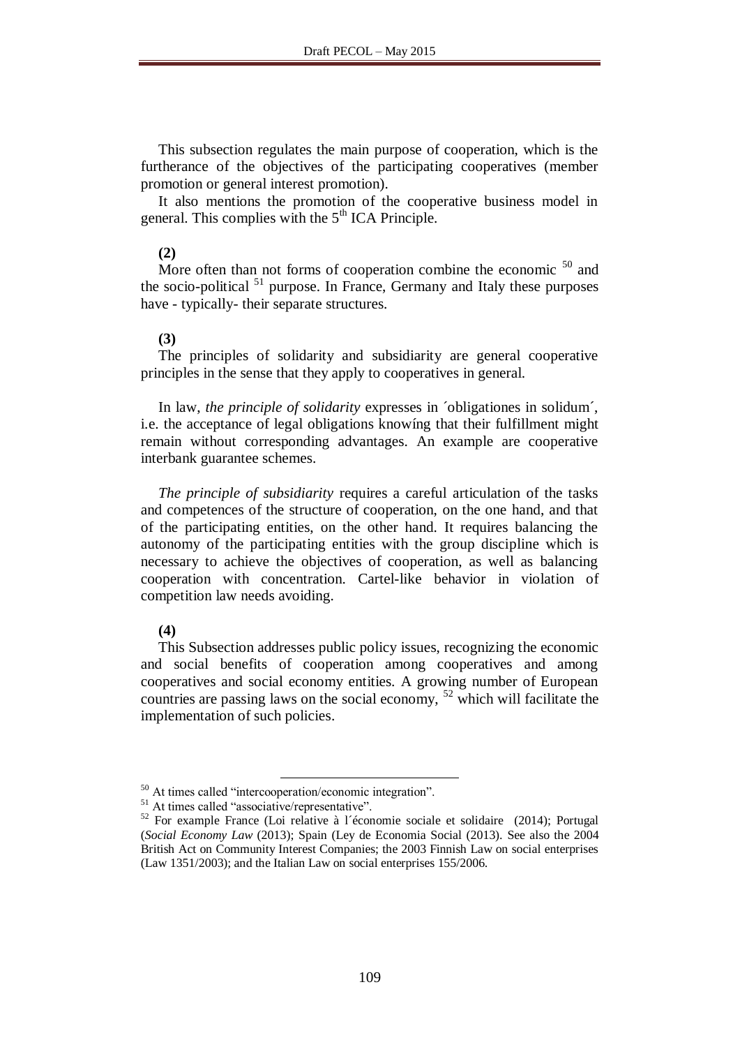This subsection regulates the main purpose of cooperation, which is the furtherance of the objectives of the participating cooperatives (member promotion or general interest promotion).

It also mentions the promotion of the cooperative business model in general. This complies with the 5th ICA Principle.

**(2)**

More often than not forms of cooperation combine the economic [50] and the socio-political [51] purpose. In France, Germany and Italy these purposes have - typically- their separate structures.

**(3)**

The principles of solidarity and subsidiarity are general cooperative principles in the sense that they apply to cooperatives in general.

In law, *the principle of solidarity* expresses in ´obligationes in solidum´, i.e. the acceptance of legal obligations knowíng that their fulfillment might remain without corresponding advantages. An example are cooperative interbank guarantee schemes.

*The principle of subsidiarity* requires a careful articulation of the tasks and competences of the structure of cooperation, on the one hand, and that of the participating entities, on the other hand. It requires balancing the autonomy of the participating entities with the group discipline which is necessary to achieve the objectives of cooperation, as well as balancing cooperation with concentration. Cartel-like behavior in violation of competition law needs avoiding.

**(4)**

This Subsection addresses public policy issues, recognizing the economic and social benefits of cooperation among cooperatives and among cooperatives and social economy entities. A growing number of European countries are passing laws on the social economy, [52] which will facilitate the implementation of such policies.

---

[50] At times called "intercooperation/economic integration".

[51] At times called "associative/representative".

[52] For example France (Loi relative à l´économie sociale et solidaire (2014); Portugal (*Social Economy Law* (2013); Spain (Ley de Economia Social (2013). See also the 2004 British Act on Community Interest Companies; the 2003 Finnish Law on social enterprises (Law 1351/2003); and the Italian Law on social enterprises 155/2006.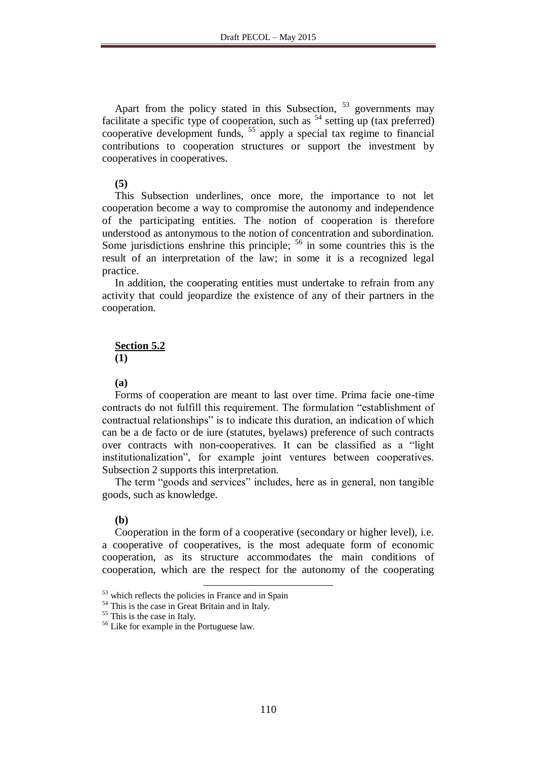Apart from the policy stated in this Subsection, [53] governments may facilitate a specific type of cooperation, such as [54] setting up (tax preferred) cooperative development funds, [55] apply a special tax regime to financial contributions to cooperation structures or support the investment by cooperatives in cooperatives.

**(5)**

This Subsection underlines, once more, the importance to not let cooperation become a way to compromise the autonomy and independence of the participating entities. The notion of cooperation is therefore understood as antonymous to the notion of concentration and subordination. Some jurisdictions enshrine this principle; [56] in some countries this is the result of an interpretation of the law; in some it is a recognized legal practice.

In addition, the cooperating entities must undertake to refrain from any activity that could jeopardize the existence of any of their partners in the cooperation.

**<u>Section 5.2</u>**

**(1)**

**(a)**

Forms of cooperation are meant to last over time. Prima facie one-time contracts do not fulfill this requirement. The formulation "establishment of contractual relationships" is to indicate this duration, an indication of which can be a de facto or de iure (statutes, byelaws) preference of such contracts over contracts with non-cooperatives. It can be classified as a "light institutionalization", for example joint ventures between cooperatives. Subsection 2 supports this interpretation.

The term "goods and services" includes, here as in general, non tangible goods, such as knowledge.

**(b)**

Cooperation in the form of a cooperative (secondary or higher level), i.e. a cooperative of cooperatives, is the most adequate form of economic cooperation, as its structure accommodates the main conditions of cooperation, which are the respect for the autonomy of the cooperating

---

[53] which reflects the policies in France and in Spain

[54] This is the case in Great Britain and in Italy.

[55] This is the case in Italy.

[56] Like for example in the Portuguese law.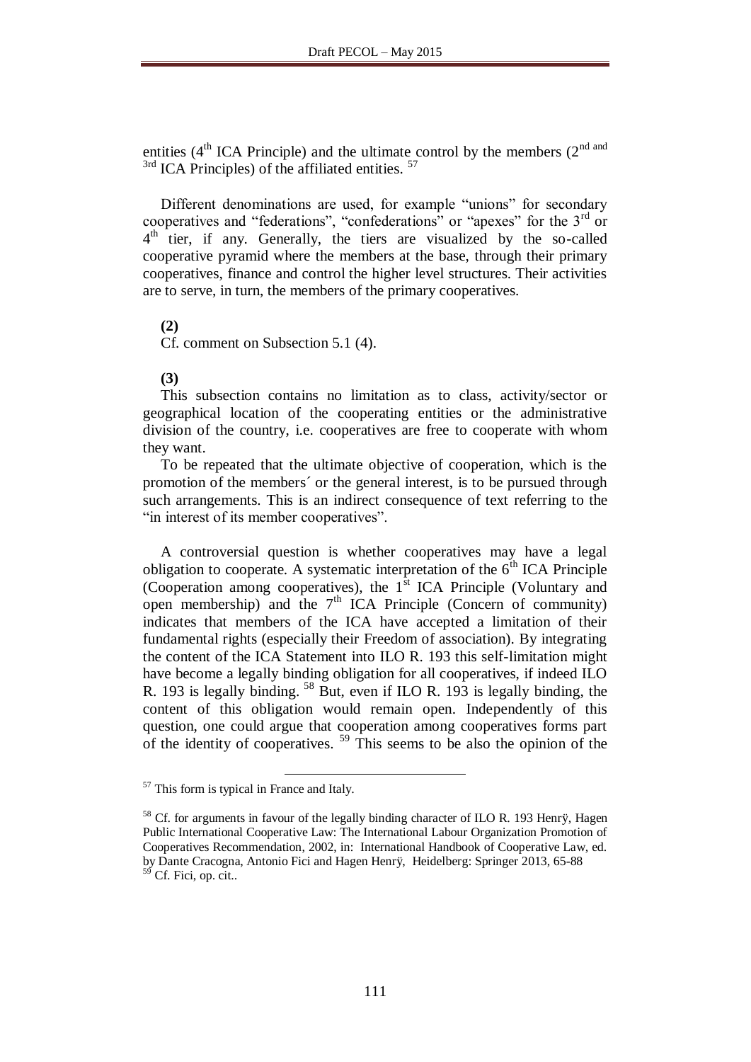entities (4th ICA Principle) and the ultimate control by the members (2nd and 3rd ICA Principles) of the affiliated entities. [57]

Different denominations are used, for example "unions" for secondary cooperatives and "federations", "confederations" or "apexes" for the 3rd or 4th tier, if any. Generally, the tiers are visualized by the so-called cooperative pyramid where the members at the base, through their primary cooperatives, finance and control the higher level structures. Their activities are to serve, in turn, the members of the primary cooperatives.

**(2)**

Cf. comment on Subsection 5.1 (4).

**(3)**

This subsection contains no limitation as to class, activity/sector or geographical location of the cooperating entities or the administrative division of the country, i.e. cooperatives are free to cooperate with whom they want.

To be repeated that the ultimate objective of cooperation, which is the promotion of the members´ or the general interest, is to be pursued through such arrangements. This is an indirect consequence of text referring to the "in interest of its member cooperatives".

A controversial question is whether cooperatives may have a legal obligation to cooperate. A systematic interpretation of the 6th ICA Principle (Cooperation among cooperatives), the 1st ICA Principle (Voluntary and open membership) and the 7th ICA Principle (Concern of community) indicates that members of the ICA have accepted a limitation of their fundamental rights (especially their Freedom of association). By integrating the content of the ICA Statement into ILO R. 193 this self-limitation might have become a legally binding obligation for all cooperatives, if indeed ILO R. 193 is legally binding. [58] But, even if ILO R. 193 is legally binding, the content of this obligation would remain open. Independently of this question, one could argue that cooperation among cooperatives forms part of the identity of cooperatives. [59] This seems to be also the opinion of the

---

[57] This form is typical in France and Italy.

[58] Cf. for arguments in favour of the legally binding character of ILO R. 193 Henrÿ, Hagen Public International Cooperative Law: The International Labour Organization Promotion of Cooperatives Recommendation, 2002, in: International Handbook of Cooperative Law, ed. by Dante Cracogna, Antonio Fici and Hagen Henrÿ, Heidelberg: Springer 2013, 65-88

[59] Cf. Fici, op. cit..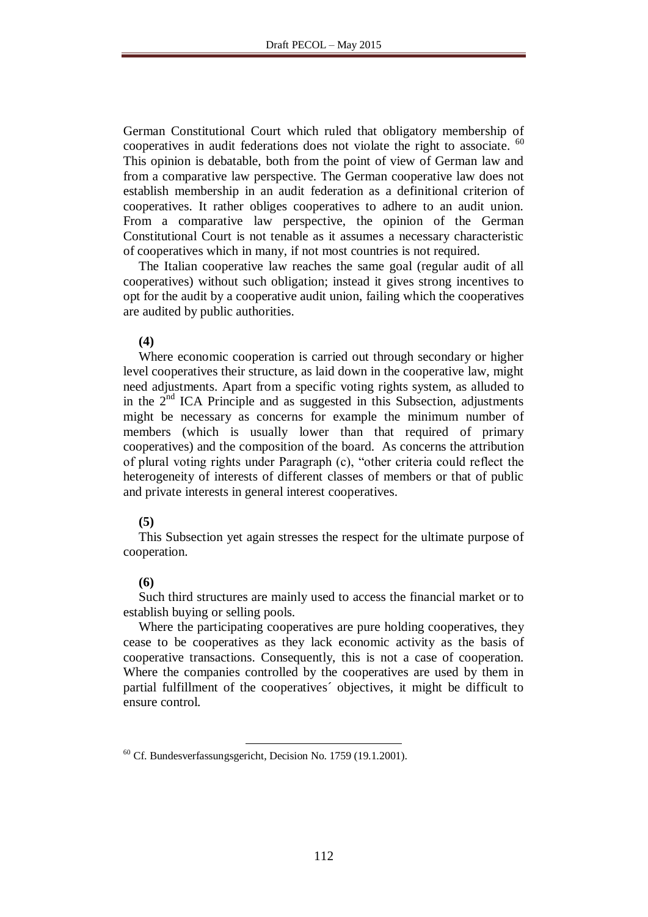German Constitutional Court which ruled that obligatory membership of cooperatives in audit federations does not violate the right to associate. [60] This opinion is debatable, both from the point of view of German law and from a comparative law perspective. The German cooperative law does not establish membership in an audit federation as a definitional criterion of cooperatives. It rather obliges cooperatives to adhere to an audit union. From a comparative law perspective, the opinion of the German Constitutional Court is not tenable as it assumes a necessary characteristic of cooperatives which in many, if not most countries is not required.

The Italian cooperative law reaches the same goal (regular audit of all cooperatives) without such obligation; instead it gives strong incentives to opt for the audit by a cooperative audit union, failing which the cooperatives are audited by public authorities.

**(4)**

Where economic cooperation is carried out through secondary or higher level cooperatives their structure, as laid down in the cooperative law, might need adjustments. Apart from a specific voting rights system, as alluded to in the 2nd ICA Principle and as suggested in this Subsection, adjustments might be necessary as concerns for example the minimum number of members (which is usually lower than that required of primary cooperatives) and the composition of the board. As concerns the attribution of plural voting rights under Paragraph (c), "other criteria could reflect the heterogeneity of interests of different classes of members or that of public and private interests in general interest cooperatives.

**(5)**

This Subsection yet again stresses the respect for the ultimate purpose of cooperation.

**(6)**

Such third structures are mainly used to access the financial market or to establish buying or selling pools.

Where the participating cooperatives are pure holding cooperatives, they cease to be cooperatives as they lack economic activity as the basis of cooperative transactions. Consequently, this is not a case of cooperation. Where the companies controlled by the cooperatives are used by them in partial fulfillment of the cooperatives´ objectives, it might be difficult to ensure control.

---

[60] Cf. Bundesverfassungsgericht, Decision No. 1759 (19.1.2001).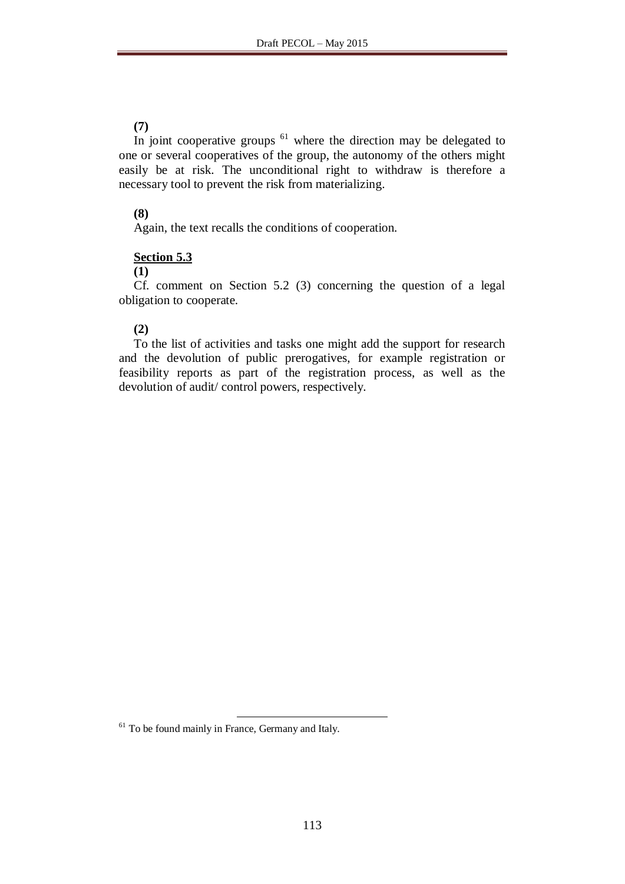**(7)**

In joint cooperative groups [61] where the direction may be delegated to one or several cooperatives of the group, the autonomy of the others might easily be at risk. The unconditional right to withdraw is therefore a necessary tool to prevent the risk from materializing.

**(8)**

Again, the text recalls the conditions of cooperation.

**<u>Section 5.3</u>**

**(1)**

Cf. comment on Section 5.2 (3) concerning the question of a legal obligation to cooperate.

**(2)**

To the list of activities and tasks one might add the support for research and the devolution of public prerogatives, for example registration or feasibility reports as part of the registration process, as well as the devolution of audit/ control powers, respectively.

---

[61] To be found mainly in France, Germany and Italy.